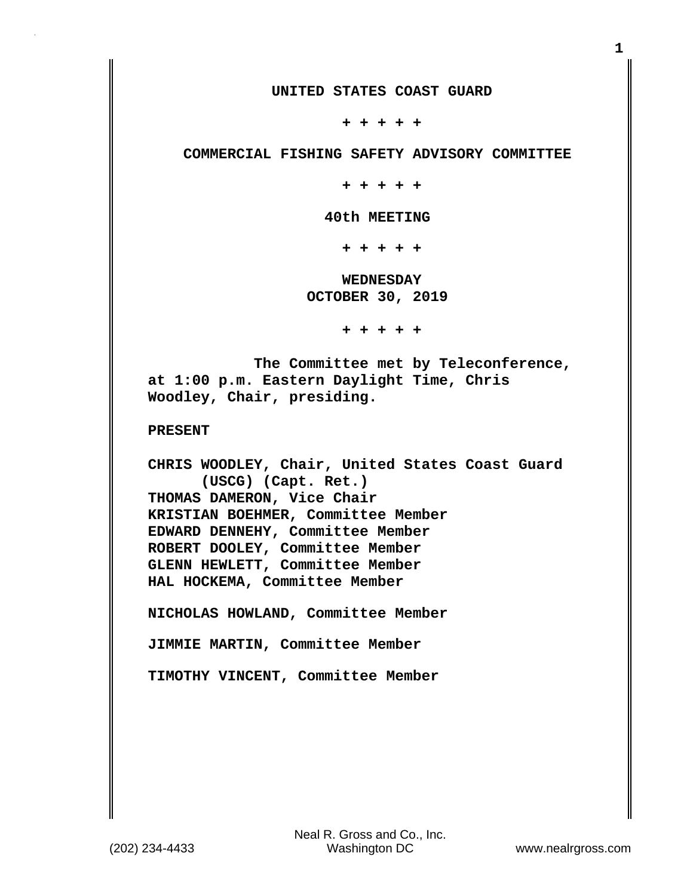# UNITED STATES COAST GUARD

+ + + + +

## COMMERCIAL FISHING SAFETY ADVISORY COMMITTEE

+ + + + +

## 40th MEETING

+ + + + +

**WEDNESDAY**
**OCTOBER 30, 2019**

+ + + + +

The Committee met by Teleconference, at 1:00 p.m. Eastern Daylight Time, Chris Woodley, Chair, presiding.

**PRESENT**

CHRIS WOODLEY, Chair, United States Coast Guard (USCG) (Capt. Ret.)
THOMAS DAMERON, Vice Chair
KRISTIAN BOEHMER, Committee Member
EDWARD DENNEHY, Committee Member
ROBERT DOOLEY, Committee Member
GLENN HEWLETT, Committee Member
HAL HOCKEMA, Committee Member

NICHOLAS HOWLAND, Committee Member

JIMMIE MARTIN, Committee Member

TIMOTHY VINCENT, Committee Member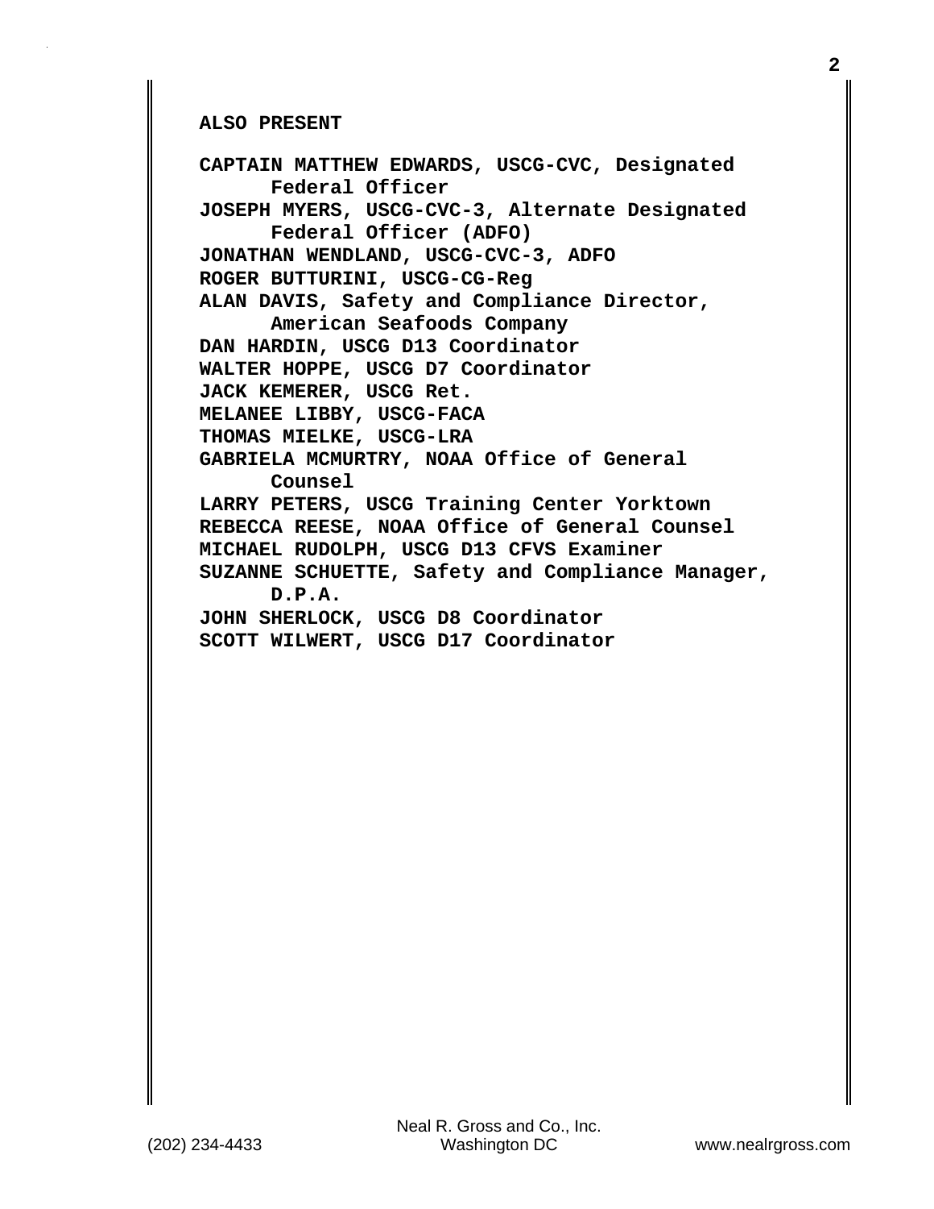**ALSO PRESENT**

**CAPTAIN MATTHEW EDWARDS, USCG-CVC, Designated Federal Officer**
**JOSEPH MYERS, USCG-CVC-3, Alternate Designated Federal Officer (ADFO)**
**JONATHAN WENDLAND, USCG-CVC-3, ADFO**
**ROGER BUTTURINI, USCG-CG-Reg**
**ALAN DAVIS, Safety and Compliance Director, American Seafoods Company**
**DAN HARDIN, USCG D13 Coordinator**
**WALTER HOPPE, USCG D7 Coordinator**
**JACK KEMERER, USCG Ret.**
**MELANEE LIBBY, USCG-FACA**
**THOMAS MIELKE, USCG-LRA**
**GABRIELA MCMURTRY, NOAA Office of General Counsel**
**LARRY PETERS, USCG Training Center Yorktown**
**REBECCA REESE, NOAA Office of General Counsel**
**MICHAEL RUDOLPH, USCG D13 CFVS Examiner**
**SUZANNE SCHUETTE, Safety and Compliance Manager, D.P.A.**
**JOHN SHERLOCK, USCG D8 Coordinator**
**SCOTT WILWERT, USCG D17 Coordinator**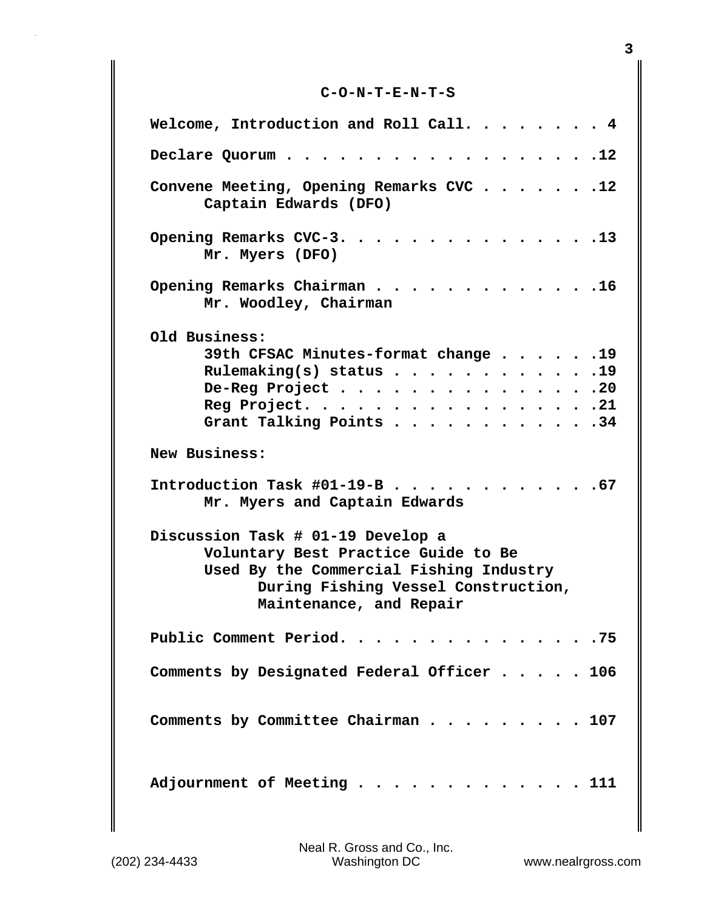# C-O-N-T-E-N-T-S

Welcome, Introduction and Roll Call. . . . . . . . 4

Declare Quorum . . . . . . . . . . . . . . . . . . .12

Convene Meeting, Opening Remarks CVC . . . . . . .12
Captain Edwards (DFO)

Opening Remarks CVC-3. . . . . . . . . . . . . . .13
Mr. Myers (DFO)

Opening Remarks Chairman . . . . . . . . . . . . .16
Mr. Woodley, Chairman

Old Business:
- 39th CFSAC Minutes-format change . . . . . .19
- Rulemaking(s) status . . . . . . . . . . . .19
- De-Reg Project . . . . . . . . . . . . . . .20
- Reg Project. . . . . . . . . . . . . . . . .21
- Grant Talking Points . . . . . . . . . . . .34

New Business:

Introduction Task #01-19-B . . . . . . . . . . . .67
Mr. Myers and Captain Edwards

Discussion Task # 01-19 Develop a
Voluntary Best Practice Guide to Be
Used By the Commercial Fishing Industry
During Fishing Vessel Construction,
Maintenance, and Repair

Public Comment Period. . . . . . . . . . . . . . .75

Comments by Designated Federal Officer . . . . . 106

Comments by Committee Chairman . . . . . . . . . 107

Adjournment of Meeting . . . . . . . . . . . . . 111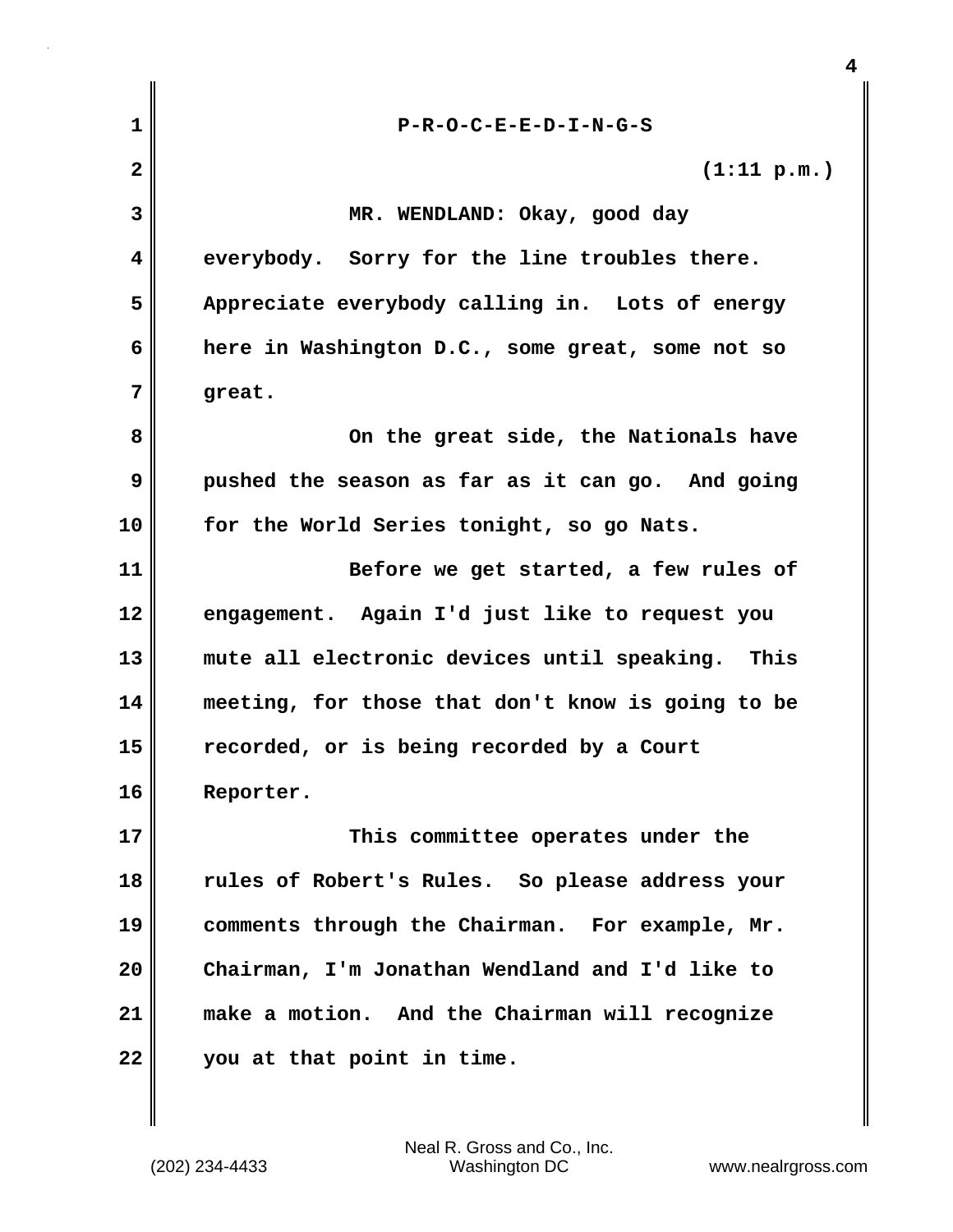P-R-O-C-E-E-D-I-N-G-S

(1:11 p.m.)

MR. WENDLAND: Okay, good day everybody. Sorry for the line troubles there. Appreciate everybody calling in. Lots of energy here in Washington D.C., some great, some not so great.

On the great side, the Nationals have pushed the season as far as it can go. And going for the World Series tonight, so go Nats.

Before we get started, a few rules of engagement. Again I'd just like to request you mute all electronic devices until speaking. This meeting, for those that don't know is going to be recorded, or is being recorded by a Court Reporter.

This committee operates under the rules of Robert's Rules. So please address your comments through the Chairman. For example, Mr. Chairman, I'm Jonathan Wendland and I'd like to make a motion. And the Chairman will recognize you at that point in time.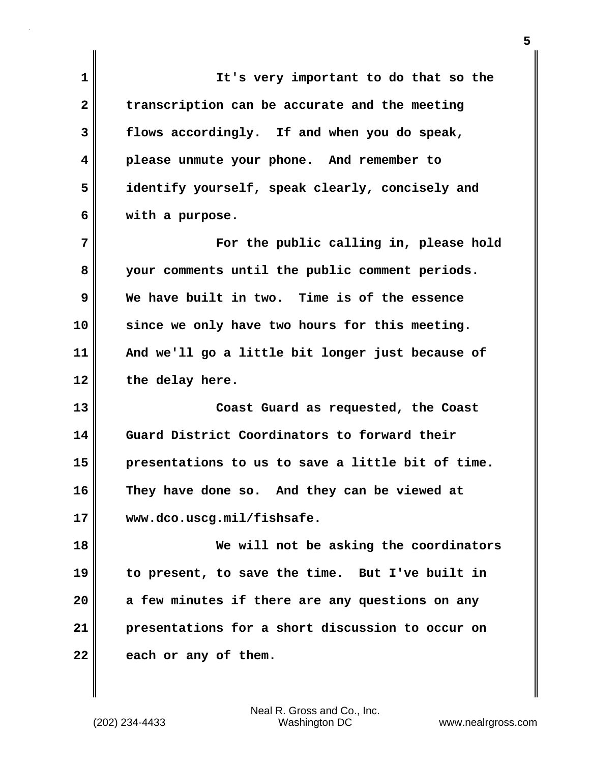It's very important to do that so the transcription can be accurate and the meeting flows accordingly. If and when you do speak, please unmute your phone. And remember to identify yourself, speak clearly, concisely and with a purpose.

For the public calling in, please hold your comments until the public comment periods. We have built in two. Time is of the essence since we only have two hours for this meeting. And we'll go a little bit longer just because of the delay here.

Coast Guard as requested, the Coast Guard District Coordinators to forward their presentations to us to save a little bit of time. They have done so. And they can be viewed at www.dco.uscg.mil/fishsafe.

We will not be asking the coordinators to present, to save the time. But I've built in a few minutes if there are any questions on any presentations for a short discussion to occur on each or any of them.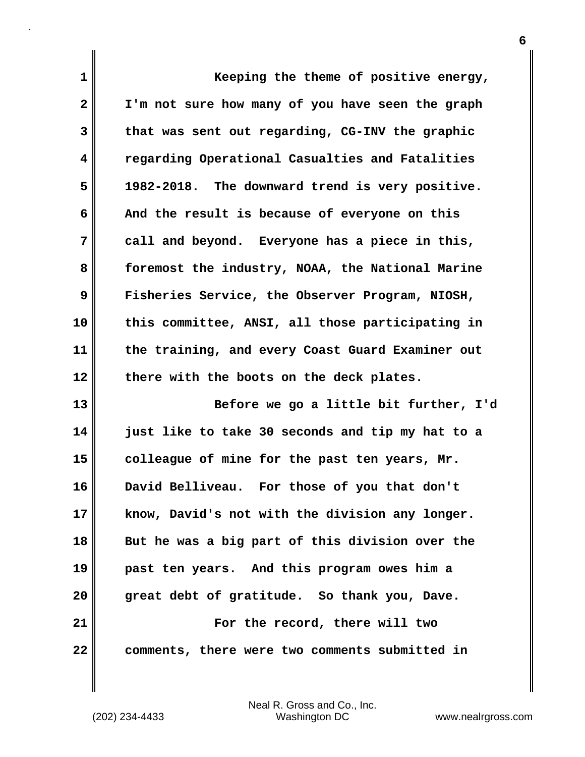Keeping the theme of positive energy, I'm not sure how many of you have seen the graph that was sent out regarding, CG-INV the graphic regarding Operational Casualties and Fatalities 1982-2018. The downward trend is very positive. And the result is because of everyone on this call and beyond. Everyone has a piece in this, foremost the industry, NOAA, the National Marine Fisheries Service, the Observer Program, NIOSH, this committee, ANSI, all those participating in the training, and every Coast Guard Examiner out there with the boots on the deck plates.

Before we go a little bit further, I'd just like to take 30 seconds and tip my hat to a colleague of mine for the past ten years, Mr. David Belliveau. For those of you that don't know, David's not with the division any longer. But he was a big part of this division over the past ten years. And this program owes him a great debt of gratitude. So thank you, Dave.

For the record, there will two comments, there were two comments submitted in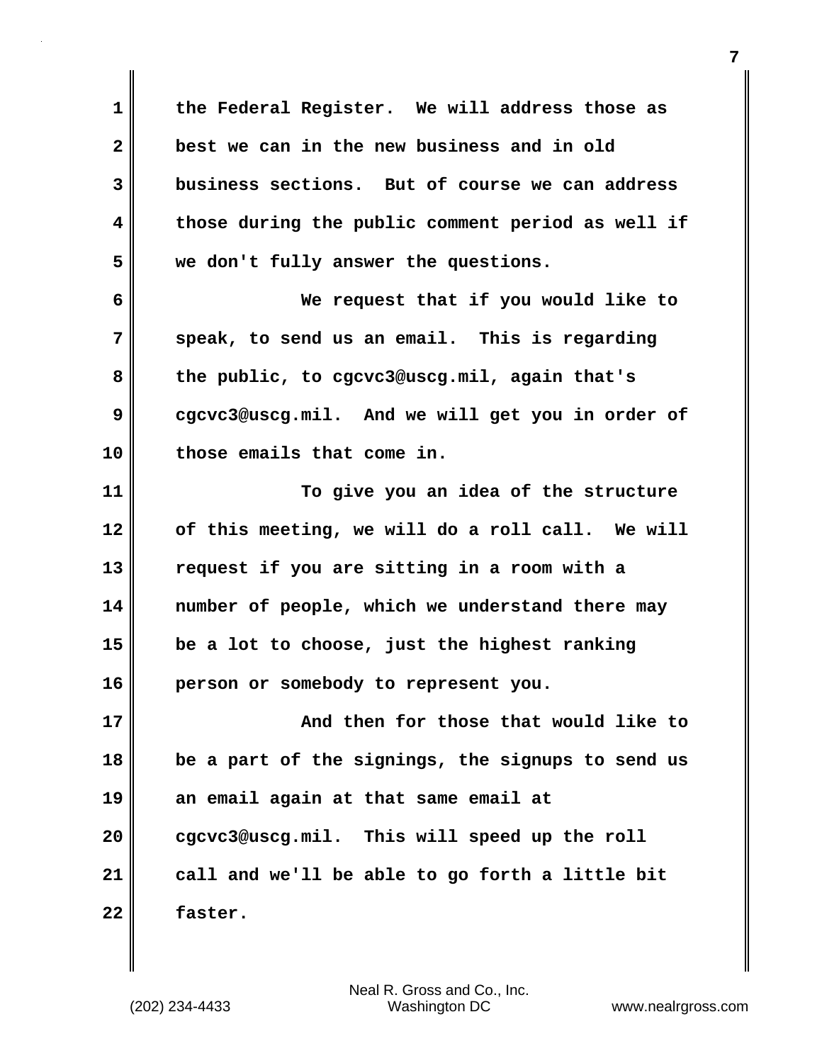the Federal Register. We will address those as best we can in the new business and in old business sections. But of course we can address those during the public comment period as well if we don't fully answer the questions.

We request that if you would like to speak, to send us an email. This is regarding the public, to cgcvc3@uscg.mil, again that's cgcvc3@uscg.mil. And we will get you in order of those emails that come in.

To give you an idea of the structure of this meeting, we will do a roll call. We will request if you are sitting in a room with a number of people, which we understand there may be a lot to choose, just the highest ranking person or somebody to represent you.

And then for those that would like to be a part of the signings, the signups to send us an email again at that same email at cgcvc3@uscg.mil. This will speed up the roll call and we'll be able to go forth a little bit faster.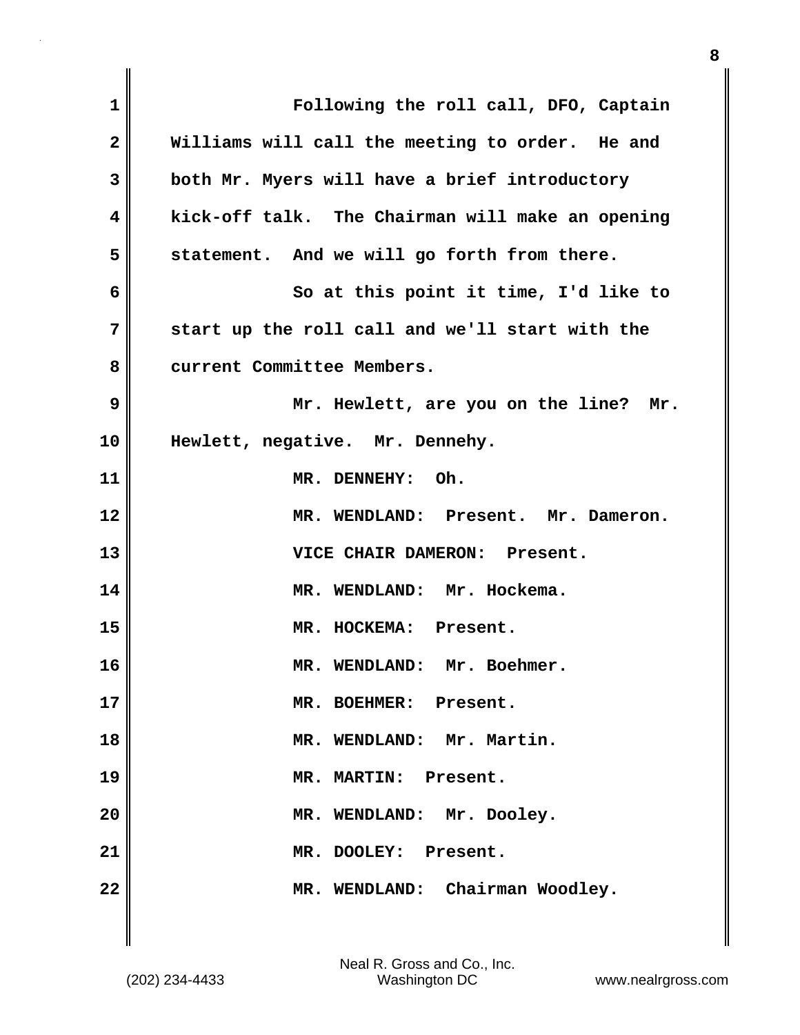Following the roll call, DFO, Captain Williams will call the meeting to order. He and both Mr. Myers will have a brief introductory kick-off talk. The Chairman will make an opening statement. And we will go forth from there.

So at this point it time, I'd like to start up the roll call and we'll start with the current Committee Members.

Mr. Hewlett, are you on the line? Mr. Hewlett, negative. Mr. Dennehy.

MR. DENNEHY: Oh.

MR. WENDLAND: Present. Mr. Dameron.

VICE CHAIR DAMERON: Present.

MR. WENDLAND: Mr. Hockema.

MR. HOCKEMA: Present.

MR. WENDLAND: Mr. Boehmer.

MR. BOEHMER: Present.

MR. WENDLAND: Mr. Martin.

MR. MARTIN: Present.

MR. WENDLAND: Mr. Dooley.

MR. DOOLEY: Present.

MR. WENDLAND: Chairman Woodley.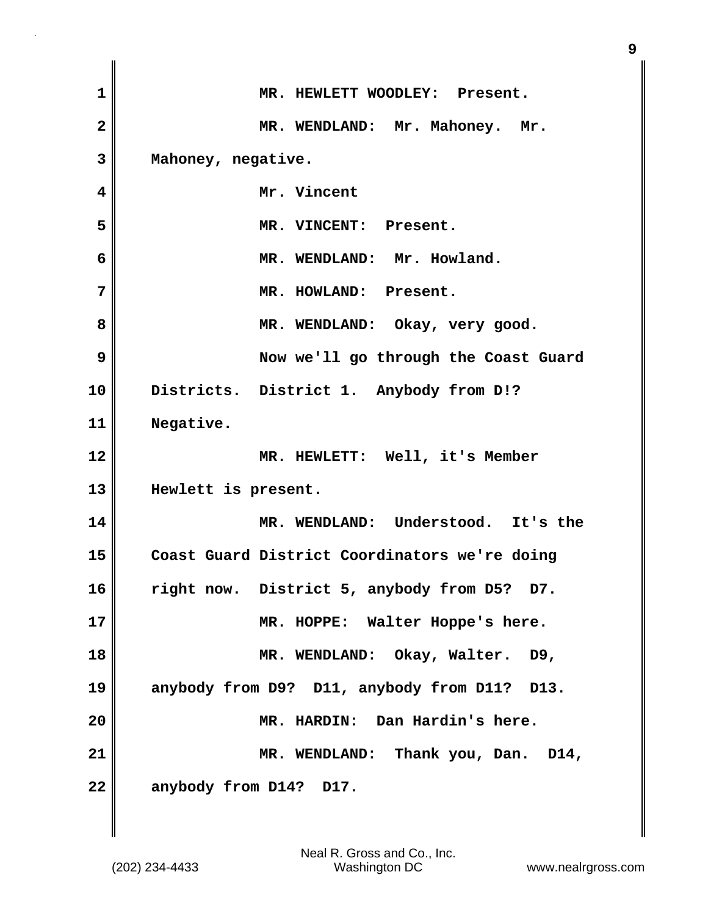MR. HEWLETT WOODLEY: Present.

MR. WENDLAND: Mr. Mahoney. Mr. Mahoney, negative.

Mr. Vincent

MR. VINCENT: Present.

MR. WENDLAND: Mr. Howland.

MR. HOWLAND: Present.

MR. WENDLAND: Okay, very good.

Now we'll go through the Coast Guard Districts. District 1. Anybody from D!? Negative.

MR. HEWLETT: Well, it's Member Hewlett is present.

MR. WENDLAND: Understood. It's the Coast Guard District Coordinators we're doing right now. District 5, anybody from D5? D7.

MR. HOPPE: Walter Hoppe's here.

MR. WENDLAND: Okay, Walter. D9, anybody from D9? D11, anybody from D11? D13.

MR. HARDIN: Dan Hardin's here.

MR. WENDLAND: Thank you, Dan. D14, anybody from D14? D17.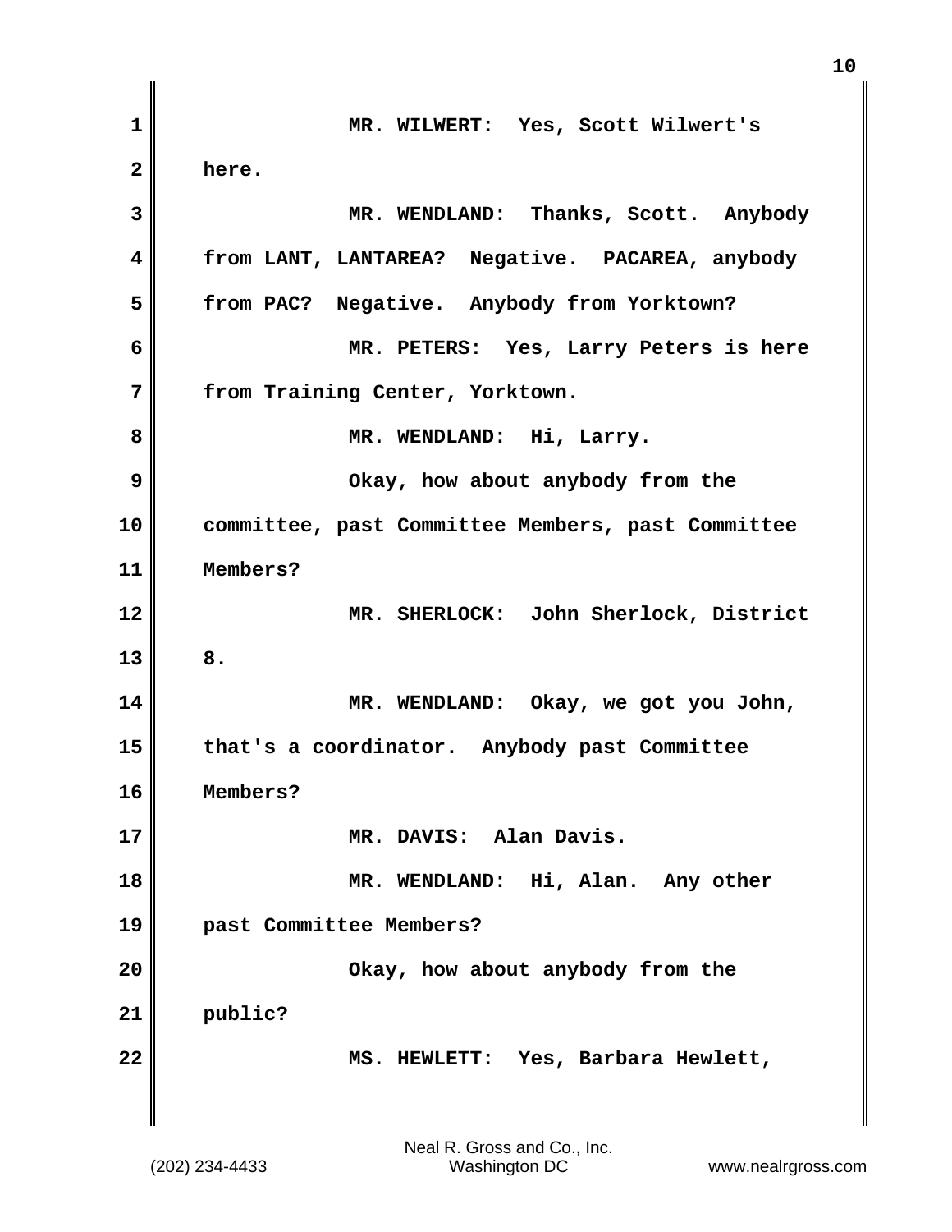MR. WILWERT: Yes, Scott Wilwert's here.

MR. WENDLAND: Thanks, Scott. Anybody from LANT, LANTAREA? Negative. PACAREA, anybody from PAC? Negative. Anybody from Yorktown?

MR. PETERS: Yes, Larry Peters is here from Training Center, Yorktown.

MR. WENDLAND: Hi, Larry.

Okay, how about anybody from the committee, past Committee Members, past Committee Members?

MR. SHERLOCK: John Sherlock, District 8.

MR. WENDLAND: Okay, we got you John, that's a coordinator. Anybody past Committee Members?

MR. DAVIS: Alan Davis.

MR. WENDLAND: Hi, Alan. Any other past Committee Members?

Okay, how about anybody from the public?

MS. HEWLETT: Yes, Barbara Hewlett,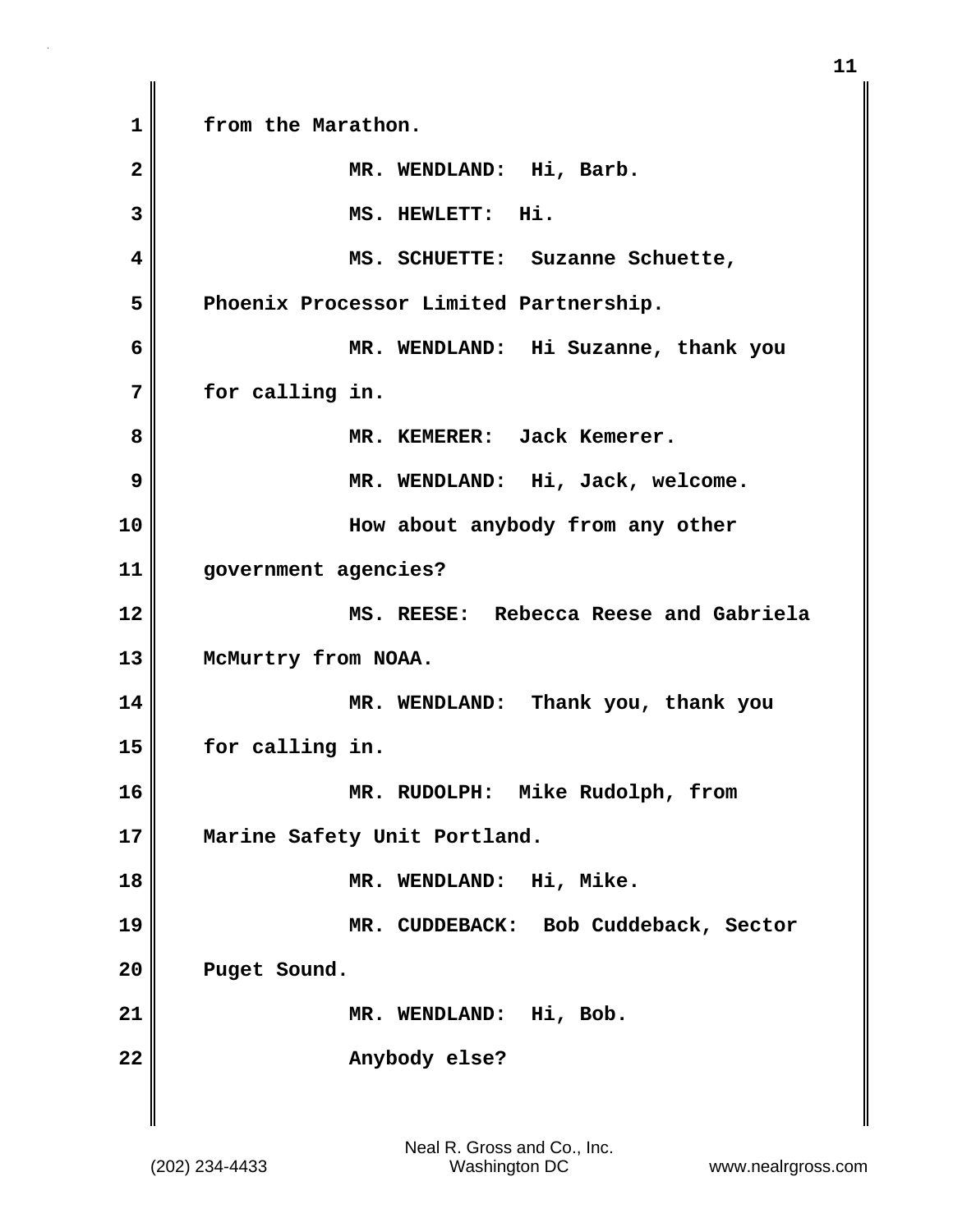from the Marathon.

MR. WENDLAND: Hi, Barb.

MS. HEWLETT: Hi.

MS. SCHUETTE: Suzanne Schuette, Phoenix Processor Limited Partnership.

MR. WENDLAND: Hi Suzanne, thank you for calling in.

MR. KEMERER: Jack Kemerer.

MR. WENDLAND: Hi, Jack, welcome.

How about anybody from any other government agencies?

MS. REESE: Rebecca Reese and Gabriela McMurtry from NOAA.

MR. WENDLAND: Thank you, thank you for calling in.

MR. RUDOLPH: Mike Rudolph, from Marine Safety Unit Portland.

MR. WENDLAND: Hi, Mike.

MR. CUDDEBACK: Bob Cuddeback, Sector Puget Sound.

MR. WENDLAND: Hi, Bob.

Anybody else?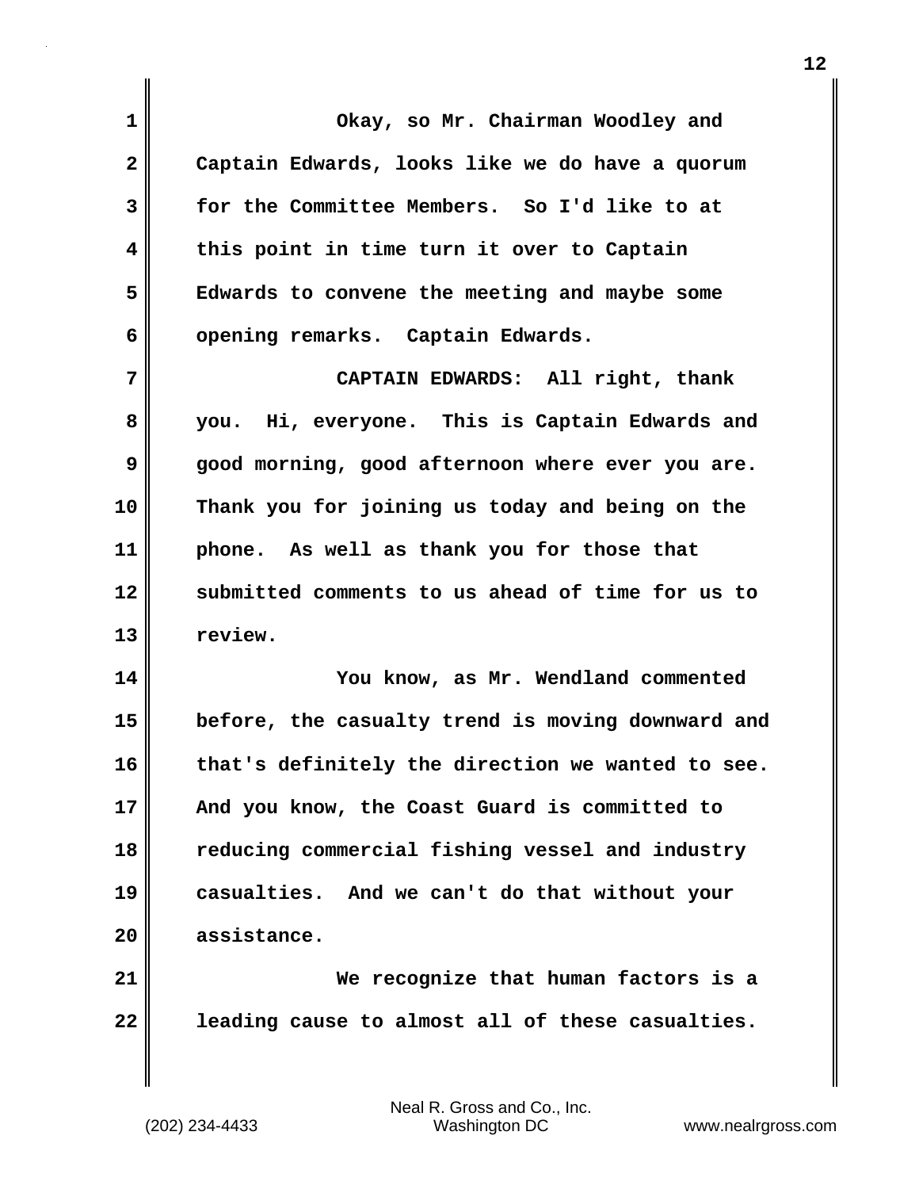Okay, so Mr. Chairman Woodley and Captain Edwards, looks like we do have a quorum for the Committee Members. So I'd like to at this point in time turn it over to Captain Edwards to convene the meeting and maybe some opening remarks. Captain Edwards.

CAPTAIN EDWARDS: All right, thank you. Hi, everyone. This is Captain Edwards and good morning, good afternoon where ever you are. Thank you for joining us today and being on the phone. As well as thank you for those that submitted comments to us ahead of time for us to review.

You know, as Mr. Wendland commented before, the casualty trend is moving downward and that's definitely the direction we wanted to see. And you know, the Coast Guard is committed to reducing commercial fishing vessel and industry casualties. And we can't do that without your assistance.

We recognize that human factors is a leading cause to almost all of these casualties.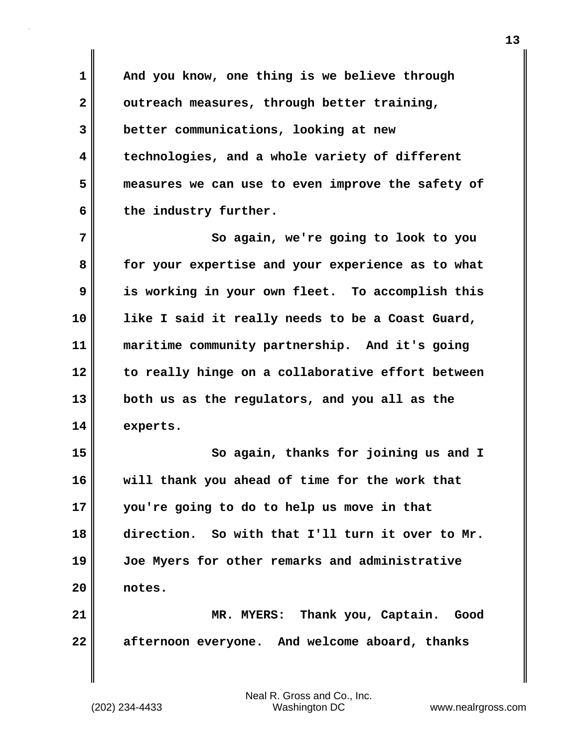And you know, one thing is we believe through outreach measures, through better training, better communications, looking at new technologies, and a whole variety of different measures we can use to even improve the safety of the industry further.

So again, we're going to look to you for your expertise and your experience as to what is working in your own fleet. To accomplish this like I said it really needs to be a Coast Guard, maritime community partnership. And it's going to really hinge on a collaborative effort between both us as the regulators, and you all as the experts.

So again, thanks for joining us and I will thank you ahead of time for the work that you're going to do to help us move in that direction. So with that I'll turn it over to Mr. Joe Myers for other remarks and administrative notes.

MR. MYERS: Thank you, Captain. Good afternoon everyone. And welcome aboard, thanks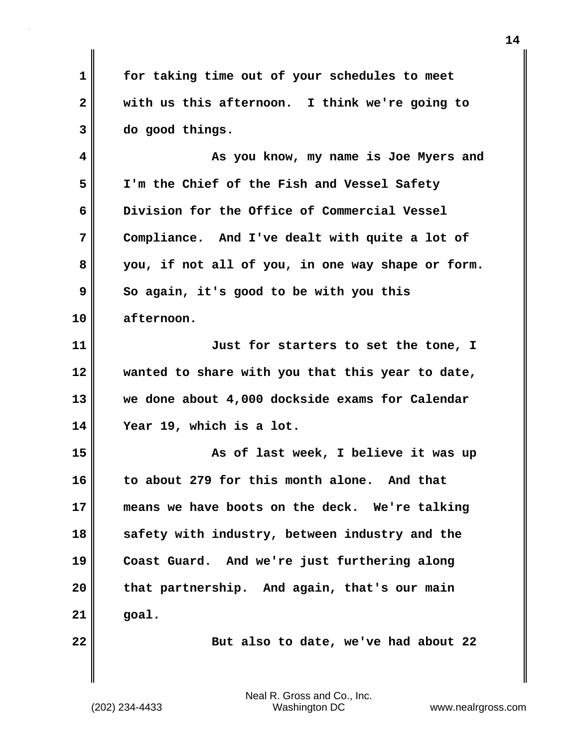for taking time out of your schedules to meet with us this afternoon. I think we're going to do good things.

As you know, my name is Joe Myers and I'm the Chief of the Fish and Vessel Safety Division for the Office of Commercial Vessel Compliance. And I've dealt with quite a lot of you, if not all of you, in one way shape or form. So again, it's good to be with you this afternoon.

Just for starters to set the tone, I wanted to share with you that this year to date, we done about 4,000 dockside exams for Calendar Year 19, which is a lot.

As of last week, I believe it was up to about 279 for this month alone. And that means we have boots on the deck. We're talking safety with industry, between industry and the Coast Guard. And we're just furthering along that partnership. And again, that's our main goal.

But also to date, we've had about 22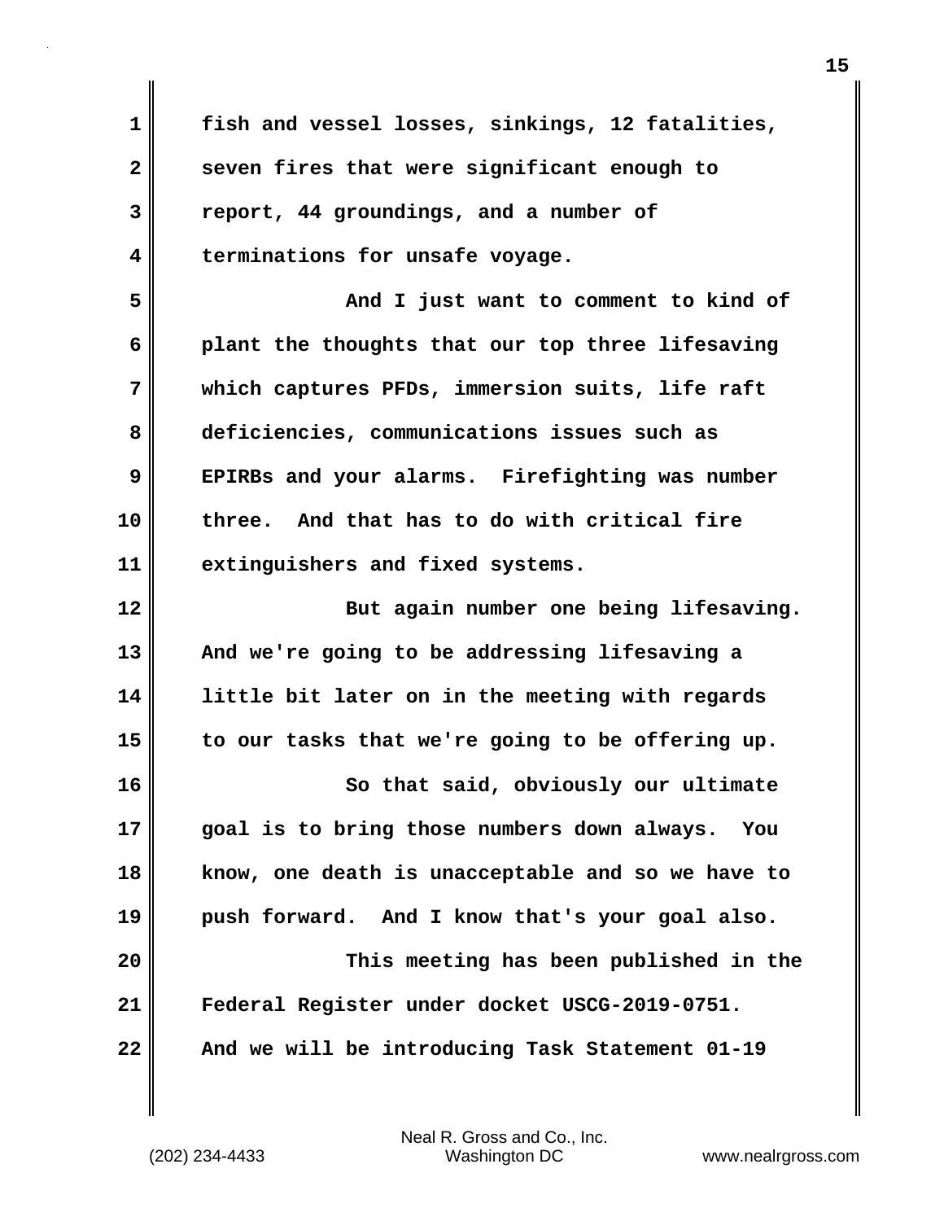fish and vessel losses, sinkings, 12 fatalities, seven fires that were significant enough to report, 44 groundings, and a number of terminations for unsafe voyage.

And I just want to comment to kind of plant the thoughts that our top three lifesaving which captures PFDs, immersion suits, life raft deficiencies, communications issues such as EPIRBs and your alarms. Firefighting was number three. And that has to do with critical fire extinguishers and fixed systems.

But again number one being lifesaving. And we're going to be addressing lifesaving a little bit later on in the meeting with regards to our tasks that we're going to be offering up.

So that said, obviously our ultimate goal is to bring those numbers down always. You know, one death is unacceptable and so we have to push forward. And I know that's your goal also.

This meeting has been published in the Federal Register under docket USCG-2019-0751. And we will be introducing Task Statement 01-19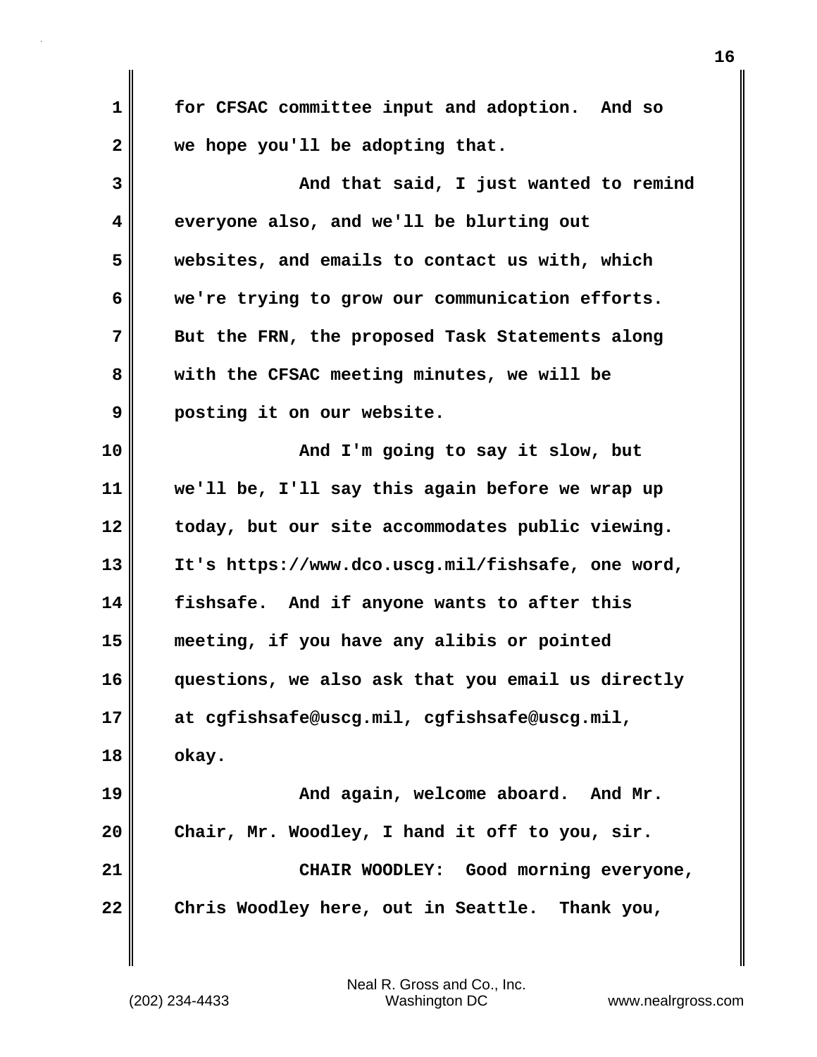for CFSAC committee input and adoption. And so we hope you'll be adopting that.

And that said, I just wanted to remind everyone also, and we'll be blurting out websites, and emails to contact us with, which we're trying to grow our communication efforts. But the FRN, the proposed Task Statements along with the CFSAC meeting minutes, we will be posting it on our website.

And I'm going to say it slow, but we'll be, I'll say this again before we wrap up today, but our site accommodates public viewing. It's https://www.dco.uscg.mil/fishsafe, one word, fishsafe. And if anyone wants to after this meeting, if you have any alibis or pointed questions, we also ask that you email us directly at cgfishsafe@uscg.mil, cgfishsafe@uscg.mil, okay.

And again, welcome aboard. And Mr. Chair, Mr. Woodley, I hand it off to you, sir.

CHAIR WOODLEY: Good morning everyone, Chris Woodley here, out in Seattle. Thank you,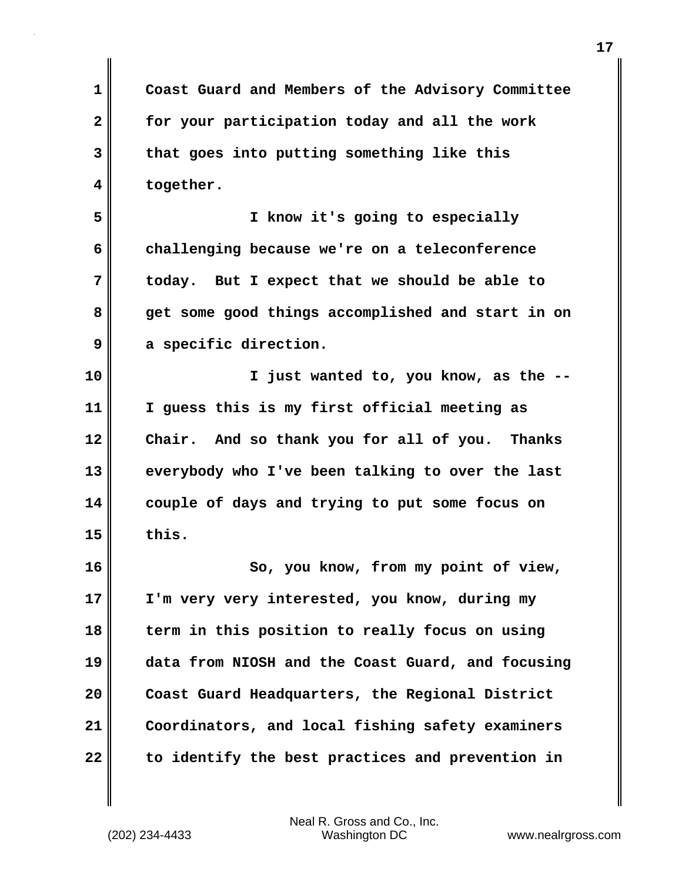Coast Guard and Members of the Advisory Committee for your participation today and all the work that goes into putting something like this together.

I know it's going to especially challenging because we're on a teleconference today. But I expect that we should be able to get some good things accomplished and start in on a specific direction.

I just wanted to, you know, as the -- I guess this is my first official meeting as Chair. And so thank you for all of you. Thanks everybody who I've been talking to over the last couple of days and trying to put some focus on this.

So, you know, from my point of view, I'm very very interested, you know, during my term in this position to really focus on using data from NIOSH and the Coast Guard, and focusing Coast Guard Headquarters, the Regional District Coordinators, and local fishing safety examiners to identify the best practices and prevention in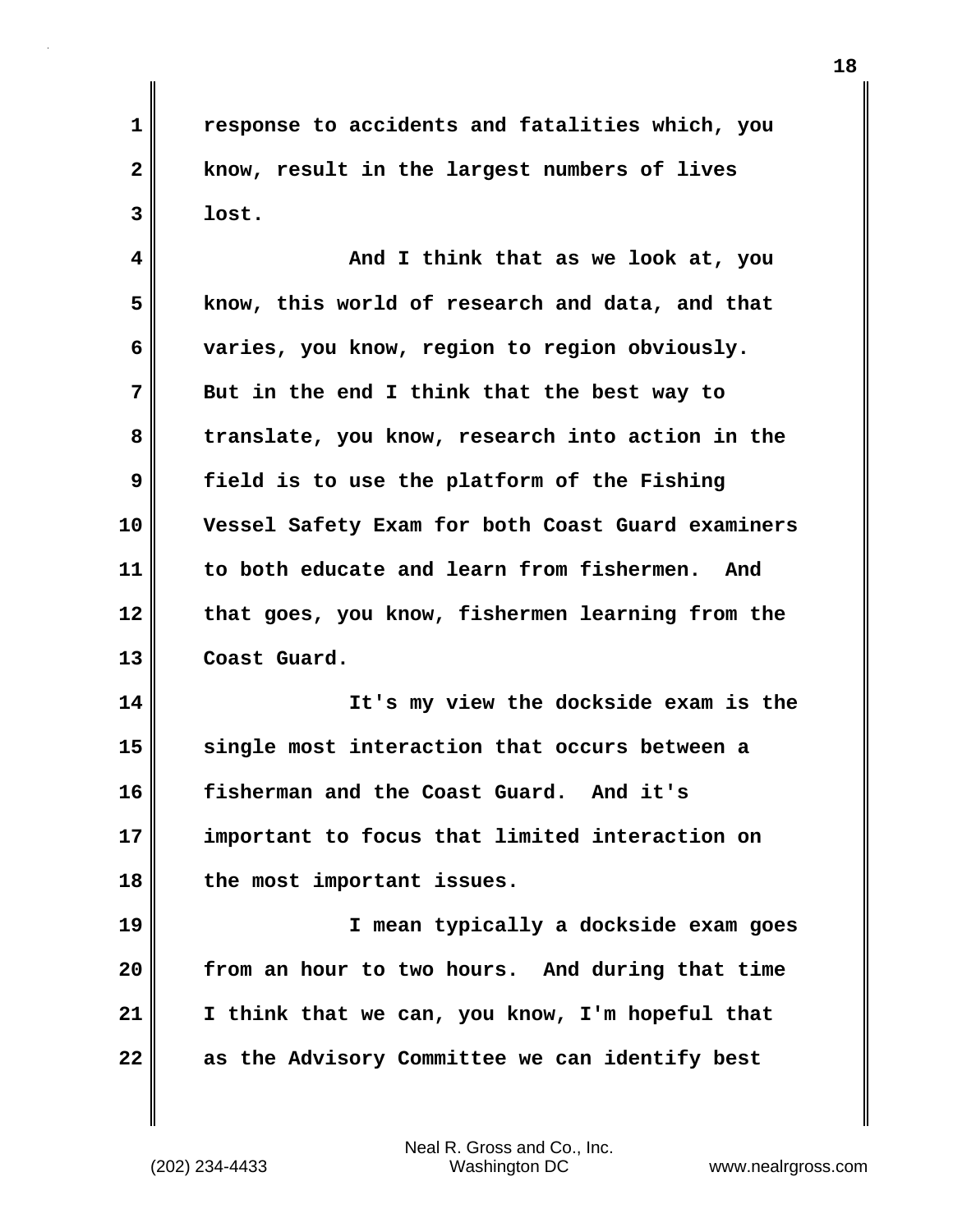response to accidents and fatalities which, you know, result in the largest numbers of lives lost.

And I think that as we look at, you know, this world of research and data, and that varies, you know, region to region obviously. But in the end I think that the best way to translate, you know, research into action in the field is to use the platform of the Fishing Vessel Safety Exam for both Coast Guard examiners to both educate and learn from fishermen. And that goes, you know, fishermen learning from the Coast Guard.

It's my view the dockside exam is the single most interaction that occurs between a fisherman and the Coast Guard. And it's important to focus that limited interaction on the most important issues.

I mean typically a dockside exam goes from an hour to two hours. And during that time I think that we can, you know, I'm hopeful that as the Advisory Committee we can identify best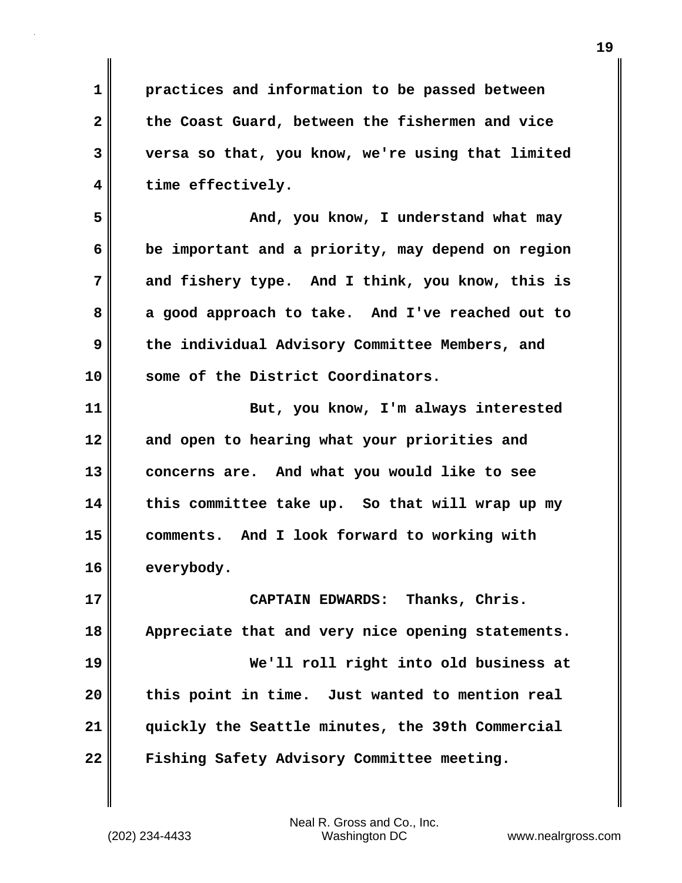practices and information to be passed between the Coast Guard, between the fishermen and vice versa so that, you know, we're using that limited time effectively.

And, you know, I understand what may be important and a priority, may depend on region and fishery type. And I think, you know, this is a good approach to take. And I've reached out to the individual Advisory Committee Members, and some of the District Coordinators.

But, you know, I'm always interested and open to hearing what your priorities and concerns are. And what you would like to see this committee take up. So that will wrap up my comments. And I look forward to working with everybody.

CAPTAIN EDWARDS: Thanks, Chris. Appreciate that and very nice opening statements.

We'll roll right into old business at this point in time. Just wanted to mention real quickly the Seattle minutes, the 39th Commercial Fishing Safety Advisory Committee meeting.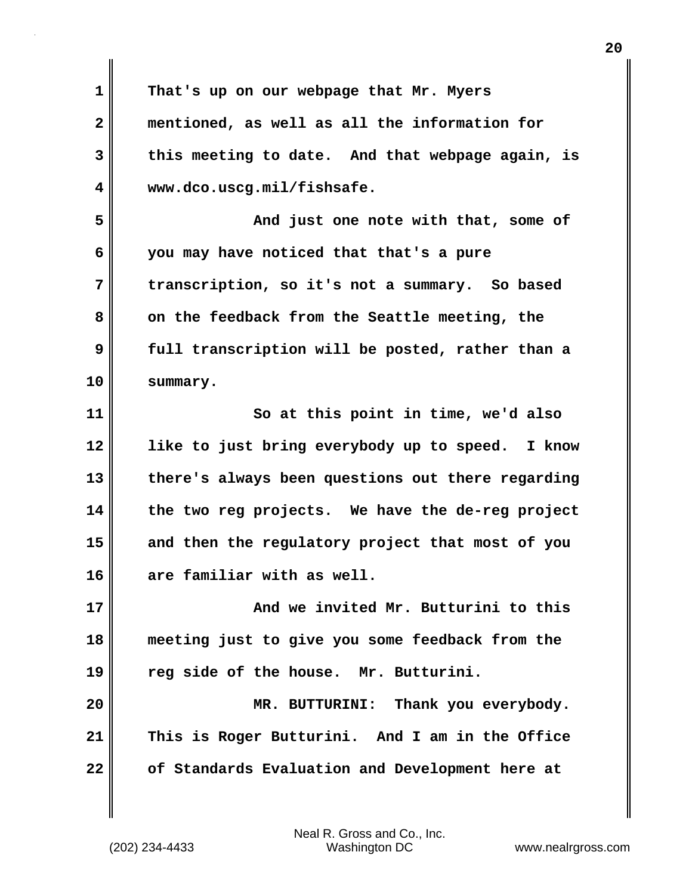That's up on our webpage that Mr. Myers mentioned, as well as all the information for this meeting to date. And that webpage again, is www.dco.uscg.mil/fishsafe.

And just one note with that, some of you may have noticed that that's a pure transcription, so it's not a summary. So based on the feedback from the Seattle meeting, the full transcription will be posted, rather than a summary.

So at this point in time, we'd also like to just bring everybody up to speed. I know there's always been questions out there regarding the two reg projects. We have the de-reg project and then the regulatory project that most of you are familiar with as well.

And we invited Mr. Butturini to this meeting just to give you some feedback from the reg side of the house. Mr. Butturini.

MR. BUTTURINI: Thank you everybody. This is Roger Butturini. And I am in the Office of Standards Evaluation and Development here at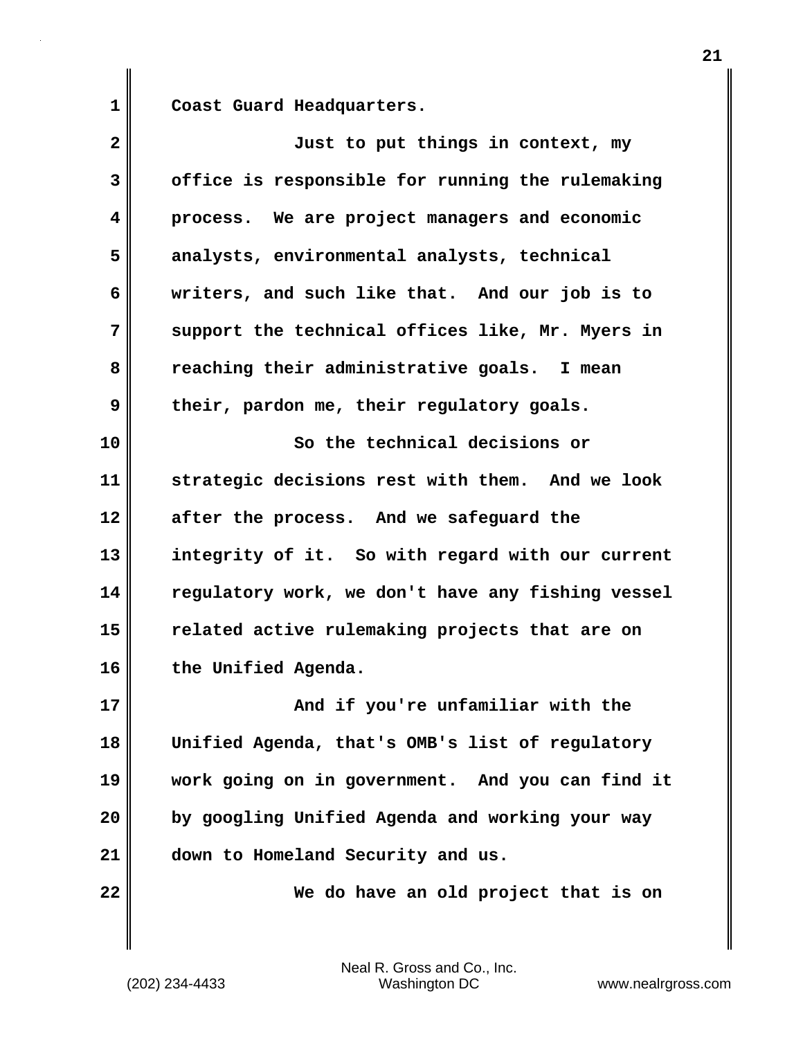Coast Guard Headquarters.

Just to put things in context, my office is responsible for running the rulemaking process. We are project managers and economic analysts, environmental analysts, technical writers, and such like that. And our job is to support the technical offices like, Mr. Myers in reaching their administrative goals. I mean their, pardon me, their regulatory goals.

So the technical decisions or strategic decisions rest with them. And we look after the process. And we safeguard the integrity of it. So with regard with our current regulatory work, we don't have any fishing vessel related active rulemaking projects that are on the Unified Agenda.

And if you're unfamiliar with the Unified Agenda, that's OMB's list of regulatory work going on in government. And you can find it by googling Unified Agenda and working your way down to Homeland Security and us.

We do have an old project that is on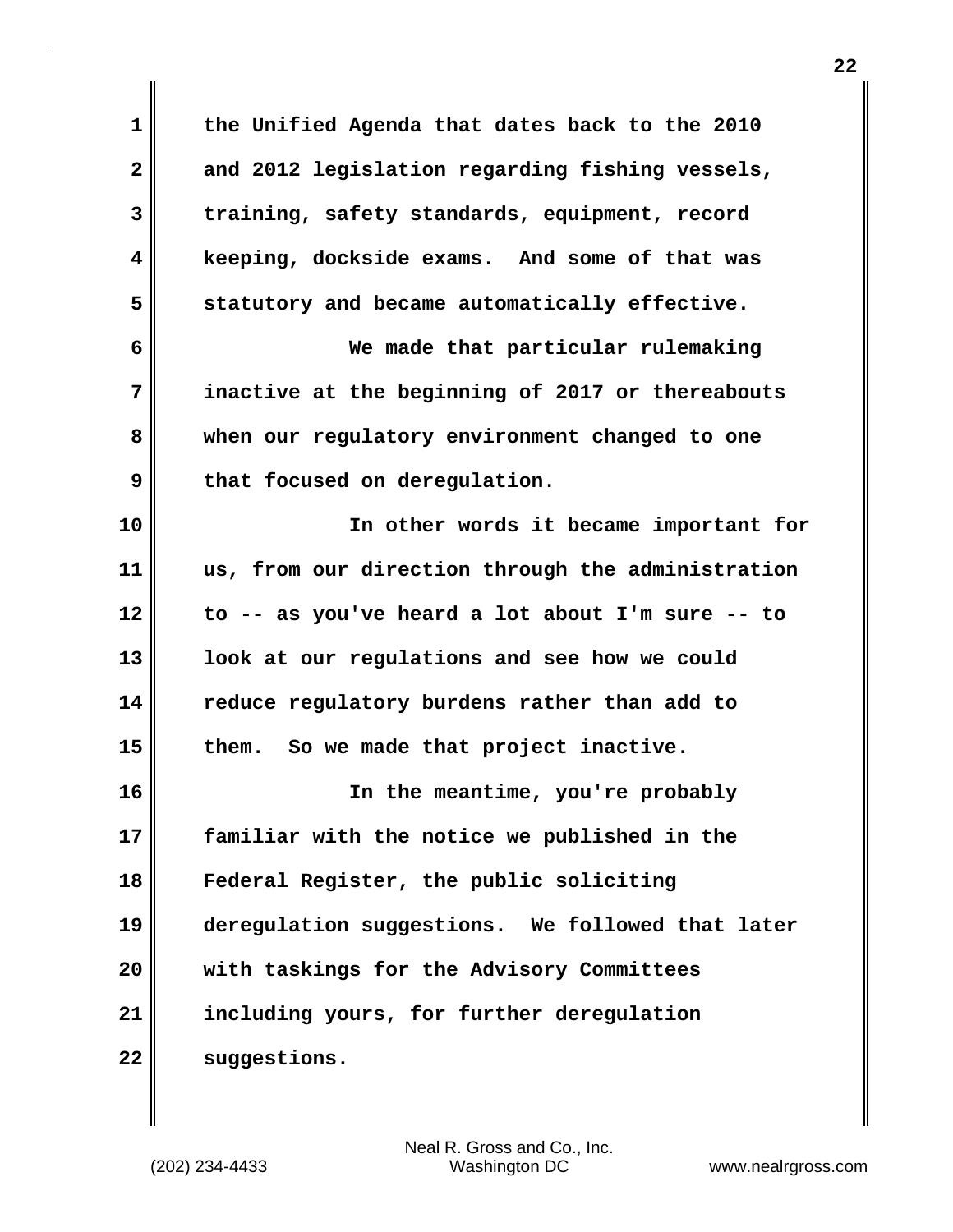the Unified Agenda that dates back to the 2010 and 2012 legislation regarding fishing vessels, training, safety standards, equipment, record keeping, dockside exams. And some of that was statutory and became automatically effective.

We made that particular rulemaking inactive at the beginning of 2017 or thereabouts when our regulatory environment changed to one that focused on deregulation.

In other words it became important for us, from our direction through the administration to -- as you've heard a lot about I'm sure -- to look at our regulations and see how we could reduce regulatory burdens rather than add to them. So we made that project inactive.

In the meantime, you're probably familiar with the notice we published in the Federal Register, the public soliciting deregulation suggestions. We followed that later with taskings for the Advisory Committees including yours, for further deregulation suggestions.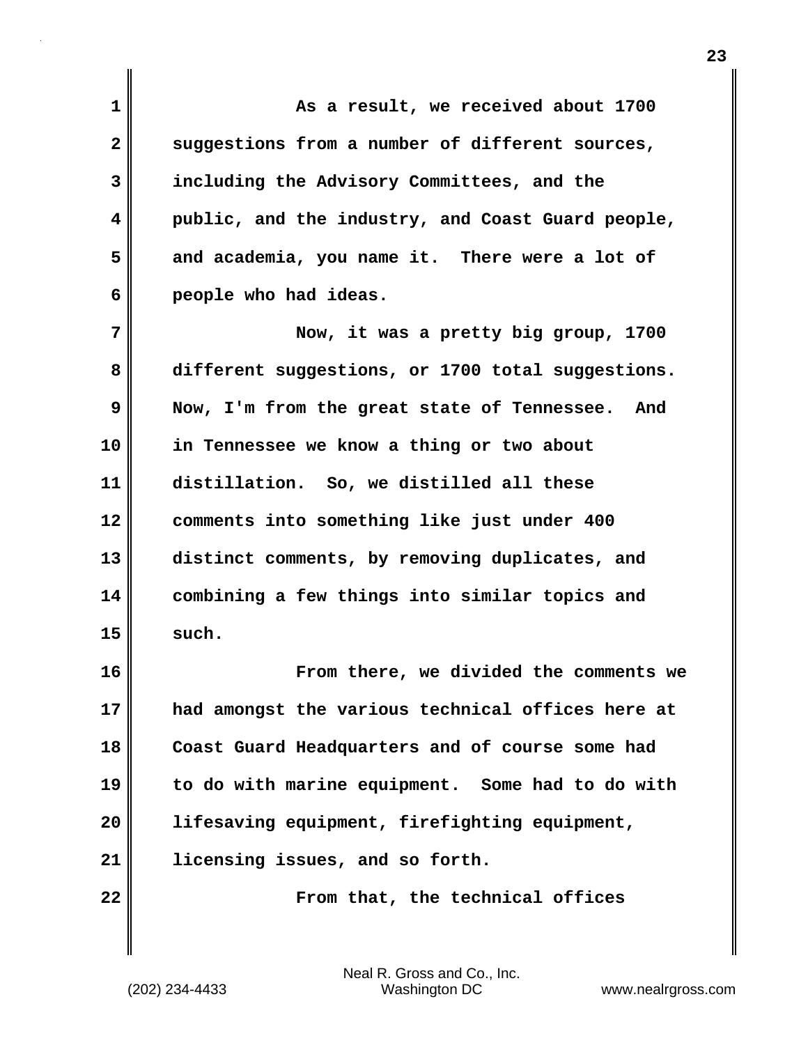As a result, we received about 1700 suggestions from a number of different sources, including the Advisory Committees, and the public, and the industry, and Coast Guard people, and academia, you name it. There were a lot of people who had ideas.

Now, it was a pretty big group, 1700 different suggestions, or 1700 total suggestions. Now, I'm from the great state of Tennessee. And in Tennessee we know a thing or two about distillation. So, we distilled all these comments into something like just under 400 distinct comments, by removing duplicates, and combining a few things into similar topics and such.

From there, we divided the comments we had amongst the various technical offices here at Coast Guard Headquarters and of course some had to do with marine equipment. Some had to do with lifesaving equipment, firefighting equipment, licensing issues, and so forth.

From that, the technical offices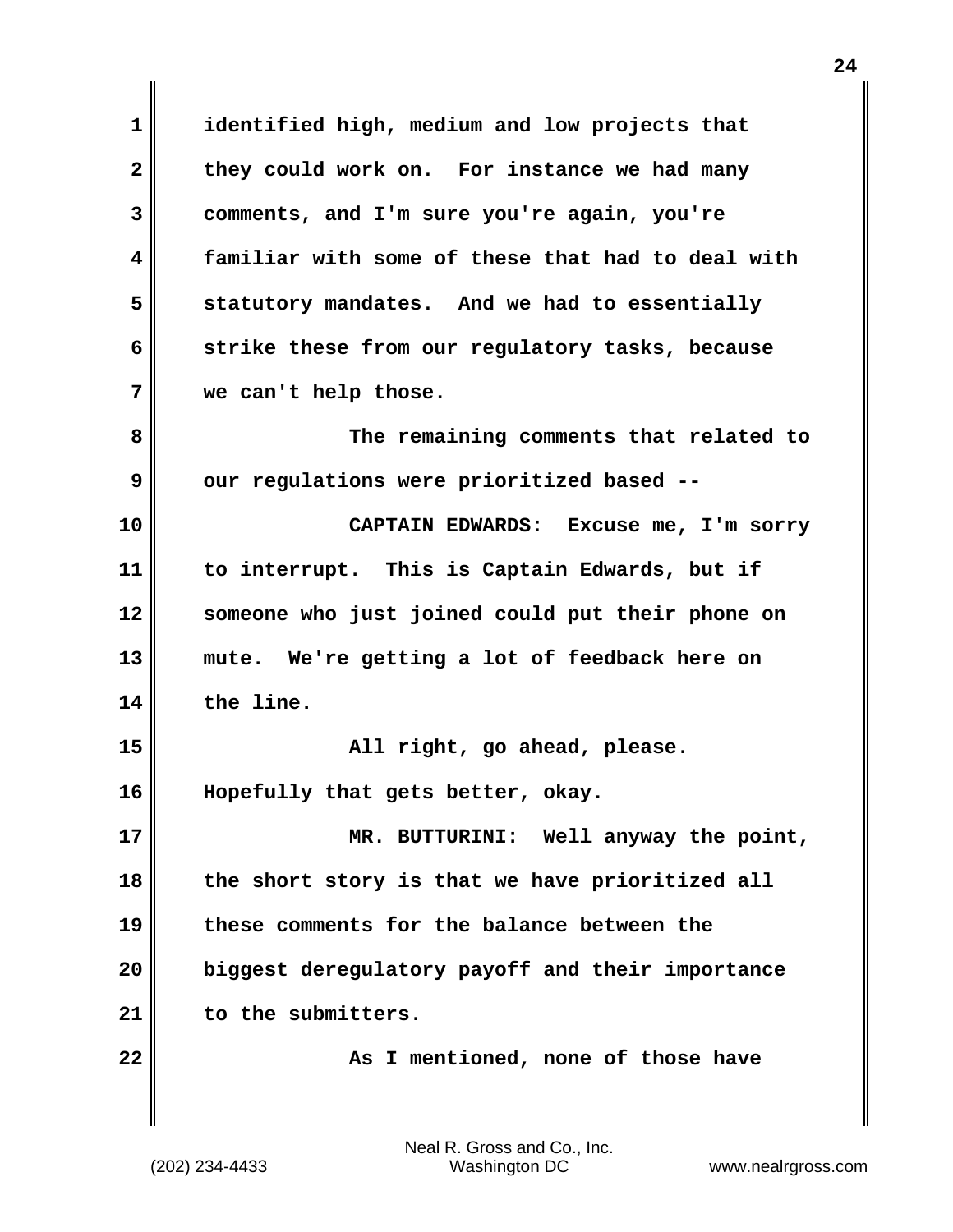identified high, medium and low projects that they could work on. For instance we had many comments, and I'm sure you're again, you're familiar with some of these that had to deal with statutory mandates. And we had to essentially strike these from our regulatory tasks, because we can't help those.

The remaining comments that related to our regulations were prioritized based --

**CAPTAIN EDWARDS:** Excuse me, I'm sorry to interrupt. This is Captain Edwards, but if someone who just joined could put their phone on mute. We're getting a lot of feedback here on the line.

All right, go ahead, please. Hopefully that gets better, okay.

**MR. BUTTURINI:** Well anyway the point, the short story is that we have prioritized all these comments for the balance between the biggest deregulatory payoff and their importance to the submitters.

As I mentioned, none of those have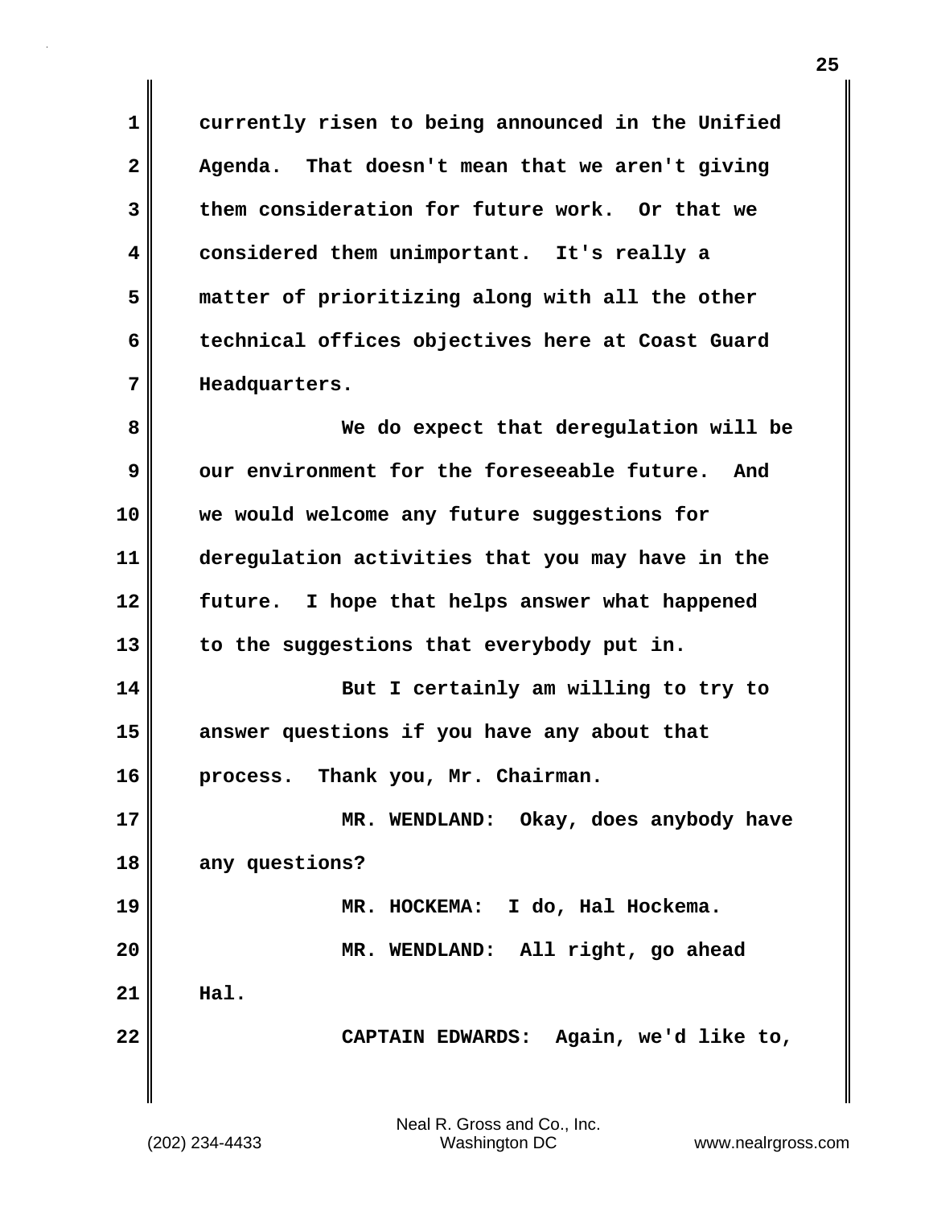currently risen to being announced in the Unified Agenda. That doesn't mean that we aren't giving them consideration for future work. Or that we considered them unimportant. It's really a matter of prioritizing along with all the other technical offices objectives here at Coast Guard Headquarters.

We do expect that deregulation will be our environment for the foreseeable future. And we would welcome any future suggestions for deregulation activities that you may have in the future. I hope that helps answer what happened to the suggestions that everybody put in.

But I certainly am willing to try to answer questions if you have any about that process. Thank you, Mr. Chairman.

MR. WENDLAND: Okay, does anybody have any questions?

MR. HOCKEMA: I do, Hal Hockema.

MR. WENDLAND: All right, go ahead Hal.

CAPTAIN EDWARDS: Again, we'd like to,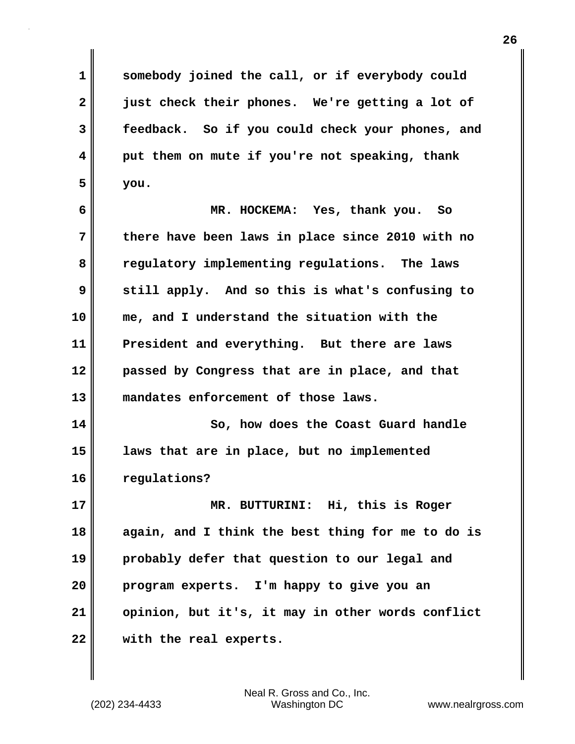somebody joined the call, or if everybody could just check their phones. We're getting a lot of feedback. So if you could check your phones, and put them on mute if you're not speaking, thank you.

MR. HOCKEMA: Yes, thank you. So there have been laws in place since 2010 with no regulatory implementing regulations. The laws still apply. And so this is what's confusing to me, and I understand the situation with the President and everything. But there are laws passed by Congress that are in place, and that mandates enforcement of those laws.

So, how does the Coast Guard handle laws that are in place, but no implemented regulations?

MR. BUTTURINI: Hi, this is Roger again, and I think the best thing for me to do is probably defer that question to our legal and program experts. I'm happy to give you an opinion, but it's, it may in other words conflict with the real experts.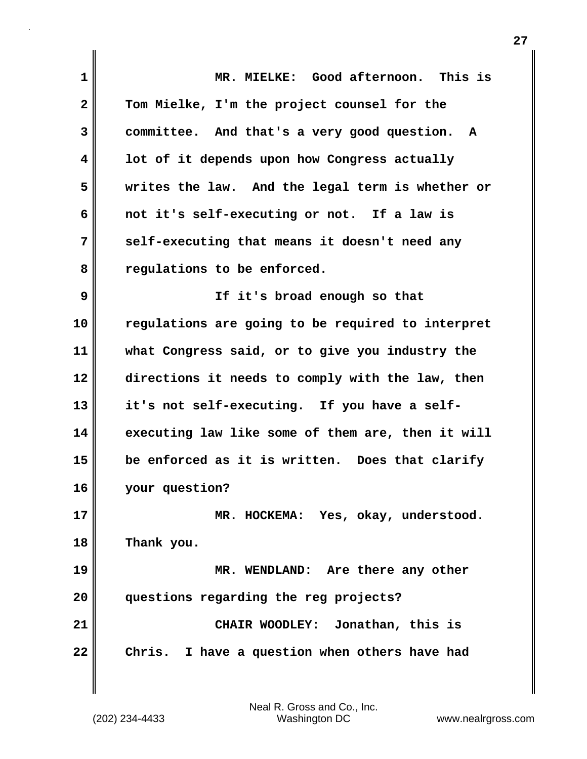MR. MIELKE: Good afternoon. This is Tom Mielke, I'm the project counsel for the committee. And that's a very good question. A lot of it depends upon how Congress actually writes the law. And the legal term is whether or not it's self-executing or not. If a law is self-executing that means it doesn't need any regulations to be enforced.

If it's broad enough so that regulations are going to be required to interpret what Congress said, or to give you industry the directions it needs to comply with the law, then it's not self-executing. If you have a self-executing law like some of them are, then it will be enforced as it is written. Does that clarify your question?

MR. HOCKEMA: Yes, okay, understood. Thank you.

MR. WENDLAND: Are there any other questions regarding the reg projects?

CHAIR WOODLEY: Jonathan, this is Chris. I have a question when others have had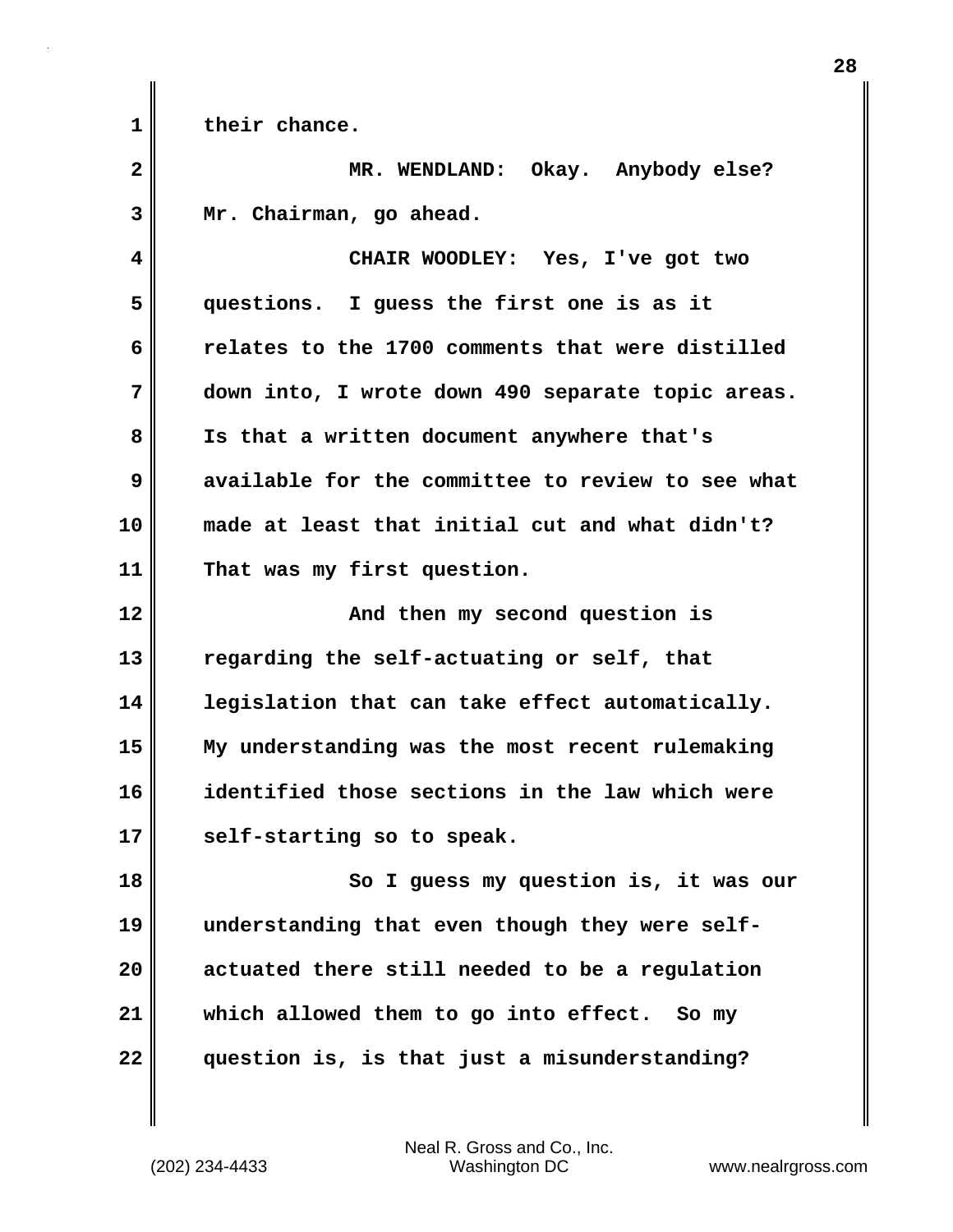their chance.

MR. WENDLAND: Okay. Anybody else? Mr. Chairman, go ahead.

CHAIR WOODLEY: Yes, I've got two questions. I guess the first one is as it relates to the 1700 comments that were distilled down into, I wrote down 490 separate topic areas. Is that a written document anywhere that's available for the committee to review to see what made at least that initial cut and what didn't? That was my first question.

And then my second question is regarding the self-actuating or self, that legislation that can take effect automatically. My understanding was the most recent rulemaking identified those sections in the law which were self-starting so to speak.

So I guess my question is, it was our understanding that even though they were self-actuated there still needed to be a regulation which allowed them to go into effect. So my question is, is that just a misunderstanding?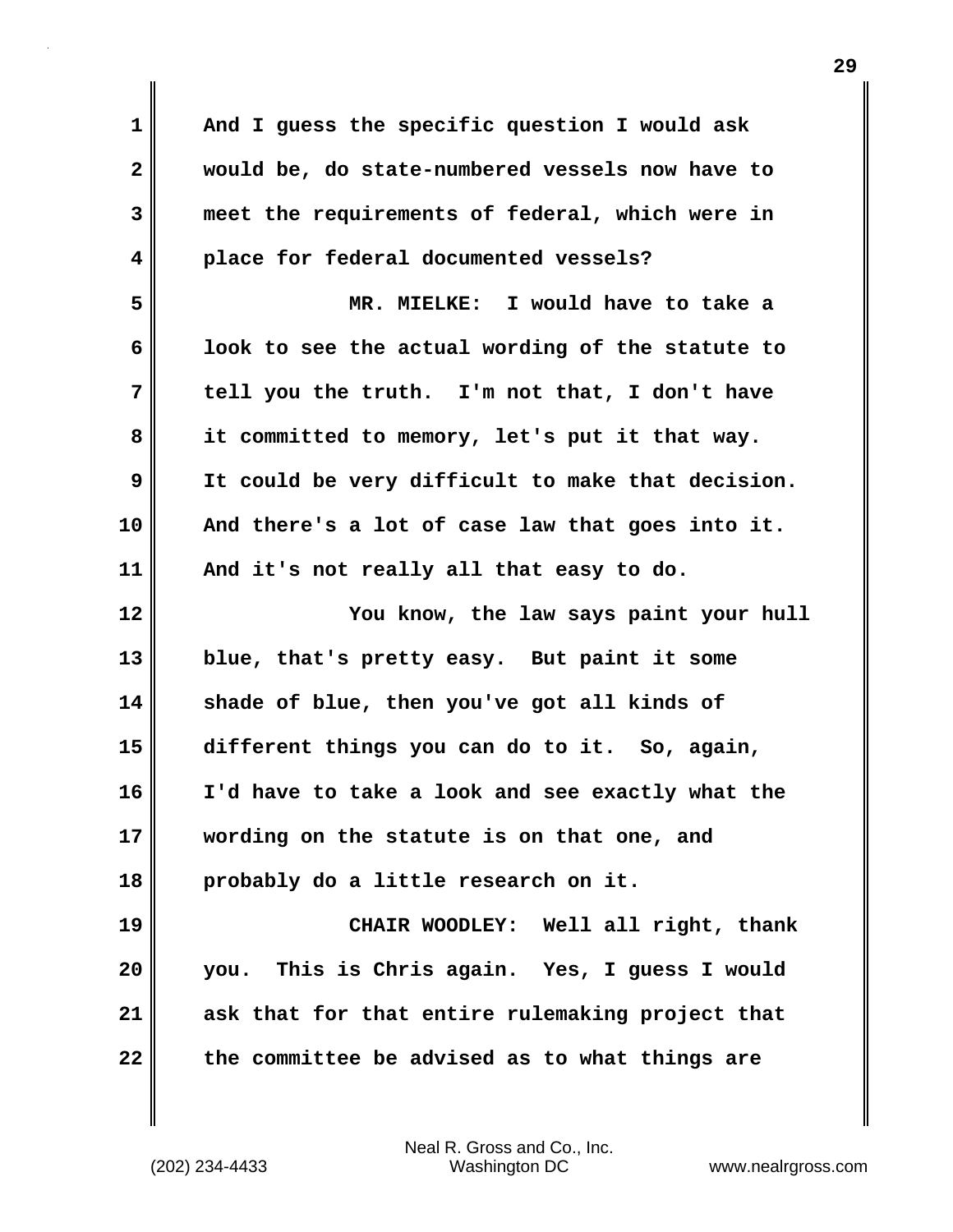And I guess the specific question I would ask would be, do state-numbered vessels now have to meet the requirements of federal, which were in place for federal documented vessels?

MR. MIELKE: I would have to take a look to see the actual wording of the statute to tell you the truth. I'm not that, I don't have it committed to memory, let's put it that way. It could be very difficult to make that decision. And there's a lot of case law that goes into it. And it's not really all that easy to do.

You know, the law says paint your hull blue, that's pretty easy. But paint it some shade of blue, then you've got all kinds of different things you can do to it. So, again, I'd have to take a look and see exactly what the wording on the statute is on that one, and probably do a little research on it.

CHAIR WOODLEY: Well all right, thank you. This is Chris again. Yes, I guess I would ask that for that entire rulemaking project that the committee be advised as to what things are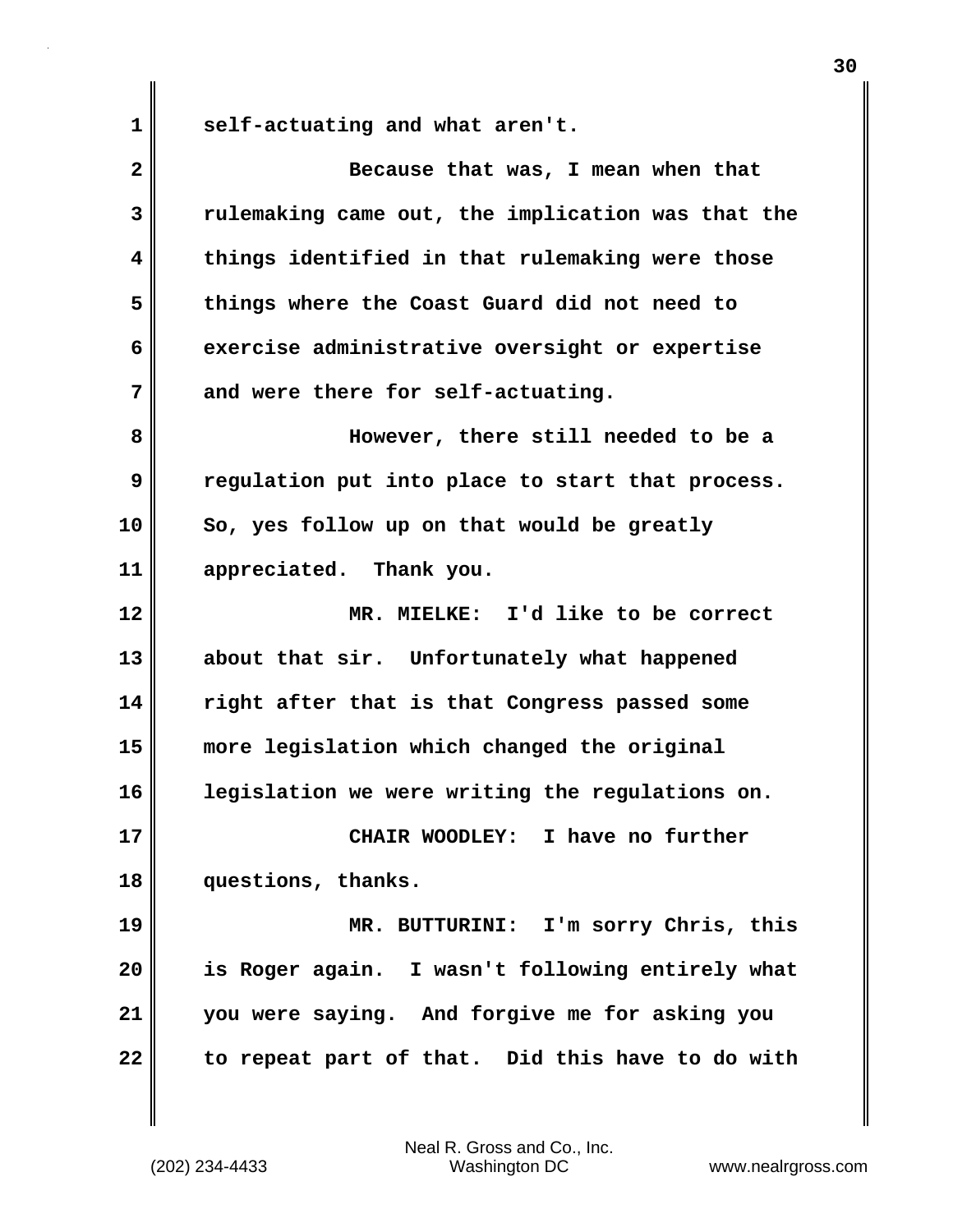self-actuating and what aren't.

Because that was, I mean when that rulemaking came out, the implication was that the things identified in that rulemaking were those things where the Coast Guard did not need to exercise administrative oversight or expertise and were there for self-actuating.

However, there still needed to be a regulation put into place to start that process. So, yes follow up on that would be greatly appreciated. Thank you.

MR. MIELKE: I'd like to be correct about that sir. Unfortunately what happened right after that is that Congress passed some more legislation which changed the original legislation we were writing the regulations on.

CHAIR WOODLEY: I have no further questions, thanks.

MR. BUTTURINI: I'm sorry Chris, this is Roger again. I wasn't following entirely what you were saying. And forgive me for asking you to repeat part of that. Did this have to do with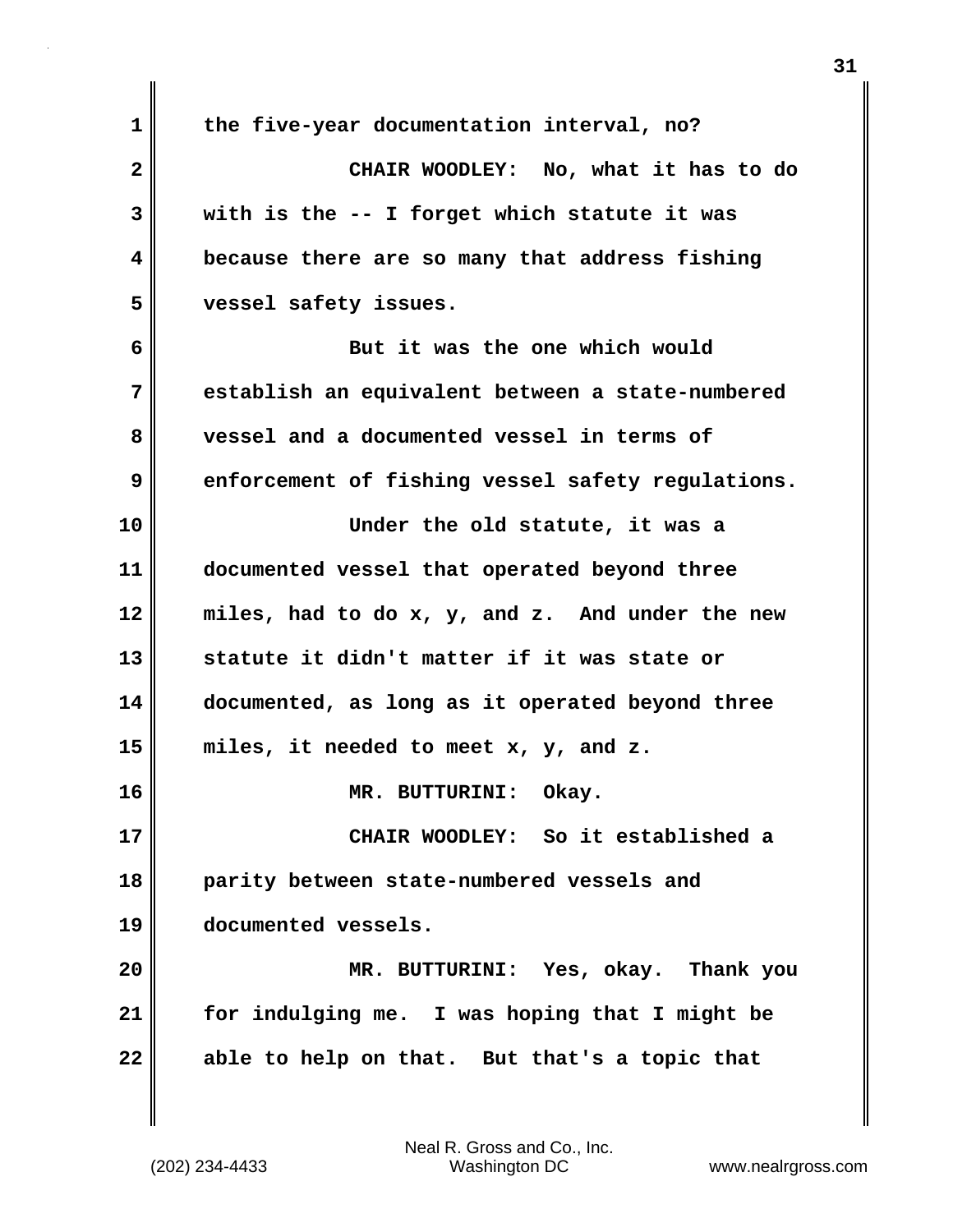the five-year documentation interval, no?

CHAIR WOODLEY: No, what it has to do with is the -- I forget which statute it was because there are so many that address fishing vessel safety issues.

But it was the one which would establish an equivalent between a state-numbered vessel and a documented vessel in terms of enforcement of fishing vessel safety regulations.

Under the old statute, it was a documented vessel that operated beyond three miles, had to do x, y, and z. And under the new statute it didn't matter if it was state or documented, as long as it operated beyond three miles, it needed to meet x, y, and z.

MR. BUTTURINI: Okay.

CHAIR WOODLEY: So it established a parity between state-numbered vessels and documented vessels.

MR. BUTTURINI: Yes, okay. Thank you for indulging me. I was hoping that I might be able to help on that. But that's a topic that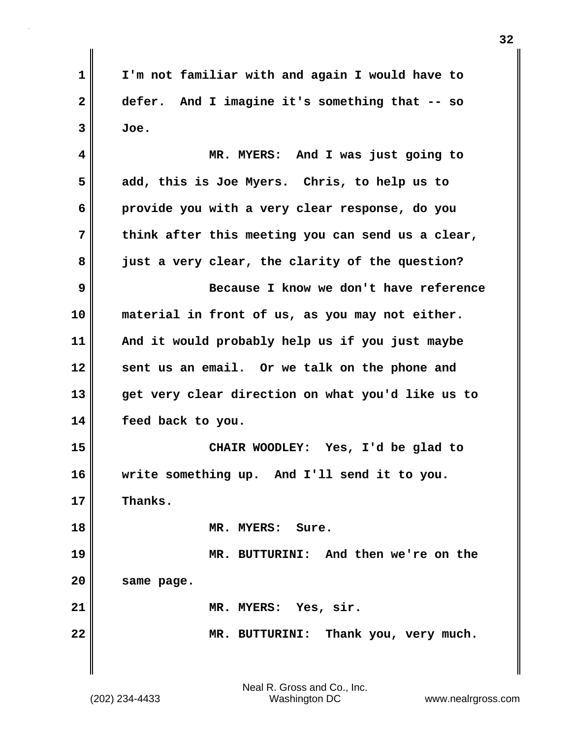I'm not familiar with and again I would have to defer. And I imagine it's something that -- so Joe.

MR. MYERS: And I was just going to add, this is Joe Myers. Chris, to help us to provide you with a very clear response, do you think after this meeting you can send us a clear, just a very clear, the clarity of the question?

Because I know we don't have reference material in front of us, as you may not either. And it would probably help us if you just maybe sent us an email. Or we talk on the phone and get very clear direction on what you'd like us to feed back to you.

CHAIR WOODLEY: Yes, I'd be glad to write something up. And I'll send it to you. Thanks.

MR. MYERS: Sure.

MR. BUTTURINI: And then we're on the same page.

MR. MYERS: Yes, sir.

MR. BUTTURINI: Thank you, very much.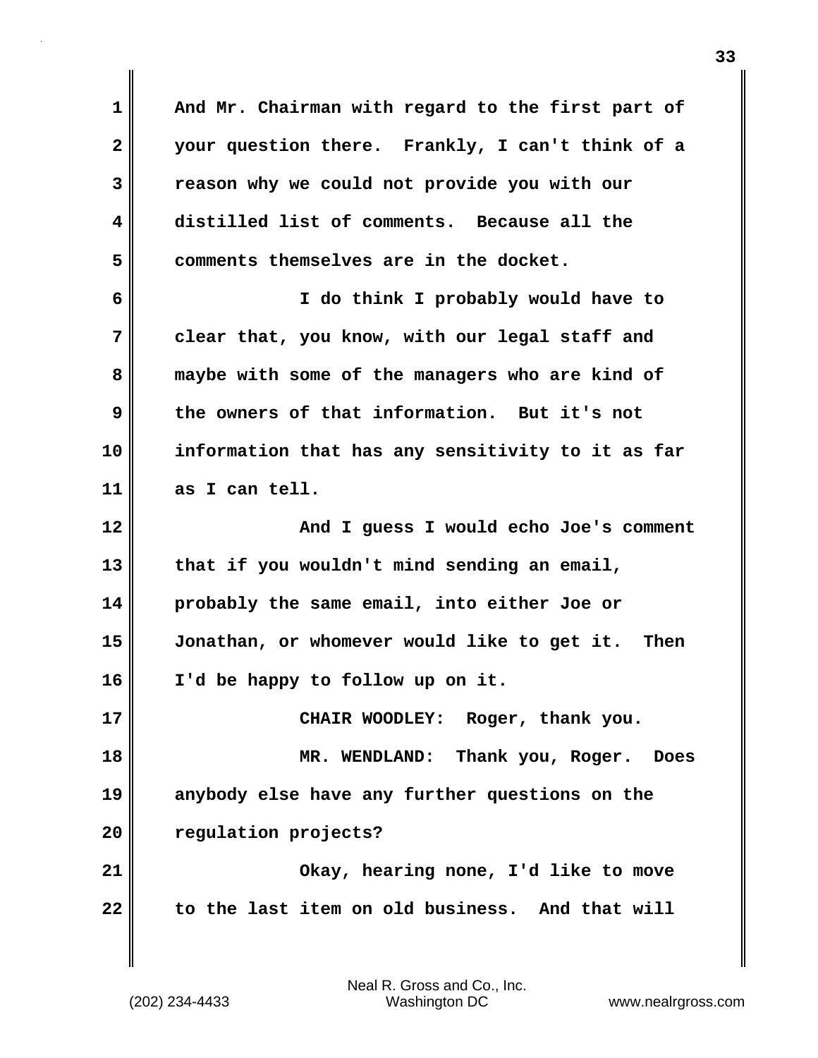And Mr. Chairman with regard to the first part of your question there. Frankly, I can't think of a reason why we could not provide you with our distilled list of comments. Because all the comments themselves are in the docket.

I do think I probably would have to clear that, you know, with our legal staff and maybe with some of the managers who are kind of the owners of that information. But it's not information that has any sensitivity to it as far as I can tell.

And I guess I would echo Joe's comment that if you wouldn't mind sending an email, probably the same email, into either Joe or Jonathan, or whomever would like to get it. Then I'd be happy to follow up on it.

CHAIR WOODLEY: Roger, thank you.

MR. WENDLAND: Thank you, Roger. Does anybody else have any further questions on the regulation projects?

Okay, hearing none, I'd like to move to the last item on old business. And that will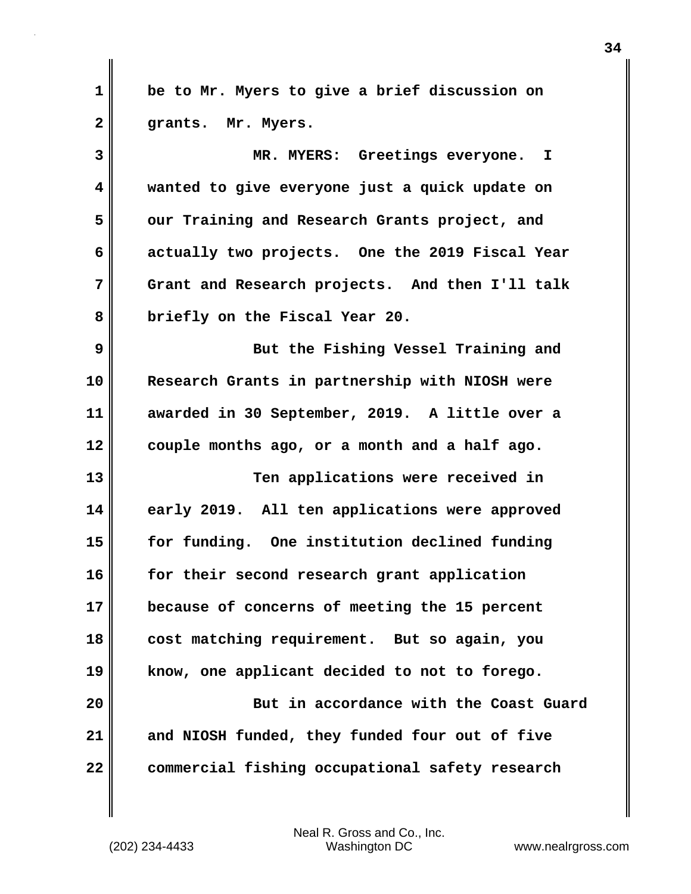be to Mr. Myers to give a brief discussion on grants. Mr. Myers.

MR. MYERS: Greetings everyone. I wanted to give everyone just a quick update on our Training and Research Grants project, and actually two projects. One the 2019 Fiscal Year Grant and Research projects. And then I'll talk briefly on the Fiscal Year 20.

But the Fishing Vessel Training and Research Grants in partnership with NIOSH were awarded in 30 September, 2019. A little over a couple months ago, or a month and a half ago.

Ten applications were received in early 2019. All ten applications were approved for funding. One institution declined funding for their second research grant application because of concerns of meeting the 15 percent cost matching requirement. But so again, you know, one applicant decided to not to forego.

But in accordance with the Coast Guard and NIOSH funded, they funded four out of five commercial fishing occupational safety research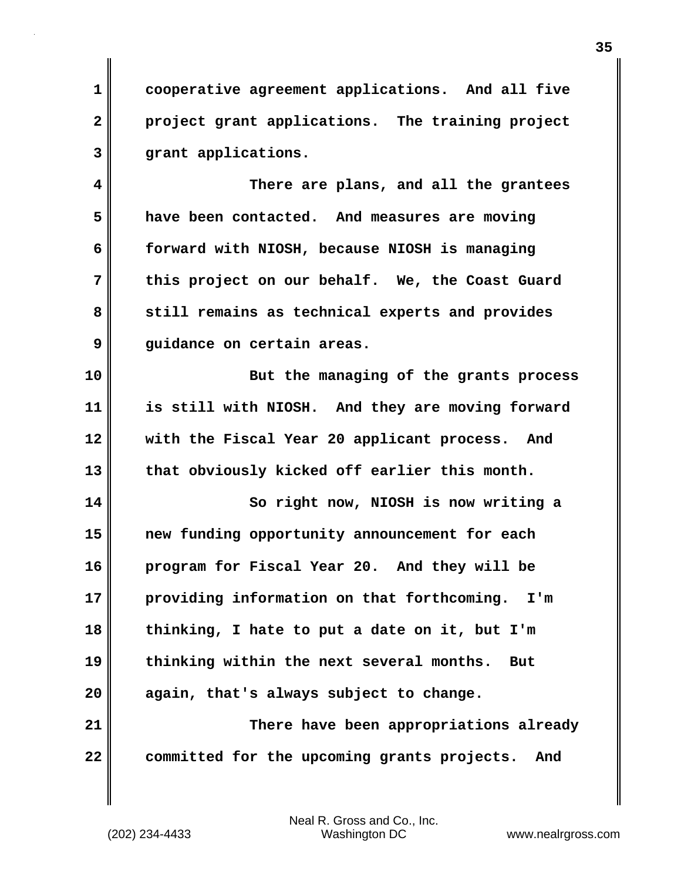cooperative agreement applications. And all five project grant applications. The training project grant applications.

There are plans, and all the grantees have been contacted. And measures are moving forward with NIOSH, because NIOSH is managing this project on our behalf. We, the Coast Guard still remains as technical experts and provides guidance on certain areas.

But the managing of the grants process is still with NIOSH. And they are moving forward with the Fiscal Year 20 applicant process. And that obviously kicked off earlier this month.

So right now, NIOSH is now writing a new funding opportunity announcement for each program for Fiscal Year 20. And they will be providing information on that forthcoming. I'm thinking, I hate to put a date on it, but I'm thinking within the next several months. But again, that's always subject to change.

There have been appropriations already committed for the upcoming grants projects. And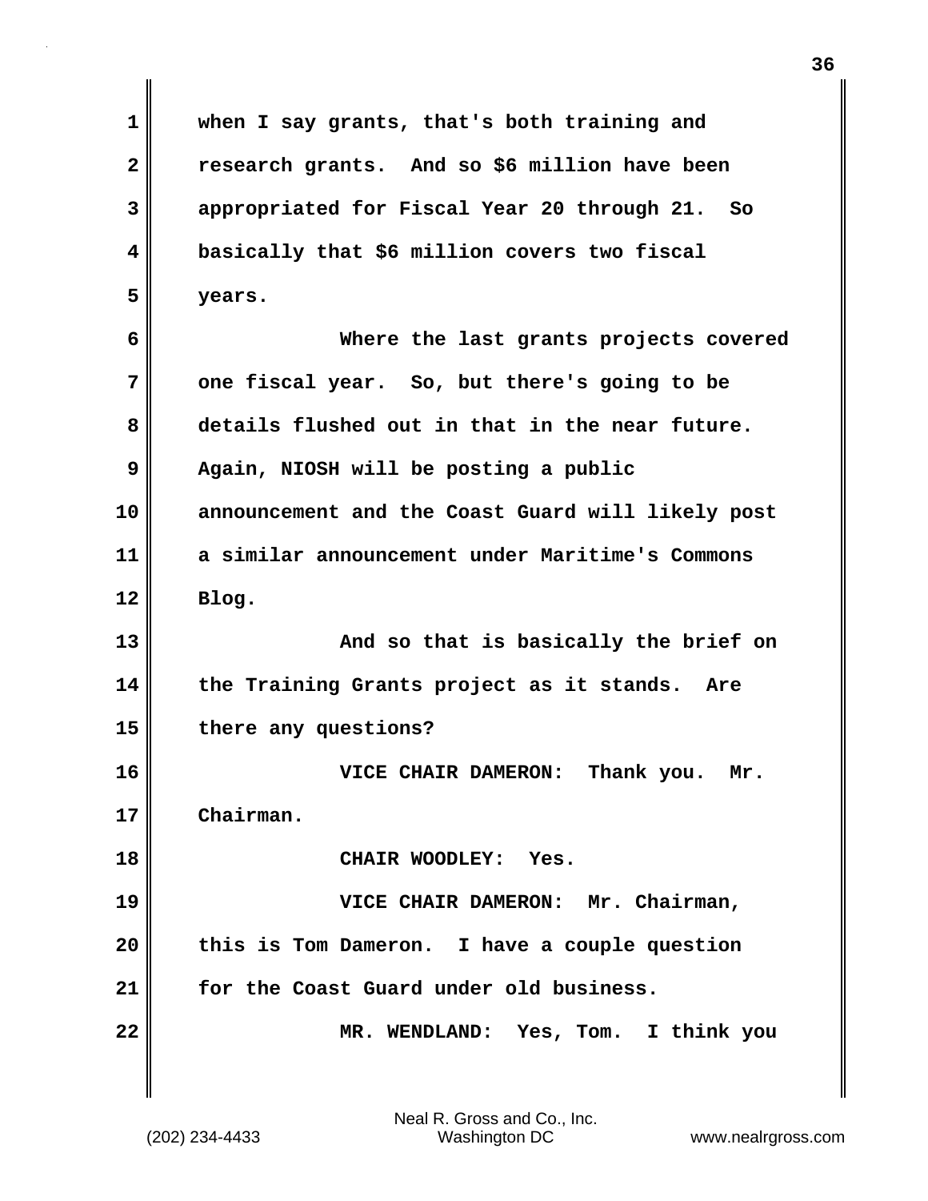when I say grants, that's both training and research grants. And so $6 million have been appropriated for Fiscal Year 20 through 21. So basically that $6 million covers two fiscal years.

Where the last grants projects covered one fiscal year. So, but there's going to be details flushed out in that in the near future. Again, NIOSH will be posting a public announcement and the Coast Guard will likely post a similar announcement under Maritime's Commons Blog.

And so that is basically the brief on the Training Grants project as it stands. Are there any questions?

VICE CHAIR DAMERON: Thank you. Mr. Chairman.

CHAIR WOODLEY: Yes.

VICE CHAIR DAMERON: Mr. Chairman, this is Tom Dameron. I have a couple question for the Coast Guard under old business.

MR. WENDLAND: Yes, Tom. I think you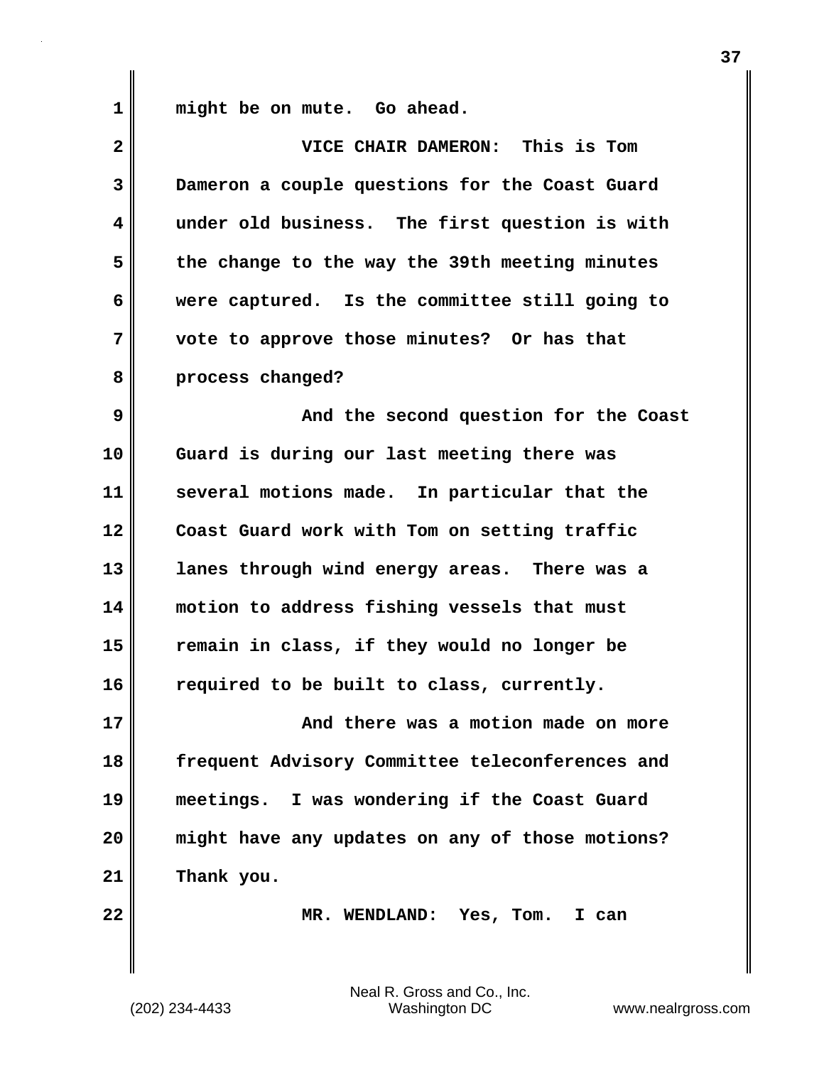might be on mute. Go ahead.

VICE CHAIR DAMERON: This is Tom Dameron a couple questions for the Coast Guard under old business. The first question is with the change to the way the 39th meeting minutes were captured. Is the committee still going to vote to approve those minutes? Or has that process changed?

And the second question for the Coast Guard is during our last meeting there was several motions made. In particular that the Coast Guard work with Tom on setting traffic lanes through wind energy areas. There was a motion to address fishing vessels that must remain in class, if they would no longer be required to be built to class, currently.

And there was a motion made on more frequent Advisory Committee teleconferences and meetings. I was wondering if the Coast Guard might have any updates on any of those motions? Thank you.

MR. WENDLAND: Yes, Tom. I can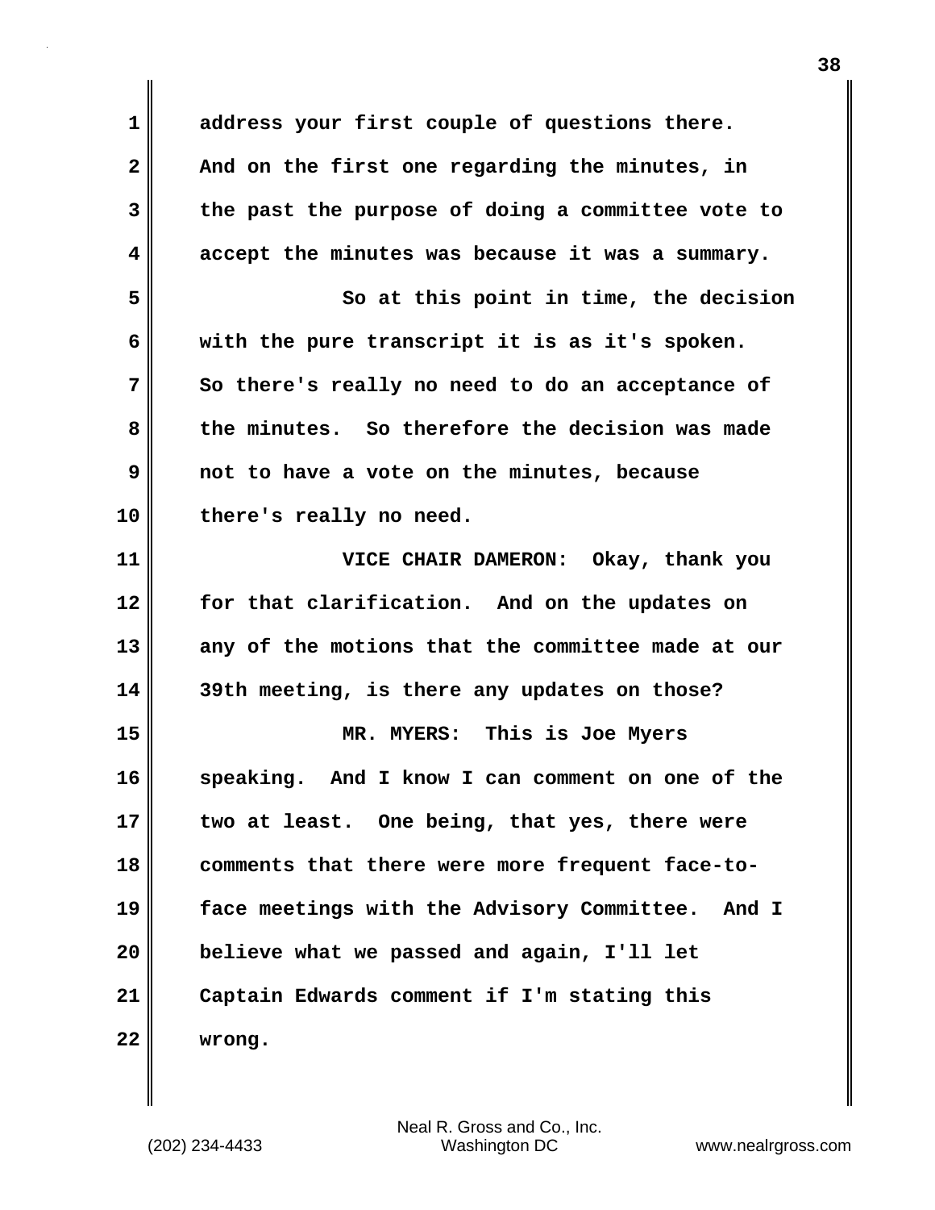address your first couple of questions there. And on the first one regarding the minutes, in the past the purpose of doing a committee vote to accept the minutes was because it was a summary.

So at this point in time, the decision with the pure transcript it is as it's spoken. So there's really no need to do an acceptance of the minutes. So therefore the decision was made not to have a vote on the minutes, because there's really no need.

VICE CHAIR DAMERON: Okay, thank you for that clarification. And on the updates on any of the motions that the committee made at our 39th meeting, is there any updates on those?

MR. MYERS: This is Joe Myers speaking. And I know I can comment on one of the two at least. One being, that yes, there were comments that there were more frequent face-to-face meetings with the Advisory Committee. And I believe what we passed and again, I'll let Captain Edwards comment if I'm stating this wrong.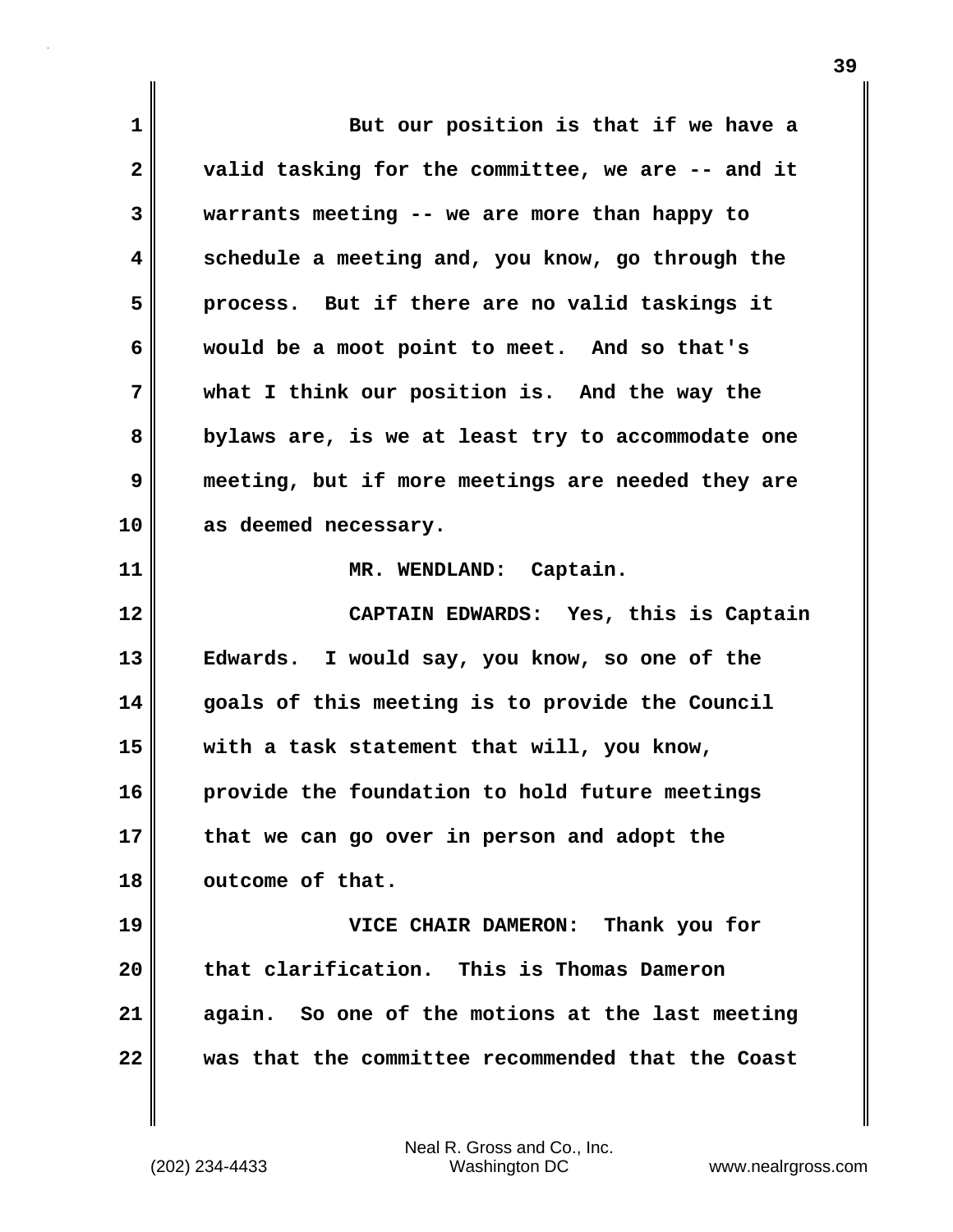But our position is that if we have a valid tasking for the committee, we are -- and it warrants meeting -- we are more than happy to schedule a meeting and, you know, go through the process. But if there are no valid taskings it would be a moot point to meet. And so that's what I think our position is. And the way the bylaws are, is we at least try to accommodate one meeting, but if more meetings are needed they are as deemed necessary.

MR. WENDLAND: Captain.

CAPTAIN EDWARDS: Yes, this is Captain Edwards. I would say, you know, so one of the goals of this meeting is to provide the Council with a task statement that will, you know, provide the foundation to hold future meetings that we can go over in person and adopt the outcome of that.

VICE CHAIR DAMERON: Thank you for that clarification. This is Thomas Dameron again. So one of the motions at the last meeting was that the committee recommended that the Coast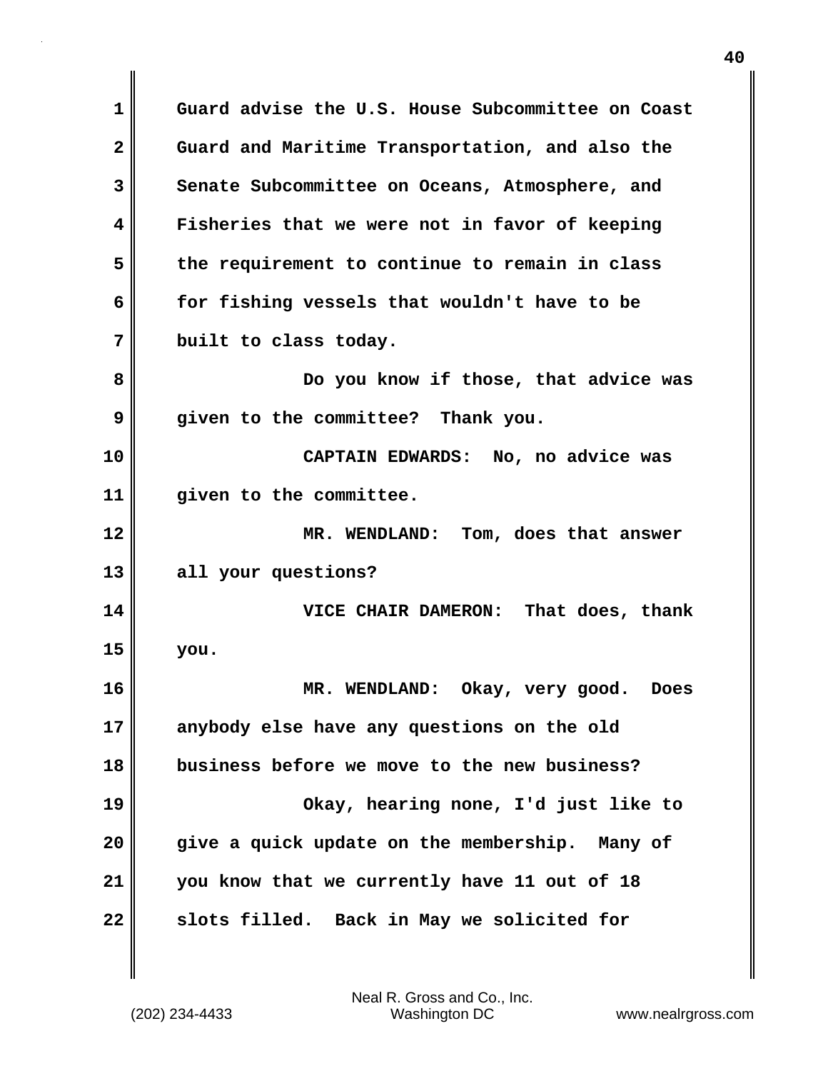Guard advise the U.S. House Subcommittee on Coast Guard and Maritime Transportation, and also the Senate Subcommittee on Oceans, Atmosphere, and Fisheries that we were not in favor of keeping the requirement to continue to remain in class for fishing vessels that wouldn't have to be built to class today.

Do you know if those, that advice was given to the committee? Thank you.

CAPTAIN EDWARDS: No, no advice was given to the committee.

MR. WENDLAND: Tom, does that answer all your questions?

VICE CHAIR DAMERON: That does, thank you.

MR. WENDLAND: Okay, very good. Does anybody else have any questions on the old business before we move to the new business?

Okay, hearing none, I'd just like to give a quick update on the membership. Many of you know that we currently have 11 out of 18 slots filled. Back in May we solicited for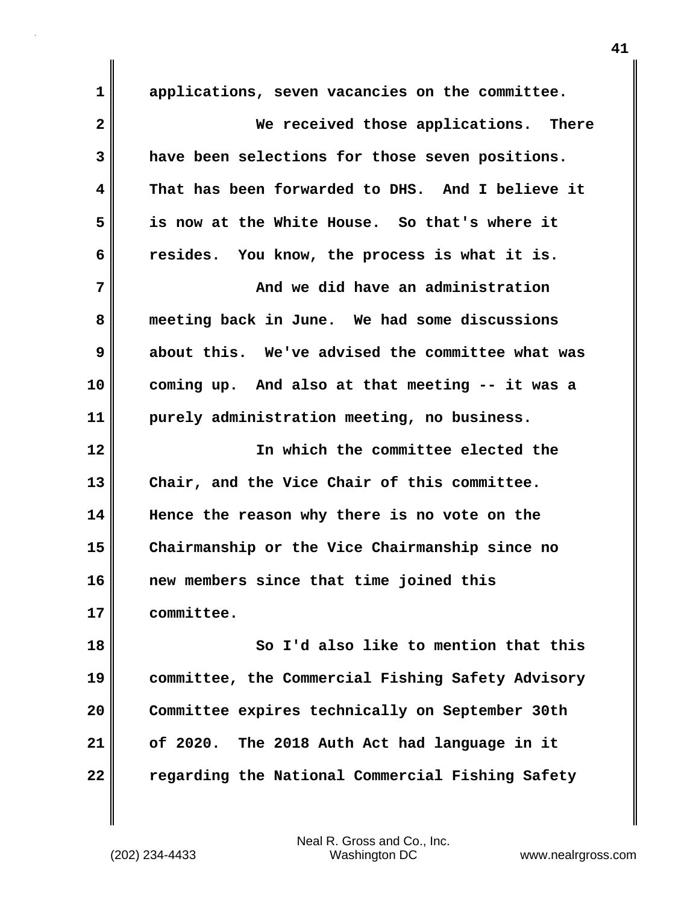applications, seven vacancies on the committee.

We received those applications. There have been selections for those seven positions. That has been forwarded to DHS. And I believe it is now at the White House. So that's where it resides. You know, the process is what it is.

And we did have an administration meeting back in June. We had some discussions about this. We've advised the committee what was coming up. And also at that meeting -- it was a purely administration meeting, no business.

In which the committee elected the Chair, and the Vice Chair of this committee. Hence the reason why there is no vote on the Chairmanship or the Vice Chairmanship since no new members since that time joined this committee.

So I'd also like to mention that this committee, the Commercial Fishing Safety Advisory Committee expires technically on September 30th of 2020. The 2018 Auth Act had language in it regarding the National Commercial Fishing Safety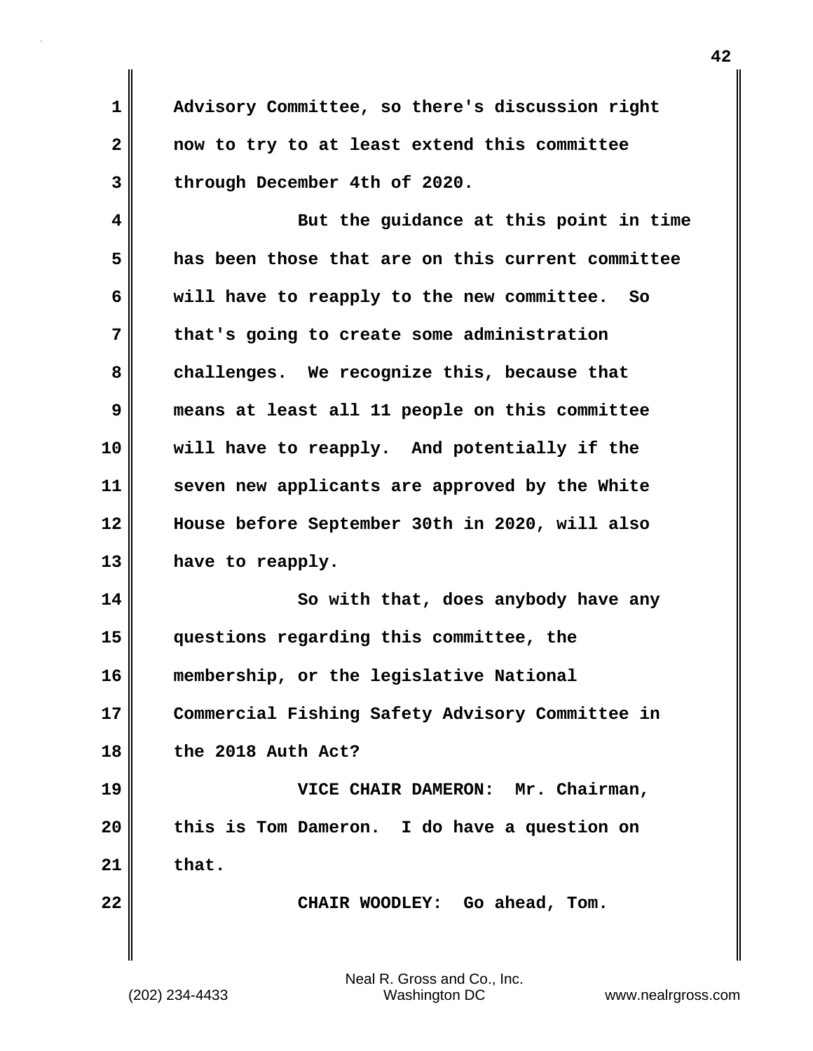Advisory Committee, so there's discussion right now to try to at least extend this committee through December 4th of 2020.

But the guidance at this point in time has been those that are on this current committee will have to reapply to the new committee. So that's going to create some administration challenges. We recognize this, because that means at least all 11 people on this committee will have to reapply. And potentially if the seven new applicants are approved by the White House before September 30th in 2020, will also have to reapply.

So with that, does anybody have any questions regarding this committee, the membership, or the legislative National Commercial Fishing Safety Advisory Committee in the 2018 Auth Act?

VICE CHAIR DAMERON: Mr. Chairman, this is Tom Dameron. I do have a question on that.

CHAIR WOODLEY: Go ahead, Tom.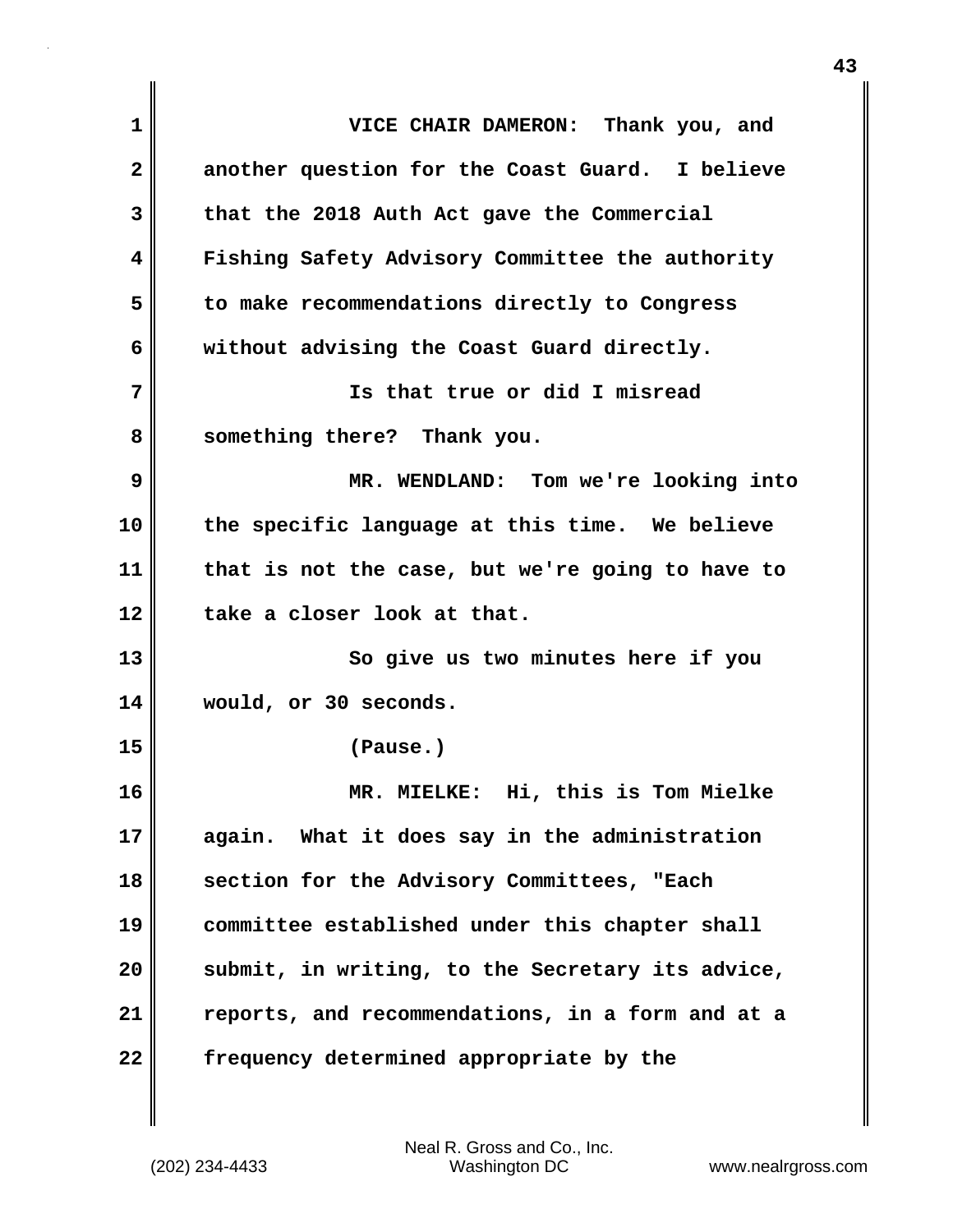VICE CHAIR DAMERON: Thank you, and another question for the Coast Guard. I believe that the 2018 Auth Act gave the Commercial Fishing Safety Advisory Committee the authority to make recommendations directly to Congress without advising the Coast Guard directly.

Is that true or did I misread something there? Thank you.

MR. WENDLAND: Tom we're looking into the specific language at this time. We believe that is not the case, but we're going to have to take a closer look at that.

So give us two minutes here if you would, or 30 seconds.

(Pause.)

MR. MIELKE: Hi, this is Tom Mielke again. What it does say in the administration section for the Advisory Committees, "Each committee established under this chapter shall submit, in writing, to the Secretary its advice, reports, and recommendations, in a form and at a frequency determined appropriate by the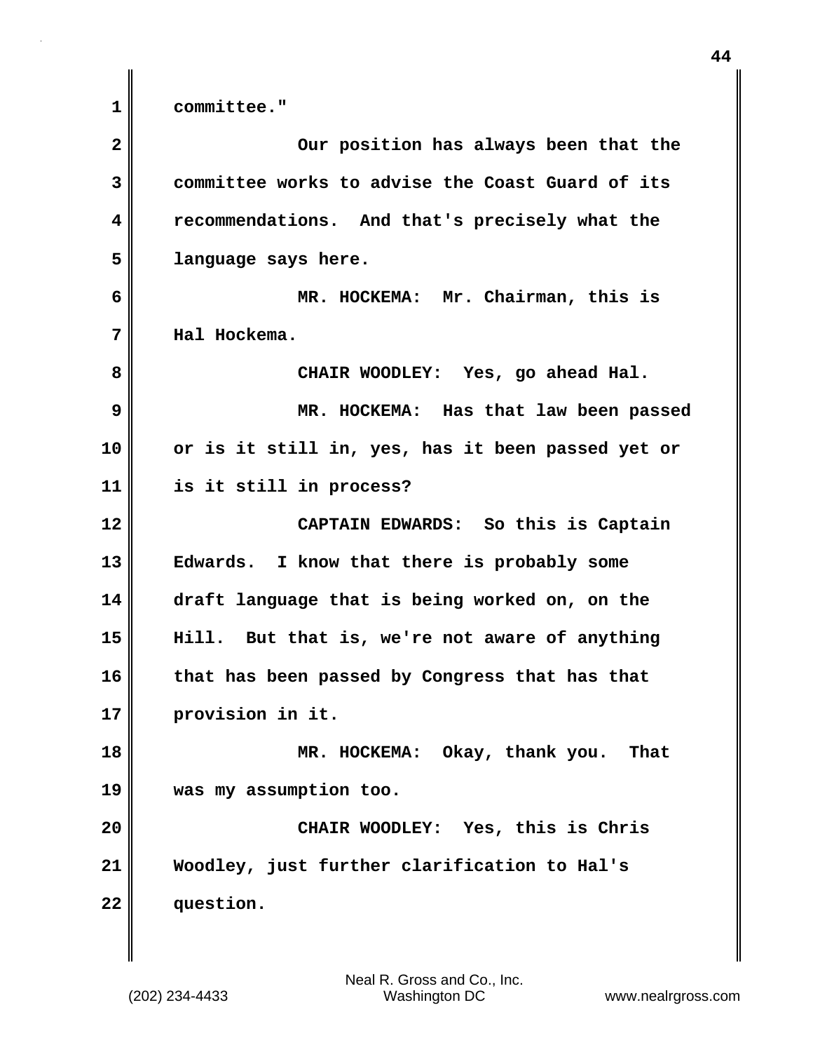committee."

Our position has always been that the committee works to advise the Coast Guard of its recommendations. And that's precisely what the language says here.

MR. HOCKEMA: Mr. Chairman, this is Hal Hockema.

CHAIR WOODLEY: Yes, go ahead Hal.

MR. HOCKEMA: Has that law been passed or is it still in, yes, has it been passed yet or is it still in process?

CAPTAIN EDWARDS: So this is Captain Edwards. I know that there is probably some draft language that is being worked on, on the Hill. But that is, we're not aware of anything that has been passed by Congress that has that provision in it.

MR. HOCKEMA: Okay, thank you. That was my assumption too.

CHAIR WOODLEY: Yes, this is Chris Woodley, just further clarification to Hal's question.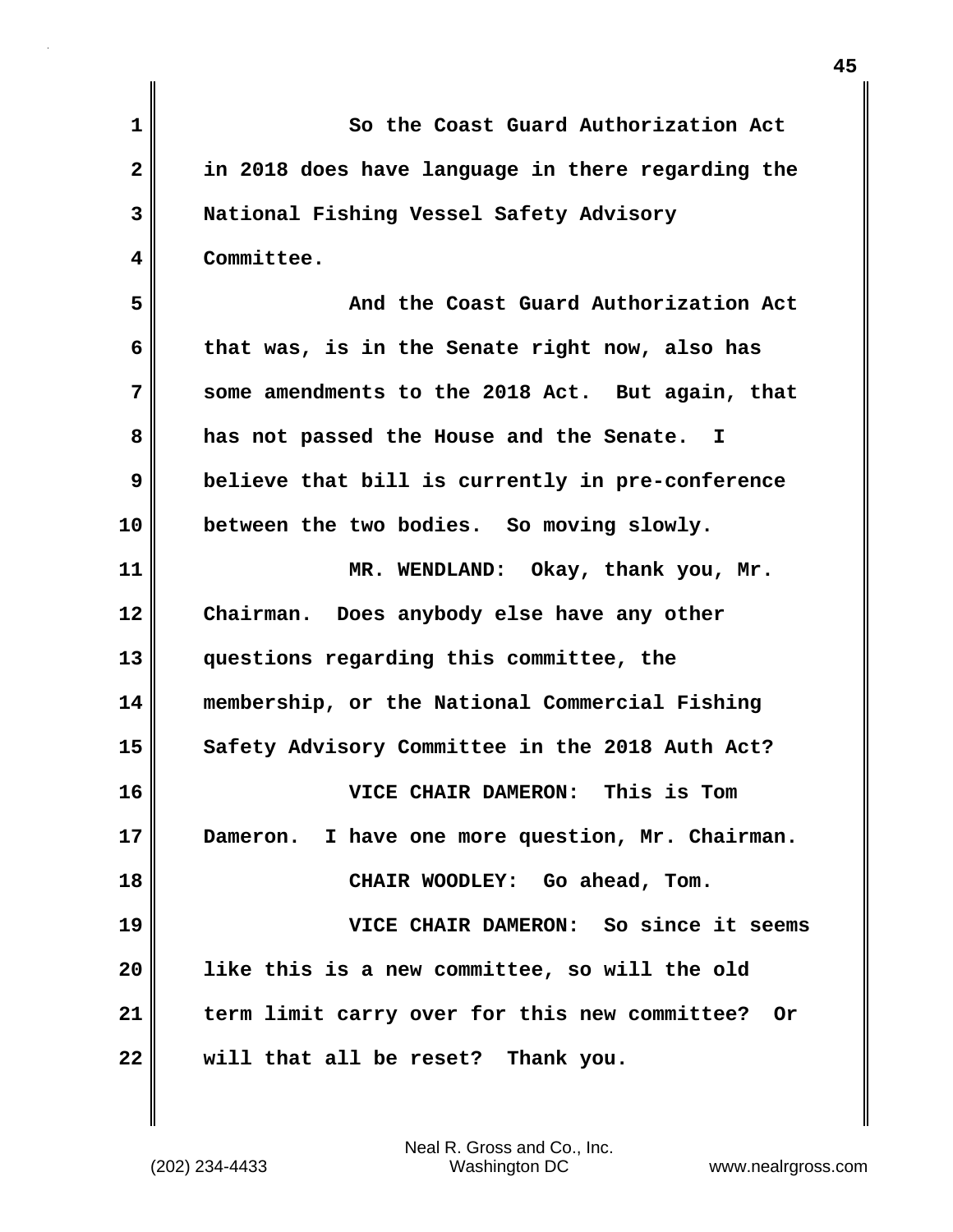So the Coast Guard Authorization Act in 2018 does have language in there regarding the National Fishing Vessel Safety Advisory Committee.

And the Coast Guard Authorization Act that was, is in the Senate right now, also has some amendments to the 2018 Act. But again, that has not passed the House and the Senate. I believe that bill is currently in pre-conference between the two bodies. So moving slowly.

MR. WENDLAND: Okay, thank you, Mr. Chairman. Does anybody else have any other questions regarding this committee, the membership, or the National Commercial Fishing Safety Advisory Committee in the 2018 Auth Act?

VICE CHAIR DAMERON: This is Tom Dameron. I have one more question, Mr. Chairman.

CHAIR WOODLEY: Go ahead, Tom.

VICE CHAIR DAMERON: So since it seems like this is a new committee, so will the old term limit carry over for this new committee? Or will that all be reset? Thank you.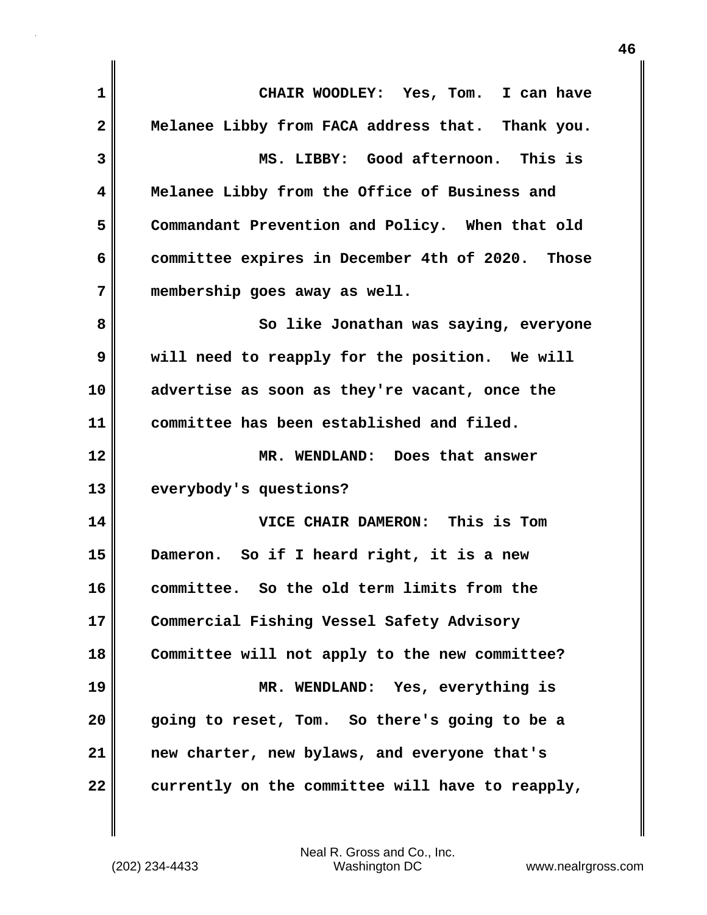CHAIR WOODLEY: Yes, Tom. I can have Melanee Libby from FACA address that. Thank you.

MS. LIBBY: Good afternoon. This is Melanee Libby from the Office of Business and Commandant Prevention and Policy. When that old committee expires in December 4th of 2020. Those membership goes away as well.

So like Jonathan was saying, everyone will need to reapply for the position. We will advertise as soon as they're vacant, once the committee has been established and filed.

MR. WENDLAND: Does that answer everybody's questions?

VICE CHAIR DAMERON: This is Tom Dameron. So if I heard right, it is a new committee. So the old term limits from the Commercial Fishing Vessel Safety Advisory Committee will not apply to the new committee?

MR. WENDLAND: Yes, everything is going to reset, Tom. So there's going to be a new charter, new bylaws, and everyone that's currently on the committee will have to reapply,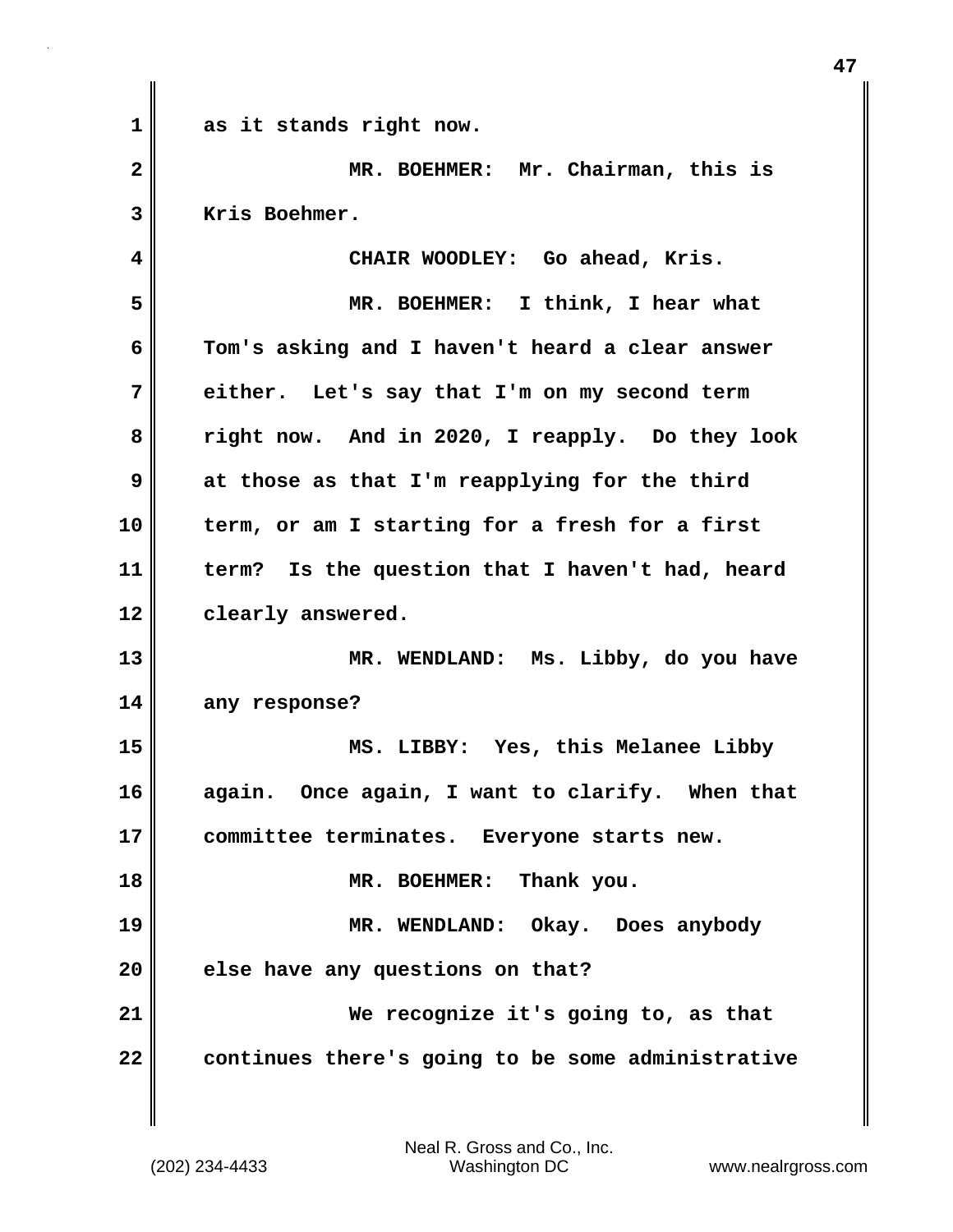as it stands right now.

MR. BOEHMER: Mr. Chairman, this is Kris Boehmer.

CHAIR WOODLEY: Go ahead, Kris.

MR. BOEHMER: I think, I hear what Tom's asking and I haven't heard a clear answer either. Let's say that I'm on my second term right now. And in 2020, I reapply. Do they look at those as that I'm reapplying for the third term, or am I starting for a fresh for a first term? Is the question that I haven't had, heard clearly answered.

MR. WENDLAND: Ms. Libby, do you have any response?

MS. LIBBY: Yes, this Melanee Libby again. Once again, I want to clarify. When that committee terminates. Everyone starts new.

MR. BOEHMER: Thank you.

MR. WENDLAND: Okay. Does anybody else have any questions on that?

We recognize it's going to, as that continues there's going to be some administrative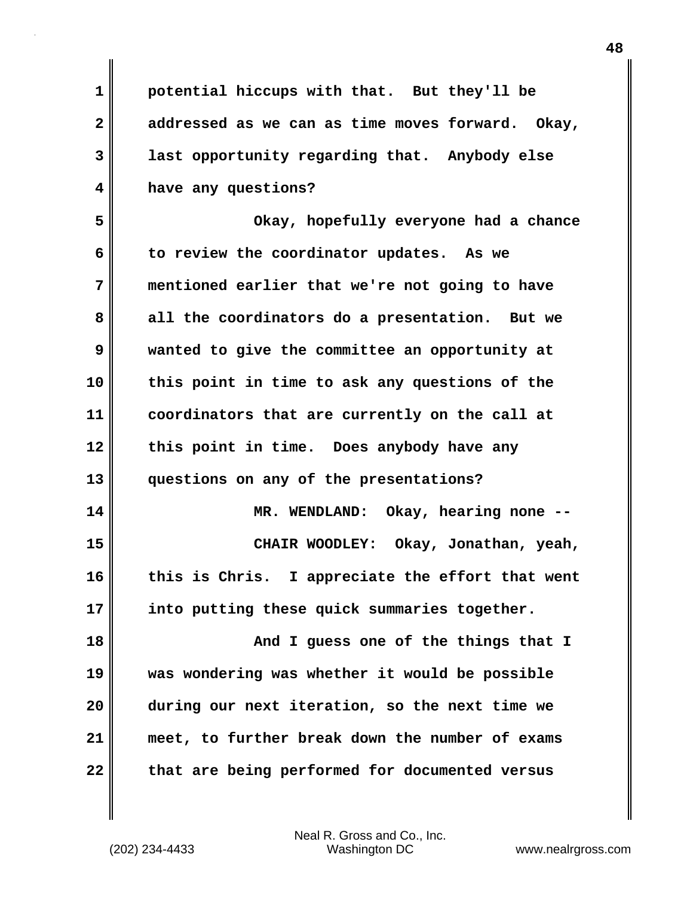potential hiccups with that. But they'll be addressed as we can as time moves forward. Okay, last opportunity regarding that. Anybody else have any questions?

Okay, hopefully everyone had a chance to review the coordinator updates. As we mentioned earlier that we're not going to have all the coordinators do a presentation. But we wanted to give the committee an opportunity at this point in time to ask any questions of the coordinators that are currently on the call at this point in time. Does anybody have any questions on any of the presentations?

MR. WENDLAND: Okay, hearing none --

CHAIR WOODLEY: Okay, Jonathan, yeah, this is Chris. I appreciate the effort that went into putting these quick summaries together.

And I guess one of the things that I was wondering was whether it would be possible during our next iteration, so the next time we meet, to further break down the number of exams that are being performed for documented versus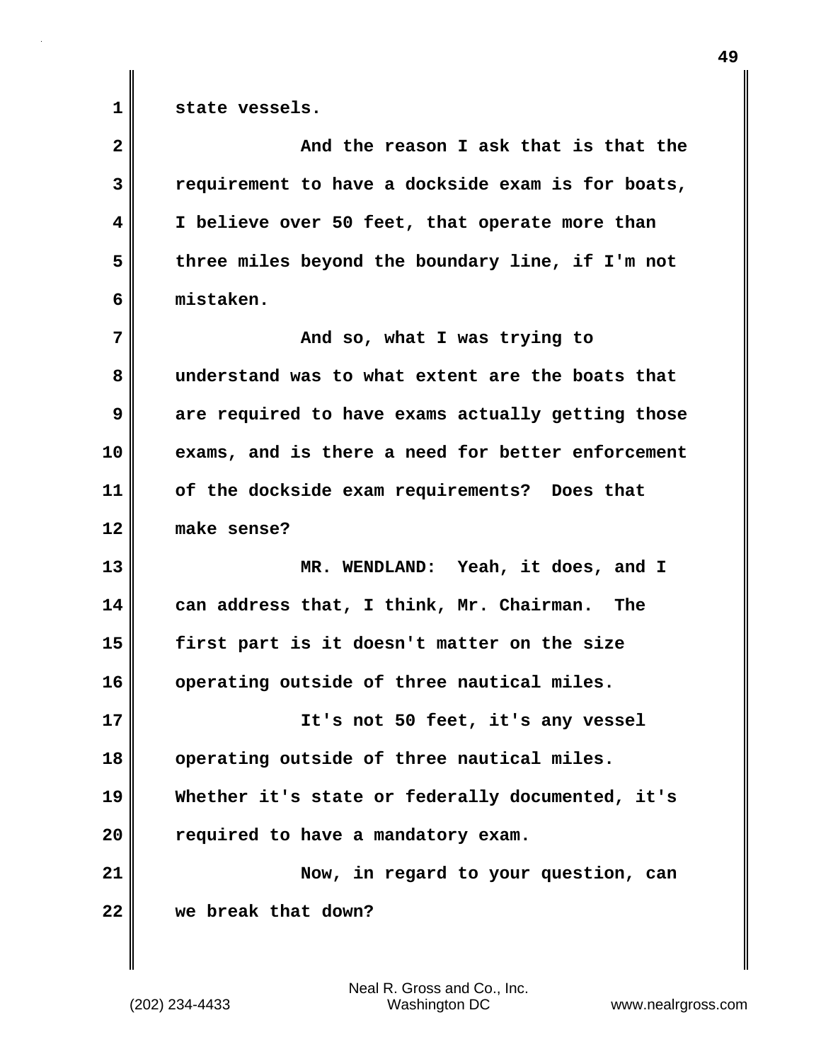state vessels.

And the reason I ask that is that the requirement to have a dockside exam is for boats, I believe over 50 feet, that operate more than three miles beyond the boundary line, if I'm not mistaken.

And so, what I was trying to understand was to what extent are the boats that are required to have exams actually getting those exams, and is there a need for better enforcement of the dockside exam requirements? Does that make sense?

MR. WENDLAND: Yeah, it does, and I can address that, I think, Mr. Chairman. The first part is it doesn't matter on the size operating outside of three nautical miles.

It's not 50 feet, it's any vessel operating outside of three nautical miles. Whether it's state or federally documented, it's required to have a mandatory exam.

Now, in regard to your question, can we break that down?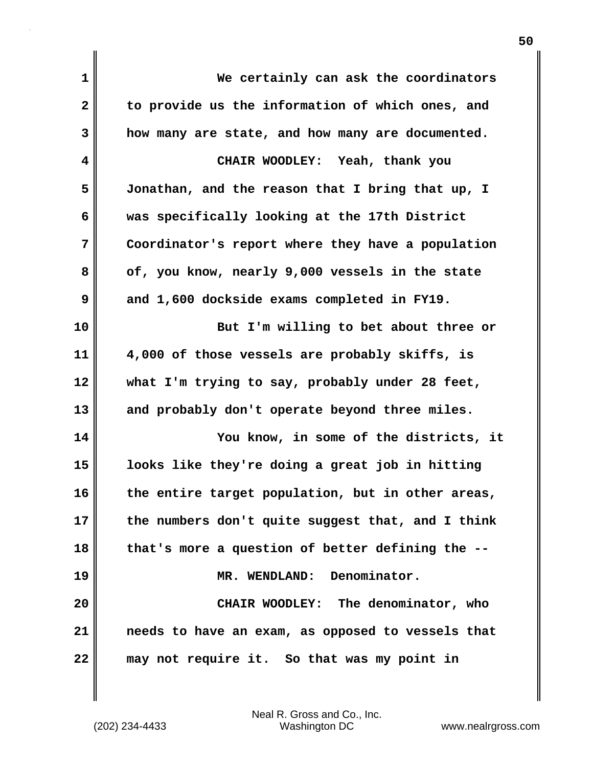We certainly can ask the coordinators to provide us the information of which ones, and how many are state, and how many are documented.

CHAIR WOODLEY: Yeah, thank you Jonathan, and the reason that I bring that up, I was specifically looking at the 17th District Coordinator's report where they have a population of, you know, nearly 9,000 vessels in the state and 1,600 dockside exams completed in FY19.

But I'm willing to bet about three or 4,000 of those vessels are probably skiffs, is what I'm trying to say, probably under 28 feet, and probably don't operate beyond three miles.

You know, in some of the districts, it looks like they're doing a great job in hitting the entire target population, but in other areas, the numbers don't quite suggest that, and I think that's more a question of better defining the --

MR. WENDLAND: Denominator.

CHAIR WOODLEY: The denominator, who needs to have an exam, as opposed to vessels that may not require it. So that was my point in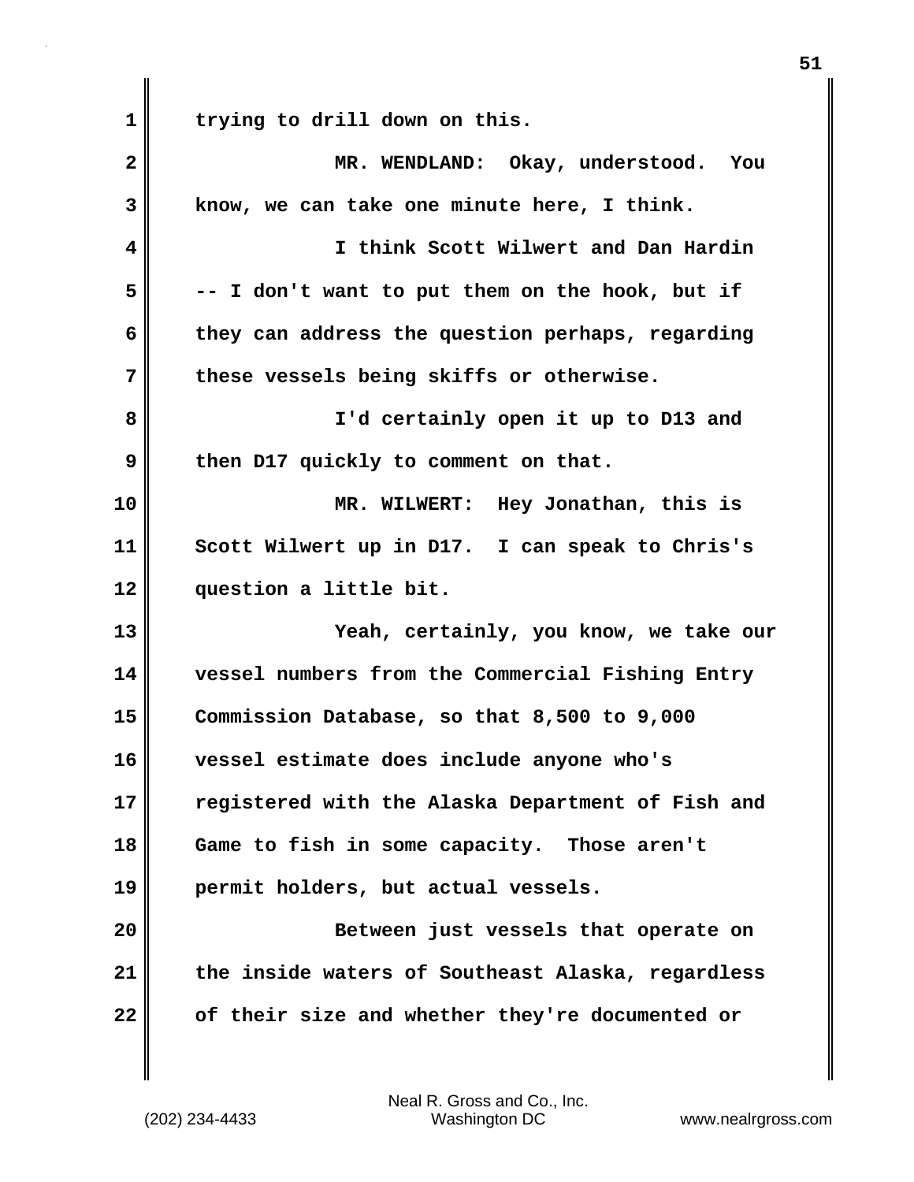trying to drill down on this.

MR. WENDLAND: Okay, understood. You know, we can take one minute here, I think.

I think Scott Wilwert and Dan Hardin -- I don't want to put them on the hook, but if they can address the question perhaps, regarding these vessels being skiffs or otherwise.

I'd certainly open it up to D13 and then D17 quickly to comment on that.

MR. WILWERT: Hey Jonathan, this is Scott Wilwert up in D17. I can speak to Chris's question a little bit.

Yeah, certainly, you know, we take our vessel numbers from the Commercial Fishing Entry Commission Database, so that 8,500 to 9,000 vessel estimate does include anyone who's registered with the Alaska Department of Fish and Game to fish in some capacity. Those aren't permit holders, but actual vessels.

Between just vessels that operate on the inside waters of Southeast Alaska, regardless of their size and whether they're documented or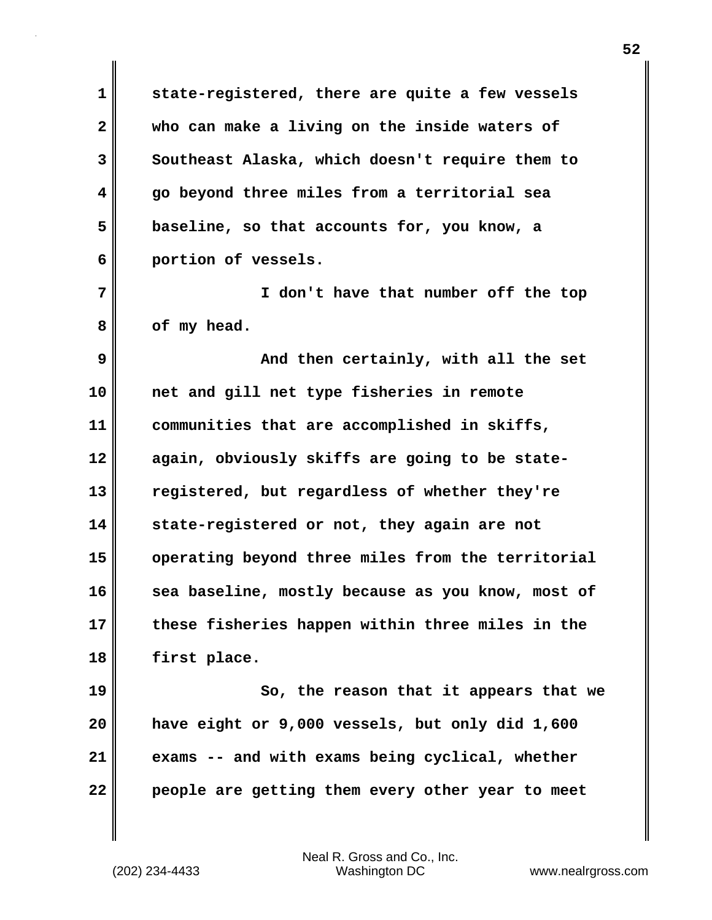state-registered, there are quite a few vessels who can make a living on the inside waters of Southeast Alaska, which doesn't require them to go beyond three miles from a territorial sea baseline, so that accounts for, you know, a portion of vessels.

I don't have that number off the top of my head.

And then certainly, with all the set net and gill net type fisheries in remote communities that are accomplished in skiffs, again, obviously skiffs are going to be state-registered, but regardless of whether they're state-registered or not, they again are not operating beyond three miles from the territorial sea baseline, mostly because as you know, most of these fisheries happen within three miles in the first place.

So, the reason that it appears that we have eight or 9,000 vessels, but only did 1,600 exams -- and with exams being cyclical, whether people are getting them every other year to meet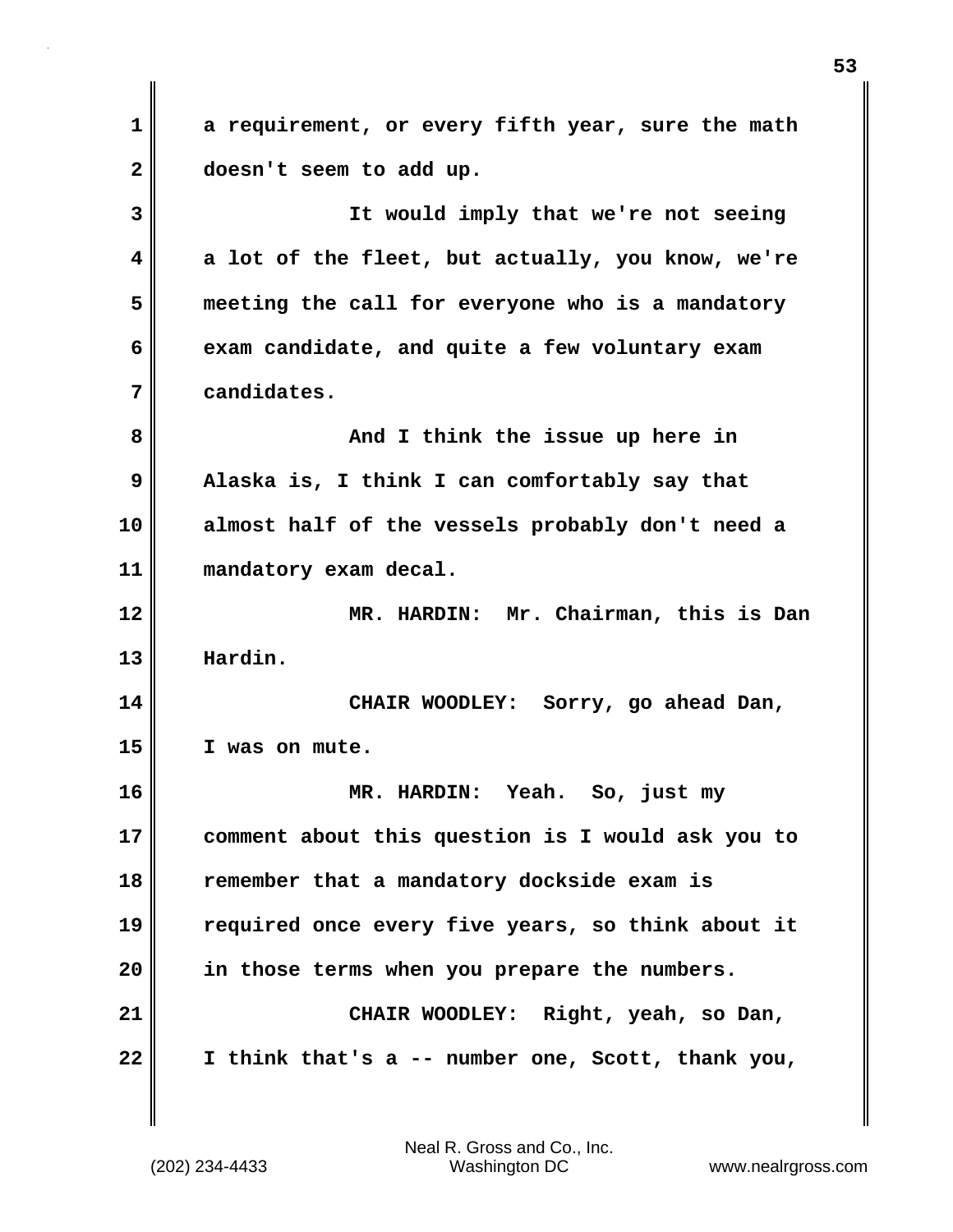a requirement, or every fifth year, sure the math doesn't seem to add up.

It would imply that we're not seeing a lot of the fleet, but actually, you know, we're meeting the call for everyone who is a mandatory exam candidate, and quite a few voluntary exam candidates.

And I think the issue up here in Alaska is, I think I can comfortably say that almost half of the vessels probably don't need a mandatory exam decal.

MR. HARDIN: Mr. Chairman, this is Dan Hardin.

CHAIR WOODLEY: Sorry, go ahead Dan, I was on mute.

MR. HARDIN: Yeah. So, just my comment about this question is I would ask you to remember that a mandatory dockside exam is required once every five years, so think about it in those terms when you prepare the numbers.

CHAIR WOODLEY: Right, yeah, so Dan, I think that's a -- number one, Scott, thank you,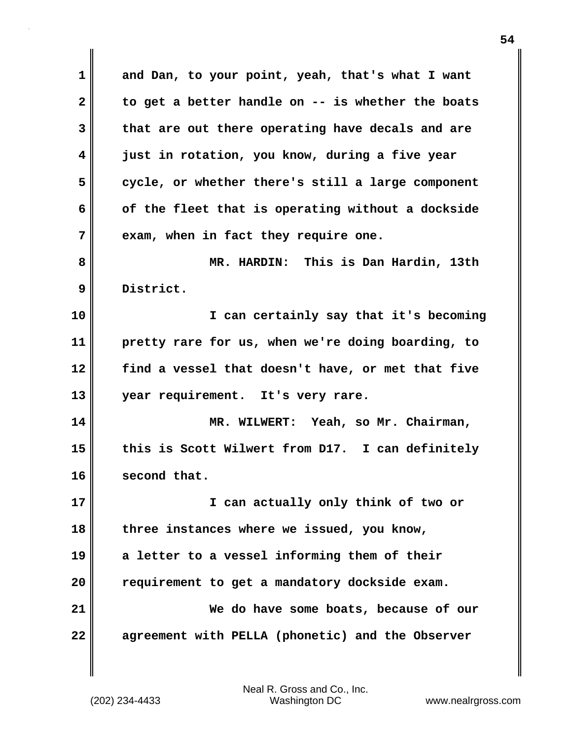and Dan, to your point, yeah, that's what I want to get a better handle on -- is whether the boats that are out there operating have decals and are just in rotation, you know, during a five year cycle, or whether there's still a large component of the fleet that is operating without a dockside exam, when in fact they require one.

MR. HARDIN: This is Dan Hardin, 13th District.

I can certainly say that it's becoming pretty rare for us, when we're doing boarding, to find a vessel that doesn't have, or met that five year requirement. It's very rare.

MR. WILWERT: Yeah, so Mr. Chairman, this is Scott Wilwert from D17. I can definitely second that.

I can actually only think of two or three instances where we issued, you know, a letter to a vessel informing them of their requirement to get a mandatory dockside exam.

We do have some boats, because of our agreement with PELLA (phonetic) and the Observer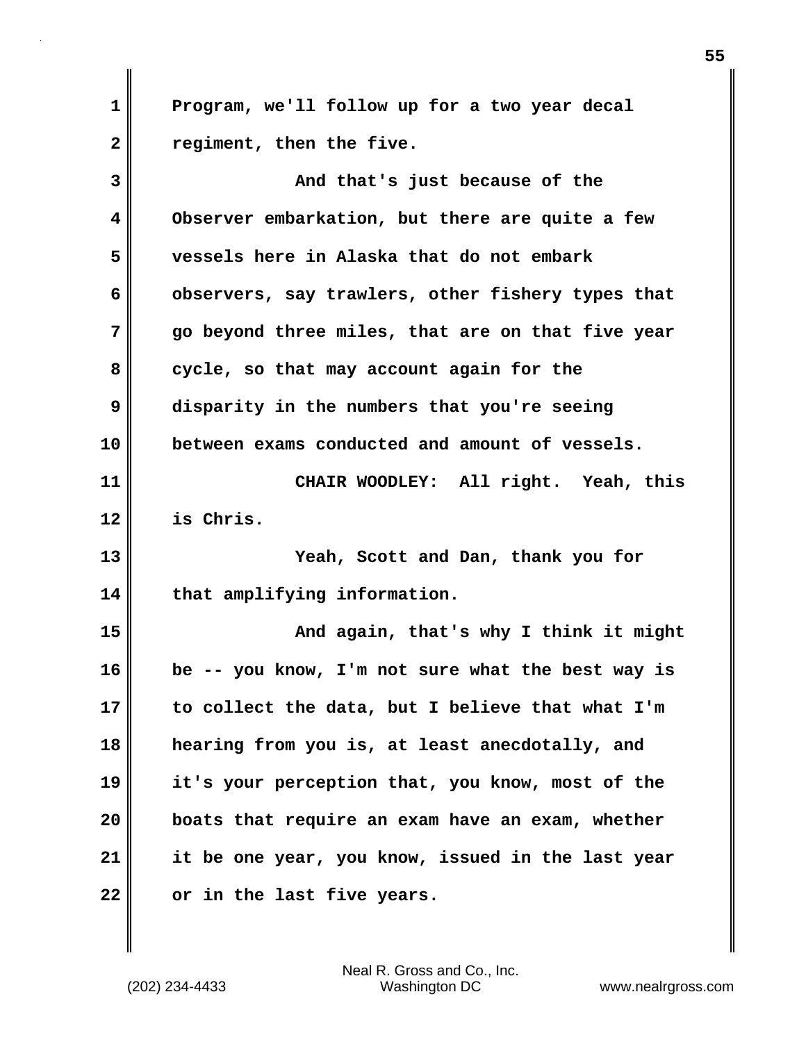Program, we'll follow up for a two year decal regiment, then the five.

And that's just because of the Observer embarkation, but there are quite a few vessels here in Alaska that do not embark observers, say trawlers, other fishery types that go beyond three miles, that are on that five year cycle, so that may account again for the disparity in the numbers that you're seeing between exams conducted and amount of vessels.

CHAIR WOODLEY: All right. Yeah, this is Chris.

Yeah, Scott and Dan, thank you for that amplifying information.

And again, that's why I think it might be -- you know, I'm not sure what the best way is to collect the data, but I believe that what I'm hearing from you is, at least anecdotally, and it's your perception that, you know, most of the boats that require an exam have an exam, whether it be one year, you know, issued in the last year or in the last five years.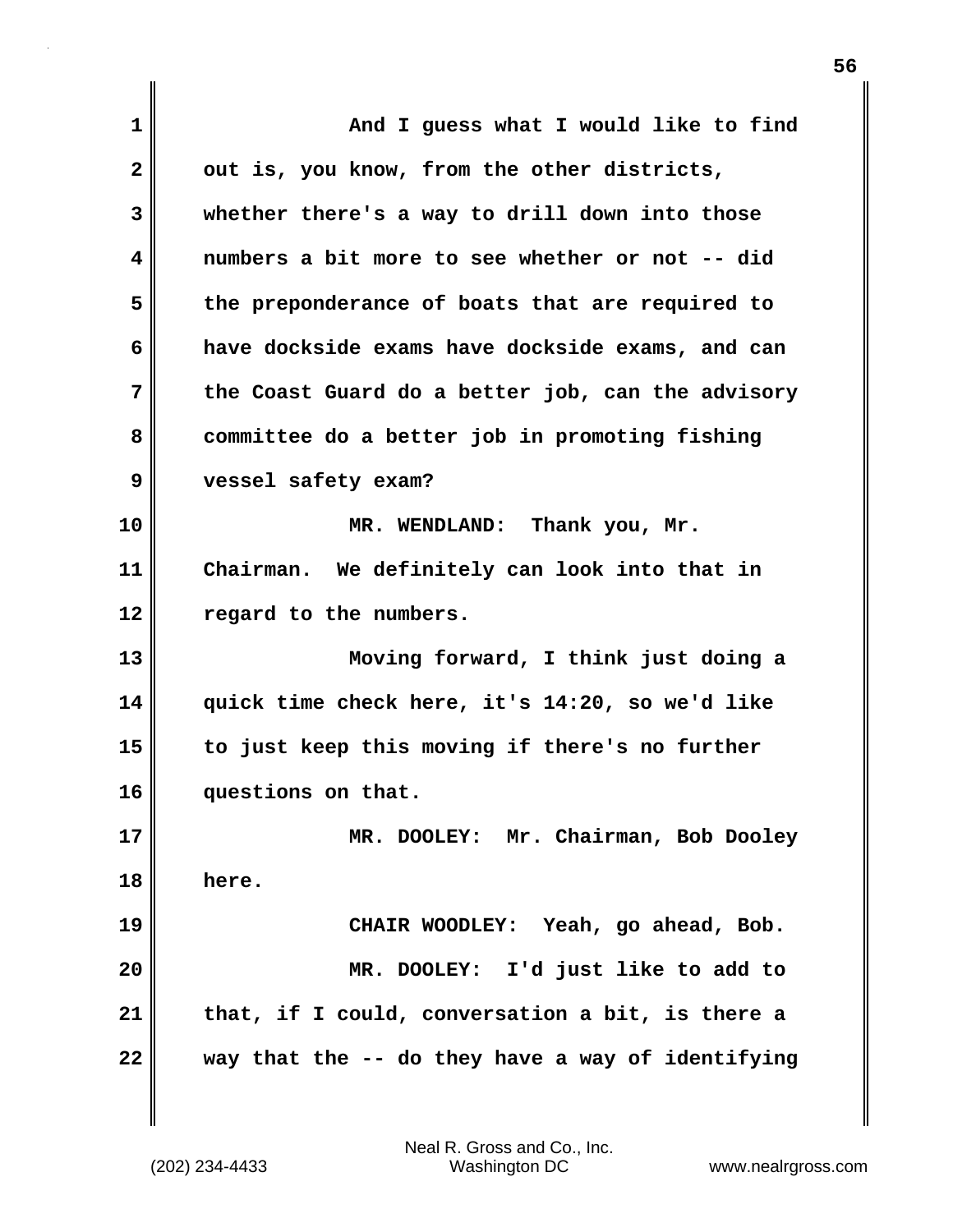And I guess what I would like to find out is, you know, from the other districts, whether there's a way to drill down into those numbers a bit more to see whether or not -- did the preponderance of boats that are required to have dockside exams have dockside exams, and can the Coast Guard do a better job, can the advisory committee do a better job in promoting fishing vessel safety exam?

MR. WENDLAND: Thank you, Mr. Chairman. We definitely can look into that in regard to the numbers.

Moving forward, I think just doing a quick time check here, it's 14:20, so we'd like to just keep this moving if there's no further questions on that.

MR. DOOLEY: Mr. Chairman, Bob Dooley here.

CHAIR WOODLEY: Yeah, go ahead, Bob.

MR. DOOLEY: I'd just like to add to that, if I could, conversation a bit, is there a way that the -- do they have a way of identifying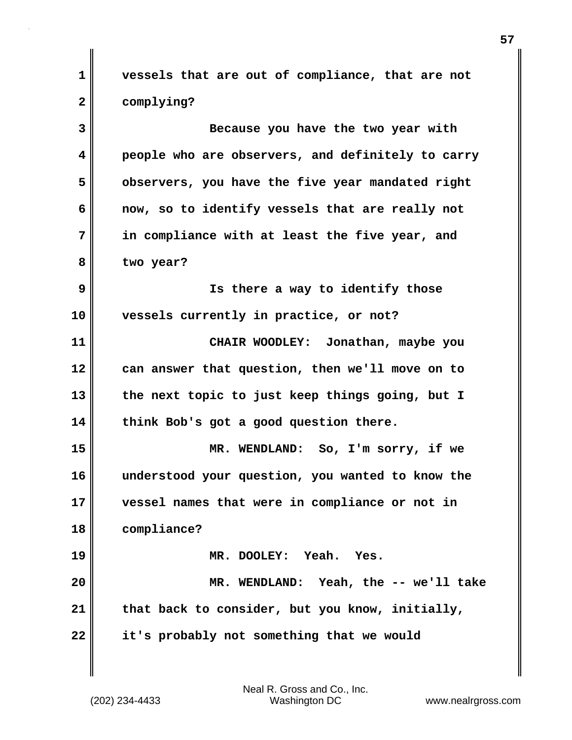vessels that are out of compliance, that are not complying?

Because you have the two year with people who are observers, and definitely to carry observers, you have the five year mandated right now, so to identify vessels that are really not in compliance with at least the five year, and two year?

Is there a way to identify those vessels currently in practice, or not?

CHAIR WOODLEY: Jonathan, maybe you can answer that question, then we'll move on to the next topic to just keep things going, but I think Bob's got a good question there.

MR. WENDLAND: So, I'm sorry, if we understood your question, you wanted to know the vessel names that were in compliance or not in compliance?

MR. DOOLEY: Yeah. Yes.

MR. WENDLAND: Yeah, the -- we'll take that back to consider, but you know, initially, it's probably not something that we would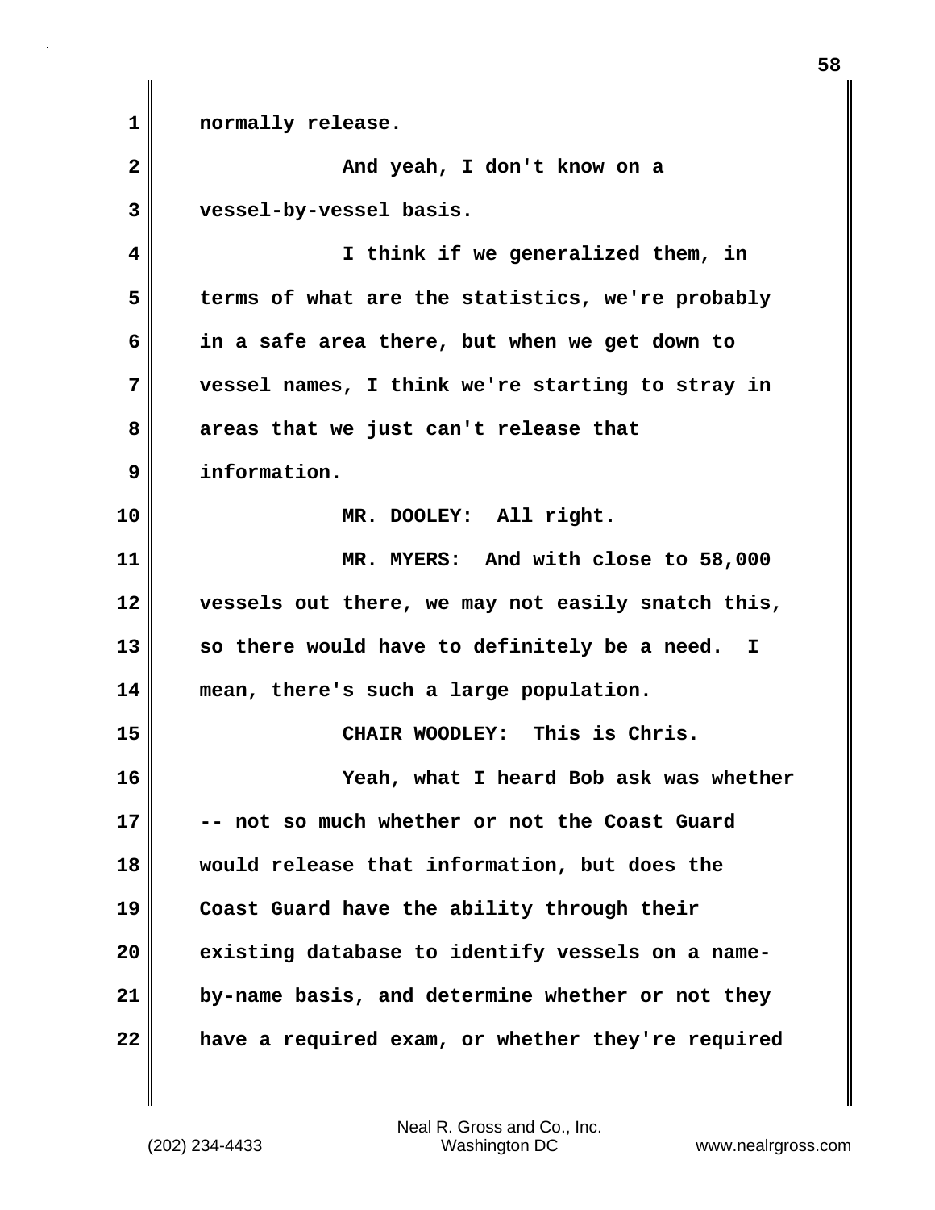normally release.

And yeah, I don't know on a vessel-by-vessel basis.

I think if we generalized them, in terms of what are the statistics, we're probably in a safe area there, but when we get down to vessel names, I think we're starting to stray in areas that we just can't release that information.

MR. DOOLEY: All right.

MR. MYERS: And with close to 58,000 vessels out there, we may not easily snatch this, so there would have to definitely be a need. I mean, there's such a large population.

CHAIR WOODLEY: This is Chris.

Yeah, what I heard Bob ask was whether -- not so much whether or not the Coast Guard would release that information, but does the Coast Guard have the ability through their existing database to identify vessels on a name-by-name basis, and determine whether or not they have a required exam, or whether they're required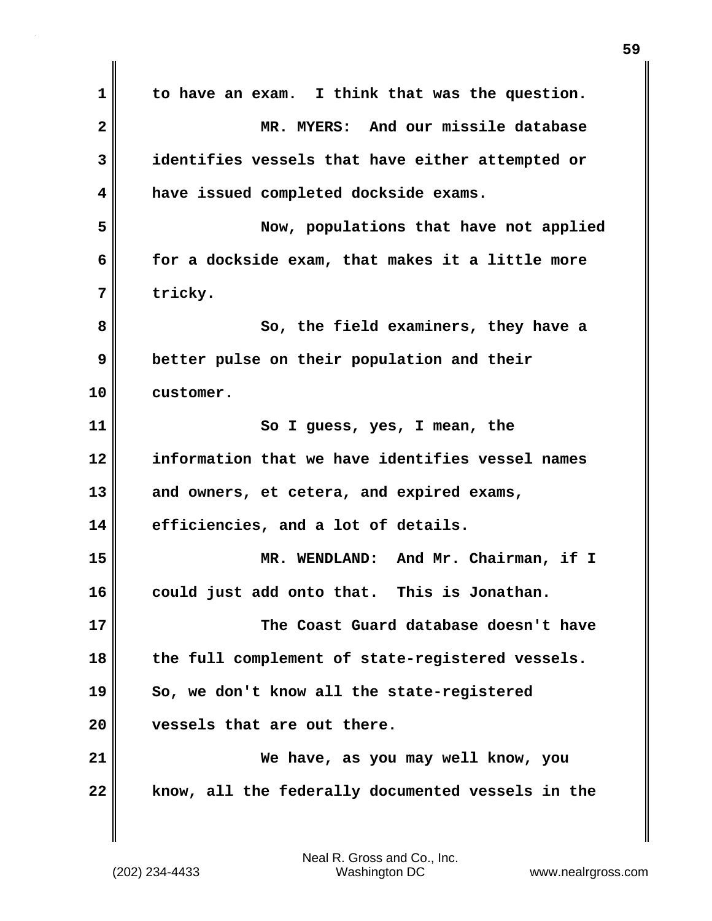to have an exam. I think that was the question.

MR. MYERS: And our missile database identifies vessels that have either attempted or have issued completed dockside exams.

Now, populations that have not applied for a dockside exam, that makes it a little more tricky.

So, the field examiners, they have a better pulse on their population and their customer.

So I guess, yes, I mean, the information that we have identifies vessel names and owners, et cetera, and expired exams, efficiencies, and a lot of details.

MR. WENDLAND: And Mr. Chairman, if I could just add onto that. This is Jonathan.

The Coast Guard database doesn't have the full complement of state-registered vessels. So, we don't know all the state-registered vessels that are out there.

We have, as you may well know, you know, all the federally documented vessels in the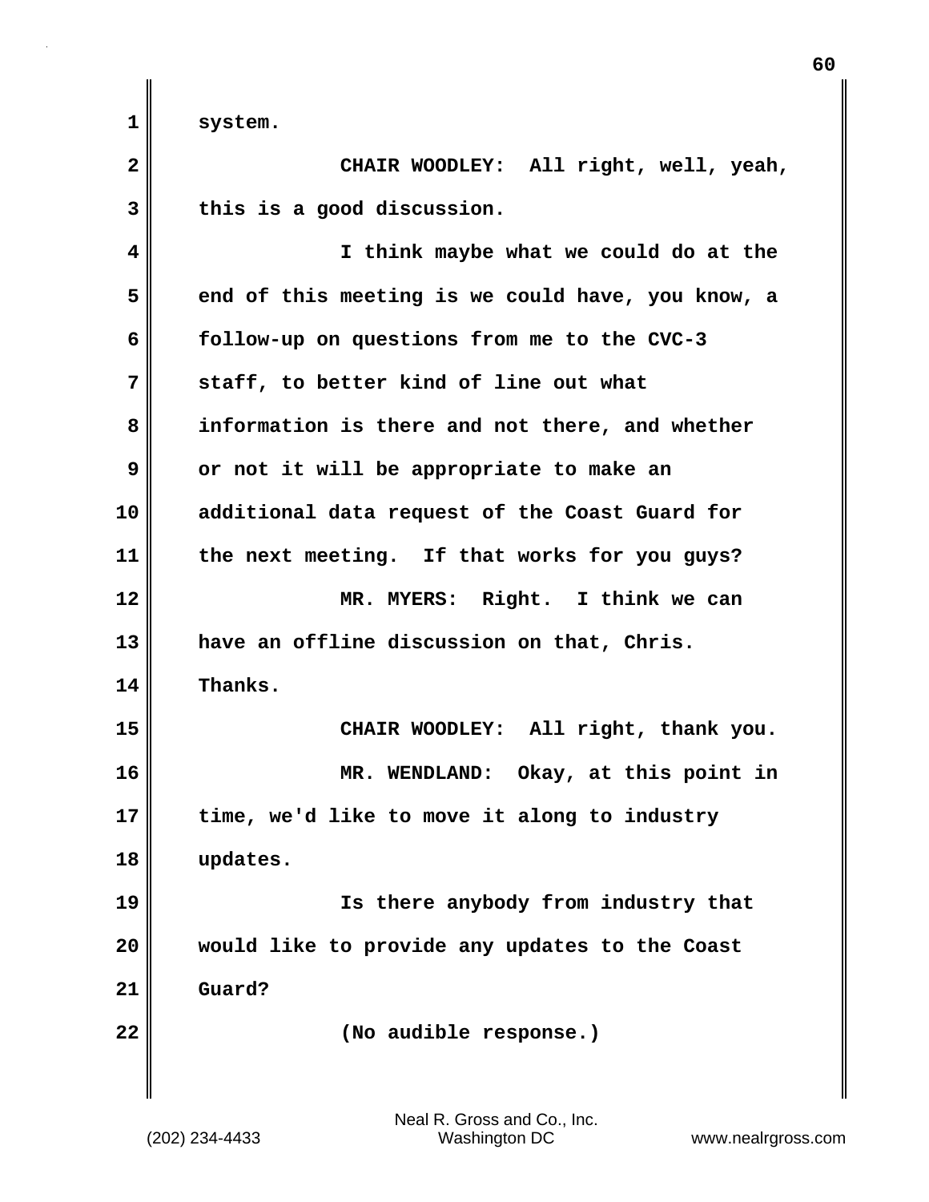system.

CHAIR WOODLEY: All right, well, yeah, this is a good discussion.

I think maybe what we could do at the end of this meeting is we could have, you know, a follow-up on questions from me to the CVC-3 staff, to better kind of line out what information is there and not there, and whether or not it will be appropriate to make an additional data request of the Coast Guard for the next meeting. If that works for you guys?

MR. MYERS: Right. I think we can have an offline discussion on that, Chris. Thanks.

CHAIR WOODLEY: All right, thank you.

MR. WENDLAND: Okay, at this point in time, we'd like to move it along to industry updates.

Is there anybody from industry that would like to provide any updates to the Coast Guard?

(No audible response.)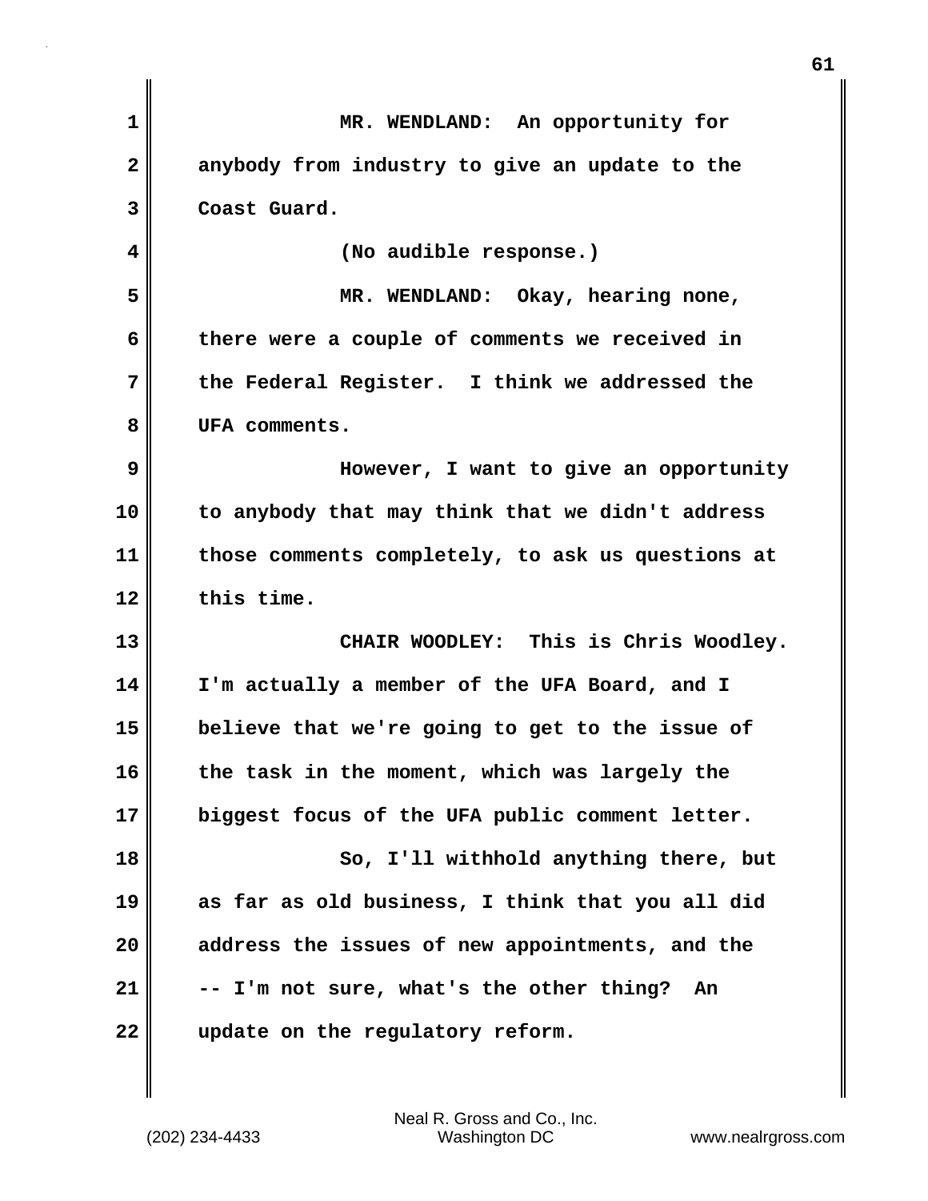MR. WENDLAND: An opportunity for anybody from industry to give an update to the Coast Guard.

(No audible response.)

MR. WENDLAND: Okay, hearing none, there were a couple of comments we received in the Federal Register. I think we addressed the UFA comments.

However, I want to give an opportunity to anybody that may think that we didn't address those comments completely, to ask us questions at this time.

CHAIR WOODLEY: This is Chris Woodley. I'm actually a member of the UFA Board, and I believe that we're going to get to the issue of the task in the moment, which was largely the biggest focus of the UFA public comment letter.

So, I'll withhold anything there, but as far as old business, I think that you all did address the issues of new appointments, and the -- I'm not sure, what's the other thing? An update on the regulatory reform.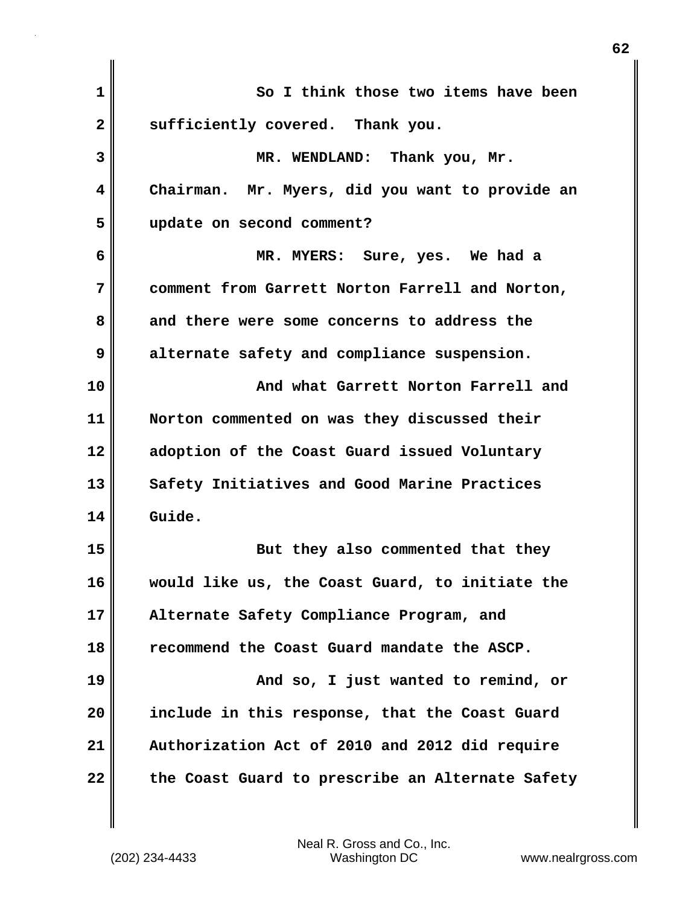So I think those two items have been sufficiently covered. Thank you.

MR. WENDLAND: Thank you, Mr. Chairman. Mr. Myers, did you want to provide an update on second comment?

MR. MYERS: Sure, yes. We had a comment from Garrett Norton Farrell and Norton, and there were some concerns to address the alternate safety and compliance suspension.

And what Garrett Norton Farrell and Norton commented on was they discussed their adoption of the Coast Guard issued Voluntary Safety Initiatives and Good Marine Practices Guide.

But they also commented that they would like us, the Coast Guard, to initiate the Alternate Safety Compliance Program, and recommend the Coast Guard mandate the ASCP.

And so, I just wanted to remind, or include in this response, that the Coast Guard Authorization Act of 2010 and 2012 did require the Coast Guard to prescribe an Alternate Safety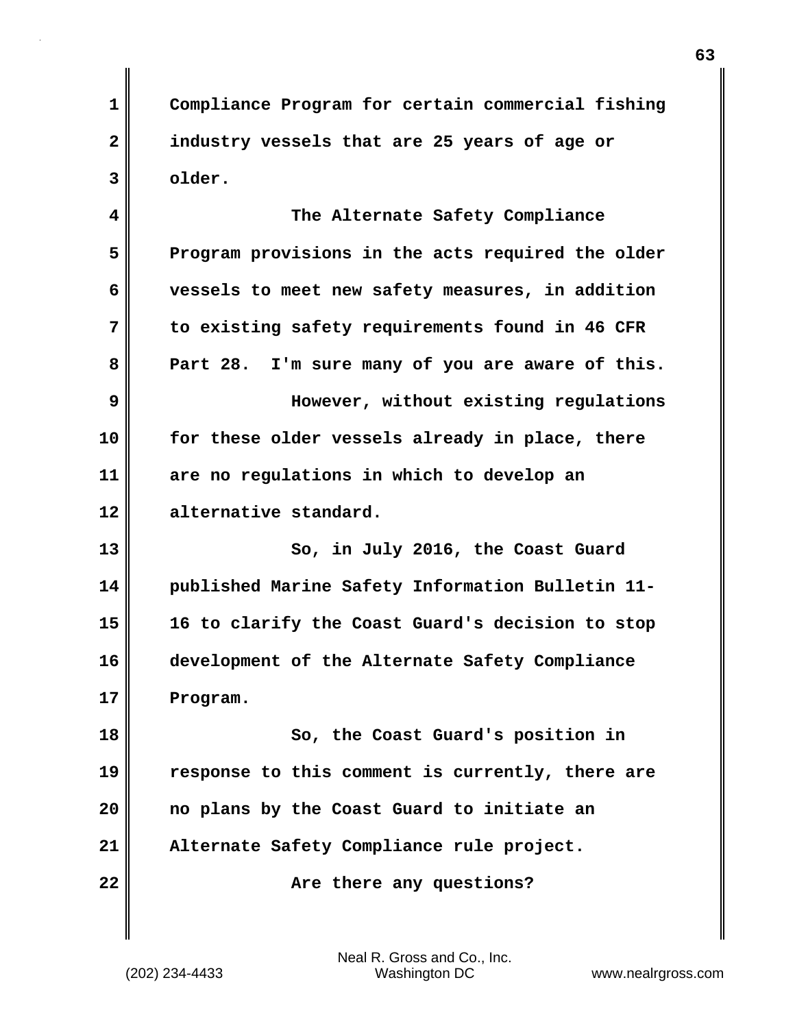Compliance Program for certain commercial fishing industry vessels that are 25 years of age or older.

The Alternate Safety Compliance Program provisions in the acts required the older vessels to meet new safety measures, in addition to existing safety requirements found in 46 CFR Part 28. I'm sure many of you are aware of this.

However, without existing regulations for these older vessels already in place, there are no regulations in which to develop an alternative standard.

So, in July 2016, the Coast Guard published Marine Safety Information Bulletin 11-16 to clarify the Coast Guard's decision to stop development of the Alternate Safety Compliance Program.

So, the Coast Guard's position in response to this comment is currently, there are no plans by the Coast Guard to initiate an Alternate Safety Compliance rule project.

Are there any questions?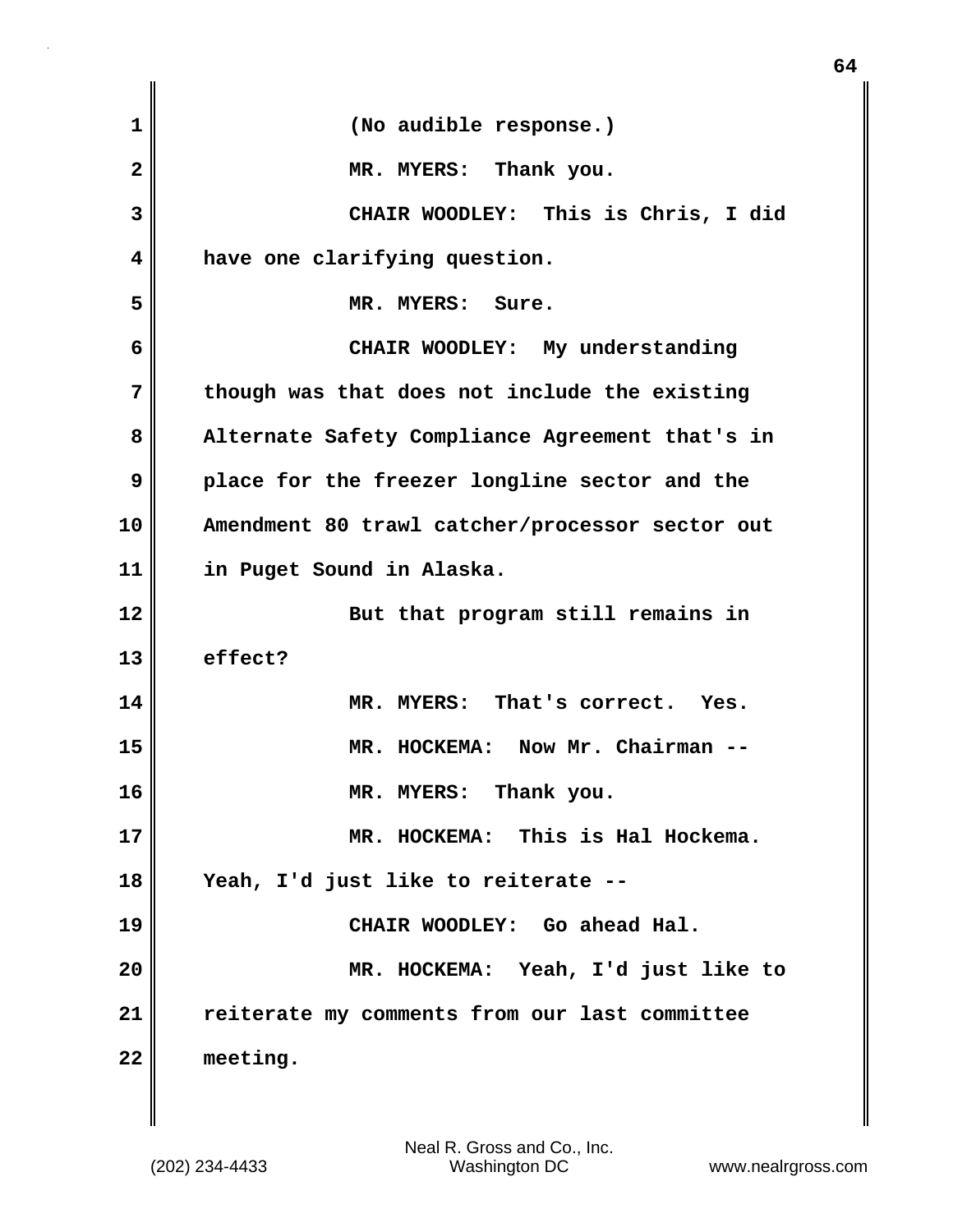(No audible response.)

MR. MYERS: Thank you.

CHAIR WOODLEY: This is Chris, I did have one clarifying question.

MR. MYERS: Sure.

CHAIR WOODLEY: My understanding though was that does not include the existing Alternate Safety Compliance Agreement that's in place for the freezer longline sector and the Amendment 80 trawl catcher/processor sector out in Puget Sound in Alaska.

But that program still remains in effect?

MR. MYERS: That's correct. Yes.

MR. HOCKEMA: Now Mr. Chairman --

MR. MYERS: Thank you.

MR. HOCKEMA: This is Hal Hockema. Yeah, I'd just like to reiterate --

CHAIR WOODLEY: Go ahead Hal.

MR. HOCKEMA: Yeah, I'd just like to reiterate my comments from our last committee meeting.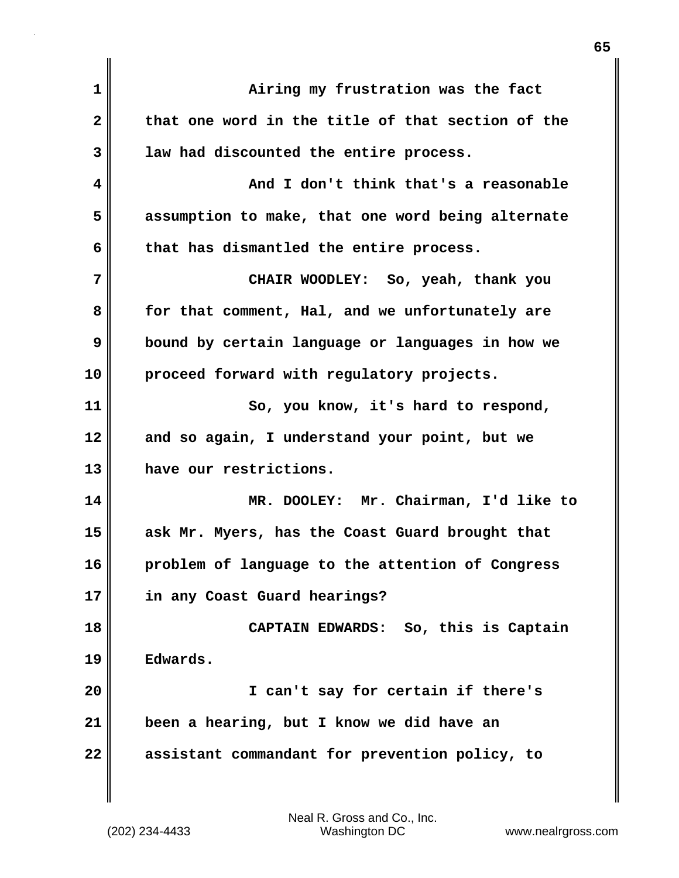Airing my frustration was the fact that one word in the title of that section of the law had discounted the entire process.

And I don't think that's a reasonable assumption to make, that one word being alternate that has dismantled the entire process.

CHAIR WOODLEY: So, yeah, thank you for that comment, Hal, and we unfortunately are bound by certain language or languages in how we proceed forward with regulatory projects.

So, you know, it's hard to respond, and so again, I understand your point, but we have our restrictions.

MR. DOOLEY: Mr. Chairman, I'd like to ask Mr. Myers, has the Coast Guard brought that problem of language to the attention of Congress in any Coast Guard hearings?

CAPTAIN EDWARDS: So, this is Captain Edwards.

I can't say for certain if there's been a hearing, but I know we did have an assistant commandant for prevention policy, to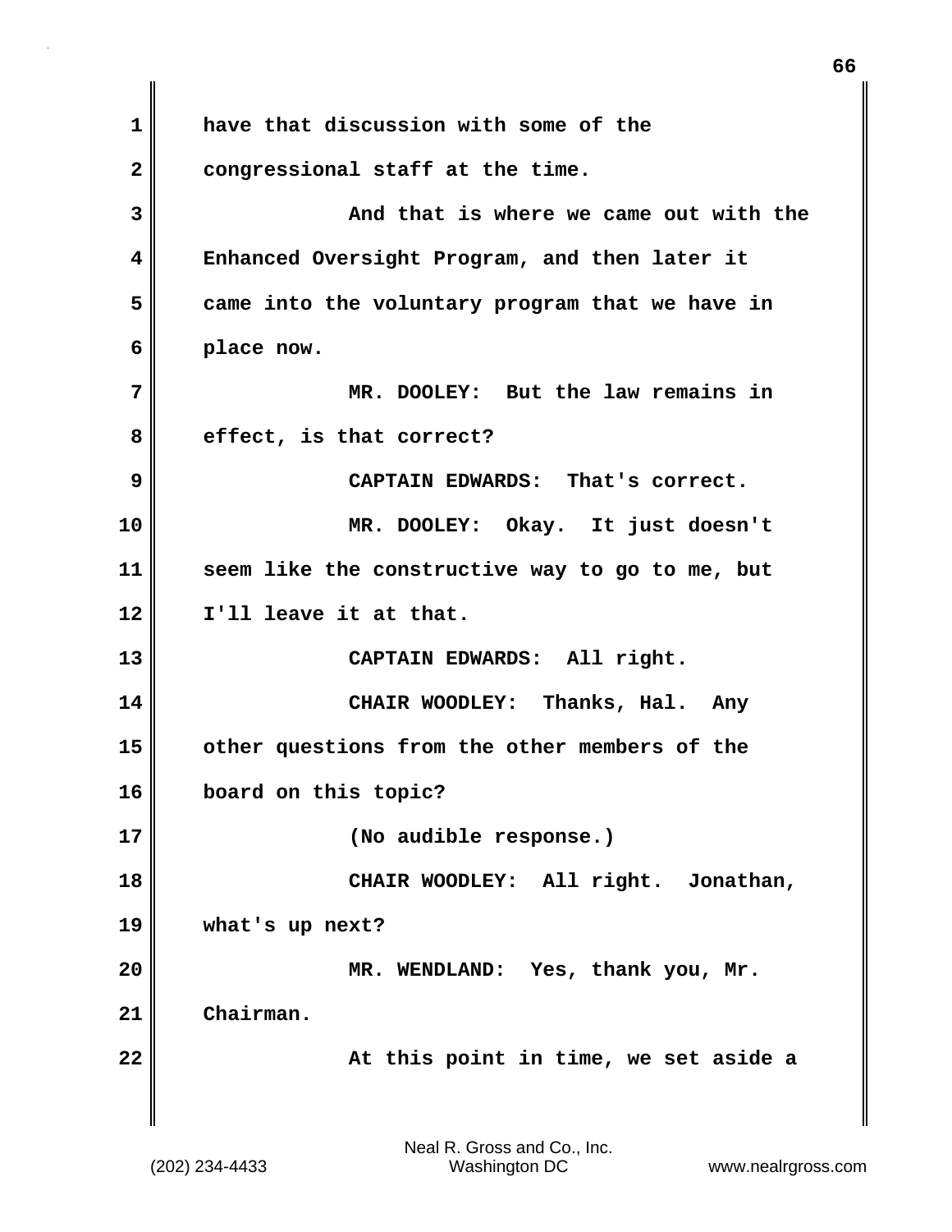have that discussion with some of the congressional staff at the time.

And that is where we came out with the Enhanced Oversight Program, and then later it came into the voluntary program that we have in place now.

MR. DOOLEY: But the law remains in effect, is that correct?

CAPTAIN EDWARDS: That's correct.

MR. DOOLEY: Okay. It just doesn't seem like the constructive way to go to me, but I'll leave it at that.

CAPTAIN EDWARDS: All right.

CHAIR WOODLEY: Thanks, Hal. Any other questions from the other members of the board on this topic?

(No audible response.)

CHAIR WOODLEY: All right. Jonathan, what's up next?

MR. WENDLAND: Yes, thank you, Mr. Chairman.

At this point in time, we set aside a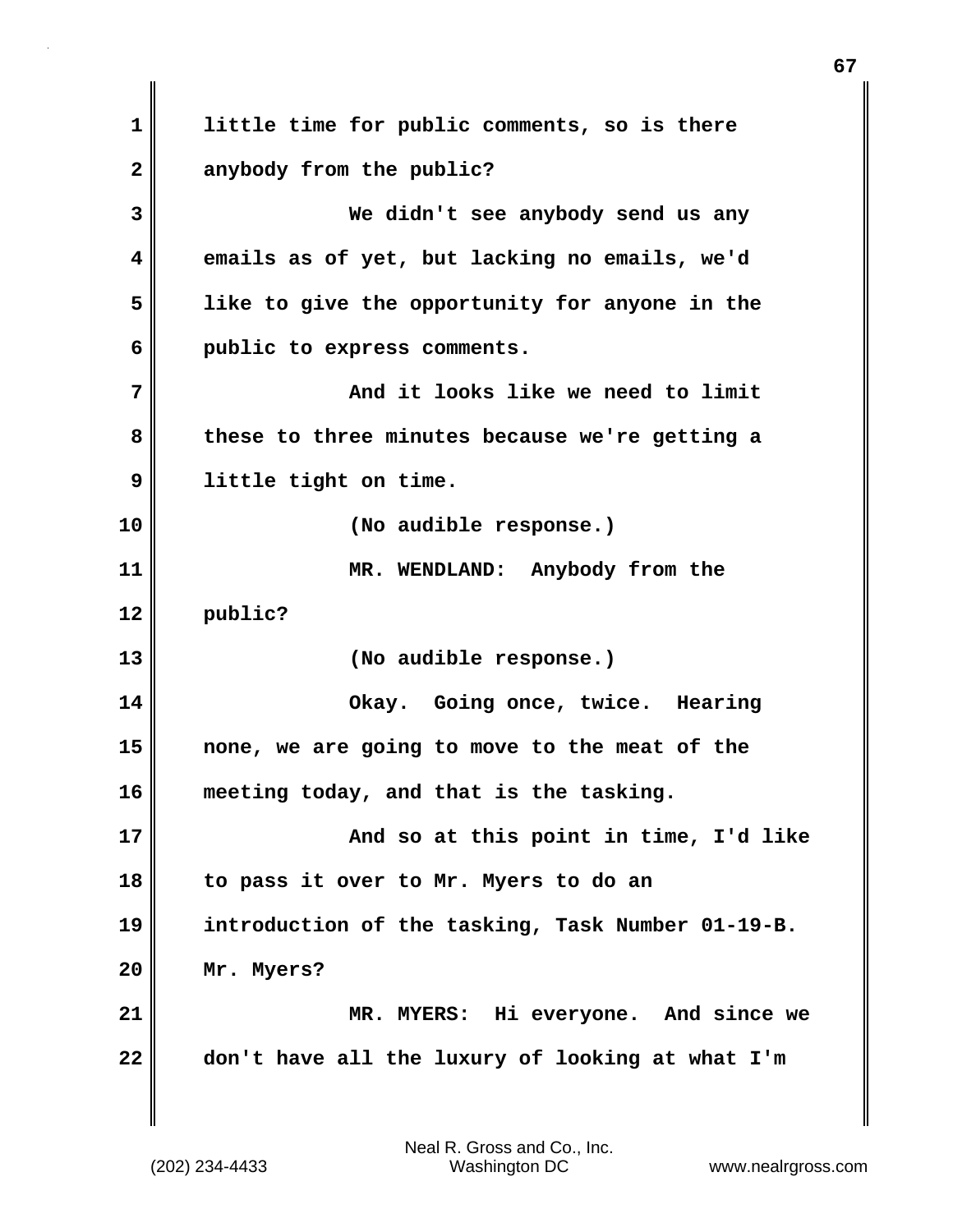little time for public comments, so is there anybody from the public?

We didn't see anybody send us any emails as of yet, but lacking no emails, we'd like to give the opportunity for anyone in the public to express comments.

And it looks like we need to limit these to three minutes because we're getting a little tight on time.

(No audible response.)

MR. WENDLAND: Anybody from the public?

(No audible response.)

Okay. Going once, twice. Hearing none, we are going to move to the meat of the meeting today, and that is the tasking.

And so at this point in time, I'd like to pass it over to Mr. Myers to do an introduction of the tasking, Task Number 01-19-B. Mr. Myers?

MR. MYERS: Hi everyone. And since we don't have all the luxury of looking at what I'm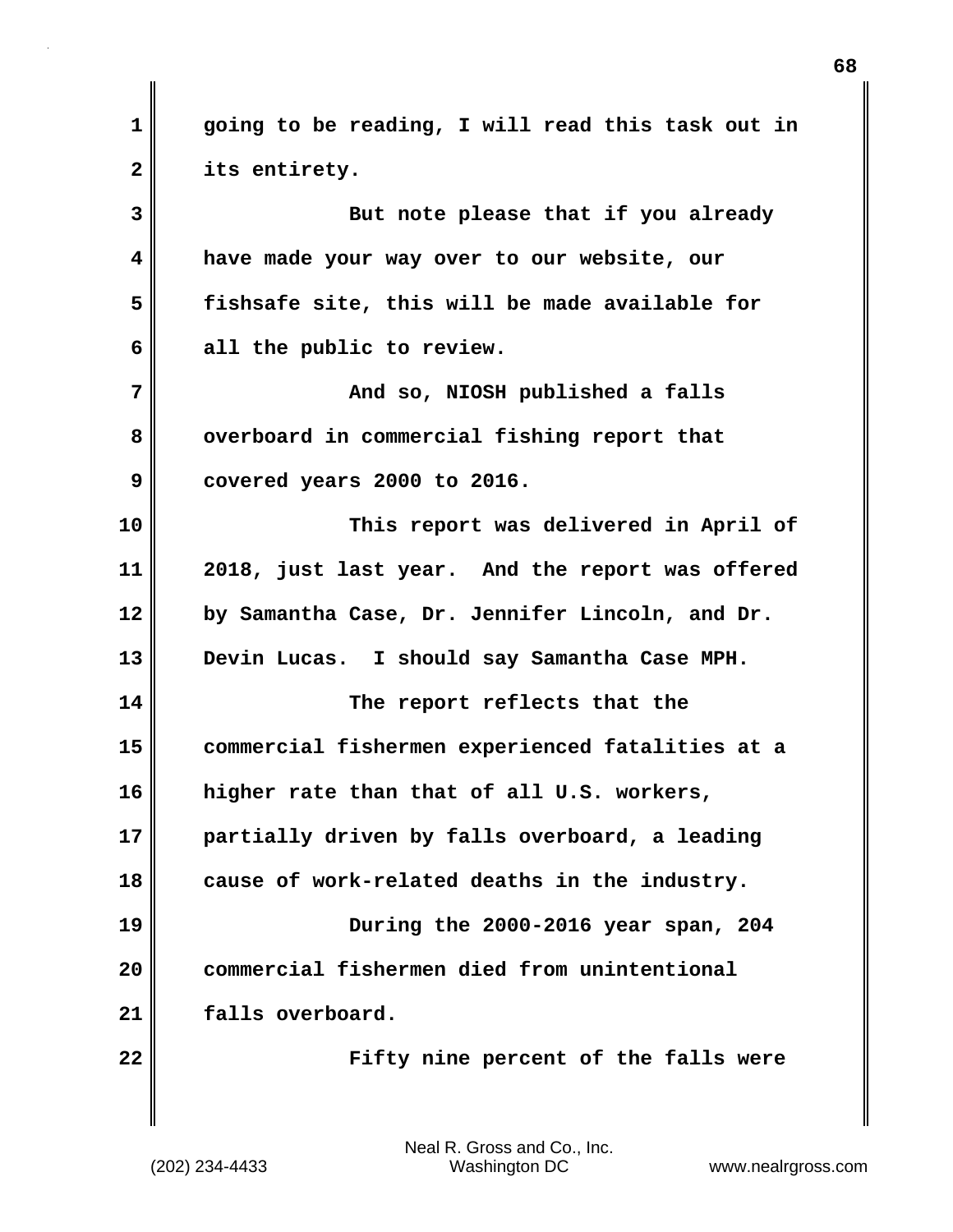going to be reading, I will read this task out in its entirety.

But note please that if you already have made your way over to our website, our fishsafe site, this will be made available for all the public to review.

And so, NIOSH published a falls overboard in commercial fishing report that covered years 2000 to 2016.

This report was delivered in April of 2018, just last year. And the report was offered by Samantha Case, Dr. Jennifer Lincoln, and Dr. Devin Lucas. I should say Samantha Case MPH.

The report reflects that the commercial fishermen experienced fatalities at a higher rate than that of all U.S. workers, partially driven by falls overboard, a leading cause of work-related deaths in the industry.

During the 2000-2016 year span, 204 commercial fishermen died from unintentional falls overboard.

Fifty nine percent of the falls were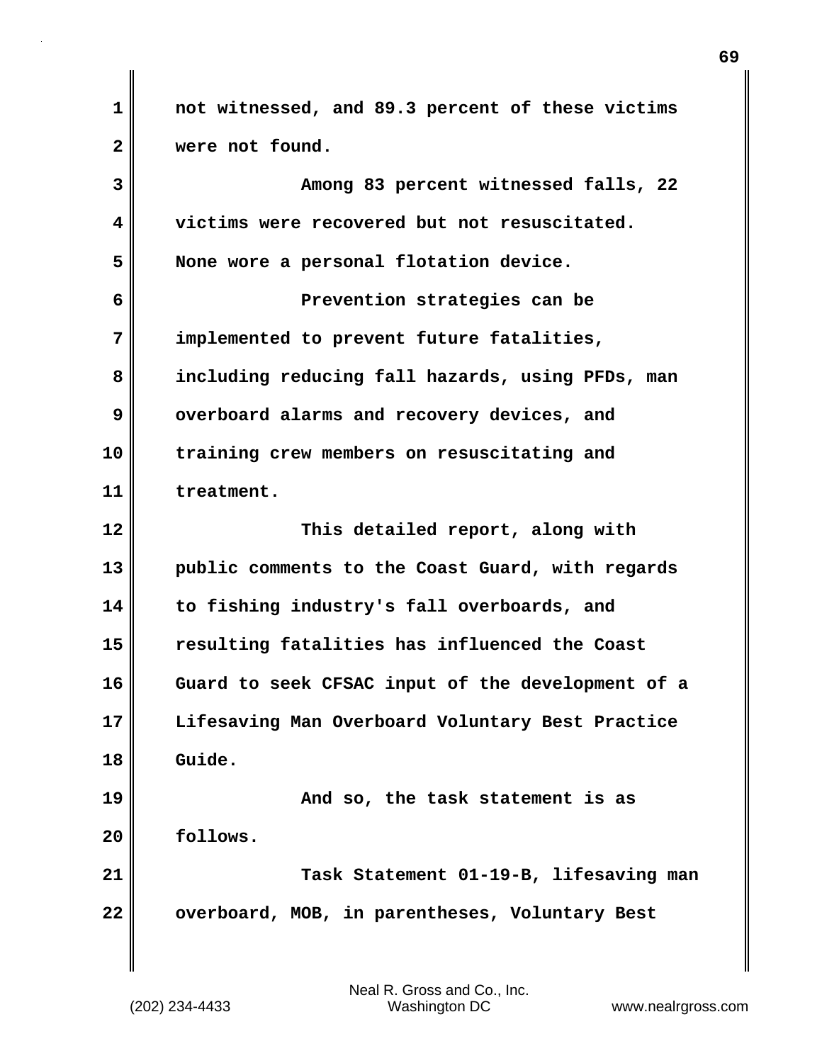not witnessed, and 89.3 percent of these victims were not found.

Among 83 percent witnessed falls, 22 victims were recovered but not resuscitated. None wore a personal flotation device.

Prevention strategies can be implemented to prevent future fatalities, including reducing fall hazards, using PFDs, man overboard alarms and recovery devices, and training crew members on resuscitating and treatment.

This detailed report, along with public comments to the Coast Guard, with regards to fishing industry's fall overboards, and resulting fatalities has influenced the Coast Guard to seek CFSAC input of the development of a Lifesaving Man Overboard Voluntary Best Practice Guide.

And so, the task statement is as follows.

Task Statement 01-19-B, lifesaving man overboard, MOB, in parentheses, Voluntary Best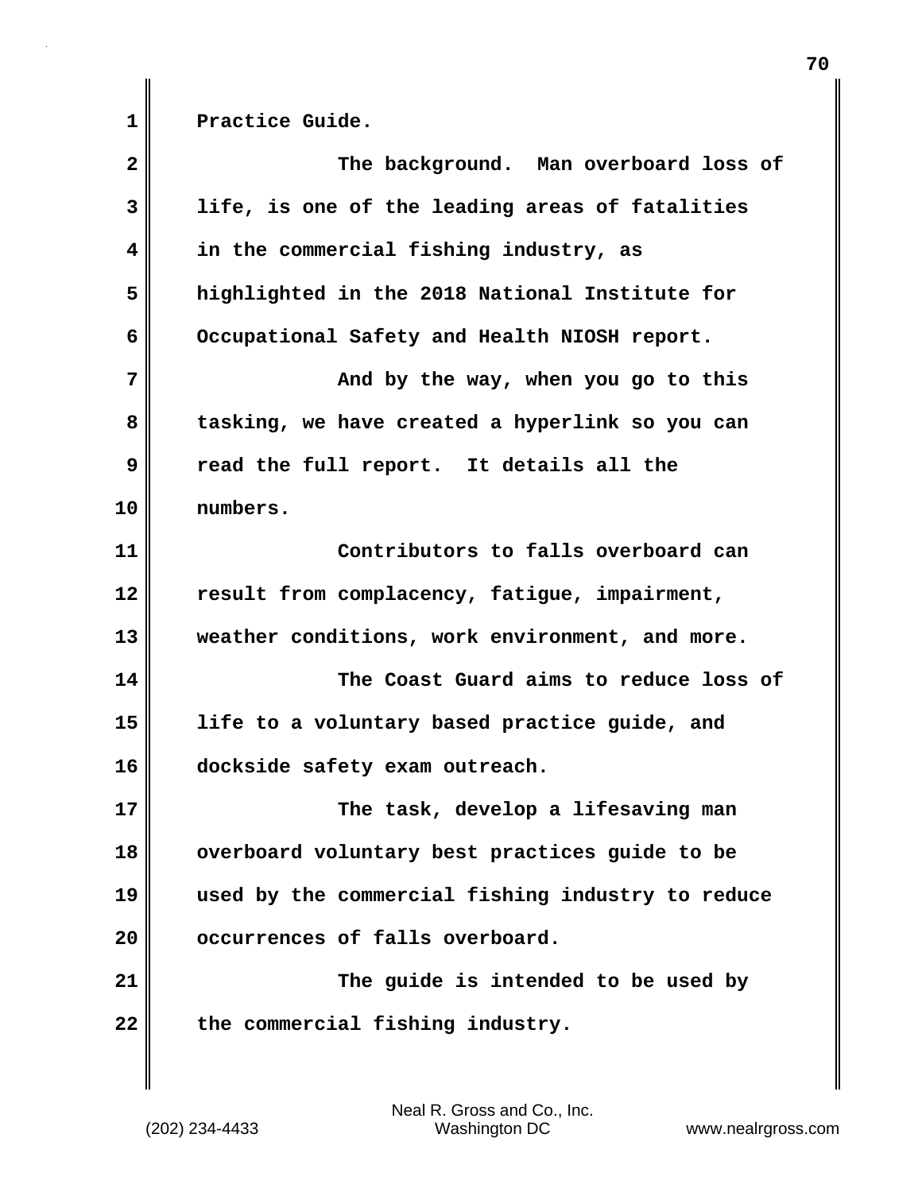Practice Guide.

The background. Man overboard loss of life, is one of the leading areas of fatalities in the commercial fishing industry, as highlighted in the 2018 National Institute for Occupational Safety and Health NIOSH report.

And by the way, when you go to this tasking, we have created a hyperlink so you can read the full report. It details all the numbers.

Contributors to falls overboard can result from complacency, fatigue, impairment, weather conditions, work environment, and more.

The Coast Guard aims to reduce loss of life to a voluntary based practice guide, and dockside safety exam outreach.

The task, develop a lifesaving man overboard voluntary best practices guide to be used by the commercial fishing industry to reduce occurrences of falls overboard.

The guide is intended to be used by the commercial fishing industry.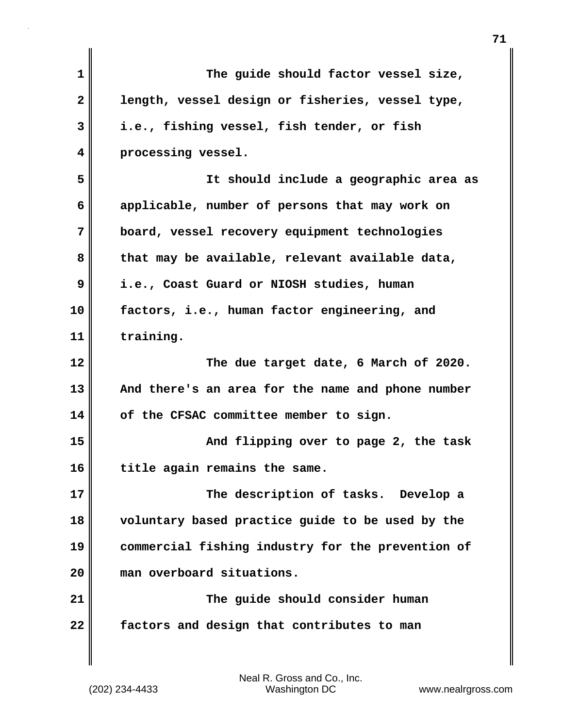The guide should factor vessel size, length, vessel design or fisheries, vessel type, i.e., fishing vessel, fish tender, or fish processing vessel.

It should include a geographic area as applicable, number of persons that may work on board, vessel recovery equipment technologies that may be available, relevant available data, i.e., Coast Guard or NIOSH studies, human factors, i.e., human factor engineering, and training.

The due target date, 6 March of 2020. And there's an area for the name and phone number of the CFSAC committee member to sign.

And flipping over to page 2, the task title again remains the same.

The description of tasks. Develop a voluntary based practice guide to be used by the commercial fishing industry for the prevention of man overboard situations.

The guide should consider human factors and design that contributes to man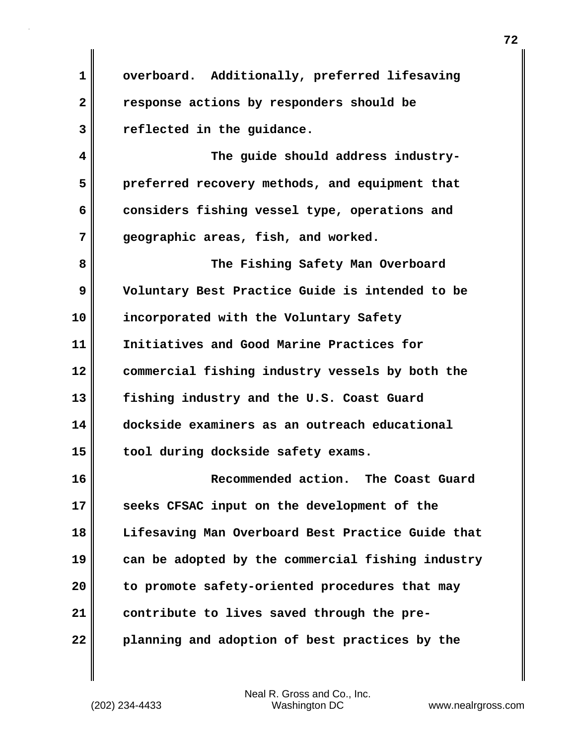overboard. Additionally, preferred lifesaving response actions by responders should be reflected in the guidance.

The guide should address industry-preferred recovery methods, and equipment that considers fishing vessel type, operations and geographic areas, fish, and worked.

The Fishing Safety Man Overboard Voluntary Best Practice Guide is intended to be incorporated with the Voluntary Safety Initiatives and Good Marine Practices for commercial fishing industry vessels by both the fishing industry and the U.S. Coast Guard dockside examiners as an outreach educational tool during dockside safety exams.

Recommended action. The Coast Guard seeks CFSAC input on the development of the Lifesaving Man Overboard Best Practice Guide that can be adopted by the commercial fishing industry to promote safety-oriented procedures that may contribute to lives saved through the pre-planning and adoption of best practices by the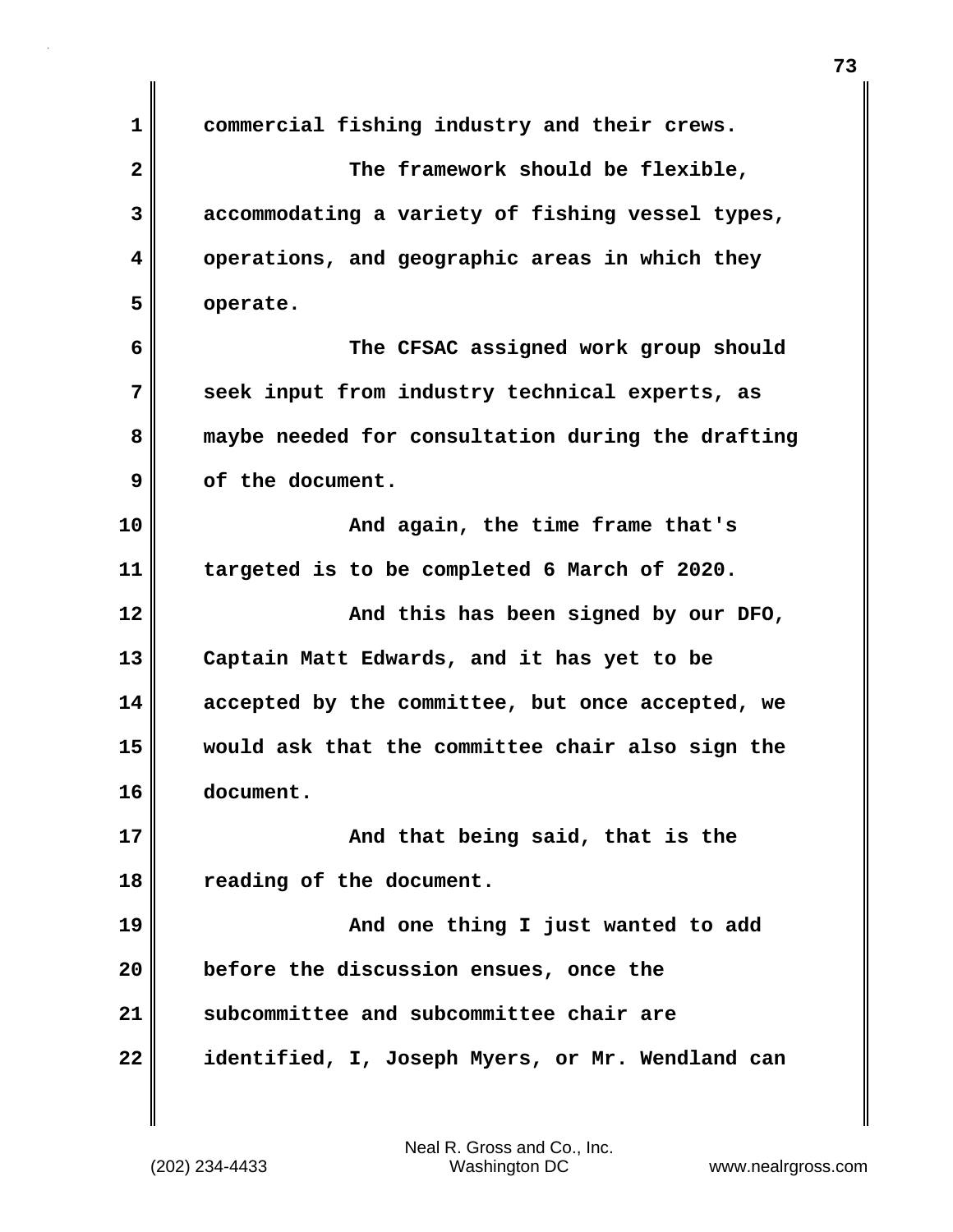commercial fishing industry and their crews.

The framework should be flexible, accommodating a variety of fishing vessel types, operations, and geographic areas in which they operate.

The CFSAC assigned work group should seek input from industry technical experts, as maybe needed for consultation during the drafting of the document.

And again, the time frame that's targeted is to be completed 6 March of 2020.

And this has been signed by our DFO, Captain Matt Edwards, and it has yet to be accepted by the committee, but once accepted, we would ask that the committee chair also sign the document.

And that being said, that is the reading of the document.

And one thing I just wanted to add before the discussion ensues, once the subcommittee and subcommittee chair are identified, I, Joseph Myers, or Mr. Wendland can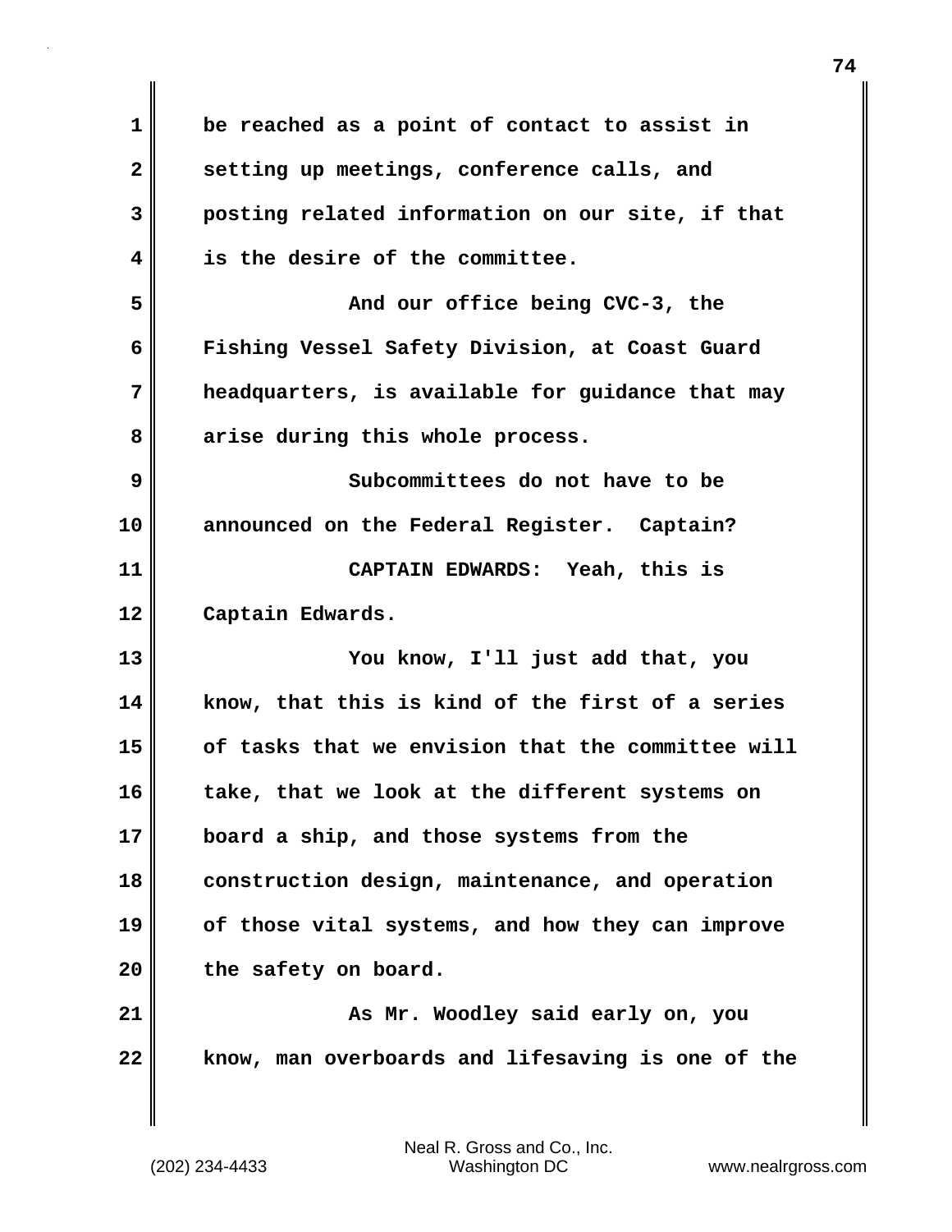be reached as a point of contact to assist in setting up meetings, conference calls, and posting related information on our site, if that is the desire of the committee.

And our office being CVC-3, the Fishing Vessel Safety Division, at Coast Guard headquarters, is available for guidance that may arise during this whole process.

Subcommittees do not have to be announced on the Federal Register. Captain?

**CAPTAIN EDWARDS:** Yeah, this is Captain Edwards.

You know, I'll just add that, you know, that this is kind of the first of a series of tasks that we envision that the committee will take, that we look at the different systems on board a ship, and those systems from the construction design, maintenance, and operation of those vital systems, and how they can improve the safety on board.

As Mr. Woodley said early on, you know, man overboards and lifesaving is one of the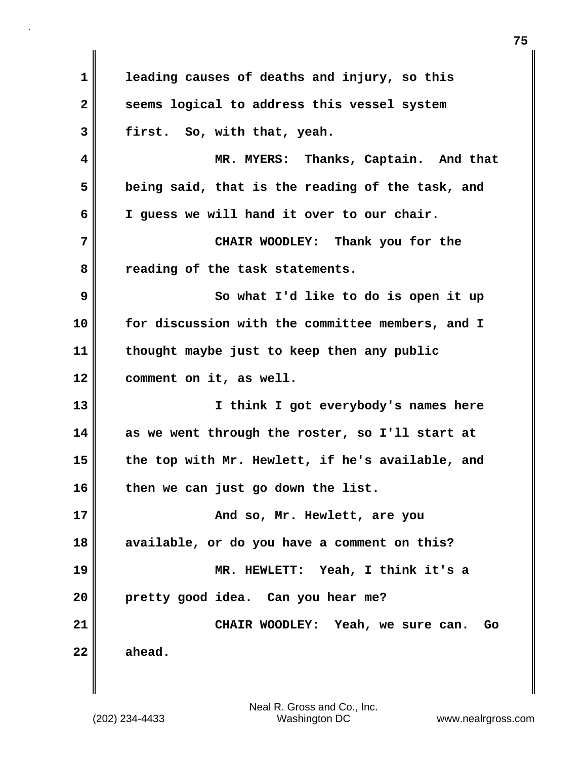leading causes of deaths and injury, so this seems logical to address this vessel system first. So, with that, yeah.

MR. MYERS: Thanks, Captain. And that being said, that is the reading of the task, and I guess we will hand it over to our chair.

CHAIR WOODLEY: Thank you for the reading of the task statements.

So what I'd like to do is open it up for discussion with the committee members, and I thought maybe just to keep then any public comment on it, as well.

I think I got everybody's names here as we went through the roster, so I'll start at the top with Mr. Hewlett, if he's available, and then we can just go down the list.

And so, Mr. Hewlett, are you available, or do you have a comment on this?

MR. HEWLETT: Yeah, I think it's a pretty good idea. Can you hear me?

CHAIR WOODLEY: Yeah, we sure can. Go ahead.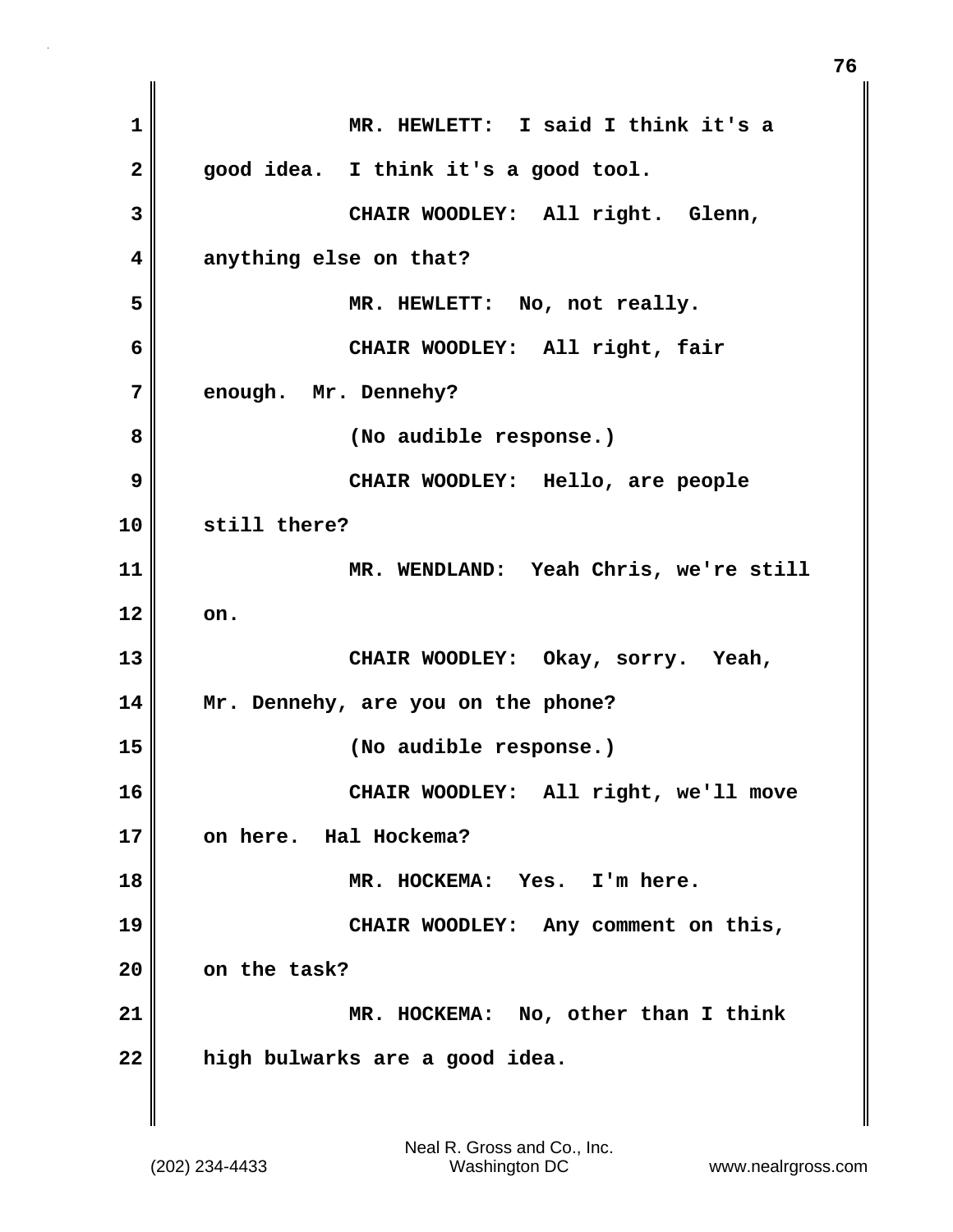MR. HEWLETT: I said I think it's a good idea. I think it's a good tool.

CHAIR WOODLEY: All right. Glenn, anything else on that?

MR. HEWLETT: No, not really.

CHAIR WOODLEY: All right, fair enough. Mr. Dennehy?

(No audible response.)

CHAIR WOODLEY: Hello, are people still there?

MR. WENDLAND: Yeah Chris, we're still on.

CHAIR WOODLEY: Okay, sorry. Yeah, Mr. Dennehy, are you on the phone?

(No audible response.)

CHAIR WOODLEY: All right, we'll move on here. Hal Hockema?

MR. HOCKEMA: Yes. I'm here.

CHAIR WOODLEY: Any comment on this, on the task?

MR. HOCKEMA: No, other than I think high bulwarks are a good idea.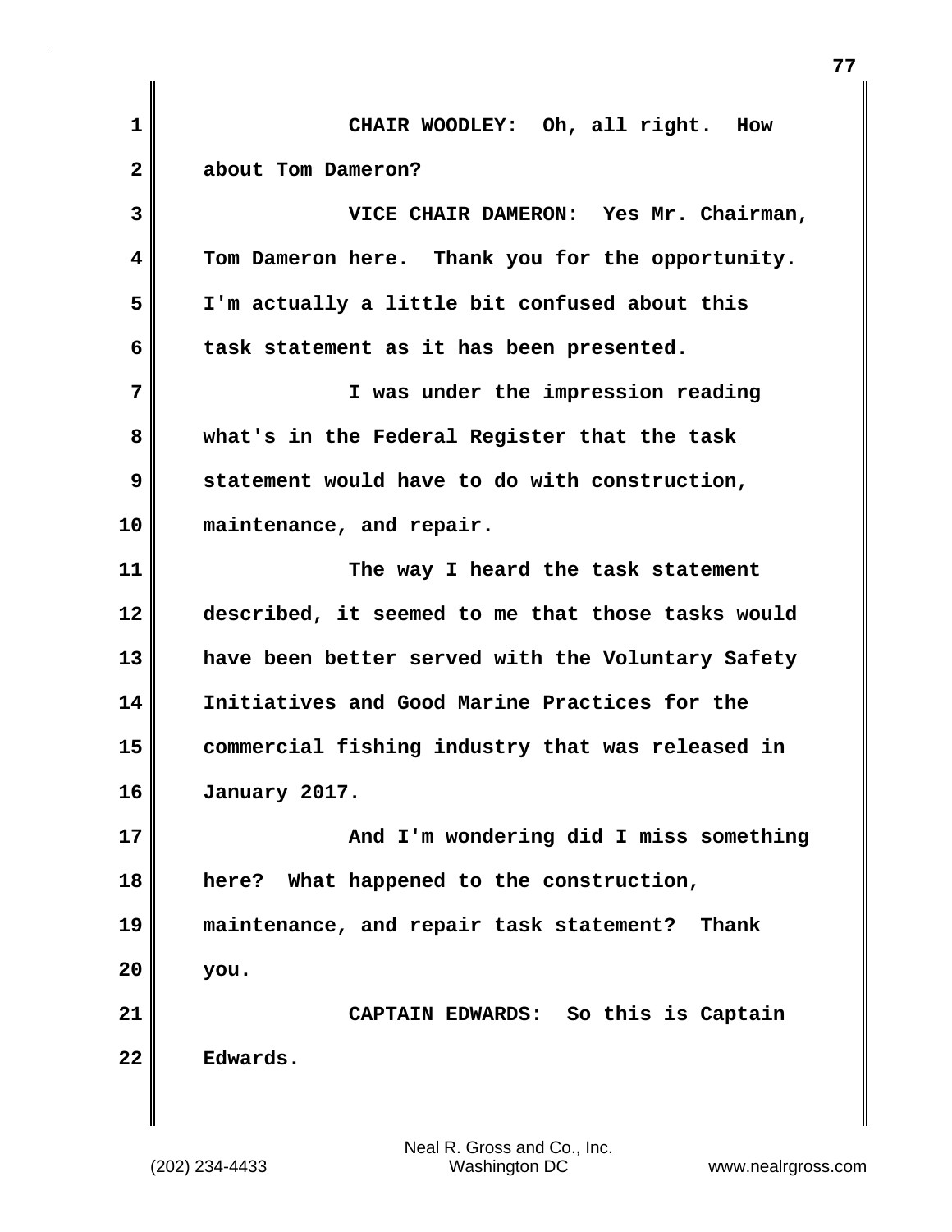CHAIR WOODLEY: Oh, all right. How about Tom Dameron?

VICE CHAIR DAMERON: Yes Mr. Chairman, Tom Dameron here. Thank you for the opportunity. I'm actually a little bit confused about this task statement as it has been presented.

I was under the impression reading what's in the Federal Register that the task statement would have to do with construction, maintenance, and repair.

The way I heard the task statement described, it seemed to me that those tasks would have been better served with the Voluntary Safety Initiatives and Good Marine Practices for the commercial fishing industry that was released in January 2017.

And I'm wondering did I miss something here? What happened to the construction, maintenance, and repair task statement? Thank you.

CAPTAIN EDWARDS: So this is Captain Edwards.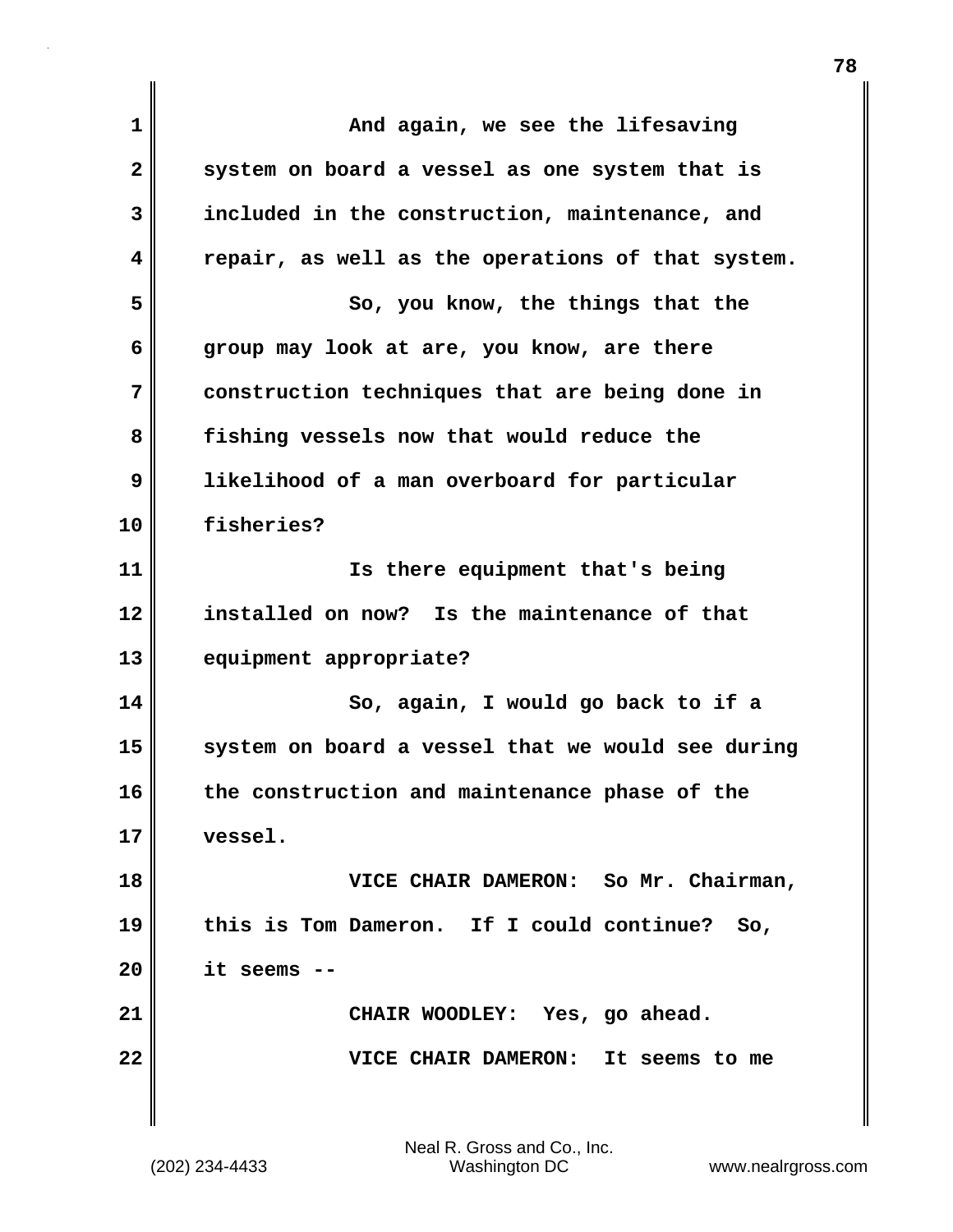And again, we see the lifesaving system on board a vessel as one system that is included in the construction, maintenance, and repair, as well as the operations of that system.

So, you know, the things that the group may look at are, you know, are there construction techniques that are being done in fishing vessels now that would reduce the likelihood of a man overboard for particular fisheries?

Is there equipment that's being installed on now? Is the maintenance of that equipment appropriate?

So, again, I would go back to if a system on board a vessel that we would see during the construction and maintenance phase of the vessel.

**VICE CHAIR DAMERON:** So Mr. Chairman, this is Tom Dameron. If I could continue? So, it seems --

**CHAIR WOODLEY:** Yes, go ahead.

**VICE CHAIR DAMERON:** It seems to me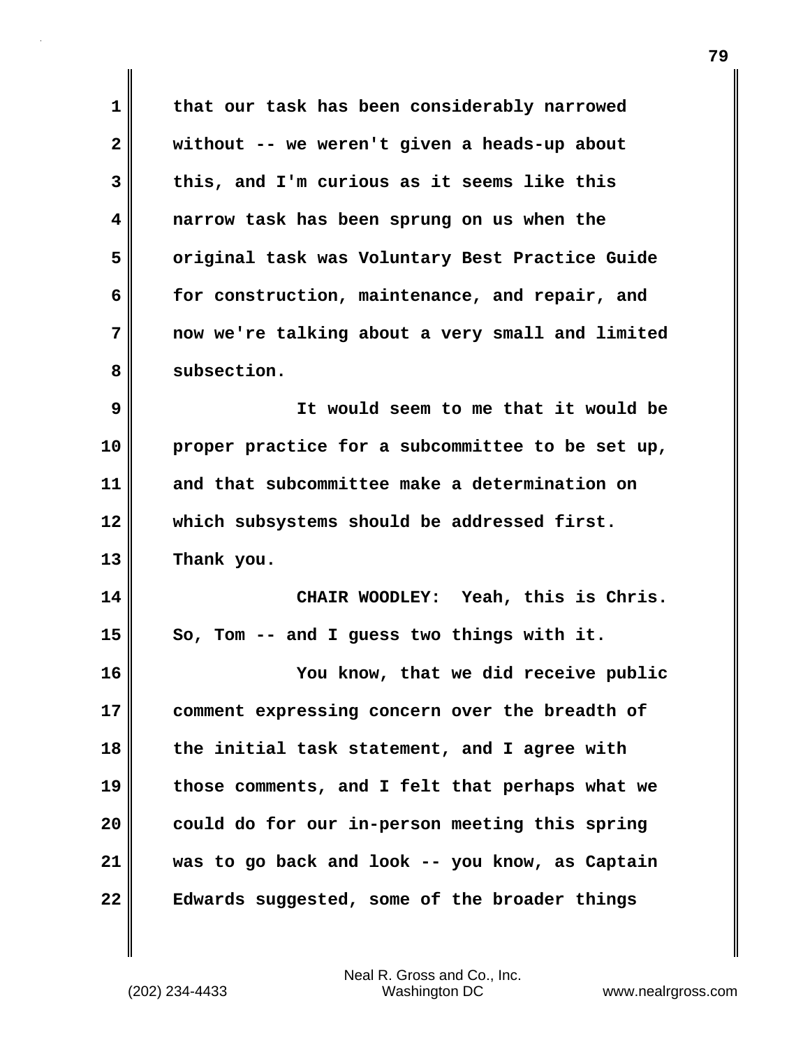that our task has been considerably narrowed without -- we weren't given a heads-up about this, and I'm curious as it seems like this narrow task has been sprung on us when the original task was Voluntary Best Practice Guide for construction, maintenance, and repair, and now we're talking about a very small and limited subsection.

It would seem to me that it would be proper practice for a subcommittee to be set up, and that subcommittee make a determination on which subsystems should be addressed first. Thank you.

CHAIR WOODLEY: Yeah, this is Chris. So, Tom -- and I guess two things with it.

You know, that we did receive public comment expressing concern over the breadth of the initial task statement, and I agree with those comments, and I felt that perhaps what we could do for our in-person meeting this spring was to go back and look -- you know, as Captain Edwards suggested, some of the broader things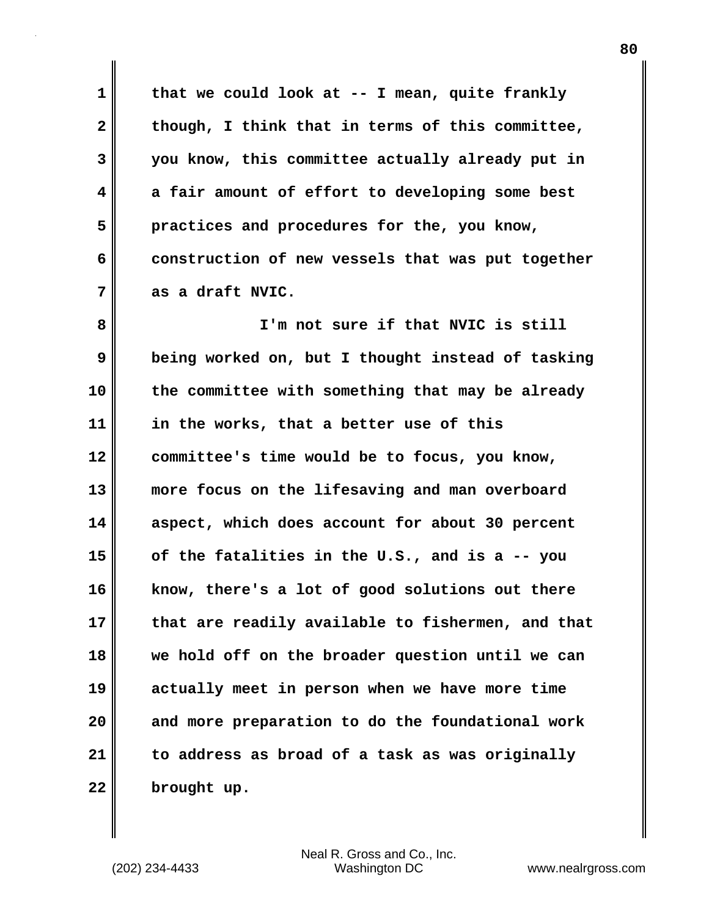that we could look at -- I mean, quite frankly though, I think that in terms of this committee, you know, this committee actually already put in a fair amount of effort to developing some best practices and procedures for the, you know, construction of new vessels that was put together as a draft NVIC.

I'm not sure if that NVIC is still being worked on, but I thought instead of tasking the committee with something that may be already in the works, that a better use of this committee's time would be to focus, you know, more focus on the lifesaving and man overboard aspect, which does account for about 30 percent of the fatalities in the U.S., and is a -- you know, there's a lot of good solutions out there that are readily available to fishermen, and that we hold off on the broader question until we can actually meet in person when we have more time and more preparation to do the foundational work to address as broad of a task as was originally brought up.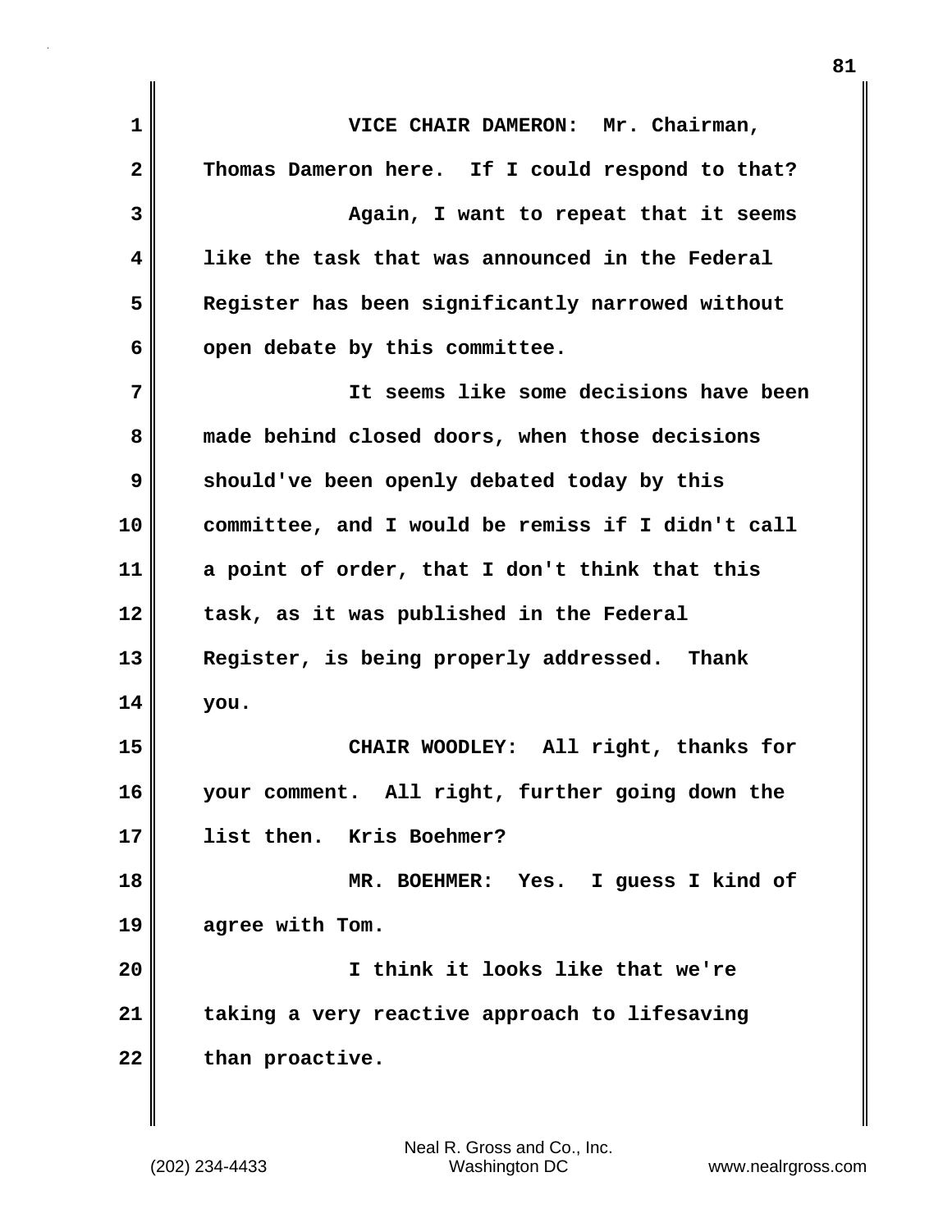VICE CHAIR DAMERON: Mr. Chairman, Thomas Dameron here. If I could respond to that?

Again, I want to repeat that it seems like the task that was announced in the Federal Register has been significantly narrowed without open debate by this committee.

It seems like some decisions have been made behind closed doors, when those decisions should've been openly debated today by this committee, and I would be remiss if I didn't call a point of order, that I don't think that this task, as it was published in the Federal Register, is being properly addressed. Thank you.

CHAIR WOODLEY: All right, thanks for your comment. All right, further going down the list then. Kris Boehmer?

MR. BOEHMER: Yes. I guess I kind of agree with Tom.

I think it looks like that we're taking a very reactive approach to lifesaving than proactive.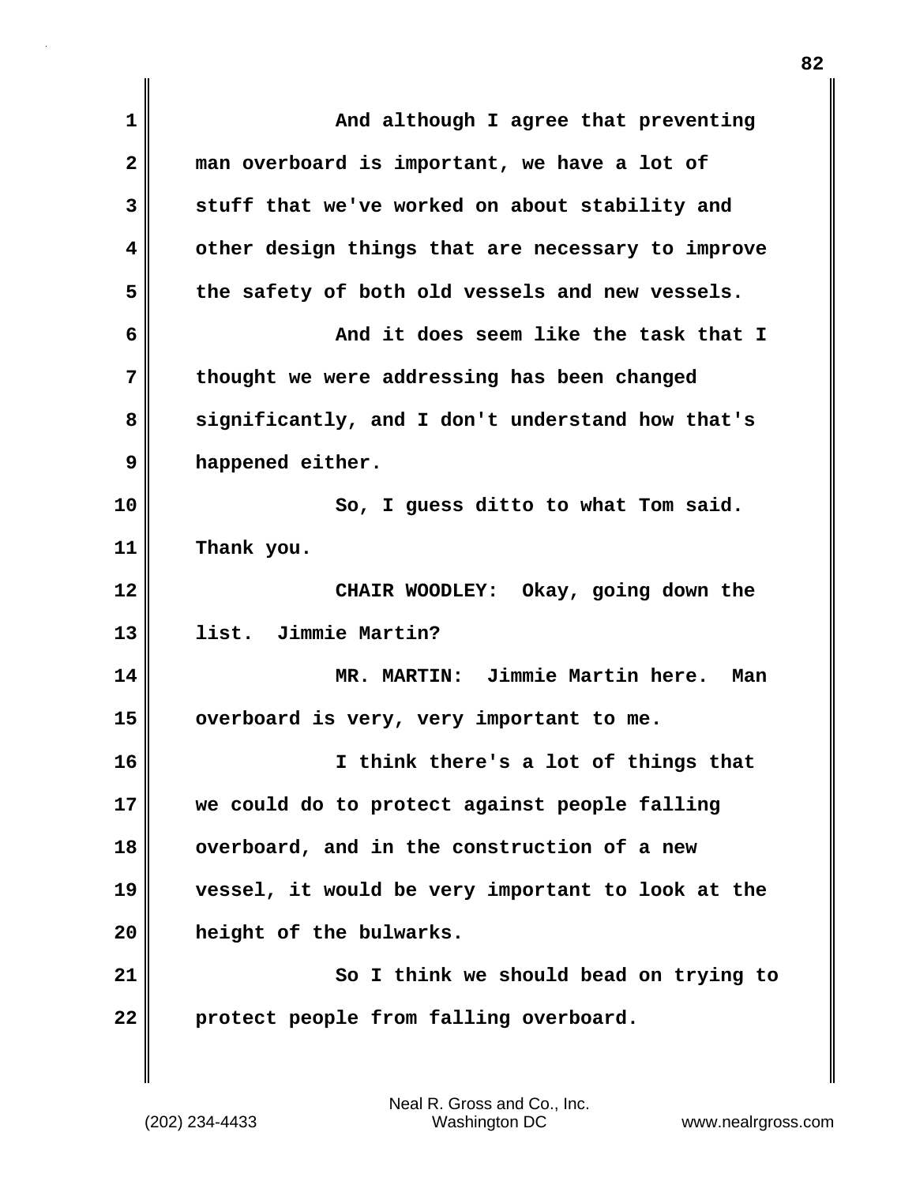And although I agree that preventing man overboard is important, we have a lot of stuff that we've worked on about stability and other design things that are necessary to improve the safety of both old vessels and new vessels.

And it does seem like the task that I thought we were addressing has been changed significantly, and I don't understand how that's happened either.

So, I guess ditto to what Tom said. Thank you.

CHAIR WOODLEY: Okay, going down the list. Jimmie Martin?

MR. MARTIN: Jimmie Martin here. Man overboard is very, very important to me.

I think there's a lot of things that we could do to protect against people falling overboard, and in the construction of a new vessel, it would be very important to look at the height of the bulwarks.

So I think we should bead on trying to protect people from falling overboard.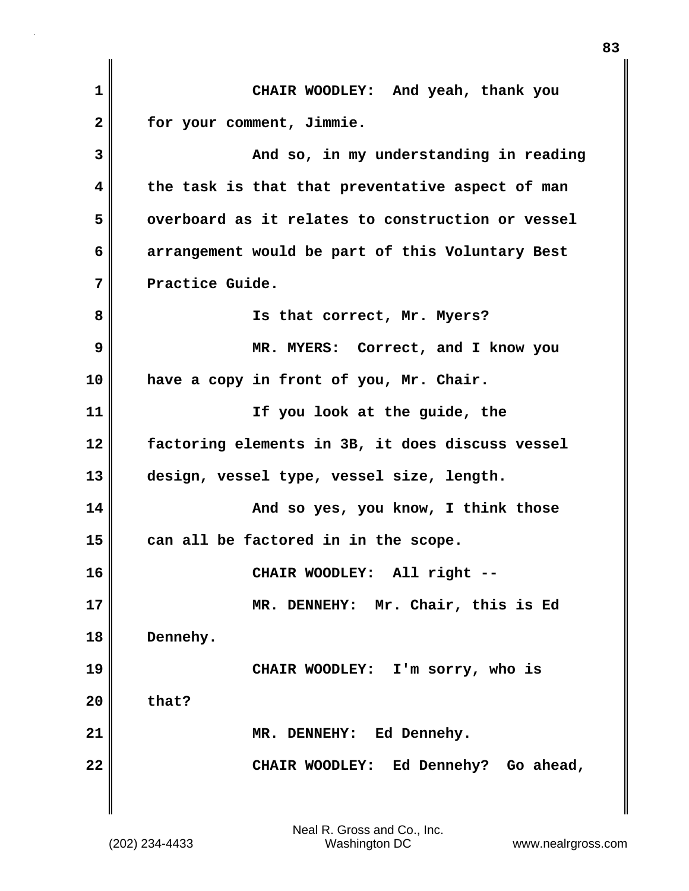CHAIR WOODLEY: And yeah, thank you for your comment, Jimmie.

And so, in my understanding in reading the task is that that preventative aspect of man overboard as it relates to construction or vessel arrangement would be part of this Voluntary Best Practice Guide.

Is that correct, Mr. Myers?

MR. MYERS: Correct, and I know you have a copy in front of you, Mr. Chair.

If you look at the guide, the factoring elements in 3B, it does discuss vessel design, vessel type, vessel size, length.

And so yes, you know, I think those can all be factored in in the scope.

CHAIR WOODLEY: All right --

MR. DENNEHY: Mr. Chair, this is Ed Dennehy.

CHAIR WOODLEY: I'm sorry, who is that?

MR. DENNEHY: Ed Dennehy.

CHAIR WOODLEY: Ed Dennehy? Go ahead,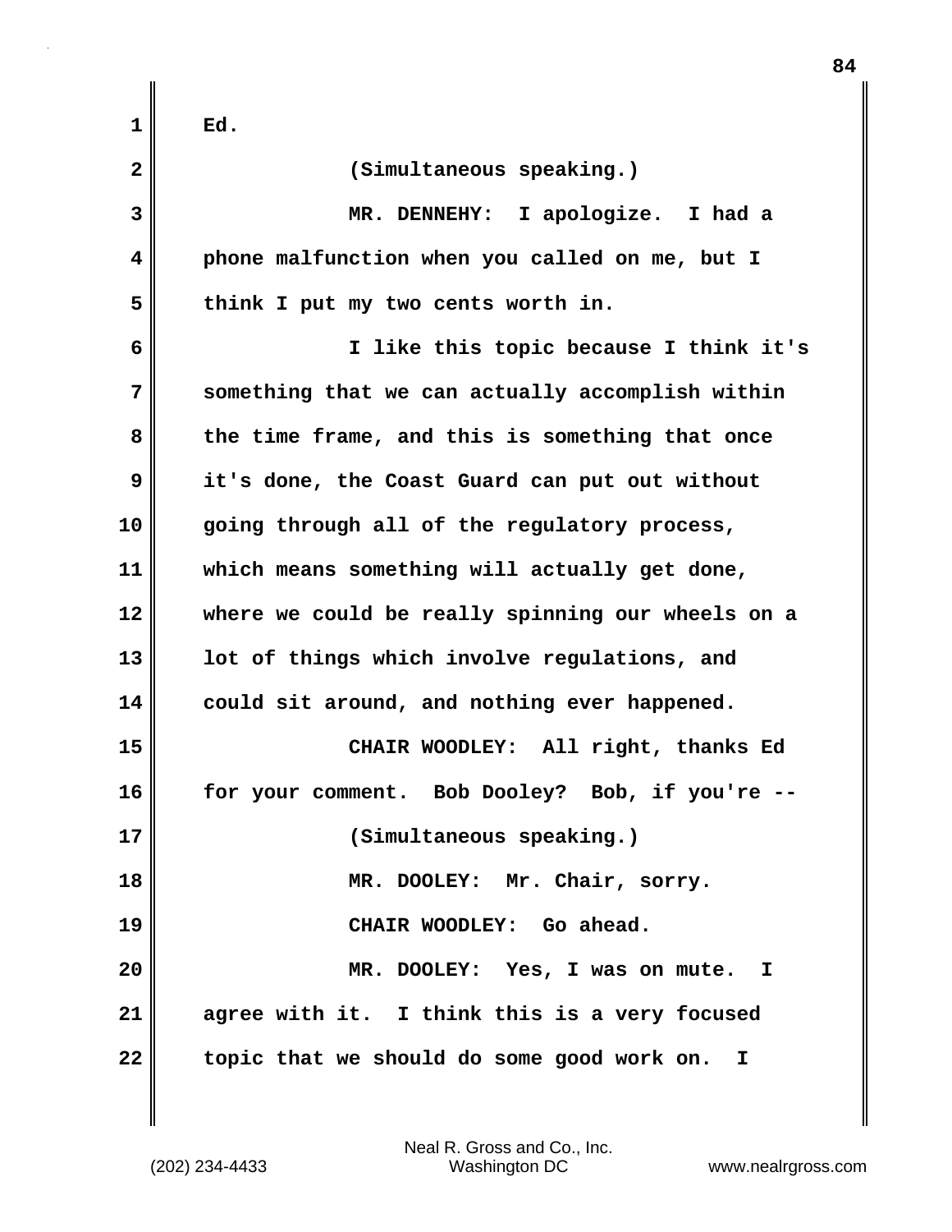Ed.

(Simultaneous speaking.)

MR. DENNEHY: I apologize. I had a phone malfunction when you called on me, but I think I put my two cents worth in.

I like this topic because I think it's something that we can actually accomplish within the time frame, and this is something that once it's done, the Coast Guard can put out without going through all of the regulatory process, which means something will actually get done, where we could be really spinning our wheels on a lot of things which involve regulations, and could sit around, and nothing ever happened.

CHAIR WOODLEY: All right, thanks Ed for your comment. Bob Dooley? Bob, if you're --

(Simultaneous speaking.)

MR. DOOLEY: Mr. Chair, sorry.

CHAIR WOODLEY: Go ahead.

MR. DOOLEY: Yes, I was on mute. I agree with it. I think this is a very focused topic that we should do some good work on. I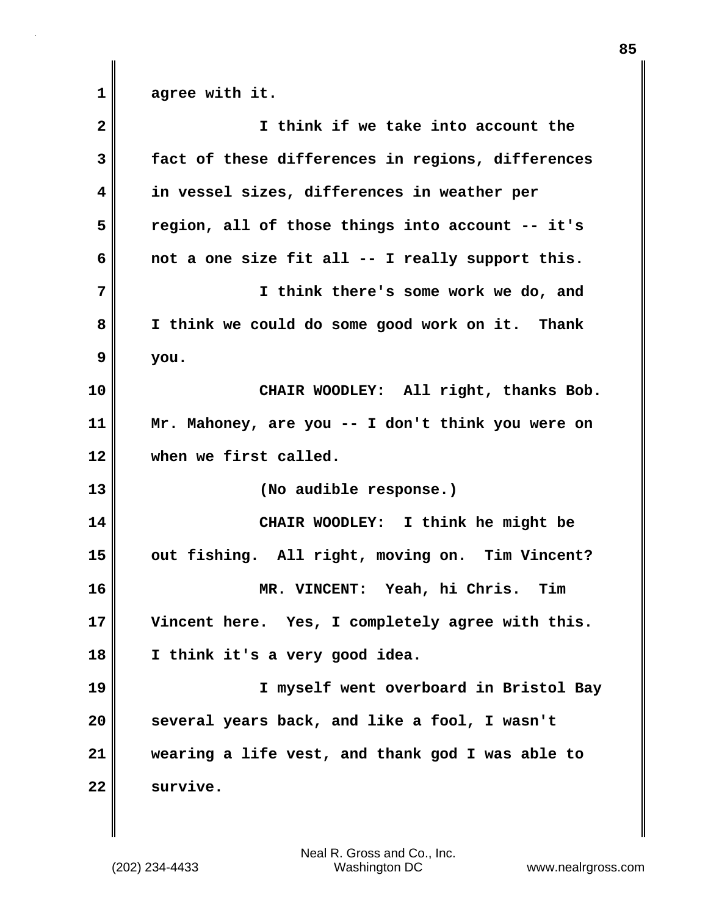agree with it.

I think if we take into account the fact of these differences in regions, differences in vessel sizes, differences in weather per region, all of those things into account -- it's not a one size fit all -- I really support this.

I think there's some work we do, and I think we could do some good work on it. Thank you.

CHAIR WOODLEY: All right, thanks Bob. Mr. Mahoney, are you -- I don't think you were on when we first called.

(No audible response.)

CHAIR WOODLEY: I think he might be out fishing. All right, moving on. Tim Vincent?

MR. VINCENT: Yeah, hi Chris. Tim Vincent here. Yes, I completely agree with this. I think it's a very good idea.

I myself went overboard in Bristol Bay several years back, and like a fool, I wasn't wearing a life vest, and thank god I was able to survive.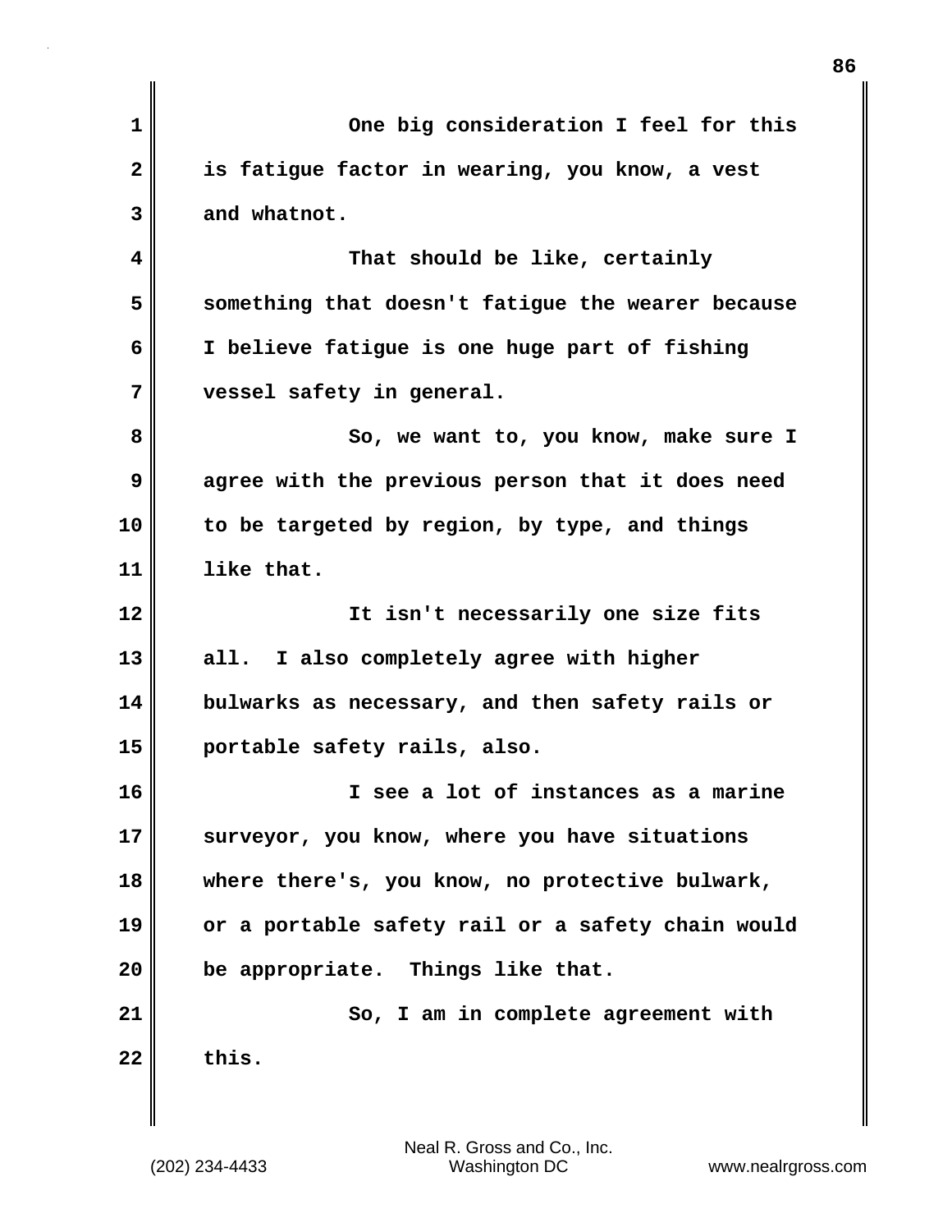One big consideration I feel for this is fatigue factor in wearing, you know, a vest and whatnot.

That should be like, certainly something that doesn't fatigue the wearer because I believe fatigue is one huge part of fishing vessel safety in general.

So, we want to, you know, make sure I agree with the previous person that it does need to be targeted by region, by type, and things like that.

It isn't necessarily one size fits all. I also completely agree with higher bulwarks as necessary, and then safety rails or portable safety rails, also.

I see a lot of instances as a marine surveyor, you know, where you have situations where there's, you know, no protective bulwark, or a portable safety rail or a safety chain would be appropriate. Things like that.

So, I am in complete agreement with this.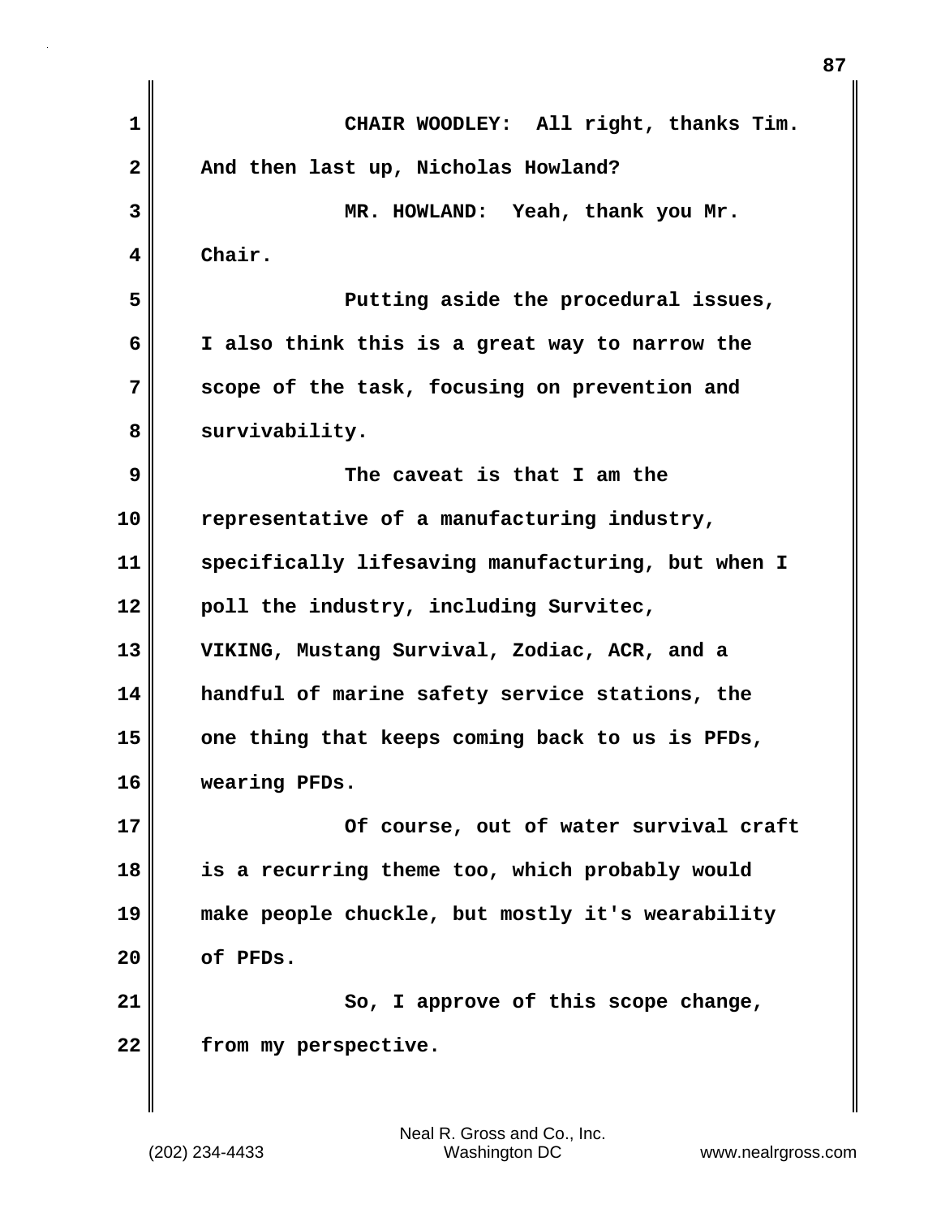CHAIR WOODLEY: All right, thanks Tim. And then last up, Nicholas Howland?

MR. HOWLAND: Yeah, thank you Mr. Chair.

Putting aside the procedural issues, I also think this is a great way to narrow the scope of the task, focusing on prevention and survivability.

The caveat is that I am the representative of a manufacturing industry, specifically lifesaving manufacturing, but when I poll the industry, including Survitec, VIKING, Mustang Survival, Zodiac, ACR, and a handful of marine safety service stations, the one thing that keeps coming back to us is PFDs, wearing PFDs.

Of course, out of water survival craft is a recurring theme too, which probably would make people chuckle, but mostly it's wearability of PFDs.

So, I approve of this scope change, from my perspective.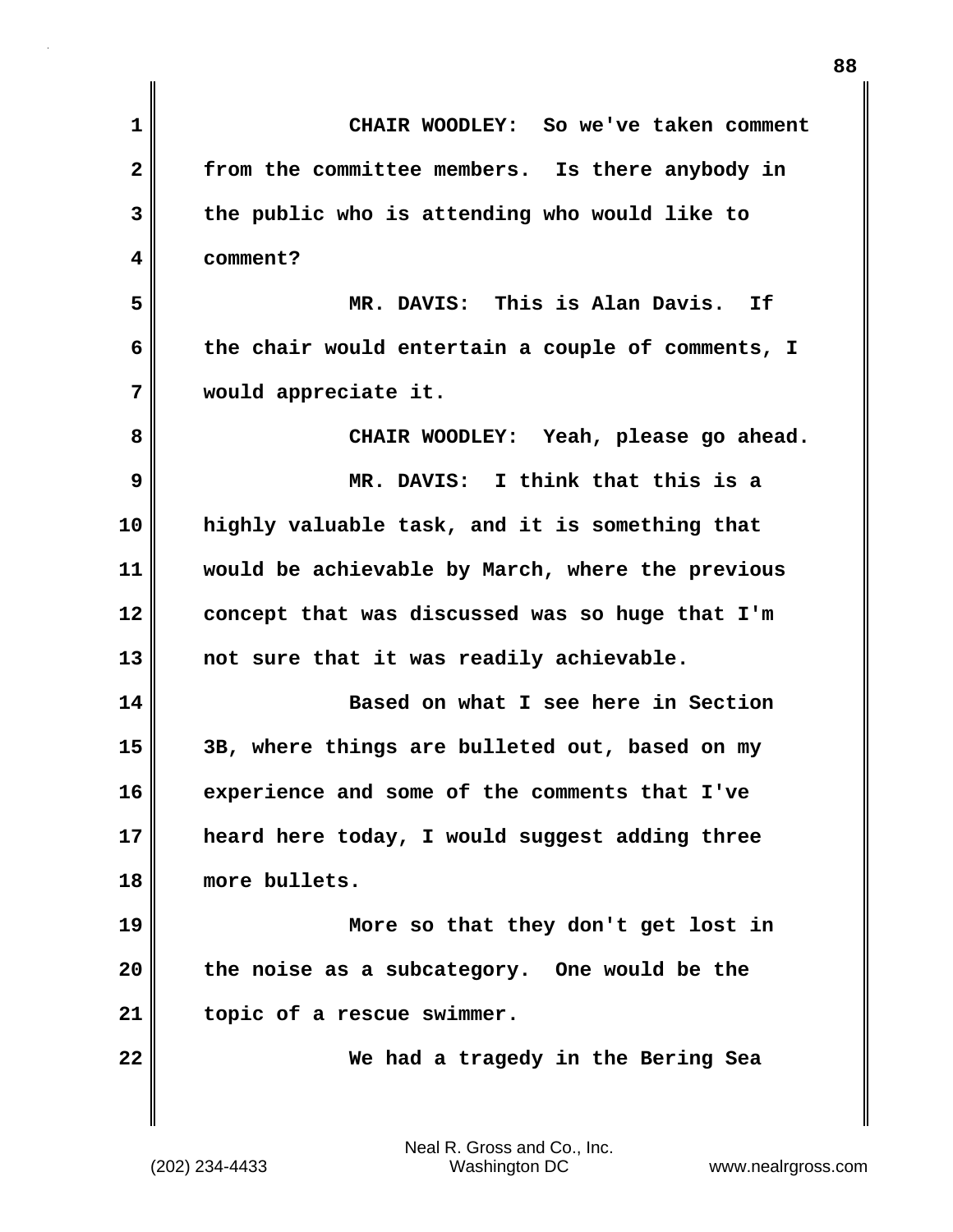CHAIR WOODLEY: So we've taken comment from the committee members. Is there anybody in the public who is attending who would like to comment?

MR. DAVIS: This is Alan Davis. If the chair would entertain a couple of comments, I would appreciate it.

CHAIR WOODLEY: Yeah, please go ahead.

MR. DAVIS: I think that this is a highly valuable task, and it is something that would be achievable by March, where the previous concept that was discussed was so huge that I'm not sure that it was readily achievable.

Based on what I see here in Section 3B, where things are bulleted out, based on my experience and some of the comments that I've heard here today, I would suggest adding three more bullets.

More so that they don't get lost in the noise as a subcategory. One would be the topic of a rescue swimmer.

We had a tragedy in the Bering Sea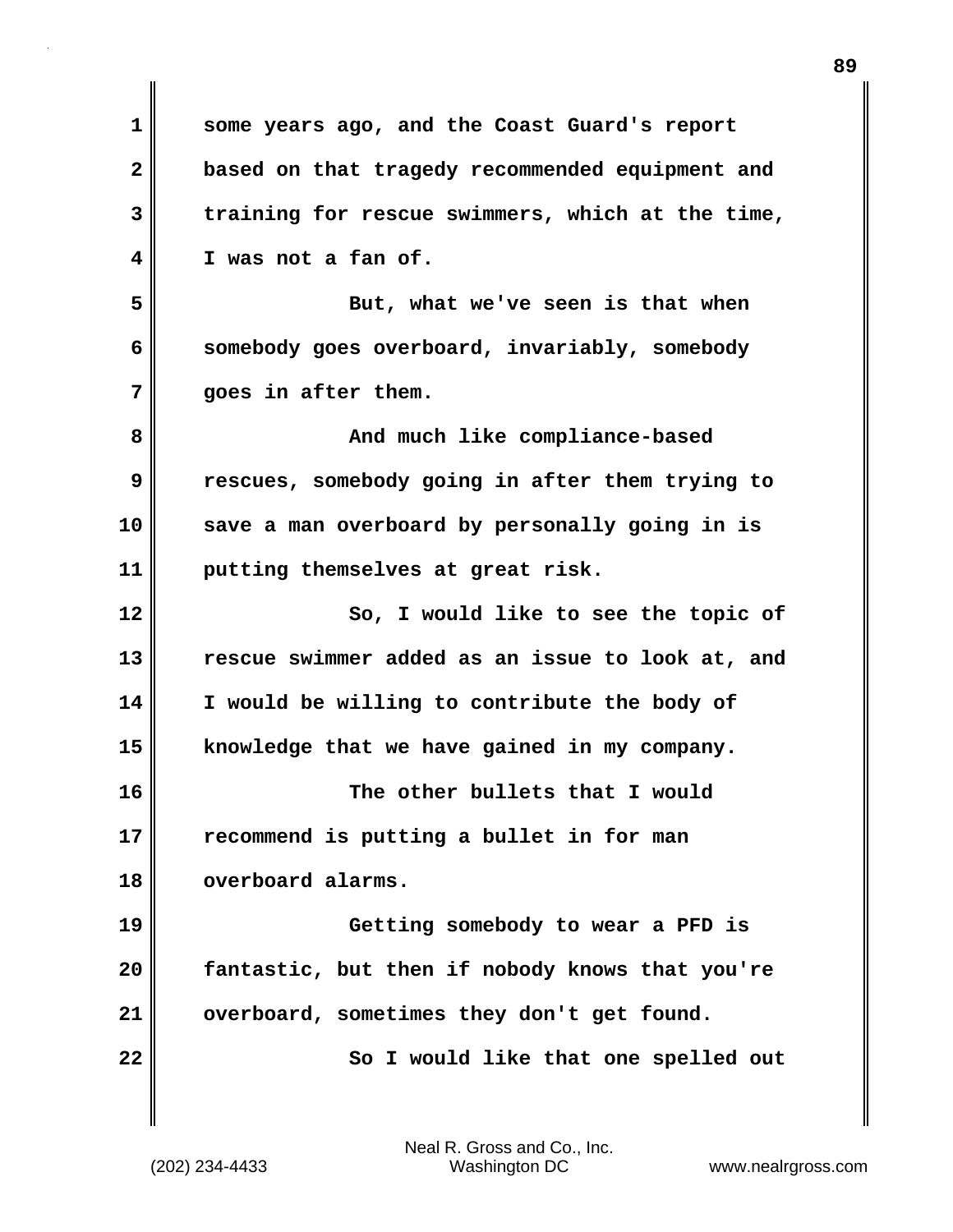some years ago, and the Coast Guard's report based on that tragedy recommended equipment and training for rescue swimmers, which at the time, I was not a fan of.

But, what we've seen is that when somebody goes overboard, invariably, somebody goes in after them.

And much like compliance-based rescues, somebody going in after them trying to save a man overboard by personally going in is putting themselves at great risk.

So, I would like to see the topic of rescue swimmer added as an issue to look at, and I would be willing to contribute the body of knowledge that we have gained in my company.

The other bullets that I would recommend is putting a bullet in for man overboard alarms.

Getting somebody to wear a PFD is fantastic, but then if nobody knows that you're overboard, sometimes they don't get found.

So I would like that one spelled out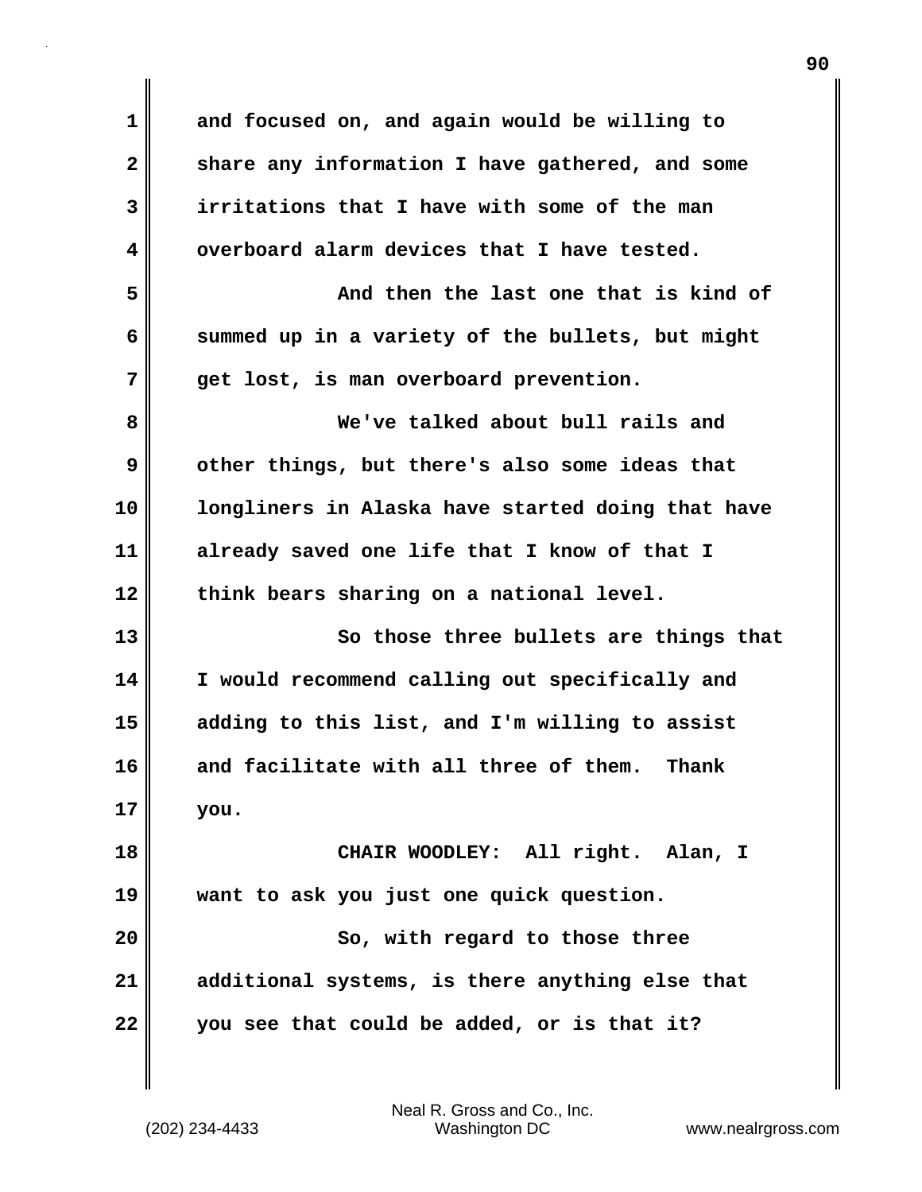and focused on, and again would be willing to share any information I have gathered, and some irritations that I have with some of the man overboard alarm devices that I have tested.

And then the last one that is kind of summed up in a variety of the bullets, but might get lost, is man overboard prevention.

We've talked about bull rails and other things, but there's also some ideas that longliners in Alaska have started doing that have already saved one life that I know of that I think bears sharing on a national level.

So those three bullets are things that I would recommend calling out specifically and adding to this list, and I'm willing to assist and facilitate with all three of them. Thank you.

CHAIR WOODLEY: All right. Alan, I want to ask you just one quick question.

So, with regard to those three additional systems, is there anything else that you see that could be added, or is that it?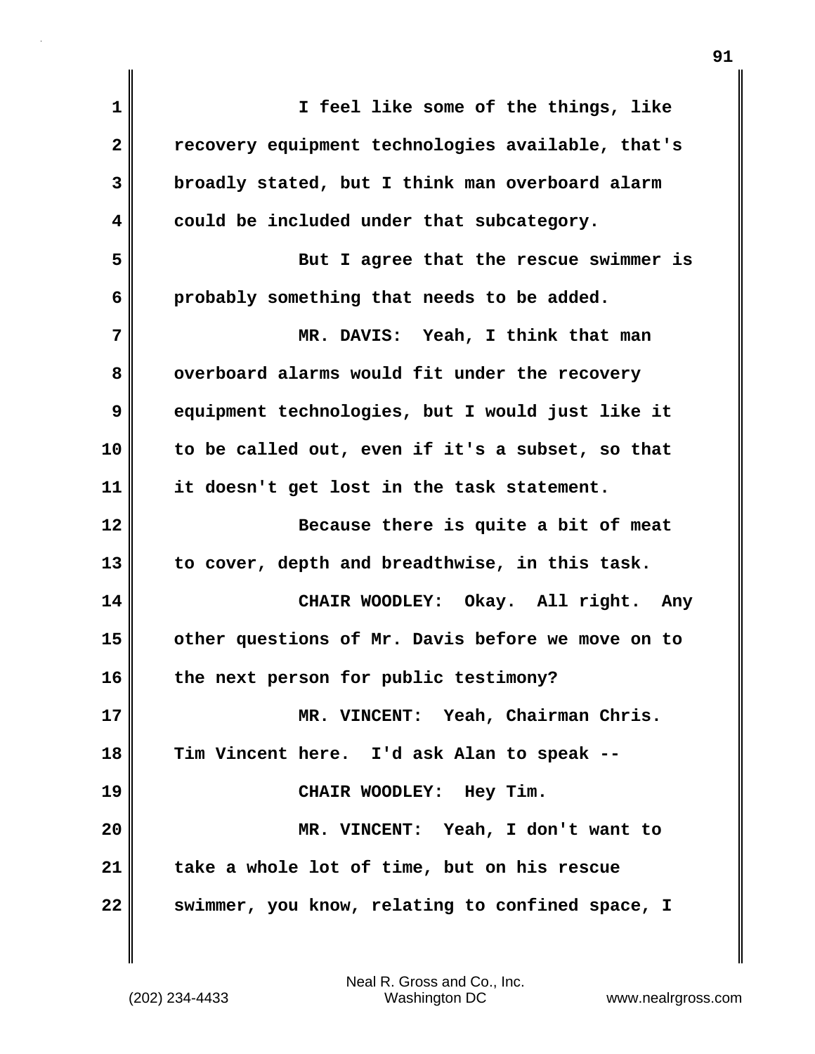I feel like some of the things, like recovery equipment technologies available, that's broadly stated, but I think man overboard alarm could be included under that subcategory.

But I agree that the rescue swimmer is probably something that needs to be added.

MR. DAVIS: Yeah, I think that man overboard alarms would fit under the recovery equipment technologies, but I would just like it to be called out, even if it's a subset, so that it doesn't get lost in the task statement.

Because there is quite a bit of meat to cover, depth and breadthwise, in this task.

CHAIR WOODLEY: Okay. All right. Any other questions of Mr. Davis before we move on to the next person for public testimony?

MR. VINCENT: Yeah, Chairman Chris. Tim Vincent here. I'd ask Alan to speak --

CHAIR WOODLEY: Hey Tim.

MR. VINCENT: Yeah, I don't want to take a whole lot of time, but on his rescue swimmer, you know, relating to confined space, I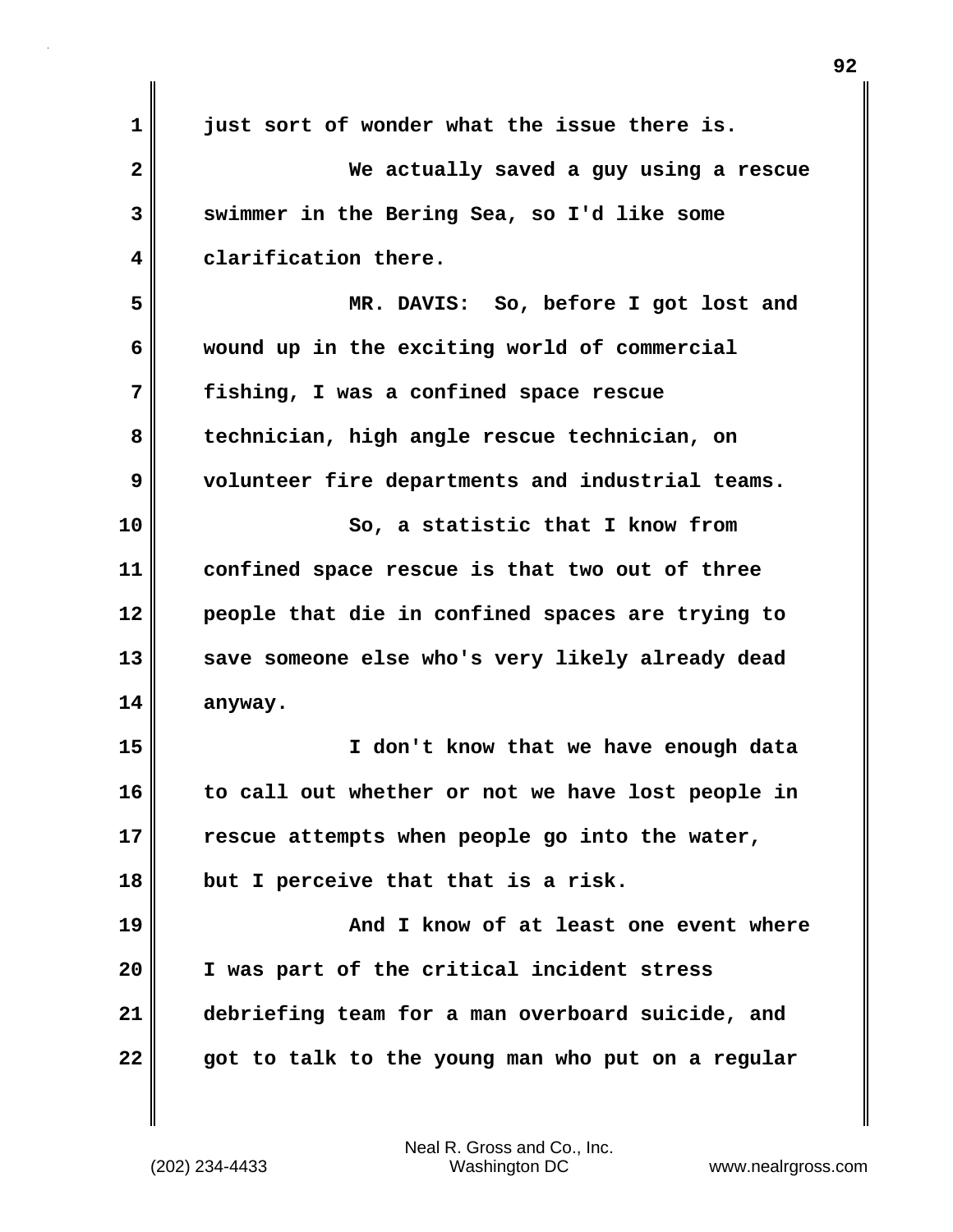just sort of wonder what the issue there is.

We actually saved a guy using a rescue swimmer in the Bering Sea, so I'd like some clarification there.

MR. DAVIS: So, before I got lost and wound up in the exciting world of commercial fishing, I was a confined space rescue technician, high angle rescue technician, on volunteer fire departments and industrial teams.

So, a statistic that I know from confined space rescue is that two out of three people that die in confined spaces are trying to save someone else who's very likely already dead anyway.

I don't know that we have enough data to call out whether or not we have lost people in rescue attempts when people go into the water, but I perceive that that is a risk.

And I know of at least one event where I was part of the critical incident stress debriefing team for a man overboard suicide, and got to talk to the young man who put on a regular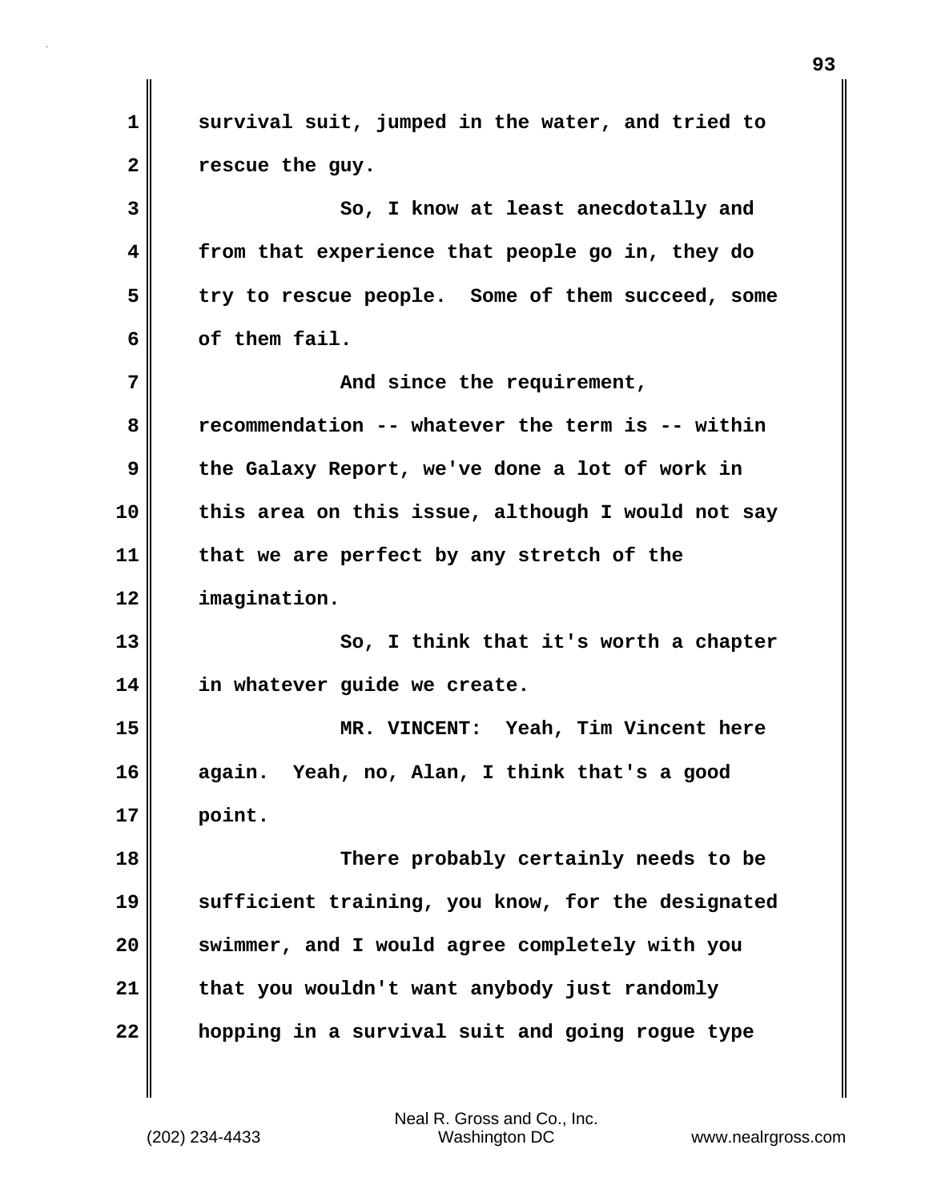survival suit, jumped in the water, and tried to rescue the guy.

So, I know at least anecdotally and from that experience that people go in, they do try to rescue people. Some of them succeed, some of them fail.

And since the requirement, recommendation -- whatever the term is -- within the Galaxy Report, we've done a lot of work in this area on this issue, although I would not say that we are perfect by any stretch of the imagination.

So, I think that it's worth a chapter in whatever guide we create.

MR. VINCENT: Yeah, Tim Vincent here again. Yeah, no, Alan, I think that's a good point.

There probably certainly needs to be sufficient training, you know, for the designated swimmer, and I would agree completely with you that you wouldn't want anybody just randomly hopping in a survival suit and going rogue type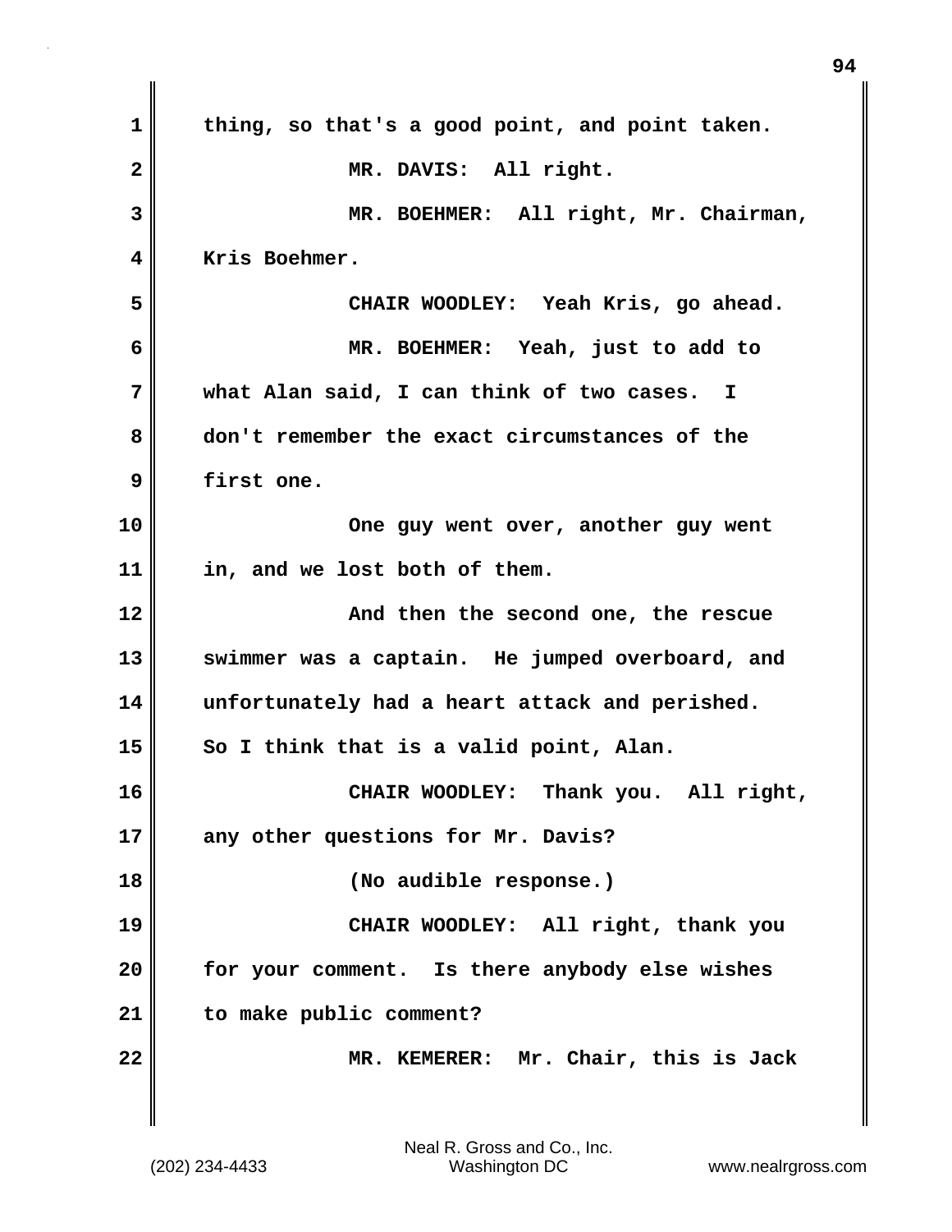thing, so that's a good point, and point taken.

MR. DAVIS: All right.

MR. BOEHMER: All right, Mr. Chairman, Kris Boehmer.

CHAIR WOODLEY: Yeah Kris, go ahead.

MR. BOEHMER: Yeah, just to add to what Alan said, I can think of two cases. I don't remember the exact circumstances of the first one.

One guy went over, another guy went in, and we lost both of them.

And then the second one, the rescue swimmer was a captain. He jumped overboard, and unfortunately had a heart attack and perished. So I think that is a valid point, Alan.

CHAIR WOODLEY: Thank you. All right, any other questions for Mr. Davis?

(No audible response.)

CHAIR WOODLEY: All right, thank you for your comment. Is there anybody else wishes to make public comment?

MR. KEMERER: Mr. Chair, this is Jack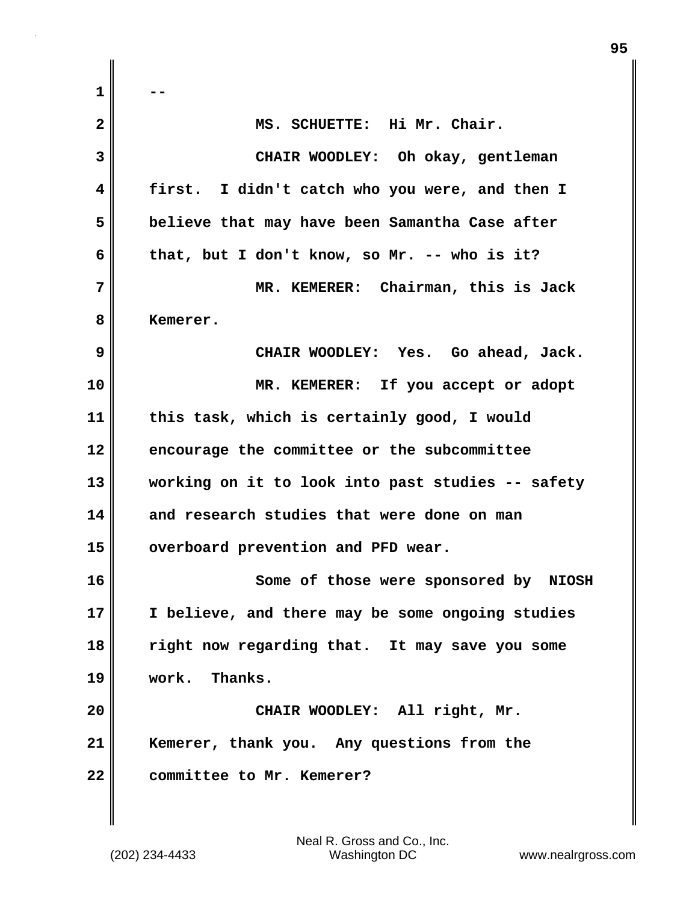--

MS. SCHUETTE: Hi Mr. Chair.

CHAIR WOODLEY: Oh okay, gentleman first. I didn't catch who you were, and then I believe that may have been Samantha Case after that, but I don't know, so Mr. -- who is it?

MR. KEMERER: Chairman, this is Jack Kemerer.

CHAIR WOODLEY: Yes. Go ahead, Jack.

MR. KEMERER: If you accept or adopt this task, which is certainly good, I would encourage the committee or the subcommittee working on it to look into past studies -- safety and research studies that were done on man overboard prevention and PFD wear.

Some of those were sponsored by NIOSH I believe, and there may be some ongoing studies right now regarding that. It may save you some work. Thanks.

CHAIR WOODLEY: All right, Mr. Kemerer, thank you. Any questions from the committee to Mr. Kemerer?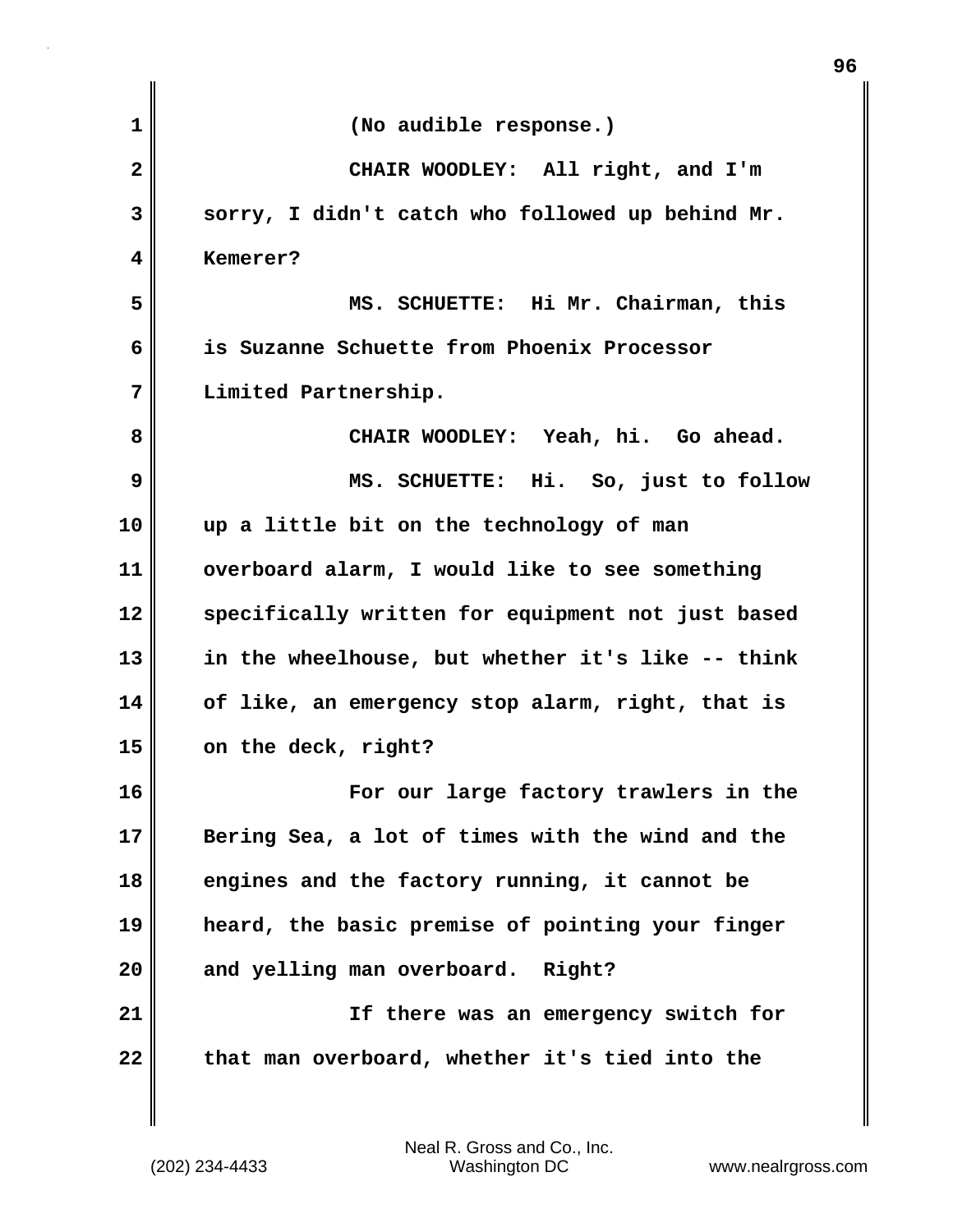(No audible response.)

CHAIR WOODLEY: All right, and I'm sorry, I didn't catch who followed up behind Mr. Kemerer?

MS. SCHUETTE: Hi Mr. Chairman, this is Suzanne Schuette from Phoenix Processor Limited Partnership.

CHAIR WOODLEY: Yeah, hi. Go ahead.

MS. SCHUETTE: Hi. So, just to follow up a little bit on the technology of man overboard alarm, I would like to see something specifically written for equipment not just based in the wheelhouse, but whether it's like -- think of like, an emergency stop alarm, right, that is on the deck, right?

For our large factory trawlers in the Bering Sea, a lot of times with the wind and the engines and the factory running, it cannot be heard, the basic premise of pointing your finger and yelling man overboard. Right?

If there was an emergency switch for that man overboard, whether it's tied into the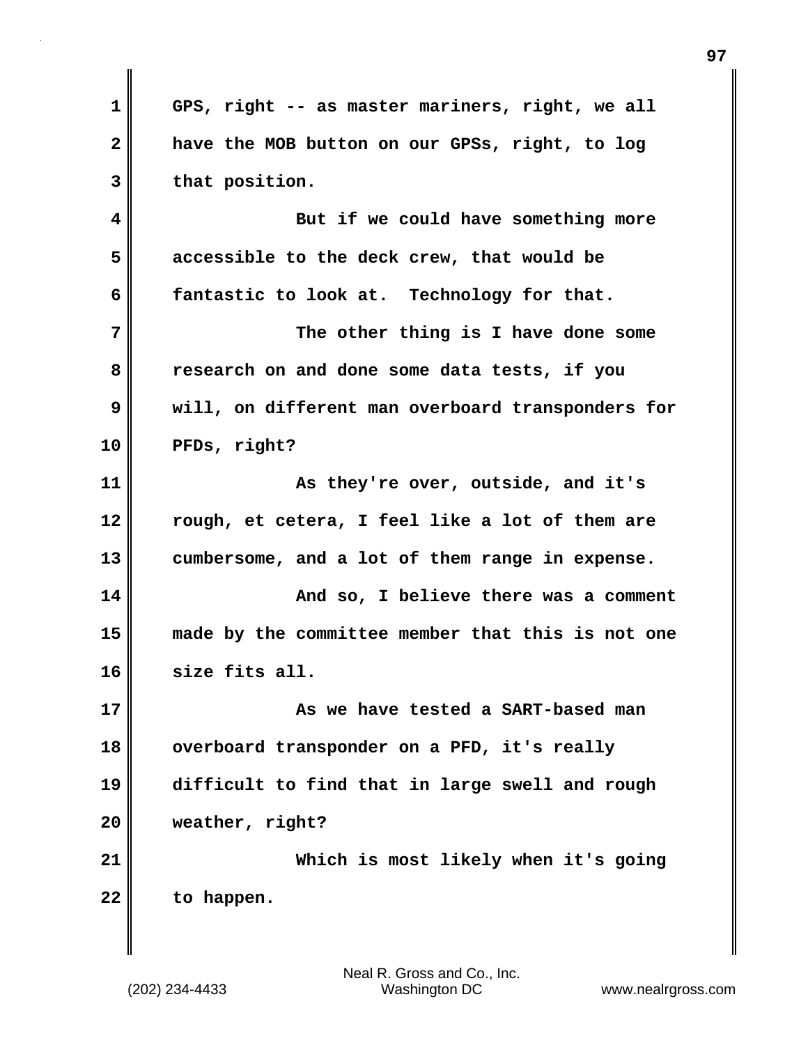GPS, right -- as master mariners, right, we all have the MOB button on our GPSs, right, to log that position.

But if we could have something more accessible to the deck crew, that would be fantastic to look at. Technology for that.

The other thing is I have done some research on and done some data tests, if you will, on different man overboard transponders for PFDs, right?

As they're over, outside, and it's rough, et cetera, I feel like a lot of them are cumbersome, and a lot of them range in expense.

And so, I believe there was a comment made by the committee member that this is not one size fits all.

As we have tested a SART-based man overboard transponder on a PFD, it's really difficult to find that in large swell and rough weather, right?

Which is most likely when it's going to happen.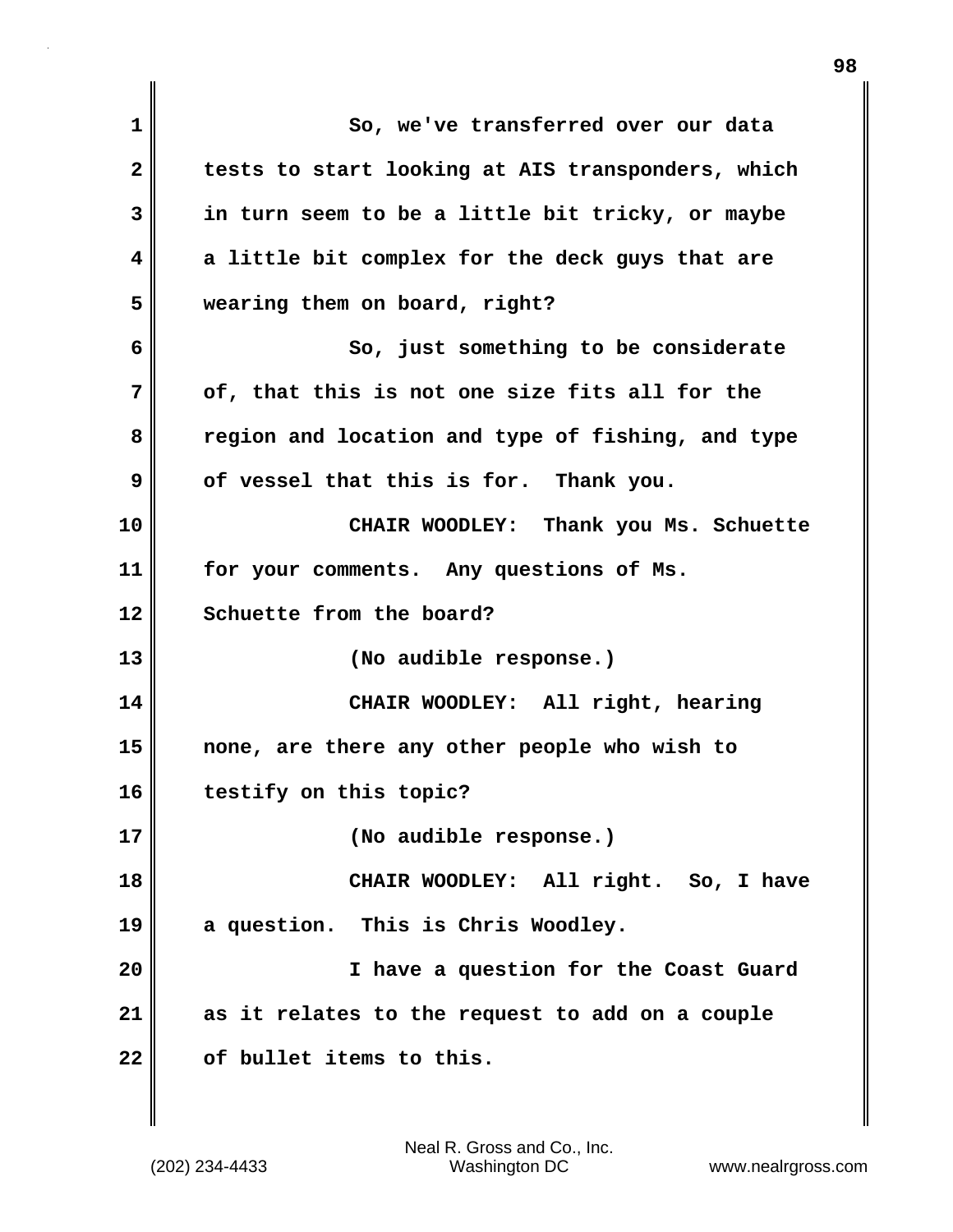So, we've transferred over our data tests to start looking at AIS transponders, which in turn seem to be a little bit tricky, or maybe a little bit complex for the deck guys that are wearing them on board, right?

So, just something to be considerate of, that this is not one size fits all for the region and location and type of fishing, and type of vessel that this is for. Thank you.

CHAIR WOODLEY: Thank you Ms. Schuette for your comments. Any questions of Ms. Schuette from the board?

(No audible response.)

CHAIR WOODLEY: All right, hearing none, are there any other people who wish to testify on this topic?

(No audible response.)

CHAIR WOODLEY: All right. So, I have a question. This is Chris Woodley.

I have a question for the Coast Guard as it relates to the request to add on a couple of bullet items to this.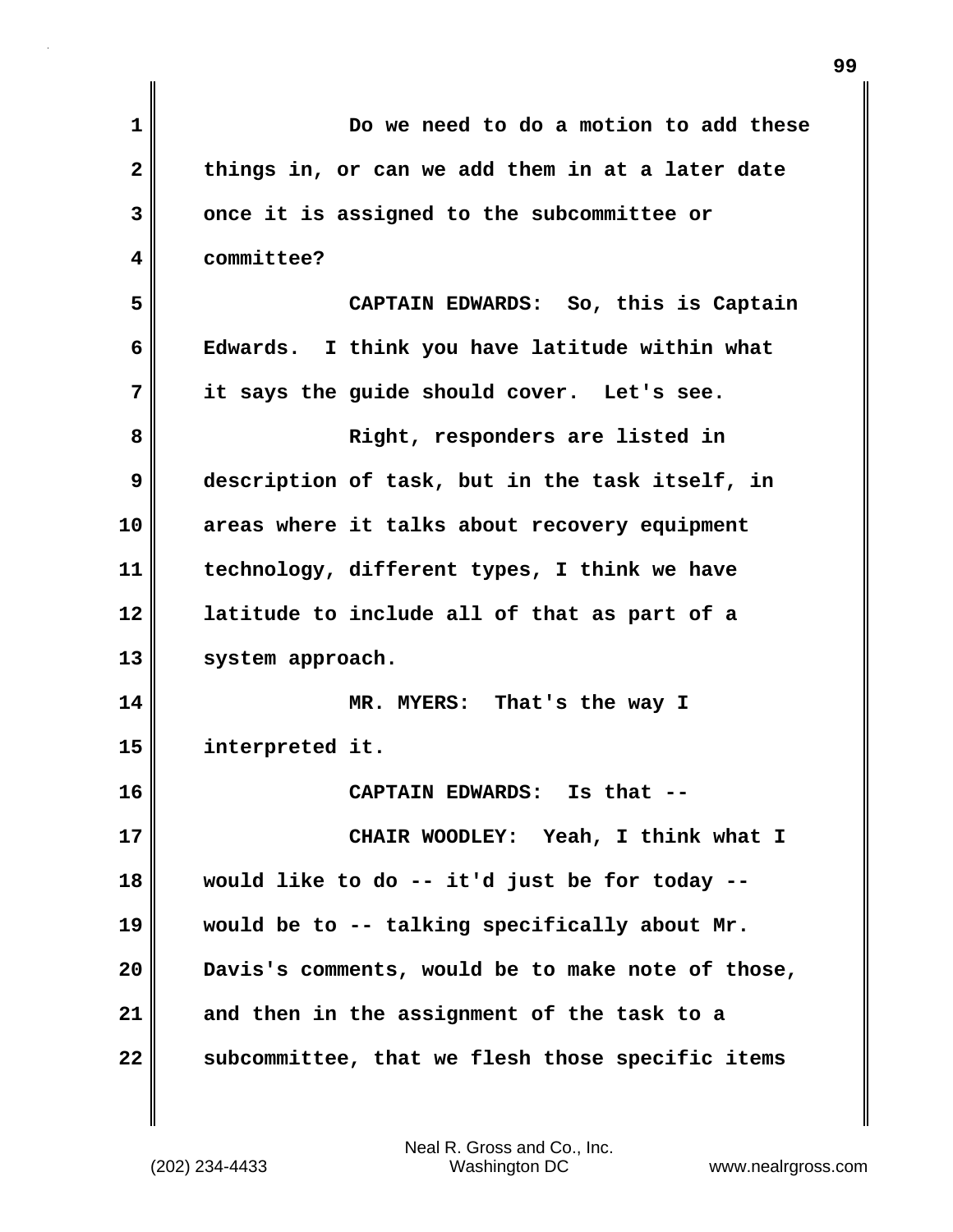Do we need to do a motion to add these things in, or can we add them in at a later date once it is assigned to the subcommittee or committee?

CAPTAIN EDWARDS: So, this is Captain Edwards. I think you have latitude within what it says the guide should cover. Let's see.

Right, responders are listed in description of task, but in the task itself, in areas where it talks about recovery equipment technology, different types, I think we have latitude to include all of that as part of a system approach.

MR. MYERS: That's the way I interpreted it.

CAPTAIN EDWARDS: Is that --

CHAIR WOODLEY: Yeah, I think what I would like to do -- it'd just be for today -- would be to -- talking specifically about Mr. Davis's comments, would be to make note of those, and then in the assignment of the task to a subcommittee, that we flesh those specific items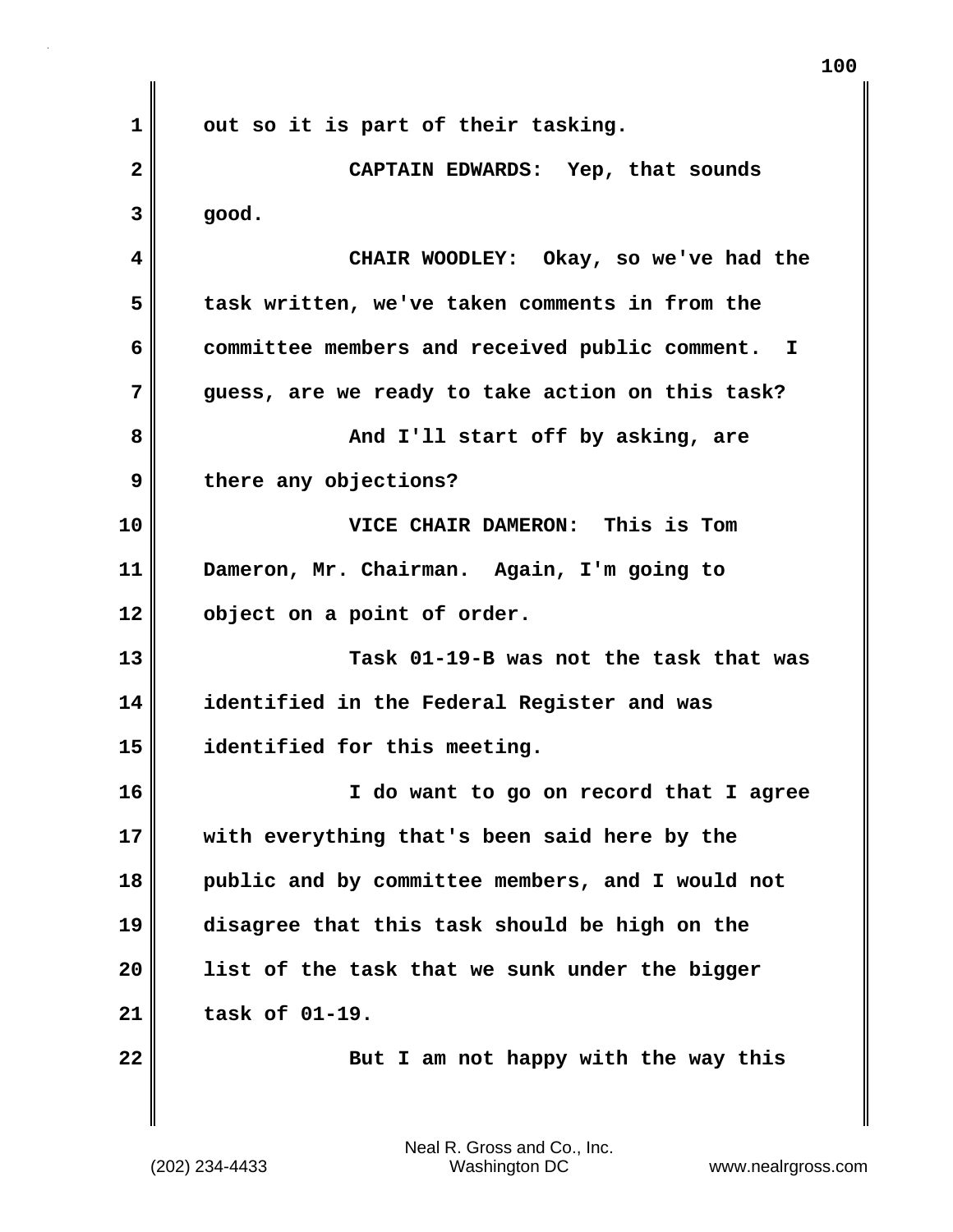out so it is part of their tasking.

CAPTAIN EDWARDS: Yep, that sounds good.

CHAIR WOODLEY: Okay, so we've had the task written, we've taken comments in from the committee members and received public comment. I guess, are we ready to take action on this task?

And I'll start off by asking, are there any objections?

VICE CHAIR DAMERON: This is Tom Dameron, Mr. Chairman. Again, I'm going to object on a point of order.

Task 01-19-B was not the task that was identified in the Federal Register and was identified for this meeting.

I do want to go on record that I agree with everything that's been said here by the public and by committee members, and I would not disagree that this task should be high on the list of the task that we sunk under the bigger task of 01-19.

But I am not happy with the way this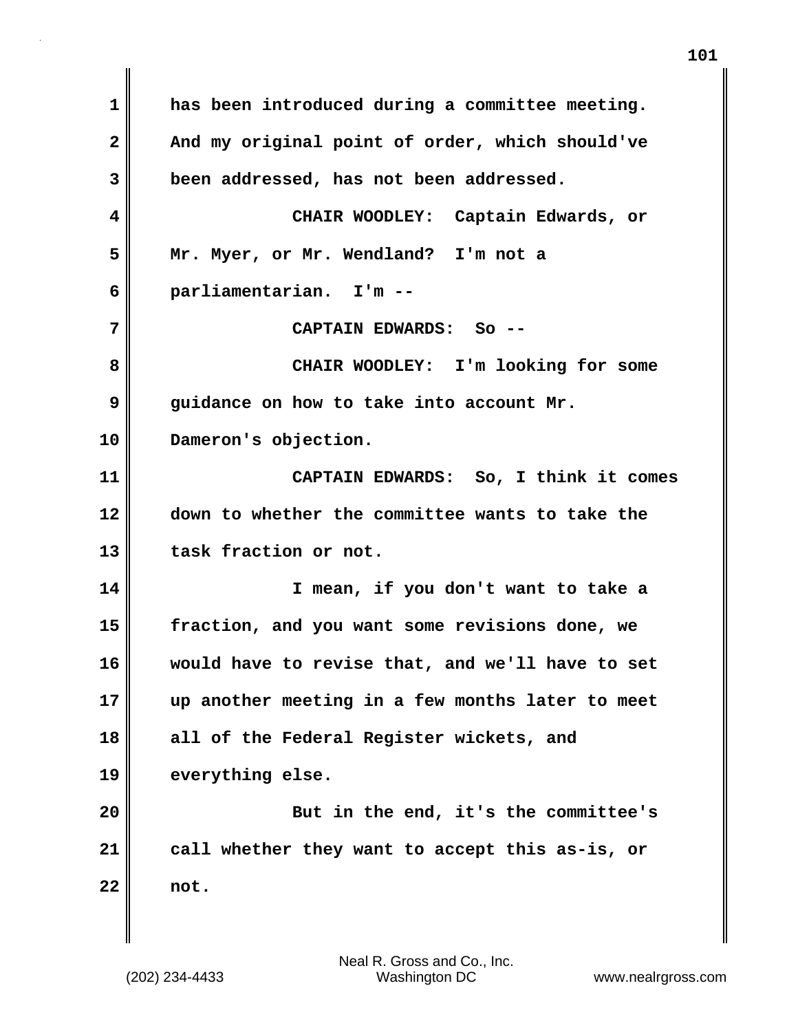has been introduced during a committee meeting. And my original point of order, which should've been addressed, has not been addressed.

CHAIR WOODLEY: Captain Edwards, or Mr. Myer, or Mr. Wendland? I'm not a parliamentarian. I'm --

CAPTAIN EDWARDS: So --

CHAIR WOODLEY: I'm looking for some guidance on how to take into account Mr. Dameron's objection.

CAPTAIN EDWARDS: So, I think it comes down to whether the committee wants to take the task fraction or not.

I mean, if you don't want to take a fraction, and you want some revisions done, we would have to revise that, and we'll have to set up another meeting in a few months later to meet all of the Federal Register wickets, and everything else.

But in the end, it's the committee's call whether they want to accept this as-is, or not.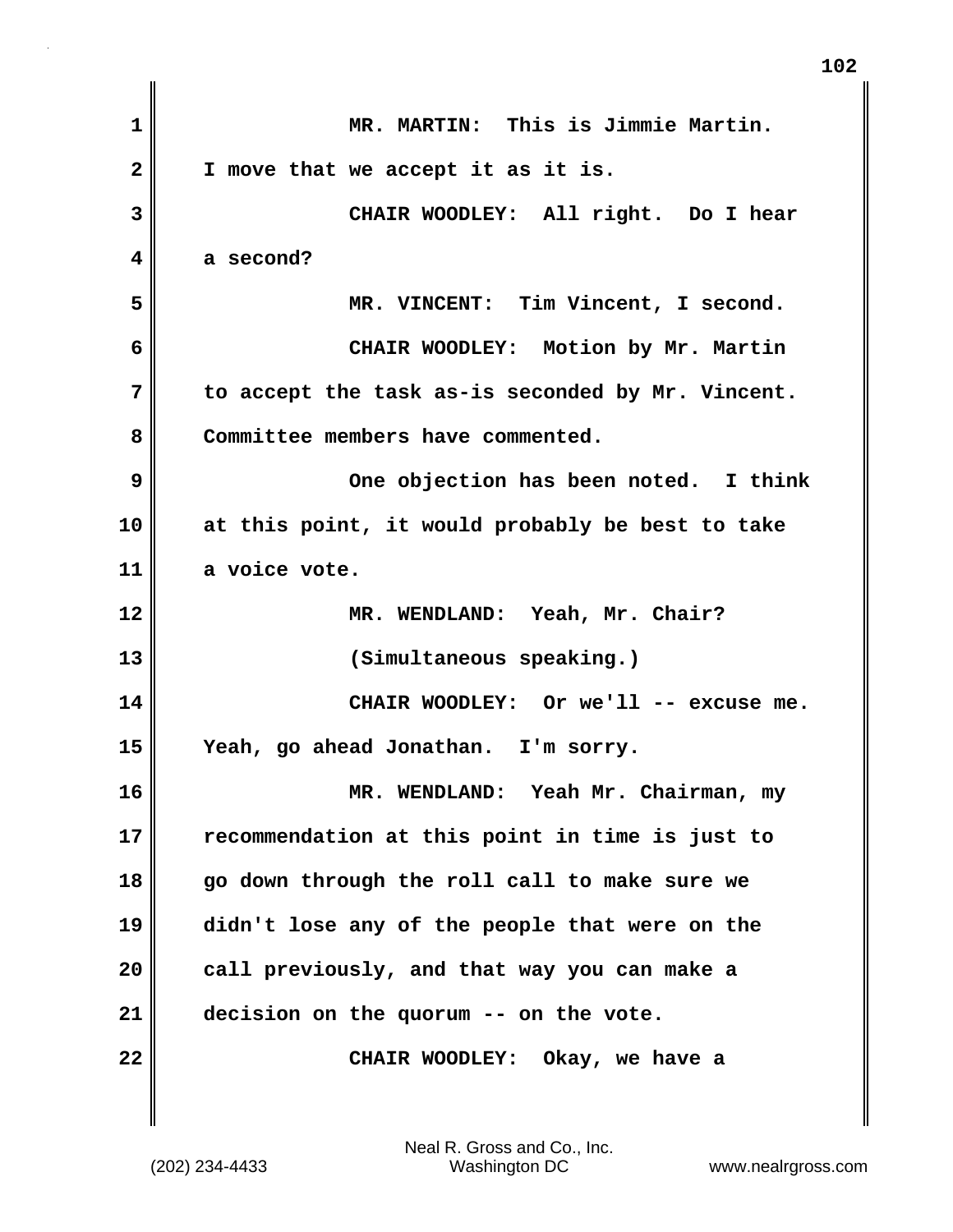MR. MARTIN: This is Jimmie Martin. I move that we accept it as it is.

CHAIR WOODLEY: All right. Do I hear a second?

MR. VINCENT: Tim Vincent, I second.

CHAIR WOODLEY: Motion by Mr. Martin to accept the task as-is seconded by Mr. Vincent. Committee members have commented.

One objection has been noted. I think at this point, it would probably be best to take a voice vote.

MR. WENDLAND: Yeah, Mr. Chair?

(Simultaneous speaking.)

CHAIR WOODLEY: Or we'll -- excuse me. Yeah, go ahead Jonathan. I'm sorry.

MR. WENDLAND: Yeah Mr. Chairman, my recommendation at this point in time is just to go down through the roll call to make sure we didn't lose any of the people that were on the call previously, and that way you can make a decision on the quorum -- on the vote.

CHAIR WOODLEY: Okay, we have a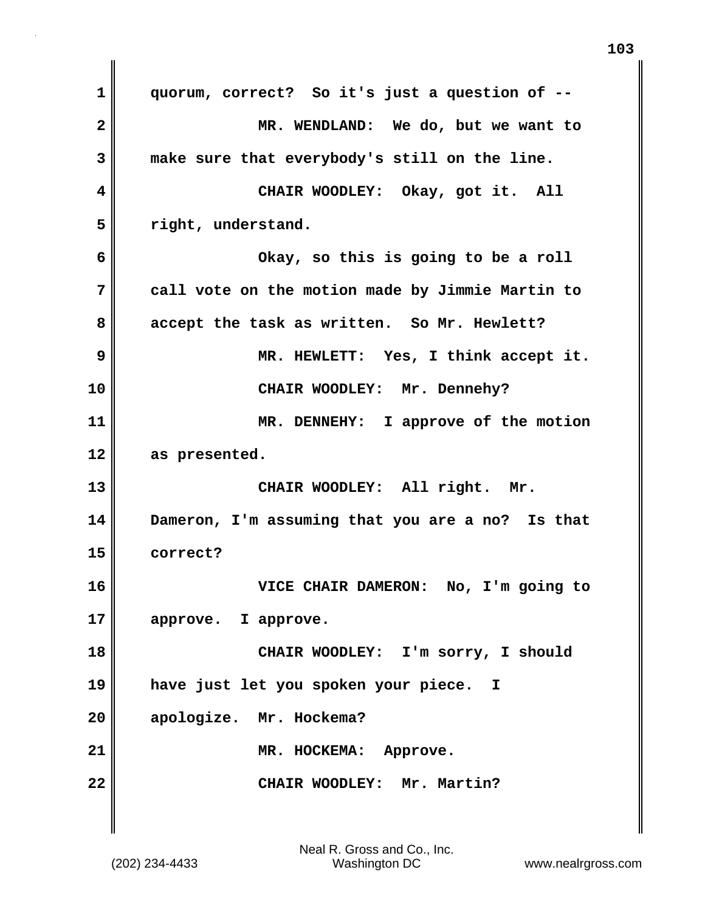quorum, correct? So it's just a question of --

MR. WENDLAND: We do, but we want to make sure that everybody's still on the line.

CHAIR WOODLEY: Okay, got it. All right, understand.

Okay, so this is going to be a roll call vote on the motion made by Jimmie Martin to accept the task as written. So Mr. Hewlett?

MR. HEWLETT: Yes, I think accept it.

CHAIR WOODLEY: Mr. Dennehy?

MR. DENNEHY: I approve of the motion as presented.

CHAIR WOODLEY: All right. Mr. Dameron, I'm assuming that you are a no? Is that correct?

VICE CHAIR DAMERON: No, I'm going to approve. I approve.

CHAIR WOODLEY: I'm sorry, I should have just let you spoken your piece. I apologize. Mr. Hockema?

MR. HOCKEMA: Approve.

CHAIR WOODLEY: Mr. Martin?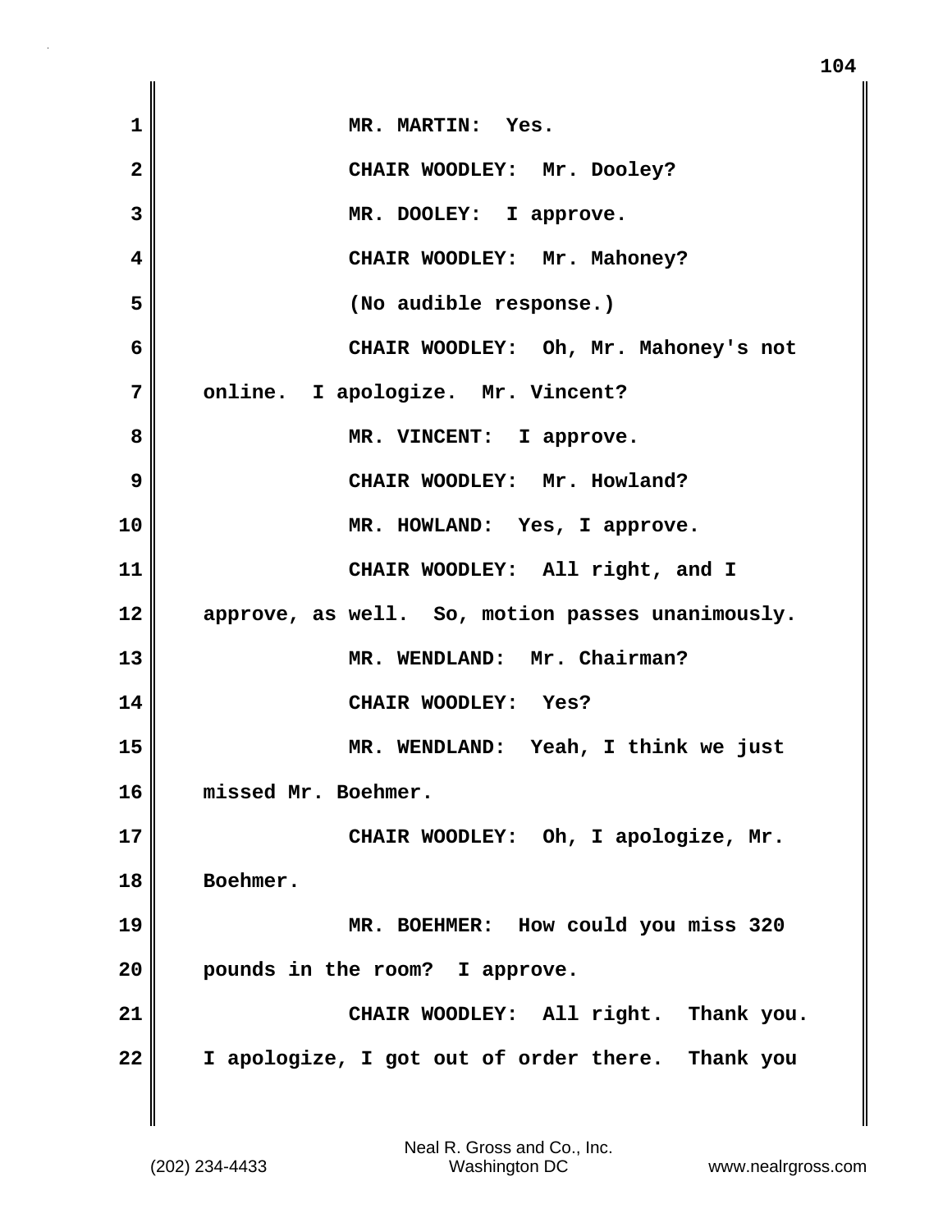MR. MARTIN: Yes.

CHAIR WOODLEY: Mr. Dooley?

MR. DOOLEY: I approve.

CHAIR WOODLEY: Mr. Mahoney?

(No audible response.)

CHAIR WOODLEY: Oh, Mr. Mahoney's not online. I apologize. Mr. Vincent?

MR. VINCENT: I approve.

CHAIR WOODLEY: Mr. Howland?

MR. HOWLAND: Yes, I approve.

CHAIR WOODLEY: All right, and I approve, as well. So, motion passes unanimously.

MR. WENDLAND: Mr. Chairman?

CHAIR WOODLEY: Yes?

MR. WENDLAND: Yeah, I think we just missed Mr. Boehmer.

CHAIR WOODLEY: Oh, I apologize, Mr. Boehmer.

MR. BOEHMER: How could you miss 320 pounds in the room? I approve.

CHAIR WOODLEY: All right. Thank you. I apologize, I got out of order there. Thank you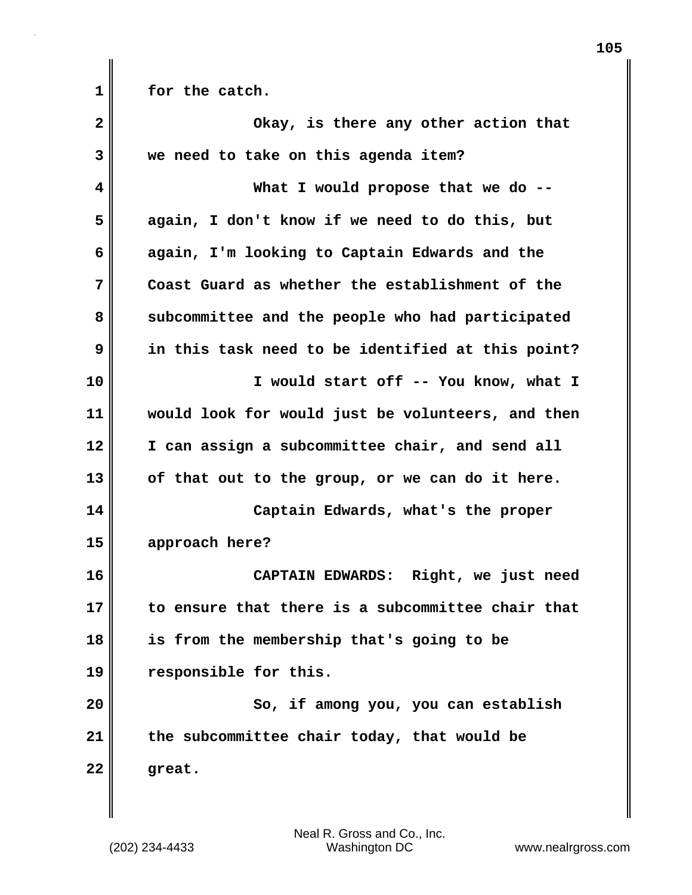for the catch.

Okay, is there any other action that we need to take on this agenda item?

What I would propose that we do -- again, I don't know if we need to do this, but again, I'm looking to Captain Edwards and the Coast Guard as whether the establishment of the subcommittee and the people who had participated in this task need to be identified at this point?

I would start off -- You know, what I would look for would just be volunteers, and then I can assign a subcommittee chair, and send all of that out to the group, or we can do it here.

Captain Edwards, what's the proper approach here?

CAPTAIN EDWARDS: Right, we just need to ensure that there is a subcommittee chair that is from the membership that's going to be responsible for this.

So, if among you, you can establish the subcommittee chair today, that would be great.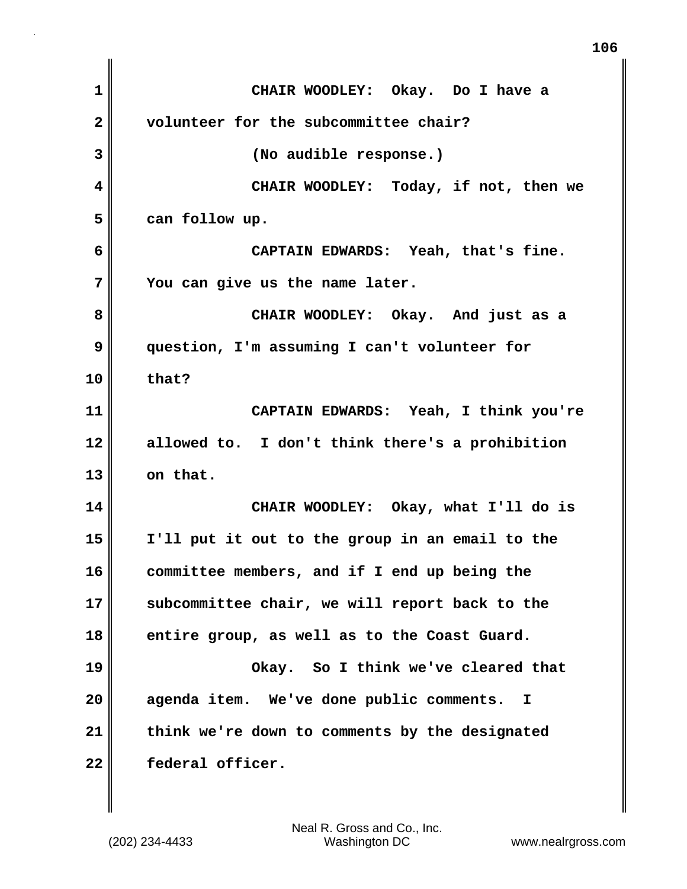CHAIR WOODLEY: Okay. Do I have a volunteer for the subcommittee chair?

(No audible response.)

CHAIR WOODLEY: Today, if not, then we can follow up.

CAPTAIN EDWARDS: Yeah, that's fine. You can give us the name later.

CHAIR WOODLEY: Okay. And just as a question, I'm assuming I can't volunteer for that?

CAPTAIN EDWARDS: Yeah, I think you're allowed to. I don't think there's a prohibition on that.

CHAIR WOODLEY: Okay, what I'll do is I'll put it out to the group in an email to the committee members, and if I end up being the subcommittee chair, we will report back to the entire group, as well as to the Coast Guard.

Okay. So I think we've cleared that agenda item. We've done public comments. I think we're down to comments by the designated federal officer.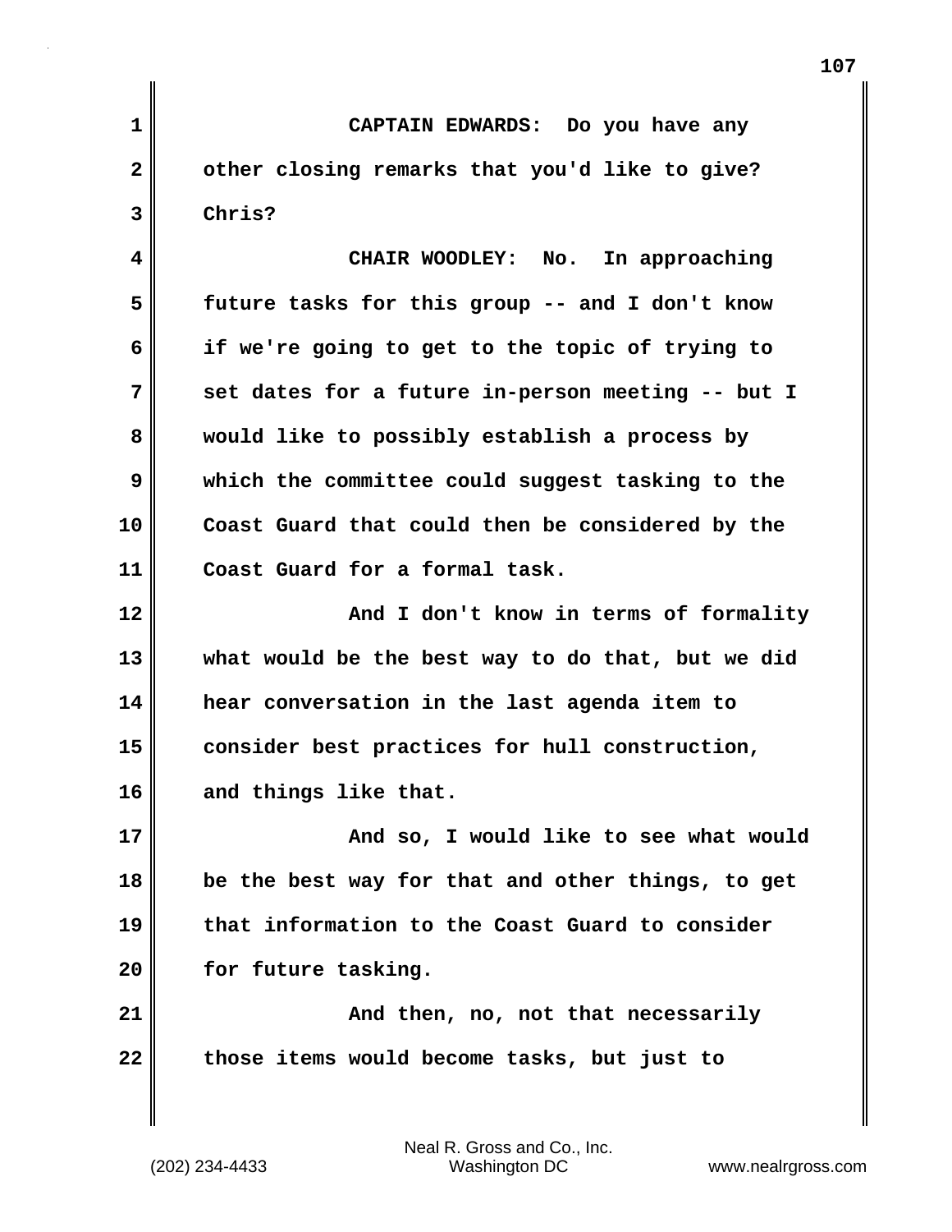**CAPTAIN EDWARDS:** Do you have any other closing remarks that you'd like to give? Chris?

**CHAIR WOODLEY:** No. In approaching future tasks for this group -- and I don't know if we're going to get to the topic of trying to set dates for a future in-person meeting -- but I would like to possibly establish a process by which the committee could suggest tasking to the Coast Guard that could then be considered by the Coast Guard for a formal task.

And I don't know in terms of formality what would be the best way to do that, but we did hear conversation in the last agenda item to consider best practices for hull construction, and things like that.

And so, I would like to see what would be the best way for that and other things, to get that information to the Coast Guard to consider for future tasking.

And then, no, not that necessarily those items would become tasks, but just to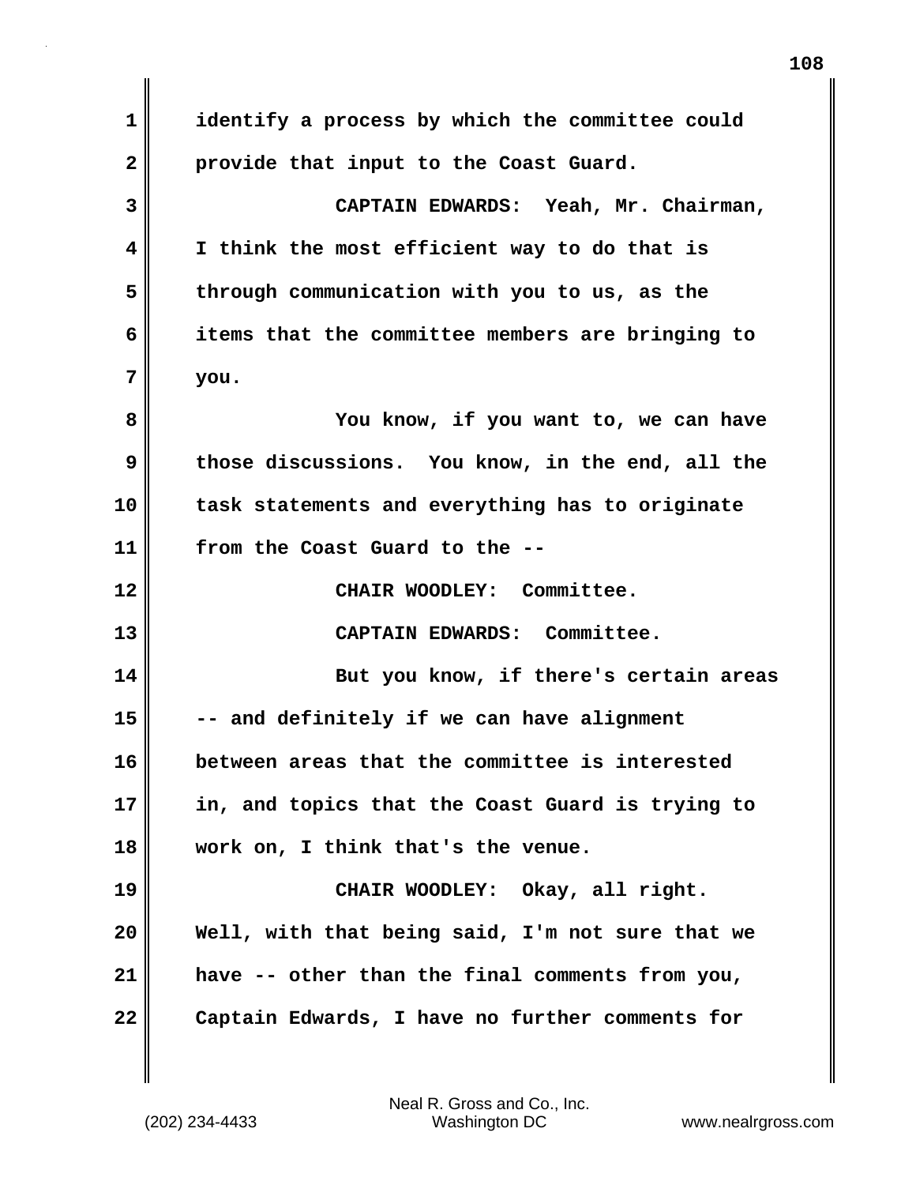identify a process by which the committee could provide that input to the Coast Guard.

CAPTAIN EDWARDS: Yeah, Mr. Chairman, I think the most efficient way to do that is through communication with you to us, as the items that the committee members are bringing to you.

You know, if you want to, we can have those discussions. You know, in the end, all the task statements and everything has to originate from the Coast Guard to the --

CHAIR WOODLEY: Committee.

CAPTAIN EDWARDS: Committee.

But you know, if there's certain areas -- and definitely if we can have alignment between areas that the committee is interested in, and topics that the Coast Guard is trying to work on, I think that's the venue.

CHAIR WOODLEY: Okay, all right. Well, with that being said, I'm not sure that we have -- other than the final comments from you, Captain Edwards, I have no further comments for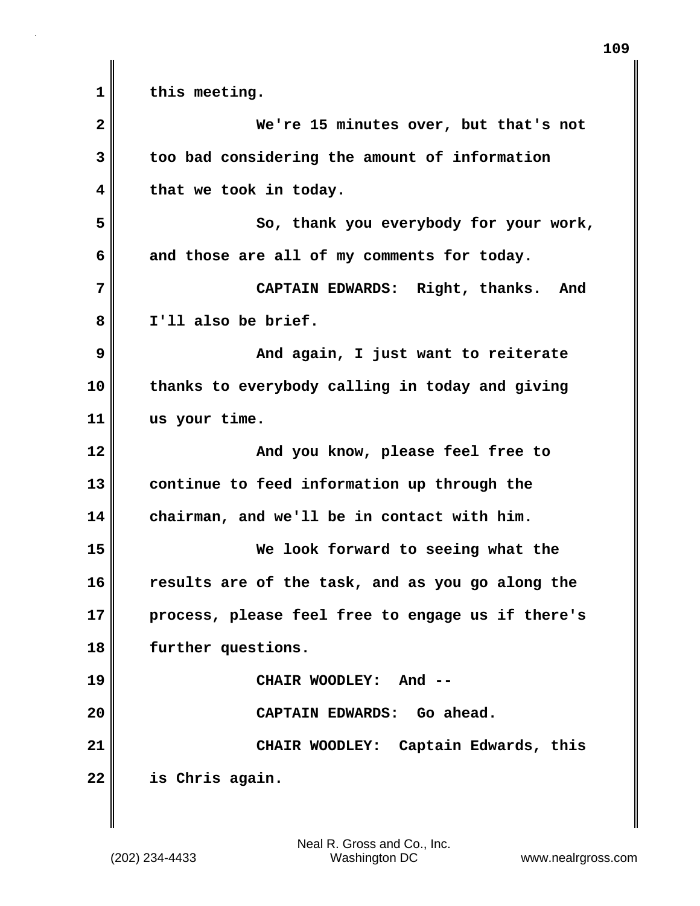this meeting.

We're 15 minutes over, but that's not too bad considering the amount of information that we took in today.

So, thank you everybody for your work, and those are all of my comments for today.

CAPTAIN EDWARDS: Right, thanks. And I'll also be brief.

And again, I just want to reiterate thanks to everybody calling in today and giving us your time.

And you know, please feel free to continue to feed information up through the chairman, and we'll be in contact with him.

We look forward to seeing what the results are of the task, and as you go along the process, please feel free to engage us if there's further questions.

CHAIR WOODLEY: And --

CAPTAIN EDWARDS: Go ahead.

CHAIR WOODLEY: Captain Edwards, this is Chris again.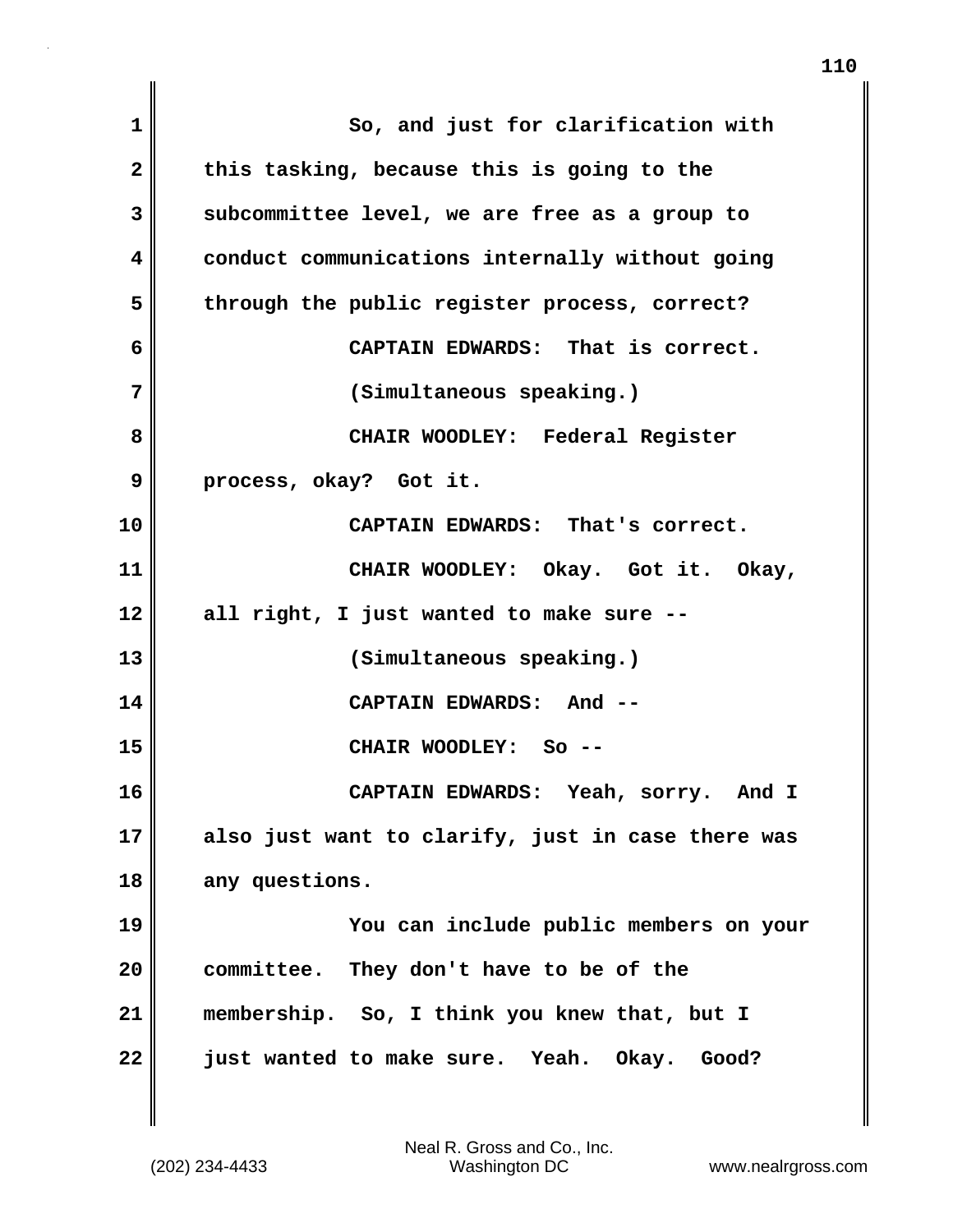So, and just for clarification with this tasking, because this is going to the subcommittee level, we are free as a group to conduct communications internally without going through the public register process, correct?

CAPTAIN EDWARDS: That is correct.

(Simultaneous speaking.)

CHAIR WOODLEY: Federal Register process, okay? Got it.

CAPTAIN EDWARDS: That's correct.

CHAIR WOODLEY: Okay. Got it. Okay, all right, I just wanted to make sure --

(Simultaneous speaking.)

CAPTAIN EDWARDS: And --

CHAIR WOODLEY: So --

CAPTAIN EDWARDS: Yeah, sorry. And I also just want to clarify, just in case there was any questions.

You can include public members on your committee. They don't have to be of the membership. So, I think you knew that, but I just wanted to make sure. Yeah. Okay. Good?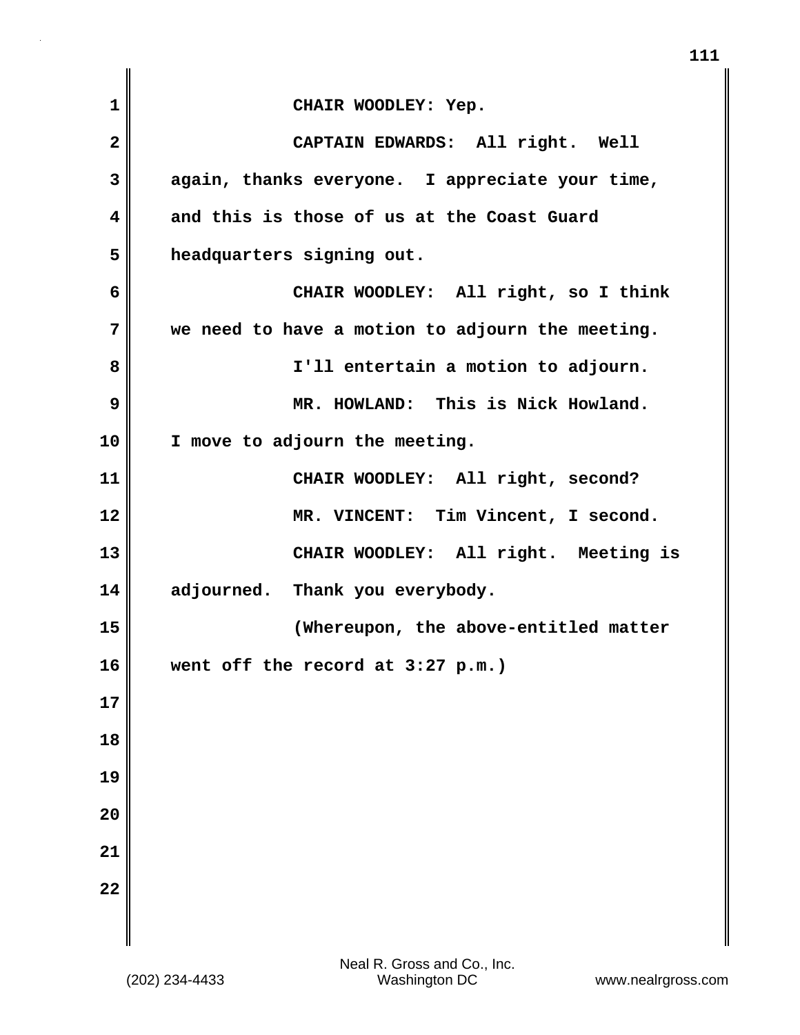CHAIR WOODLEY: Yep.

CAPTAIN EDWARDS: All right. Well again, thanks everyone. I appreciate your time, and this is those of us at the Coast Guard headquarters signing out.

CHAIR WOODLEY: All right, so I think we need to have a motion to adjourn the meeting.

I'll entertain a motion to adjourn.

MR. HOWLAND: This is Nick Howland. I move to adjourn the meeting.

CHAIR WOODLEY: All right, second?

MR. VINCENT: Tim Vincent, I second.

CHAIR WOODLEY: All right. Meeting is adjourned. Thank you everybody.

(Whereupon, the above-entitled matter went off the record at 3:27 p.m.)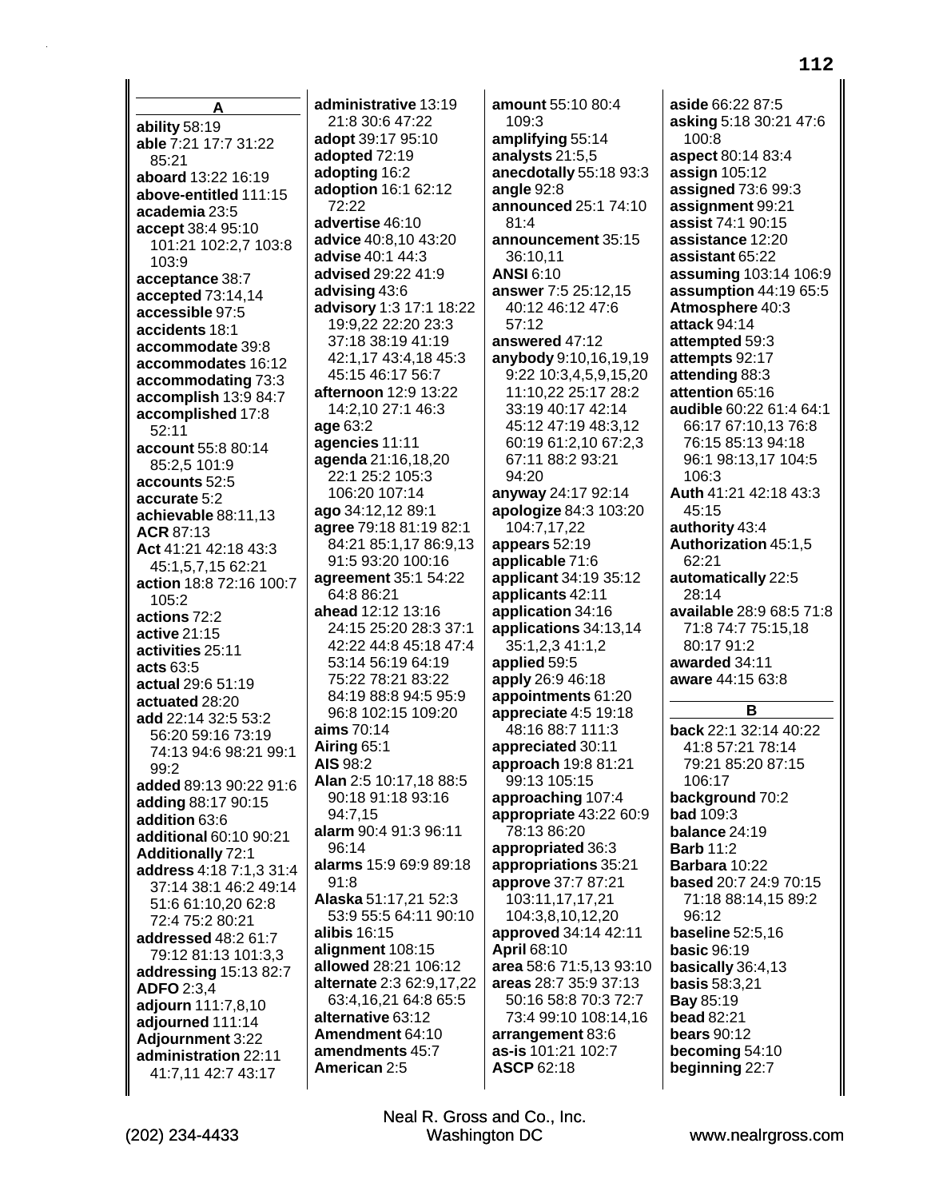## A

**ability** 58:19
**able** 7:21 17:7 31:22 85:21
**aboard** 13:22 16:19
**above-entitled** 111:15
**academia** 23:5
**accept** 38:4 95:10 101:21 102:2,7 103:8 103:9
**acceptance** 38:7
**accepted** 73:14,14
**accessible** 97:5
**accidents** 18:1
**accommodate** 39:8
**accommodates** 16:12
**accommodating** 73:3
**accomplish** 13:9 84:7
**accomplished** 17:8 52:11
**account** 55:8 80:14 85:2,5 101:9
**accounts** 52:5
**accurate** 5:2
**achievable** 88:11,13
**ACR** 87:13
**Act** 41:21 42:18 43:3 45:1,5,7,15 62:21
**action** 18:8 72:16 100:7 105:2
**actions** 72:2
**active** 21:15
**activities** 25:11
**acts** 63:5
**actual** 29:6 51:19
**actuated** 28:20
**add** 22:14 32:5 53:2 56:20 59:16 73:19 74:13 94:6 98:21 99:1 99:2
**added** 89:13 90:22 91:6
**adding** 88:17 90:15
**addition** 63:6
**additional** 60:10 90:21
**Additionally** 72:1
**address** 4:18 7:1,3 31:4 37:14 38:1 46:2 49:14 51:6 61:10,20 62:8 72:4 75:2 80:21
**addressed** 48:2 61:7 79:12 81:13 101:3,3
**addressing** 15:13 82:7
**ADFO** 2:3,4
**adjourn** 111:7,8,10
**adjourned** 111:14
**Adjournment** 3:22
**administration** 22:11 41:7,11 42:7 43:17
**administrative** 13:19 21:8 30:6 47:22
**adopt** 39:17 95:10
**adopted** 72:19
**adopting** 16:2
**adoption** 16:1 62:12 72:22
**advertise** 46:10
**advice** 40:8,10 43:20
**advise** 40:1 44:3
**advised** 29:22 41:9
**advising** 43:6
**advisory** 1:3 17:1 18:22 19:9,22 22:20 23:3 37:18 38:19 41:19 42:1,17 43:4,18 45:3 45:15 46:17 56:7
**afternoon** 12:9 13:22 14:2,10 27:1 46:3
**age** 63:2
**agencies** 11:11
**agenda** 21:16,18,20 22:1 25:2 105:3 106:20 107:14
**ago** 34:12,12 89:1
**agree** 79:18 81:19 82:1 84:21 85:1,17 86:9,13 91:5 93:20 100:16
**agreement** 35:1 54:22 64:8 86:21
**ahead** 12:12 13:16 24:15 25:20 28:3 37:1 42:22 44:8 45:18 47:4 53:14 56:19 64:19 75:22 78:21 83:22 84:19 88:8 94:5 95:9 96:8 102:15 109:20
**aims** 70:14
**Airing** 65:1
**AIS** 98:2
**Alan** 2:5 10:17,18 88:5 90:18 91:18 93:16 94:7,15
**alarm** 90:4 91:3 96:11 96:14
**alarms** 15:9 69:9 89:18 91:8
**Alaska** 51:17,21 52:3 53:9 55:5 64:11 90:10
**alibis** 16:15
**alignment** 108:15
**allowed** 28:21 106:12
**alternate** 2:3 62:9,17,22 63:4,16,21 64:8 65:5
**alternative** 63:12
**Amendment** 64:10
**amendments** 45:7
**American** 2:5
**amount** 55:10 80:4 109:3
**amplifying** 55:14
**analysts** 21:5,5
**anecdotally** 55:18 93:3
**angle** 92:8
**announced** 25:1 74:10 81:4
**announcement** 35:15 36:10,11
**ANSI** 6:10
**answer** 7:5 25:12,15 40:12 46:12 47:6 57:12
**answered** 47:12
**anybody** 9:10,16,19,19 9:22 10:3,4,5,9,15,20 11:10,22 25:17 28:2 33:19 40:17 42:14 45:12 47:19 48:3,12 60:19 61:2,10 67:2,3 67:11 88:2 93:21 94:20
**anyway** 24:17 92:14
**apologize** 84:3 103:20 104:7,17,22
**appears** 52:19
**applicable** 71:6
**applicant** 34:19 35:12
**applicants** 42:11
**application** 34:16
**applications** 34:13,14 35:1,2,3 41:1,2
**applied** 59:5
**apply** 26:9 46:18
**appointments** 61:20
**appreciate** 4:5 19:18 48:16 88:7 111:3
**appreciated** 30:11
**approach** 19:8 81:21 99:13 105:15
**approaching** 107:4
**appropriate** 43:22 60:9 78:13 86:20
**appropriated** 36:3
**appropriations** 35:21
**approve** 37:7 87:21 103:11,17,17,21 104:3,8,10,12,20
**approved** 34:14 42:11
**April** 68:10
**area** 58:6 71:5,13 93:10
**areas** 28:7 35:9 37:13 50:16 58:8 70:3 72:7 73:4 99:10 108:14,16
**arrangement** 83:6
**as-is** 101:21 102:7
**ASCP** 62:18
**aside** 66:22 87:5
**asking** 5:18 30:21 47:6 100:8
**aspect** 80:14 83:4
**assign** 105:12
**assigned** 73:6 99:3
**assignment** 99:21
**assist** 74:1 90:15
**assistance** 12:20
**assistant** 65:22
**assuming** 103:14 106:9
**assumption** 44:19 65:5
**Atmosphere** 40:3
**attack** 94:14
**attempted** 59:3
**attempts** 92:17
**attending** 88:3
**attention** 65:16
**audible** 60:22 61:4 64:1 66:17 67:10,13 76:8 76:15 85:13 94:18 96:1 98:13,17 104:5 106:3
**Auth** 41:21 42:18 43:3 45:15
**authority** 43:4
**Authorization** 45:1,5 62:21
**automatically** 22:5 28:14
**available** 28:9 68:5 71:8 71:8 74:7 75:15,18 80:17 91:2
**awarded** 34:11
**aware** 44:15 63:8

## B

**back** 22:1 32:14 40:22 41:8 57:21 78:14 79:21 85:20 87:15 106:17
**background** 70:2
**bad** 109:3
**balance** 24:19
**Barb** 11:2
**Barbara** 10:22
**based** 20:7 24:9 70:15 71:18 88:14,15 89:2 96:12
**baseline** 52:5,16
**basic** 96:19
**basically** 36:4,13
**basis** 58:3,21
**Bay** 85:19
**bead** 82:21
**bears** 90:12
**becoming** 54:10
**beginning** 22:7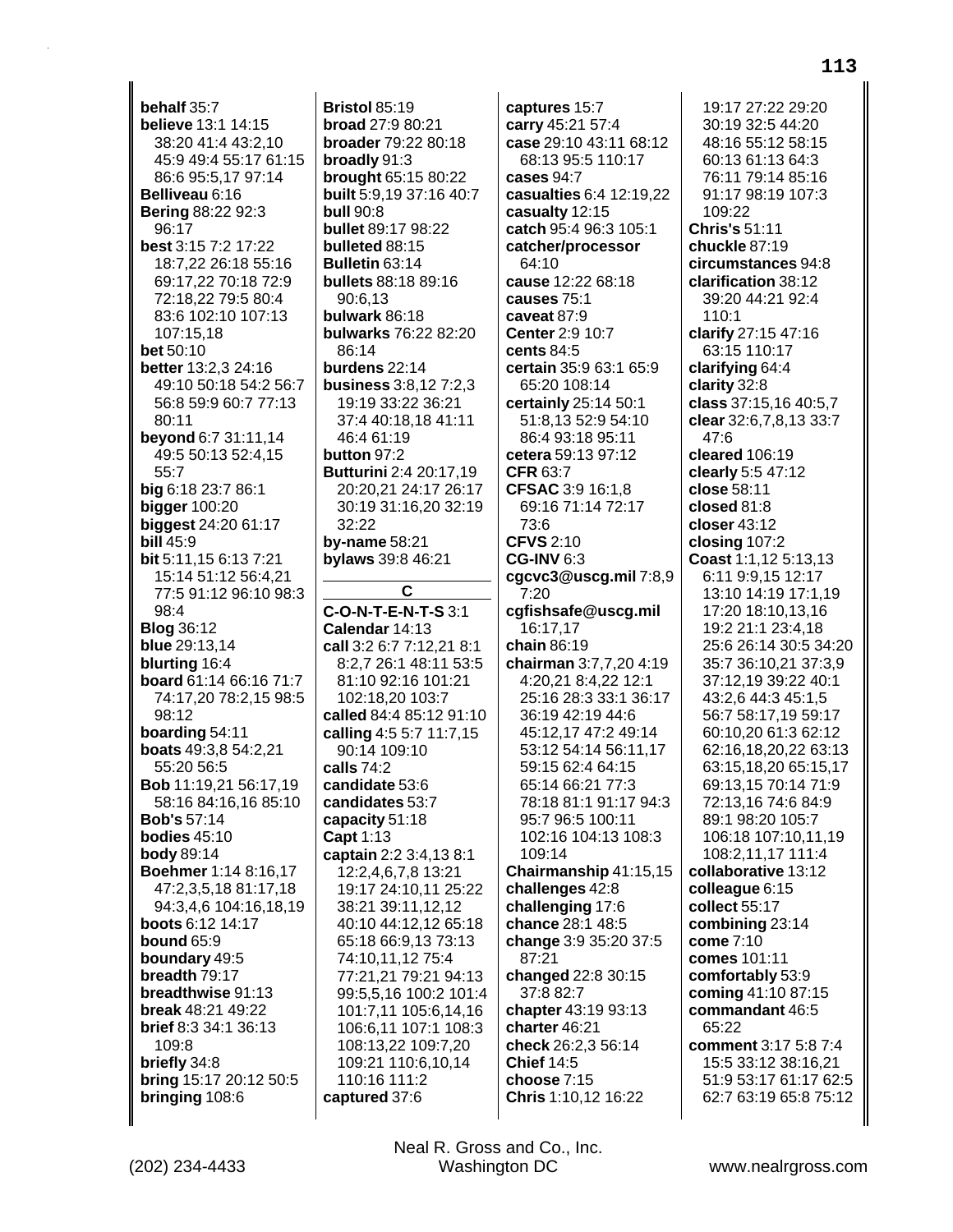**behalf** 35:7
**believe** 13:1 14:15 38:20 41:4 43:2,10 45:9 49:4 55:17 61:15 86:6 95:5,17 97:14
**Belliveau** 6:16
**Bering** 88:22 92:3 96:17
**best** 3:15 7:2 17:22 18:7,22 26:18 55:16 69:17,22 70:18 72:9 72:18,22 79:5 80:4 83:6 102:10 107:13 107:15,18
**bet** 50:10
**better** 13:2,3 24:16 49:10 50:18 54:2 56:7 56:8 59:9 60:7 77:13 80:11
**beyond** 6:7 31:11,14 49:5 50:13 52:4,15 55:7
**big** 6:18 23:7 86:1
**bigger** 100:20
**biggest** 24:20 61:17
**bill** 45:9
**bit** 5:11,15 6:13 7:21 15:14 51:12 56:4,21 77:5 91:12 96:10 98:3 98:4
**Blog** 36:12
**blue** 29:13,14
**blurting** 16:4
**board** 61:14 66:16 71:7 74:17,20 78:2,15 98:5 98:12
**boarding** 54:11
**boats** 49:3,8 54:2,21 55:20 56:5
**Bob** 11:19,21 56:17,19 58:16 84:16,16 85:10
**Bob's** 57:14
**bodies** 45:10
**body** 89:14
**Boehmer** 1:14 8:16,17 47:2,3,5,18 81:17,18 94:3,4,6 104:16,18,19
**boots** 6:12 14:17
**bound** 65:9
**boundary** 49:5
**breadth** 79:17
**breadthwise** 91:13
**break** 48:21 49:22
**brief** 8:3 34:1 36:13 109:8
**briefly** 34:8
**bring** 15:17 20:12 50:5
**bringing** 108:6
**Bristol** 85:19
**broad** 27:9 80:21
**broader** 79:22 80:18
**broadly** 91:3
**brought** 65:15 80:22
**built** 5:9,19 37:16 40:7
**bull** 90:8
**bullet** 89:17 98:22
**bulleted** 88:15
**Bulletin** 63:14
**bullets** 88:18 89:16 90:6,13
**bulwark** 86:18
**bulwarks** 76:22 82:20 86:14
**burdens** 22:14
**business** 3:8,12 7:2,3 19:19 33:22 36:21 37:4 40:18,18 41:11 46:4 61:19
**button** 97:2
**Butturini** 2:4 20:17,19 20:20,21 24:17 26:17 30:19 31:16,20 32:19 32:22
**by-name** 58:21
**bylaws** 39:8 46:21

## C

**C-O-N-T-E-N-T-S** 3:1
**Calendar** 14:13
**call** 3:2 6:7 7:12,21 8:1 8:2,7 26:1 48:11 53:5 81:10 92:16 101:21 102:18,20 103:7
**called** 84:4 85:12 91:10
**calling** 4:5 5:7 11:7,15 90:14 109:10
**calls** 74:2
**candidate** 53:6
**candidates** 53:7
**capacity** 51:18
**Capt** 1:13
**captain** 2:2 3:4,13 8:1 12:2,4,6,7,8 13:21 19:17 24:10,11 25:22 38:21 39:11,12,12 40:10 44:12,12 65:18 65:18 66:9,13 73:13 74:10,11,12 75:4 77:21,21 79:21 94:13 99:5,5,16 100:2 101:4 101:7,11 105:6,14,16 106:6,11 107:1 108:3 108:13,22 109:7,20 109:21 110:6,10,14 110:16 111:2
**captured** 37:6
**captures** 15:7
**carry** 45:21 57:4
**case** 29:10 43:11 68:12 68:13 95:5 110:17
**cases** 94:7
**casualties** 6:4 12:19,22
**casualty** 12:15
**catch** 95:4 96:3 105:1
**catcher/processor** 64:10
**cause** 12:22 68:18
**causes** 75:1
**caveat** 87:9
**Center** 2:9 10:7
**cents** 84:5
**certain** 35:9 63:1 65:9 65:20 108:14
**certainly** 25:14 50:1 51:8,13 52:9 54:10 86:4 93:18 95:11
**cetera** 59:13 97:12
**CFR** 63:7
**CFSAC** 3:9 16:1,8 69:16 71:14 72:17 73:6
**CFVS** 2:10
**CG-INV** 6:3
**cgcvc3@uscg.mil** 7:8,9 7:20
**cgfishsafe@uscg.mil** 16:17,17
**chain** 86:19
**chairman** 3:7,7,20 4:19 4:20,21 8:4,22 12:1 25:16 28:3 33:1 36:17 36:19 42:19 44:6 45:12,17 47:2 49:14 53:12 54:14 56:11,17 59:15 62:4 64:15 65:14 66:21 77:3 78:18 81:1 91:17 94:3 95:7 96:5 100:11 102:16 104:13 108:3 109:14
**Chairmanship** 41:15,15
**challenges** 42:8
**challenging** 17:6
**chance** 28:1 48:5
**change** 3:9 35:20 37:5 87:21
**changed** 22:8 30:15 37:8 82:7
**chapter** 43:19 93:13
**charter** 46:21
**check** 26:2,3 56:14
**Chief** 14:5
**choose** 7:15
**Chris** 1:10,12 16:22 19:17 27:22 29:20 30:19 32:5 44:20 48:16 55:12 58:15 60:13 61:13 64:3 76:11 79:14 85:16 91:17 98:19 107:3 109:22
**Chris's** 51:11
**chuckle** 87:19
**circumstances** 94:8
**clarification** 38:12 39:20 44:21 92:4 110:1
**clarify** 27:15 47:16 63:15 110:17
**clarifying** 64:4
**clarity** 32:8
**class** 37:15,16 40:5,7
**clear** 32:6,7,8,13 33:7 47:6
**cleared** 106:19
**clearly** 5:5 47:12
**close** 58:11
**closed** 81:8
**closer** 43:12
**closing** 107:2
**Coast** 1:1,12 5:13,13 6:11 9:9,15 12:17 13:10 14:19 17:1,19 17:20 18:10,13,16 19:2 21:1 23:4,18 25:6 26:14 30:5 34:20 35:7 36:10,21 37:3,9 37:12,19 39:22 40:1 43:2,6 44:3 45:1,5 56:7 58:17,19 59:17 60:10,20 61:3 62:12 62:16,18,20,22 63:13 63:15,18,20 65:15,17 69:13,15 70:14 71:9 72:13,16 74:6 84:9 89:1 98:20 105:7 106:18 107:10,11,19 108:2,11,17 111:4
**collaborative** 13:12
**colleague** 6:15
**collect** 55:17
**combining** 23:14
**come** 7:10
**comes** 101:11
**comfortably** 53:9
**coming** 41:10 87:15
**commandant** 46:5 65:22
**comment** 3:17 5:8 7:4 15:5 33:12 38:16,21 51:9 53:17 61:17 62:5 62:7 63:19 65:8 75:12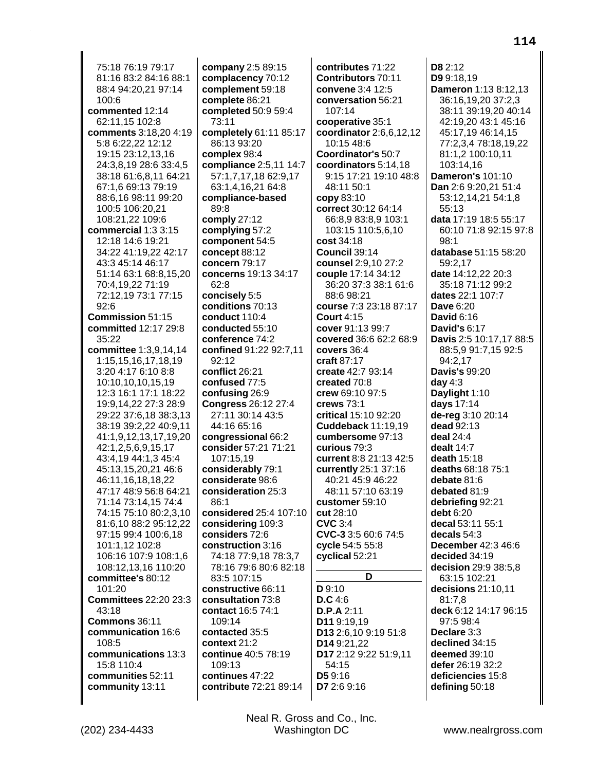75:18 76:19 79:17 81:16 83:2 84:16 88:1 88:4 94:20,21 97:14 100:6
**commented** 12:14 62:11,15 102:8
**comments** 3:18,20 4:19 5:8 6:22,22 12:12 19:15 23:12,13,16 24:3,8,19 28:6 33:4,5 38:18 61:6,8,11 64:21 67:1,6 69:13 79:19 88:6,16 98:11 99:20 100:5 106:20,21 108:21,22 109:6
**commercial** 1:3 3:15 12:18 14:6 19:21 34:22 41:19,22 42:17 43:3 45:14 46:17 51:14 63:1 68:8,15,20 70:4,19,22 71:19 72:12,19 73:1 77:15 92:6
**Commission** 51:15
**committed** 12:17 29:8 35:22
**committee** 1:3,9,14,14 1:15,15,16,17,18,19 3:20 4:17 6:10 8:8 10:10,10,10,15,19 12:3 16:1 17:1 18:22 19:9,14,22 27:3 28:9 29:22 37:6,18 38:3,13 38:19 39:2,22 40:9,11 41:1,9,12,13,17,19,20 42:1,2,5,6,9,15,17 43:4,19 44:1,3 45:4 45:13,15,20,21 46:6 46:11,16,18,18,22 47:17 48:9 56:8 64:21 71:14 73:14,15 74:4 74:15 75:10 80:2,3,10 81:6,10 88:2 95:12,22 97:15 99:4 100:6,18 101:1,12 102:8 106:16 107:9 108:1,6 108:12,13,16 110:20
**committee's** 80:12 101:20
**Committees** 22:20 23:3 43:18
**Commons** 36:11
**communication** 16:6 108:5
**communications** 13:3 15:8 110:4
**communities** 52:11
**community** 13:11
**company** 2:5 89:15
**complacency** 70:12
**complement** 59:18
**complete** 86:21
**completed** 50:9 59:4 73:11
**completely** 61:11 85:17 86:13 93:20
**complex** 98:4
**compliance** 2:5,11 14:7 57:1,7,17,18 62:9,17 63:1,4,16,21 64:8
**compliance-based** 89:8
**comply** 27:12
**complying** 57:2
**component** 54:5
**concept** 88:12
**concern** 79:17
**concerns** 19:13 34:17 62:8
**concisely** 5:5
**conditions** 70:13
**conduct** 110:4
**conducted** 55:10
**conference** 74:2
**confined** 91:22 92:7,11 92:12
**conflict** 26:21
**confused** 77:5
**confusing** 26:9
**Congress** 26:12 27:4 27:11 30:14 43:5 44:16 65:16
**congressional** 66:2
**consider** 57:21 71:21 107:15,19
**considerably** 79:1
**considerate** 98:6
**consideration** 25:3 86:1
**considered** 25:4 107:10
**considering** 109:3
**considers** 72:6
**construction** 3:16 74:18 77:9,18 78:3,7 78:16 79:6 80:6 82:18 83:5 107:15
**constructive** 66:11
**consultation** 73:8
**contact** 16:5 74:1 109:14
**contacted** 35:5
**context** 21:2
**continue** 40:5 78:19 109:13
**continues** 47:22
**contribute** 72:21 89:14
**contributes** 71:22
**Contributors** 70:11
**convene** 3:4 12:5
**conversation** 56:21 107:14
**cooperative** 35:1
**coordinator** 2:6,6,12,12 10:15 48:6
**Coordinator's** 50:7
**coordinators** 5:14,18 9:15 17:21 19:10 48:8 48:11 50:1
**copy** 83:10
**correct** 30:12 64:14 66:8,9 83:8,9 103:1 103:15 110:5,6,10
**cost** 34:18
**Council** 39:14
**counsel** 2:9,10 27:2
**couple** 17:14 34:12 36:20 37:3 38:1 61:6 88:6 98:21
**course** 7:3 23:18 87:17
**Court** 4:15
**cover** 91:13 99:7
**covered** 36:6 62:2 68:9
**covers** 36:4
**craft** 87:17
**create** 42:7 93:14
**created** 70:8
**crew** 69:10 97:5
**crews** 73:1
**critical** 15:10 92:20
**Cuddeback** 11:19,19
**cumbersome** 97:13
**curious** 79:3
**current** 8:8 21:13 42:5
**currently** 25:1 37:16 40:21 45:9 46:22 48:11 57:10 63:19
**customer** 59:10
**cut** 28:10
**CVC** 3:4
**CVC-3** 3:5 60:6 74:5
**cycle** 54:5 55:8
**cyclical** 52:21

## D

**D** 9:10
**D.C** 4:6
**D.P.A** 2:11
**D11** 9:19,19
**D13** 2:6,10 9:19 51:8
**D14** 9:21,22
**D17** 2:12 9:22 51:9,11 54:15
**D5** 9:16
**D7** 2:6 9:16
**D8** 2:12
**D9** 9:18,19
**Dameron** 1:13 8:12,13 36:16,19,20 37:2,3 38:11 39:19,20 40:14 42:19,20 43:1 45:16 45:17,19 46:14,15 77:2,3,4 78:18,19,22 81:1,2 100:10,11 103:14,16
**Dameron's** 101:10
**Dan** 2:6 9:20,21 51:4 53:12,14,21 54:1,8 55:13
**data** 17:19 18:5 55:17 60:10 71:8 92:15 97:8 98:1
**database** 51:15 58:20 59:2,17
**date** 14:12,22 20:3 35:18 71:12 99:2
**dates** 22:1 107:7
**Dave** 6:20
**David** 6:16
**David's** 6:17
**Davis** 2:5 10:17,17 88:5 88:5,9 91:7,15 92:5 94:2,17
**Davis's** 99:20
**day** 4:3
**Daylight** 1:10
**days** 17:14
**de-reg** 3:10 20:14
**dead** 92:13
**deal** 24:4
**dealt** 14:7
**death** 15:18
**deaths** 68:18 75:1
**debate** 81:6
**debated** 81:9
**debriefing** 92:21
**debt** 6:20
**decal** 53:11 55:1
**decals** 54:3
**December** 42:3 46:6
**decided** 34:19
**decision** 29:9 38:5,8 63:15 102:21
**decisions** 21:10,11 81:7,8
**deck** 6:12 14:17 96:15 97:5 98:4
**Declare** 3:3
**declined** 34:15
**deemed** 39:10
**defer** 26:19 32:2
**deficiencies** 15:8
**defining** 50:18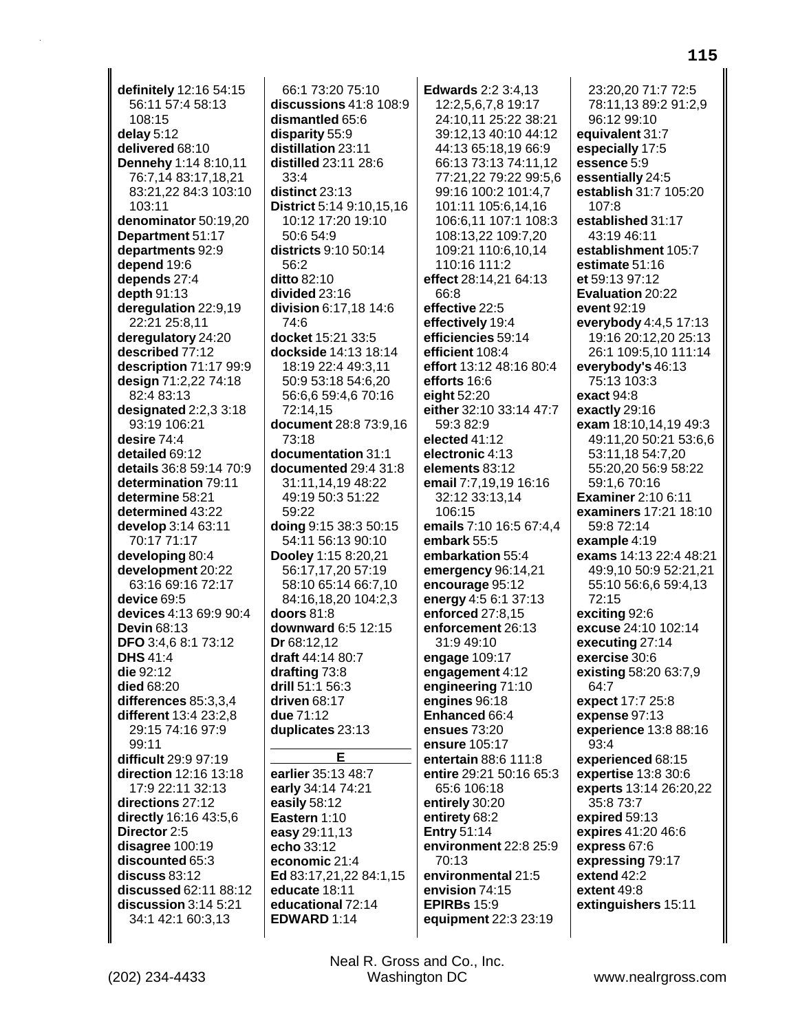**definitely** 12:16 54:15 56:11 57:4 58:13 108:15
**delay** 5:12
**delivered** 68:10
**Dennehy** 1:14 8:10,11 76:7,14 83:17,18,21 83:21,22 84:3 103:10 103:11
**denominator** 50:19,20
**Department** 51:17
**departments** 92:9
**depend** 19:6
**depends** 27:4
**depth** 91:13
**deregulation** 22:9,19 22:21 25:8,11
**deregulatory** 24:20
**described** 77:12
**description** 71:17 99:9
**design** 71:2,22 74:18 82:4 83:13
**designated** 2:2,3 3:18 93:19 106:21
**desire** 74:4
**detailed** 69:12
**details** 36:8 59:14 70:9
**determination** 79:11
**determine** 58:21
**determined** 43:22
**develop** 3:14 63:11 70:17 71:17
**developing** 80:4
**development** 20:22 63:16 69:16 72:17
**device** 69:5
**devices** 4:13 69:9 90:4
**Devin** 68:13
**DFO** 3:4,6 8:1 73:12
**DHS** 41:4
**die** 92:12
**died** 68:20
**differences** 85:3,3,4
**different** 13:4 23:2,8 29:15 74:16 97:9 99:11
**difficult** 29:9 97:19
**direction** 12:16 13:18 17:9 22:11 32:13
**directions** 27:12
**directly** 16:16 43:5,6
**Director** 2:5
**disagree** 100:19
**discounted** 65:3
**discuss** 83:12
**discussed** 62:11 88:12
**discussion** 3:14 5:21 34:1 42:1 60:3,13 66:1 73:20 75:10
**discussions** 41:8 108:9
**dismantled** 65:6
**disparity** 55:9
**distillation** 23:11
**distilled** 23:11 28:6 33:4
**distinct** 23:13
**District** 5:14 9:10,15,16 10:12 17:20 19:10 50:6 54:9
**districts** 9:10 50:14 56:2
**ditto** 82:10
**divided** 23:16
**division** 6:17,18 14:6 74:6
**docket** 15:21 33:5
**dockside** 14:13 18:14 18:19 22:4 49:3,11 50:9 53:18 54:6,20 56:6,6 59:4,6 70:16 72:14,15
**document** 28:8 73:9,16 73:18
**documentation** 31:1
**documented** 29:4 31:8 31:11,14,19 48:22 49:19 50:3 51:22 59:22
**doing** 9:15 38:3 50:15 54:11 56:13 90:10
**Dooley** 1:15 8:20,21 56:17,17,20 57:19 58:10 65:14 66:7,10 84:16,18,20 104:2,3
**doors** 81:8
**downward** 6:5 12:15
**Dr** 68:12,12
**draft** 44:14 80:7
**drafting** 73:8
**drill** 51:1 56:3
**driven** 68:17
**due** 71:12
**duplicates** 23:13

### E

**earlier** 35:13 48:7
**early** 34:14 74:21
**easily** 58:12
**Eastern** 1:10
**easy** 29:11,13
**echo** 33:12
**economic** 21:4
**Ed** 83:17,21,22 84:1,15
**educate** 18:11
**educational** 72:14
**EDWARD** 1:14
**Edwards** 2:2 3:4,13 12:2,5,6,7,8 19:17 24:10,11 25:22 38:21 39:12,13 40:10 44:12 44:13 65:18,19 66:9 66:13 73:13 74:11,12 77:21,22 79:22 99:5,6 99:16 100:2 101:4,7 101:11 105:6,14,16 106:6,11 107:1 108:3 108:13,22 109:7,20 109:21 110:6,10,14 110:16 111:2
**effect** 28:14,21 64:13 66:8
**effective** 22:5
**effectively** 19:4
**efficiencies** 59:14
**efficient** 108:4
**effort** 13:12 48:16 80:4
**efforts** 16:6
**eight** 52:20
**either** 32:10 33:14 47:7 59:3 82:9
**elected** 41:12
**electronic** 4:13
**elements** 83:12
**email** 7:7,19,19 16:16 32:12 33:13,14 106:15
**emails** 7:10 16:5 67:4,4
**embark** 55:5
**embarkation** 55:4
**emergency** 96:14,21
**encourage** 95:12
**energy** 4:5 6:1 37:13
**enforced** 27:8,15
**enforcement** 26:13 31:9 49:10
**engage** 109:17
**engagement** 4:12
**engineering** 71:10
**engines** 96:18
**Enhanced** 66:4
**ensues** 73:20
**ensure** 105:17
**entertain** 88:6 111:8
**entire** 29:21 50:16 65:3 65:6 106:18
**entirely** 30:20
**entirety** 68:2
**Entry** 51:14
**environment** 22:8 25:9 70:13
**environmental** 21:5
**envision** 74:15
**EPIRBs** 15:9
**equipment** 22:3 23:19 23:20,20 71:7 72:5 78:11,13 89:2 91:2,9 96:12 99:10
**equivalent** 31:7
**especially** 17:5
**essence** 5:9
**essentially** 24:5
**establish** 31:7 105:20 107:8
**established** 31:17 43:19 46:11
**establishment** 105:7
**estimate** 51:16
**et** 59:13 97:12
**Evaluation** 20:22
**event** 92:19
**everybody** 4:4,5 17:13 19:16 20:12,20 25:13 26:1 109:5,10 111:14
**everybody's** 46:13 75:13 103:3
**exact** 94:8
**exactly** 29:16
**exam** 18:10,14,19 49:3 49:11,20 50:21 53:6,6 53:11,18 54:7,20 55:20,20 56:9 58:22 59:1,6 70:16
**Examiner** 2:10 6:11
**examiners** 17:21 18:10 59:8 72:14
**example** 4:19
**exams** 14:13 22:4 48:21 49:9,10 50:9 52:21,21 55:10 56:6,6 59:4,13 72:15
**exciting** 92:6
**excuse** 24:10 102:14
**executing** 27:14
**exercise** 30:6
**existing** 58:20 63:7,9 64:7
**expect** 17:7 25:8
**expense** 97:13
**experience** 13:8 88:16 93:4
**experienced** 68:15
**expertise** 13:8 30:6
**experts** 13:14 26:20,22 35:8 73:7
**expired** 59:13
**expires** 41:20 46:6
**express** 67:6
**expressing** 79:17
**extend** 42:2
**extent** 49:8
**extinguishers** 15:11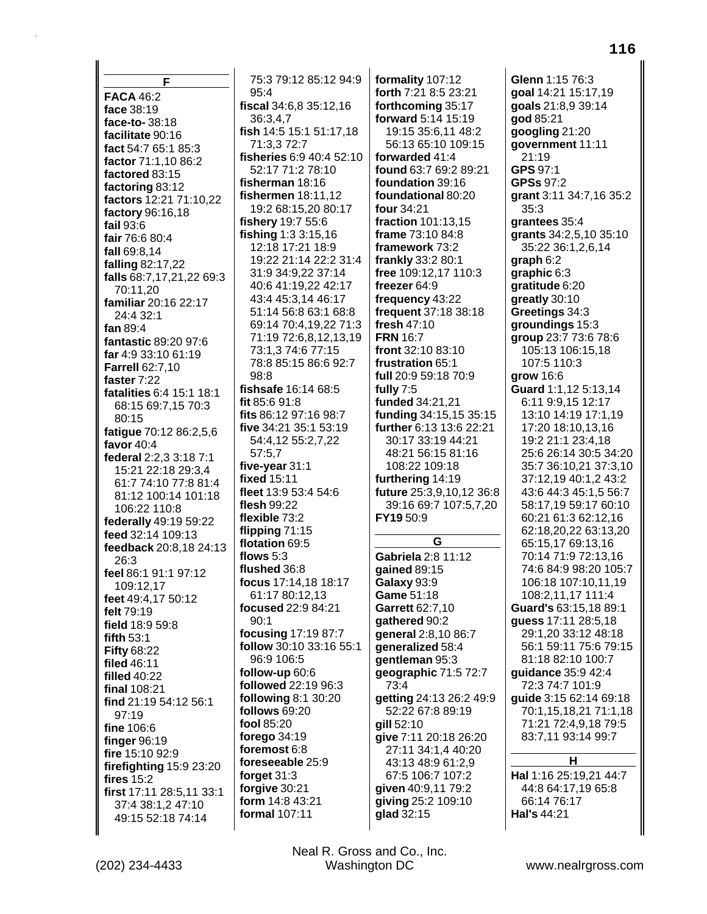## F

**FACA** 46:2
**face** 38:19
**face-to-** 38:18
**facilitate** 90:16
**fact** 54:7 65:1 85:3
**factor** 71:1,10 86:2
**factored** 83:15
**factoring** 83:12
**factors** 12:21 71:10,22
**factory** 96:16,18
**fail** 93:6
**fair** 76:6 80:4
**fall** 69:8,14
**falling** 82:17,22
**falls** 68:7,17,21,22 69:3 70:11,20
**familiar** 20:16 22:17 24:4 32:1
**fan** 89:4
**fantastic** 89:20 97:6
**far** 4:9 33:10 61:19
**Farrell** 62:7,10
**faster** 7:22
**fatalities** 6:4 15:1 18:1 68:15 69:7,15 70:3 80:15
**fatigue** 70:12 86:2,5,6
**favor** 40:4
**federal** 2:2,3 3:18 7:1 15:21 22:18 29:3,4 61:7 74:10 77:8 81:4 81:12 100:14 101:18 106:22 110:8
**federally** 49:19 59:22
**feed** 32:14 109:13
**feedback** 20:8,18 24:13 26:3
**feel** 86:1 91:1 97:12 109:12,17
**feet** 49:4,17 50:12
**felt** 79:19
**field** 18:9 59:8
**fifth** 53:1
**Fifty** 68:22
**filed** 46:11
**filled** 40:22
**final** 108:21
**find** 21:19 54:12 56:1 97:19
**fine** 106:6
**finger** 96:19
**fire** 15:10 92:9
**firefighting** 15:9 23:20
**fires** 15:2
**first** 17:11 28:5,11 33:1 37:4 38:1,2 47:10 49:15 52:18 74:14 75:3 79:12 85:12 94:9 95:4
**fiscal** 34:6,8 35:12,16 36:3,4,7
**fish** 14:5 15:1 51:17,18 71:3,3 72:7
**fisheries** 6:9 40:4 52:10 52:17 71:2 78:10
**fisherman** 18:16
**fishermen** 18:11,12 19:2 68:15,20 80:17
**fishery** 19:7 55:6
**fishing** 1:3 3:15,16 12:18 17:21 18:9 19:22 21:14 22:2 31:4 31:9 34:9,22 37:14 40:6 41:19,22 42:17 43:4 45:3,14 46:17 51:14 56:8 63:1 68:8 69:14 70:4,19,22 71:3 71:19 72:6,8,12,13,19 73:1,3 74:6 77:15 78:8 85:15 86:6 92:7 98:8
**fishsafe** 16:14 68:5
**fit** 85:6 91:8
**fits** 86:12 97:16 98:7
**five** 34:21 35:1 53:19 54:4,12 55:2,7,22 57:5,7
**five-year** 31:1
**fixed** 15:11
**fleet** 13:9 53:4 54:6
**flesh** 99:22
**flexible** 73:2
**flipping** 71:15
**flotation** 69:5
**flows** 5:3
**flushed** 36:8
**focus** 17:14,18 18:17 61:17 80:12,13
**focused** 22:9 84:21 90:1
**focusing** 17:19 87:7
**follow** 30:10 33:16 55:1 96:9 106:5
**follow-up** 60:6
**followed** 22:19 96:3
**following** 8:1 30:20
**follows** 69:20
**fool** 85:20
**forego** 34:19
**foremost** 6:8
**foreseeable** 25:9
**forget** 31:3
**forgive** 30:21
**form** 14:8 43:21
**formal** 107:11
**formality** 107:12
**forth** 7:21 8:5 23:21
**forthcoming** 35:17
**forward** 5:14 15:19 19:15 35:6,11 48:2 56:13 65:10 109:15
**forwarded** 41:4
**found** 63:7 69:2 89:21
**foundation** 39:16
**foundational** 80:20
**four** 34:21
**fraction** 101:13,15
**frame** 73:10 84:8
**framework** 73:2
**frankly** 33:2 80:1
**free** 109:12,17 110:3
**freezer** 64:9
**frequency** 43:22
**frequent** 37:18 38:18
**fresh** 47:10
**FRN** 16:7
**front** 32:10 83:10
**frustration** 65:1
**full** 20:9 59:18 70:9
**fully** 7:5
**funded** 34:21,21
**funding** 34:15,15 35:15
**further** 6:13 13:6 22:21 30:17 33:19 44:21 48:21 56:15 81:16 108:22 109:18
**furthering** 14:19
**future** 25:3,9,10,12 36:8 39:16 69:7 107:5,7,20
**FY19** 50:9

## G

**Gabriela** 2:8 11:12
**gained** 89:15
**Galaxy** 93:9
**Game** 51:18
**Garrett** 62:7,10
**gathered** 90:2
**general** 2:8,10 86:7
**generalized** 58:4
**gentleman** 95:3
**geographic** 71:5 72:7 73:4
**getting** 24:13 26:2 49:9 52:22 67:8 89:19
**gill** 52:10
**give** 7:11 20:18 26:20 27:11 34:1,4 40:20 43:13 48:9 61:2,9 67:5 106:7 107:2
**given** 40:9,11 79:2
**giving** 25:2 109:10
**glad** 32:15
**Glenn** 1:15 76:3
**goal** 14:21 15:17,19
**goals** 21:8,9 39:14
**god** 85:21
**googling** 21:20
**government** 11:11 21:19
**GPS** 97:1
**GPSs** 97:2
**grant** 3:11 34:7,16 35:2 35:3
**grantees** 35:4
**grants** 34:2,5,10 35:10 35:22 36:1,2,6,14
**graph** 6:2
**graphic** 6:3
**gratitude** 6:20
**greatly** 30:10
**Greetings** 34:3
**groundings** 15:3
**group** 23:7 73:6 78:6 105:13 106:15,18 107:5 110:3
**grow** 16:6
**Guard** 1:1,12 5:13,14 6:11 9:9,15 12:17 13:10 14:19 17:1,19 17:20 18:10,13,16 19:2 21:1 23:4,18 25:6 26:14 30:5 34:20 35:7 36:10,21 37:3,10 37:12,19 40:1,2 43:2 43:6 44:3 45:1,5 56:7 58:17,19 59:17 60:10 60:21 61:3 62:12,16 62:18,20,22 63:13,20 65:15,17 69:13,16 70:14 71:9 72:13,16 74:6 84:9 98:20 105:7 106:18 107:10,11,19 108:2,11,17 111:4
**Guard's** 63:15,18 89:1
**guess** 17:11 28:5,18 29:1,20 33:12 48:18 56:1 59:11 75:6 79:15 81:18 82:10 100:7
**guidance** 35:9 42:4 72:3 74:7 101:9
**guide** 3:15 62:14 69:18 70:1,15,18,21 71:1,18 71:21 72:4,9,18 79:5 83:7,11 93:14 99:7

## H

**Hal** 1:16 25:19,21 44:7 44:8 64:17,19 65:8 66:14 76:17
**Hal's** 44:21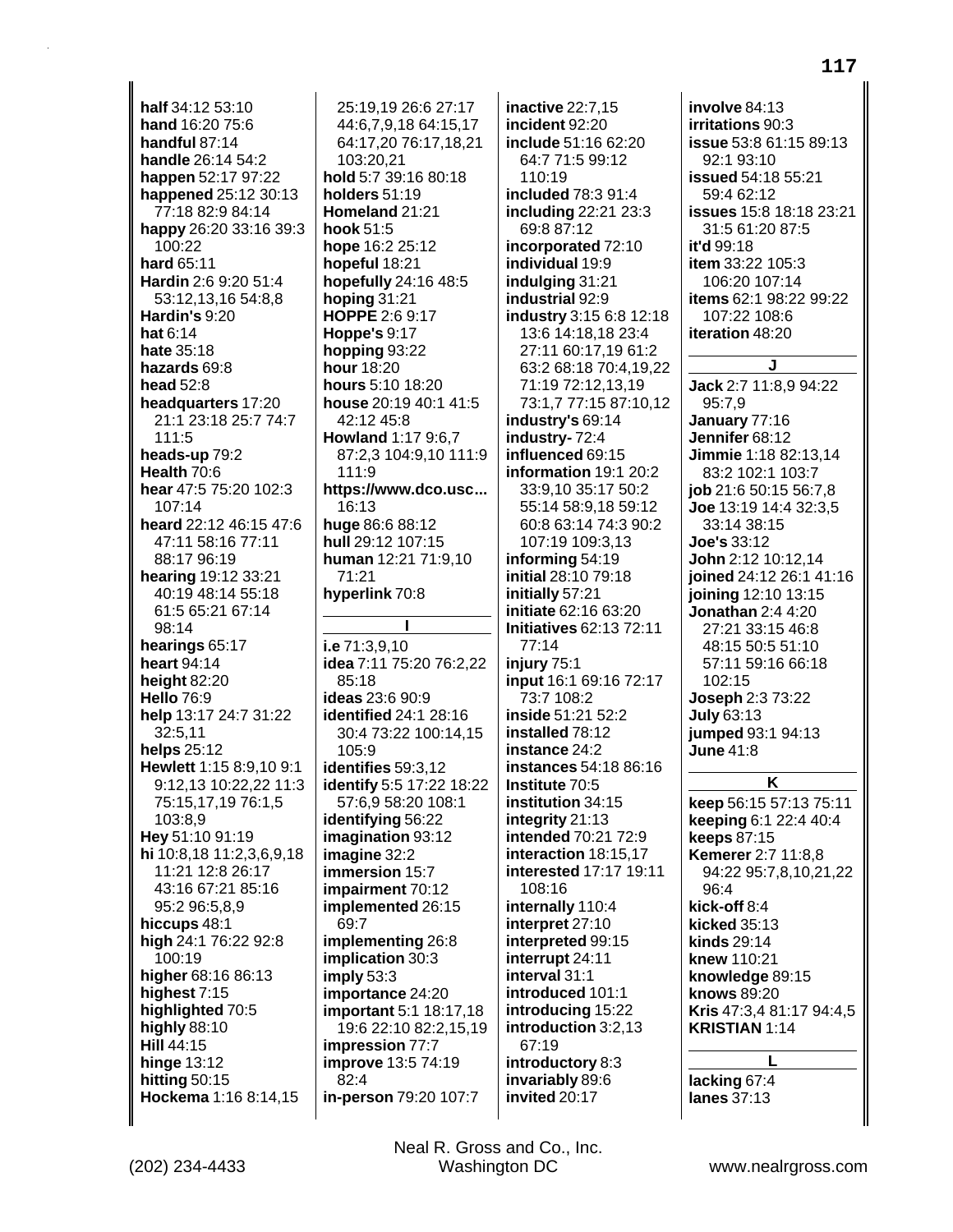**half** 34:12 53:10
**hand** 16:20 75:6
**handful** 87:14
**handle** 26:14 54:2
**happen** 52:17 97:22
**happened** 25:12 30:13 77:18 82:9 84:14
**happy** 26:20 33:16 39:3 100:22
**hard** 65:11
**Hardin** 2:6 9:20 51:4 53:12,13,16 54:8,8
**Hardin's** 9:20
**hat** 6:14
**hate** 35:18
**hazards** 69:8
**head** 52:8
**headquarters** 17:20 21:1 23:18 25:7 74:7 111:5
**heads-up** 79:2
**Health** 70:6
**hear** 47:5 75:20 102:3 107:14
**heard** 22:12 46:15 47:6 47:11 58:16 77:11 88:17 96:19
**hearing** 19:12 33:21 40:19 48:14 55:18 61:5 65:21 67:14 98:14
**hearings** 65:17
**heart** 94:14
**height** 82:20
**Hello** 76:9
**help** 13:17 24:7 31:22 32:5,11
**helps** 25:12
**Hewlett** 1:15 8:9,10 9:1 9:12,13 10:22,22 11:3 75:15,17,19 76:1,5 103:8,9
**Hey** 51:10 91:19
**hi** 10:8,18 11:2,3,6,9,18 11:21 12:8 26:17 43:16 67:21 85:16 95:2 96:5,8,9
**hiccups** 48:1
**high** 24:1 76:22 92:8 100:19
**higher** 68:16 86:13
**highest** 7:15
**highlighted** 70:5
**highly** 88:10
**Hill** 44:15
**hinge** 13:12
**hitting** 50:15
**Hockema** 1:16 8:14,15 25:19,19 26:6 27:17 44:6,7,9,18 64:15,17 64:17,20 76:17,18,21 103:20,21
**hold** 5:7 39:16 80:18
**holders** 51:19
**Homeland** 21:21
**hook** 51:5
**hope** 16:2 25:12
**hopeful** 18:21
**hopefully** 24:16 48:5
**hoping** 31:21
**HOPPE** 2:6 9:17
**Hoppe's** 9:17
**hopping** 93:22
**hour** 18:20
**hours** 5:10 18:20
**house** 20:19 40:1 41:5 42:12 45:8
**Howland** 1:17 9:6,7 87:2,3 104:9,10 111:9 111:9
**https://www.dco.usc...** 16:13
**huge** 86:6 88:12
**hull** 29:12 107:15
**human** 12:21 71:9,10 71:21
**hyperlink** 70:8

**I**

**i.e** 71:3,9,10
**idea** 7:11 75:20 76:2,22 85:18
**ideas** 23:6 90:9
**identified** 24:1 28:16 30:4 73:22 100:14,15 105:9
**identifies** 59:3,12
**identify** 5:5 17:22 18:22 57:6,9 58:20 108:1
**identifying** 56:22
**imagination** 93:12
**imagine** 32:2
**immersion** 15:7
**impairment** 70:12
**implemented** 26:15 69:7
**implementing** 26:8
**implication** 30:3
**imply** 53:3
**importance** 24:20
**important** 5:1 18:17,18 19:6 22:10 82:2,15,19
**impression** 77:7
**improve** 13:5 74:19 82:4
**in-person** 79:20 107:7
**inactive** 22:7,15
**incident** 92:20
**include** 51:16 62:20 64:7 71:5 99:12 110:19
**included** 78:3 91:4
**including** 22:21 23:3 69:8 87:12
**incorporated** 72:10
**individual** 19:9
**indulging** 31:21
**industrial** 92:9
**industry** 3:15 6:8 12:18 13:6 14:18,18 23:4 27:11 60:17,19 61:2 63:2 68:18 70:4,19,22 71:19 72:12,13,19 73:1,7 77:15 87:10,12
**industry's** 69:14
**industry-** 72:4
**influenced** 69:15
**information** 19:1 20:2 33:9,10 35:17 50:2 55:14 58:9,18 59:12 60:8 63:14 74:3 90:2 107:19 109:3,13
**informing** 54:19
**initial** 28:10 79:18
**initially** 57:21
**initiate** 62:16 63:20
**Initiatives** 62:13 72:11 77:14
**injury** 75:1
**input** 16:1 69:16 72:17 73:7 108:2
**inside** 51:21 52:2
**installed** 78:12
**instance** 24:2
**instances** 54:18 86:16
**Institute** 70:5
**institution** 34:15
**integrity** 21:13
**intended** 70:21 72:9
**interaction** 18:15,17
**interested** 17:17 19:11 108:16
**internally** 110:4
**interpret** 27:10
**interpreted** 99:15
**interrupt** 24:11
**interval** 31:1
**introduced** 101:1
**introducing** 15:22
**introduction** 3:2,13 67:19
**introductory** 8:3
**invariably** 89:6
**invited** 20:17
**involve** 84:13
**irritations** 90:3
**issue** 53:8 61:15 89:13 92:1 93:10
**issued** 54:18 55:21 59:4 62:12
**issues** 15:8 18:18 23:21 31:5 61:20 87:5
**it'd** 99:18
**item** 33:22 105:3 106:20 107:14
**items** 62:1 98:22 99:22 107:22 108:6
**iteration** 48:20

**J**

**Jack** 2:7 11:8,9 94:22 95:7,9
**January** 77:16
**Jennifer** 68:12
**Jimmie** 1:18 82:13,14 83:2 102:1 103:7
**job** 21:6 50:15 56:7,8
**Joe** 13:19 14:4 32:3,5 33:14 38:15
**Joe's** 33:12
**John** 2:12 10:12,14
**joined** 24:12 26:1 41:16
**joining** 12:10 13:15
**Jonathan** 2:4 4:20 27:21 33:15 46:8 48:15 50:5 51:10 57:11 59:16 66:18 102:15
**Joseph** 2:3 73:22
**July** 63:13
**jumped** 93:1 94:13
**June** 41:8

**K**

**keep** 56:15 57:13 75:11
**keeping** 6:1 22:4 40:4
**keeps** 87:15
**Kemerer** 2:7 11:8,8 94:22 95:7,8,10,21,22 96:4
**kick-off** 8:4
**kicked** 35:13
**kinds** 29:14
**knew** 110:21
**knowledge** 89:15
**knows** 89:20
**Kris** 47:3,4 81:17 94:4,5
**KRISTIAN** 1:14

**L**

**lacking** 67:4
**lanes** 37:13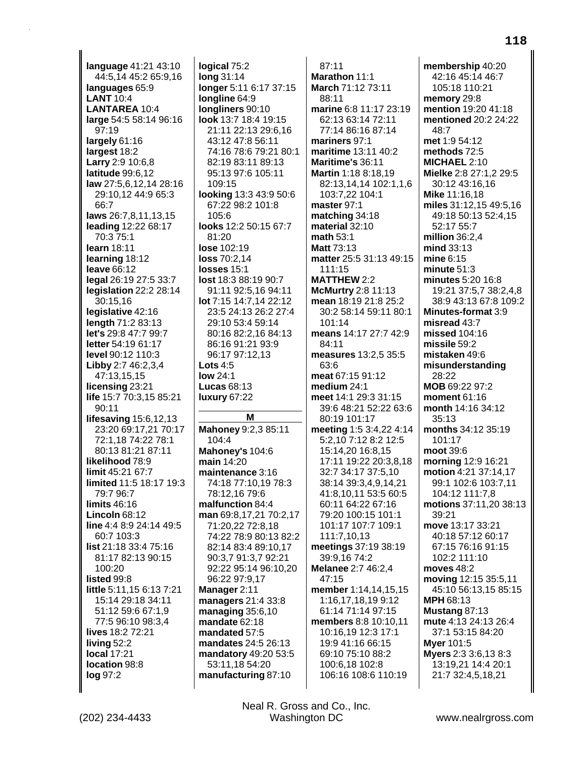**language** 41:21 43:10 44:5,14 45:2 65:9,16
**languages** 65:9
**LANT** 10:4
**LANTAREA** 10:4
**large** 54:5 58:14 96:16 97:19
**largely** 61:16
**largest** 18:2
**Larry** 2:9 10:6,8
**latitude** 99:6,12
**law** 27:5,6,12,14 28:16 29:10,12 44:9 65:3 66:7
**laws** 26:7,8,11,13,15
**leading** 12:22 68:17 70:3 75:1
**learn** 18:11
**learning** 18:12
**leave** 66:12
**legal** 26:19 27:5 33:7
**legislation** 22:2 28:14 30:15,16
**legislative** 42:16
**length** 71:2 83:13
**let's** 29:8 47:7 99:7
**letter** 54:19 61:17
**level** 90:12 110:3
**Libby** 2:7 46:2,3,4 47:13,15,15
**licensing** 23:21
**life** 15:7 70:3,15 85:21 90:11
**lifesaving** 15:6,12,13 23:20 69:17,21 70:17 72:1,18 74:22 78:1 80:13 81:21 87:11
**likelihood** 78:9
**limit** 45:21 67:7
**limited** 11:5 18:17 19:3 79:7 96:7
**limits** 46:16
**Lincoln** 68:12
**line** 4:4 8:9 24:14 49:5 60:7 103:3
**list** 21:18 33:4 75:16 81:17 82:13 90:15 100:20
**listed** 99:8
**little** 5:11,15 6:13 7:21 15:14 29:18 34:11 51:12 59:6 67:1,9 77:5 96:10 98:3,4
**lives** 18:2 72:21
**living** 52:2
**local** 17:21
**location** 98:8
**log** 97:2
**logical** 75:2
**long** 31:14
**longer** 5:11 6:17 37:15
**longline** 64:9
**longliners** 90:10
**look** 13:7 18:4 19:15 21:11 22:13 29:6,16 43:12 47:8 56:11 74:16 78:6 79:21 80:1 82:19 83:11 89:13 95:13 97:6 105:11 109:15
**looking** 13:3 43:9 50:6 67:22 98:2 101:8 105:6
**looks** 12:2 50:15 67:7 81:20
**lose** 102:19
**loss** 70:2,14
**losses** 15:1
**lost** 18:3 88:19 90:7 91:11 92:5,16 94:11
**lot** 7:15 14:7,14 22:12 23:5 24:13 26:2 27:4 29:10 53:4 59:14 80:16 82:2,16 84:13 86:16 91:21 93:9 96:17 97:12,13
**Lots** 4:5
**low** 24:1
**Lucas** 68:13
**luxury** 67:22

## M

**Mahoney** 9:2,3 85:11 104:4
**Mahoney's** 104:6
**main** 14:20
**maintenance** 3:16 74:18 77:10,19 78:3 78:12,16 79:6
**malfunction** 84:4
**man** 69:8,17,21 70:2,17 71:20,22 72:8,18 74:22 78:9 80:13 82:2 82:14 83:4 89:10,17 90:3,7 91:3,7 92:21 92:22 95:14 96:10,20 96:22 97:9,17
**Manager** 2:11
**managers** 21:4 33:8
**managing** 35:6,10
**mandate** 62:18
**mandated** 57:5
**mandates** 24:5 26:13
**mandatory** 49:20 53:5 53:11,18 54:20
**manufacturing** 87:10 87:11
**Marathon** 11:1
**March** 71:12 73:11 88:11
**marine** 6:8 11:17 23:19 62:13 63:14 72:11 77:14 86:16 87:14
**mariners** 97:1
**maritime** 13:11 40:2
**Maritime's** 36:11
**Martin** 1:18 8:18,19 82:13,14,14 102:1,1,6 103:7,22 104:1
**master** 97:1
**matching** 34:18
**material** 32:10
**math** 53:1
**Matt** 73:13
**matter** 25:5 31:13 49:15 111:15
**MATTHEW** 2:2
**McMurtry** 2:8 11:13
**mean** 18:19 21:8 25:2 30:2 58:14 59:11 80:1 101:14
**means** 14:17 27:7 42:9 84:11
**measures** 13:2,5 35:5 63:6
**meat** 67:15 91:12
**medium** 24:1
**meet** 14:1 29:3 31:15 39:6 48:21 52:22 63:6 80:19 101:17
**meeting** 1:5 3:4,22 4:14 5:2,10 7:12 8:2 12:5 15:14,20 16:8,15 17:11 19:22 20:3,8,18 32:7 34:17 37:5,10 38:14 39:3,4,9,14,21 41:8,10,11 53:5 60:5 60:11 64:22 67:16 79:20 100:15 101:1 101:17 107:7 109:1 111:7,10,13
**meetings** 37:19 38:19 39:9,16 74:2
**Melanee** 2:7 46:2,4 47:15
**member** 1:14,14,15,15 1:16,17,18,19 9:12 61:14 71:14 97:15
**members** 8:8 10:10,11 10:16,19 12:3 17:1 19:9 41:16 66:15 69:10 75:10 88:2 100:6,18 102:8 106:16 108:6 110:19
**membership** 40:20 42:16 45:14 46:7 105:18 110:21
**memory** 29:8
**mention** 19:20 41:18
**mentioned** 20:2 24:22 48:7
**met** 1:9 54:12
**methods** 72:5
**MICHAEL** 2:10
**Mielke** 2:8 27:1,2 29:5 30:12 43:16,16
**Mike** 11:16,18
**miles** 31:12,15 49:5,16 49:18 50:13 52:4,15 52:17 55:7
**million** 36:2,4
**mind** 33:13
**mine** 6:15
**minute** 51:3
**minutes** 5:20 16:8 19:21 37:5,7 38:2,4,8 38:9 43:13 67:8 109:2
**Minutes-format** 3:9
**misread** 43:7
**missed** 104:16
**missile** 59:2
**mistaken** 49:6
**misunderstanding** 28:22
**MOB** 69:22 97:2
**moment** 61:16
**month** 14:16 34:12 35:13
**months** 34:12 35:19 101:17
**moot** 39:6
**morning** 12:9 16:21
**motion** 4:21 37:14,17 99:1 102:6 103:7,11 104:12 111:7,8
**motions** 37:11,20 38:13 39:21
**move** 13:17 33:21 40:18 57:12 60:17 67:15 76:16 91:15 102:2 111:10
**moves** 48:2
**moving** 12:15 35:5,11 45:10 56:13,15 85:15
**MPH** 68:13
**Mustang** 87:13
**mute** 4:13 24:13 26:4 37:1 53:15 84:20
**Myer** 101:5
**Myers** 2:3 3:6,13 8:3 13:19,21 14:4 20:1 21:7 32:4,5,18,21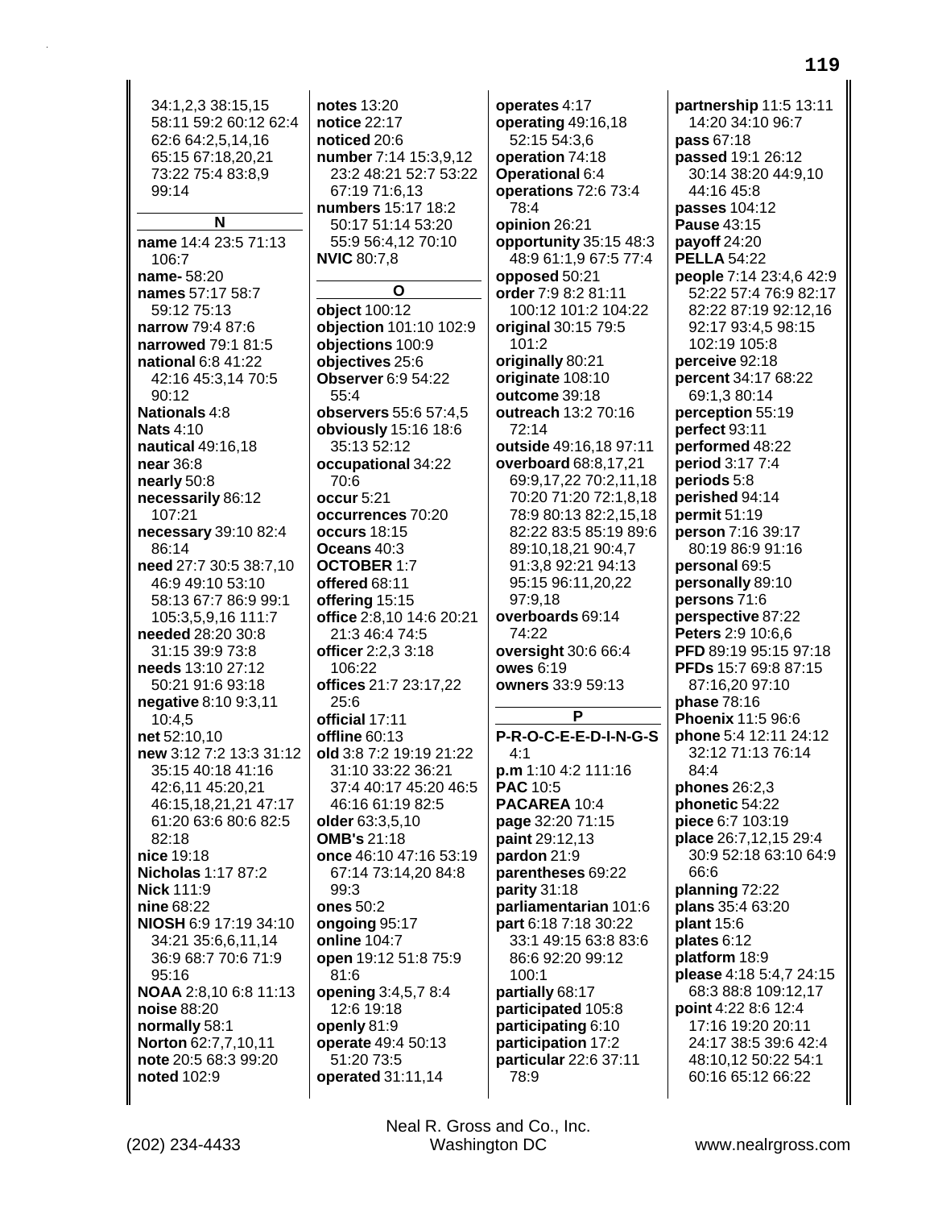34:1,2,3 38:15,15 58:11 59:2 60:12 62:4 62:6 64:2,5,14,16 65:15 67:18,20,21 73:22 75:4 83:8,9 99:14

**N**

**name** 14:4 23:5 71:13 106:7
**name-** 58:20
**names** 57:17 58:7 59:12 75:13
**narrow** 79:4 87:6
**narrowed** 79:1 81:5
**national** 6:8 41:22 42:16 45:3,14 70:5 90:12
**Nationals** 4:8
**Nats** 4:10
**nautical** 49:16,18
**near** 36:8
**nearly** 50:8
**necessarily** 86:12 107:21
**necessary** 39:10 82:4 86:14
**need** 27:7 30:5 38:7,10 46:9 49:10 53:10 58:13 67:7 86:9 99:1 105:3,5,9,16 111:7
**needed** 28:20 30:8 31:15 39:9 73:8
**needs** 13:10 27:12 50:21 91:6 93:18
**negative** 8:10 9:3,11 10:4,5
**net** 52:10,10
**new** 3:12 7:2 13:3 31:12 35:15 40:18 41:16 42:6,11 45:20,21 46:15,18,21,21 47:17 61:20 63:6 80:6 82:5 82:18
**nice** 19:18
**Nicholas** 1:17 87:2
**Nick** 111:9
**nine** 68:22
**NIOSH** 6:9 17:19 34:10 34:21 35:6,6,11,14 36:9 68:7 70:6 71:9 95:16
**NOAA** 2:8,10 6:8 11:13
**noise** 88:20
**normally** 58:1
**Norton** 62:7,7,10,11
**note** 20:5 68:3 99:20
**noted** 102:9
**notes** 13:20
**notice** 22:17
**noticed** 20:6
**number** 7:14 15:3,9,12 23:2 48:21 52:7 53:22 67:19 71:6,13
**numbers** 15:17 18:2 50:17 51:14 53:20 55:9 56:4,12 70:10
**NVIC** 80:7,8

**O**

**object** 100:12
**objection** 101:10 102:9
**objections** 100:9
**objectives** 25:6
**Observer** 6:9 54:22 55:4
**observers** 55:6 57:4,5
**obviously** 15:16 18:6 35:13 52:12
**occupational** 34:22 70:6
**occur** 5:21
**occurrences** 70:20
**occurs** 18:15
**Oceans** 40:3
**OCTOBER** 1:7
**offered** 68:11
**offering** 15:15
**office** 2:8,10 14:6 20:21 21:3 46:4 74:5
**officer** 2:2,3 3:18 106:22
**offices** 21:7 23:17,22 25:6
**official** 17:11
**offline** 60:13
**old** 3:8 7:2 19:19 21:22 31:10 33:22 36:21 37:4 40:17 45:20 46:5 46:16 61:19 82:5
**older** 63:3,5,10
**OMB's** 21:18
**once** 46:10 47:16 53:19 67:14 73:14,20 84:8 99:3
**ones** 50:2
**ongoing** 95:17
**online** 104:7
**open** 19:12 51:8 75:9 81:6
**opening** 3:4,5,7 8:4 12:6 19:18
**openly** 81:9
**operate** 49:4 50:13 51:20 73:5
**operated** 31:11,14
**operates** 4:17
**operating** 49:16,18 52:15 54:3,6
**operation** 74:18
**Operational** 6:4
**operations** 72:6 73:4 78:4
**opinion** 26:21
**opportunity** 35:15 48:3 48:9 61:1,9 67:5 77:4
**opposed** 50:21
**order** 7:9 8:2 81:11 100:12 101:2 104:22
**original** 30:15 79:5 101:2
**originally** 80:21
**originate** 108:10
**outcome** 39:18
**outreach** 13:2 70:16 72:14
**outside** 49:16,18 97:11
**overboard** 68:8,17,21 69:9,17,22 70:2,11,18 70:20 71:20 72:1,8,18 78:9 80:13 82:2,15,18 82:22 83:5 85:19 89:6 89:10,18,21 90:4,7 91:3,8 92:21 94:13 95:15 96:11,20,22 97:9,18
**overboards** 69:14 74:22
**oversight** 30:6 66:4
**owes** 6:19
**owners** 33:9 59:13

**P**

**P-R-O-C-E-E-D-I-N-G-S** 4:1
**p.m** 1:10 4:2 111:16
**PAC** 10:5
**PACAREA** 10:4
**page** 32:20 71:15
**paint** 29:12,13
**pardon** 21:9
**parentheses** 69:22
**parity** 31:18
**parliamentarian** 101:6
**part** 6:18 7:18 30:22 33:1 49:15 63:8 83:6 86:6 92:20 99:12 100:1
**partially** 68:17
**participated** 105:8
**participating** 6:10
**participation** 17:2
**particular** 22:6 37:11 78:9
**partnership** 11:5 13:11 14:20 34:10 96:7
**pass** 67:18
**passed** 19:1 26:12 30:14 38:20 44:9,10 44:16 45:8
**passes** 104:12
**Pause** 43:15
**payoff** 24:20
**PELLA** 54:22
**people** 7:14 23:4,6 42:9 52:22 57:4 76:9 82:17 82:22 87:19 92:12,16 92:17 93:4,5 98:15 102:19 105:8
**perceive** 92:18
**percent** 34:17 68:22 69:1,3 80:14
**perception** 55:19
**perfect** 93:11
**performed** 48:22
**period** 3:17 7:4
**periods** 5:8
**perished** 94:14
**permit** 51:19
**person** 7:16 39:17 80:19 86:9 91:16
**personal** 69:5
**personally** 89:10
**persons** 71:6
**perspective** 87:22
**Peters** 2:9 10:6,6
**PFD** 89:19 95:15 97:18
**PFDs** 15:7 69:8 87:15 87:16,20 97:10
**phase** 78:16
**Phoenix** 11:5 96:6
**phone** 5:4 12:11 24:12 32:12 71:13 76:14 84:4
**phones** 26:2,3
**phonetic** 54:22
**piece** 6:7 103:19
**place** 26:7,12,15 29:4 30:9 52:18 63:10 64:9 66:6
**planning** 72:22
**plans** 35:4 63:20
**plant** 15:6
**plates** 6:12
**platform** 18:9
**please** 4:18 5:4,7 24:15 68:3 88:8 109:12,17
**point** 4:22 8:6 12:4 17:16 19:20 20:11 24:17 38:5 39:6 42:4 48:10,12 50:22 54:1 60:16 65:12 66:22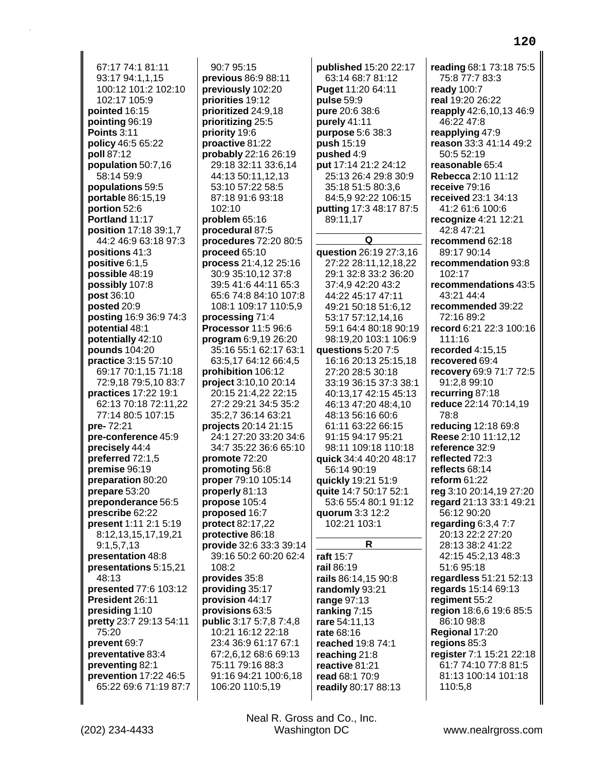67:17 74:1 81:11
93:17 94:1,1,15
100:12 101:2 102:10
102:17 105:9
**pointed** 16:15
**pointing** 96:19
**Points** 3:11
**policy** 46:5 65:22
**poll** 87:12
**population** 50:7,16
58:14 59:9
**populations** 59:5
**portable** 86:15,19
**portion** 52:6
**Portland** 11:17
**position** 17:18 39:1,7
44:2 46:9 63:18 97:3
**positions** 41:3
**positive** 6:1,5
**possible** 48:19
**possibly** 107:8
**post** 36:10
**posted** 20:9
**posting** 16:9 36:9 74:3
**potential** 48:1
**potentially** 42:10
**pounds** 104:20
**practice** 3:15 57:10
69:17 70:1,15 71:18
72:9,18 79:5,10 83:7
**practices** 17:22 19:1
62:13 70:18 72:11,22
77:14 80:5 107:15
**pre-** 72:21
**pre-conference** 45:9
**precisely** 44:4
**preferred** 72:1,5
**premise** 96:19
**preparation** 80:20
**prepare** 53:20
**preponderance** 56:5
**prescribe** 62:22
**present** 1:11 2:1 5:19
8:12,13,15,17,19,21
9:1,5,7,13
**presentation** 48:8
**presentations** 5:15,21
48:13
**presented** 77:6 103:12
**President** 26:11
**presiding** 1:10
**pretty** 23:7 29:13 54:11
75:20
**prevent** 69:7
**preventative** 83:4
**preventing** 82:1
**prevention** 17:22 46:5
65:22 69:6 71:19 87:7
90:7 95:15
**previous** 86:9 88:11
**previously** 102:20
**priorities** 19:12
**prioritized** 24:9,18
**prioritizing** 25:5
**priority** 19:6
**proactive** 81:22
**probably** 22:16 26:19
29:18 32:11 33:6,14
44:13 50:11,12,13
53:10 57:22 58:5
87:18 91:6 93:18
102:10
**problem** 65:16
**procedural** 87:5
**procedures** 72:20 80:5
**proceed** 65:10
**process** 21:4,12 25:16
30:9 35:10,12 37:8
39:5 41:6 44:11 65:3
65:6 74:8 84:10 107:8
108:1 109:17 110:5,9
**processing** 71:4
**Processor** 11:5 96:6
**program** 6:9,19 26:20
35:16 55:1 62:17 63:1
63:5,17 64:12 66:4,5
**prohibition** 106:12
**project** 3:10,10 20:14
20:15 21:4,22 22:15
27:2 29:21 34:5 35:2
35:2,7 36:14 63:21
**projects** 20:14 21:15
24:1 27:20 33:20 34:6
34:7 35:22 36:6 65:10
**promote** 72:20
**promoting** 56:8
**proper** 79:10 105:14
**properly** 81:13
**propose** 105:4
**proposed** 16:7
**protect** 82:17,22
**protective** 86:18
**provide** 32:6 33:3 39:14
39:16 50:2 60:20 62:4
108:2
**provides** 35:8
**providing** 35:17
**provision** 44:17
**provisions** 63:5
**public** 3:17 5:7,8 7:4,8
10:21 16:12 22:18
23:4 36:9 61:17 67:1
67:2,6,12 68:6 69:13
75:11 79:16 88:3
91:16 94:21 100:6,18
106:20 110:5,19
**published** 15:20 22:17
63:14 68:7 81:12
**Puget** 11:20 64:11
**pulse** 59:9
**pure** 20:6 38:6
**purely** 41:11
**purpose** 5:6 38:3
**push** 15:19
**pushed** 4:9
**put** 17:14 21:2 24:12
25:13 26:4 29:8 30:9
35:18 51:5 80:3,6
84:5,9 92:22 106:15
**putting** 17:3 48:17 87:5
89:11,17

**Q**

**question** 26:19 27:3,16
27:22 28:11,12,18,22
29:1 32:8 33:2 36:20
37:4,9 42:20 43:2
44:22 45:17 47:11
49:21 50:18 51:6,12
53:17 57:12,14,16
59:1 64:4 80:18 90:19
98:19,20 103:1 106:9
**questions** 5:20 7:5
16:16 20:13 25:15,18
27:20 28:5 30:18
33:19 36:15 37:3 38:1
40:13,17 42:15 45:13
46:13 47:20 48:4,10
48:13 56:16 60:6
61:11 63:22 66:15
91:15 94:17 95:21
98:11 109:18 110:18
**quick** 34:4 40:20 48:17
56:14 90:19
**quickly** 19:21 51:9
**quite** 14:7 50:17 52:1
53:6 55:4 80:1 91:12
**quorum** 3:3 12:2
102:21 103:1

**R**

**raft** 15:7
**rail** 86:19
**rails** 86:14,15 90:8
**randomly** 93:21
**range** 97:13
**ranking** 7:15
**rare** 54:11,13
**rate** 68:16
**reached** 19:8 74:1
**reaching** 21:8
**reactive** 81:21
**read** 68:1 70:9
**readily** 80:17 88:13
**reading** 68:1 73:18 75:5
75:8 77:7 83:3
**ready** 100:7
**real** 19:20 26:22
**reapply** 42:6,10,13 46:9
46:22 47:8
**reapplying** 47:9
**reason** 33:3 41:14 49:2
50:5 52:19
**reasonable** 65:4
**Rebecca** 2:10 11:12
**receive** 79:16
**received** 23:1 34:13
41:2 61:6 100:6
**recognize** 4:21 12:21
42:8 47:21
**recommend** 62:18
89:17 90:14
**recommendation** 93:8
102:17
**recommendations** 43:5
43:21 44:4
**recommended** 39:22
72:16 89:2
**record** 6:21 22:3 100:16
111:16
**recorded** 4:15,15
**recovered** 69:4
**recovery** 69:9 71:7 72:5
91:2,8 99:10
**recurring** 87:18
**reduce** 22:14 70:14,19
78:8
**reducing** 12:18 69:8
**Reese** 2:10 11:12,12
**reference** 32:9
**reflected** 72:3
**reflects** 68:14
**reform** 61:22
**reg** 3:10 20:14,19 27:20
**regard** 21:13 33:1 49:21
56:12 90:20
**regarding** 6:3,4 7:7
20:13 22:2 27:20
28:13 38:2 41:22
42:15 45:2,13 48:3
51:6 95:18
**regardless** 51:21 52:13
**regards** 15:14 69:13
**regiment** 55:2
**region** 18:6,6 19:6 85:5
86:10 98:8
**Regional** 17:20
**regions** 85:3
**register** 7:1 15:21 22:18
61:7 74:10 77:8 81:5
81:13 100:14 101:18
110:5,8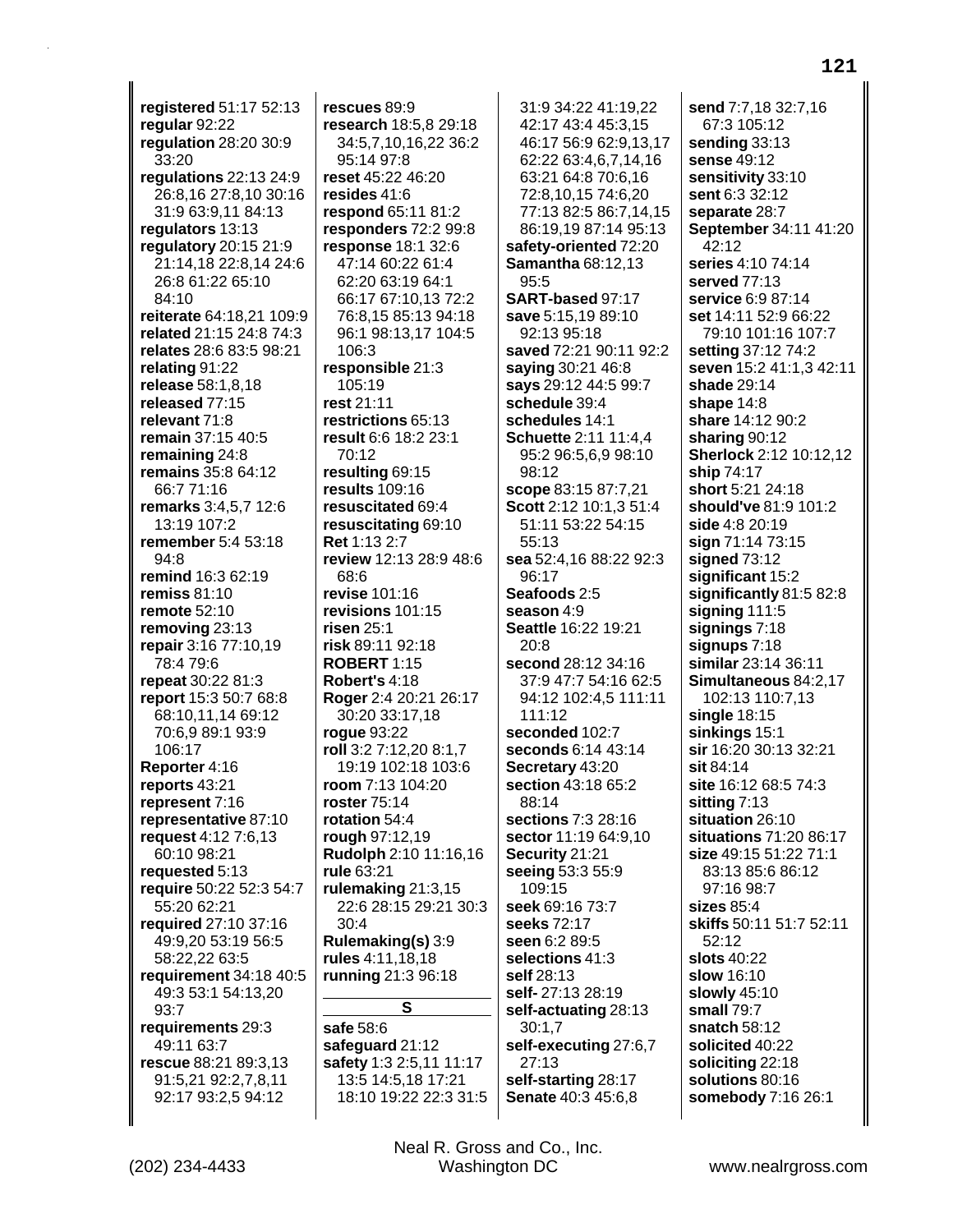**registered** 51:17 52:13
**regular** 92:22
**regulation** 28:20 30:9 33:20
**regulations** 22:13 24:9 26:8,16 27:8,10 30:16 31:9 63:9,11 84:13
**regulators** 13:13
**regulatory** 20:15 21:9 21:14,18 22:8,14 24:6 26:8 61:22 65:10 84:10
**reiterate** 64:18,21 109:9
**related** 21:15 24:8 74:3
**relates** 28:6 83:5 98:21
**relating** 91:22
**release** 58:1,8,18
**released** 77:15
**relevant** 71:8
**remain** 37:15 40:5
**remaining** 24:8
**remains** 35:8 64:12 66:7 71:16
**remarks** 3:4,5,7 12:6 13:19 107:2
**remember** 5:4 53:18 94:8
**remind** 16:3 62:19
**remiss** 81:10
**remote** 52:10
**removing** 23:13
**repair** 3:16 77:10,19 78:4 79:6
**repeat** 30:22 81:3
**report** 15:3 50:7 68:8 68:10,11,14 69:12 70:6,9 89:1 93:9 106:17
**Reporter** 4:16
**reports** 43:21
**represent** 7:16
**representative** 87:10
**request** 4:12 7:6,13 60:10 98:21
**requested** 5:13
**require** 50:22 52:3 54:7 55:20 62:21
**required** 27:10 37:16 49:9,20 53:19 56:5 58:22,22 63:5
**requirement** 34:18 40:5 49:3 53:1 54:13,20 93:7
**requirements** 29:3 49:11 63:7
**rescue** 88:21 89:3,13 91:5,21 92:2,7,8,11 92:17 93:2,5 94:12
**rescues** 89:9
**research** 18:5,8 29:18 34:5,7,10,16,22 36:2 95:14 97:8
**reset** 45:22 46:20
**resides** 41:6
**respond** 65:11 81:2
**responders** 72:2 99:8
**response** 18:1 32:6 47:14 60:22 61:4 62:20 63:19 64:1 66:17 67:10,13 72:2 76:8,15 85:13 94:18 96:1 98:13,17 104:5 106:3
**responsible** 21:3 105:19
**rest** 21:11
**restrictions** 65:13
**result** 6:6 18:2 23:1 70:12
**resulting** 69:15
**results** 109:16
**resuscitated** 69:4
**resuscitating** 69:10
**Ret** 1:13 2:7
**review** 12:13 28:9 48:6 68:6
**revise** 101:16
**revisions** 101:15
**risen** 25:1
**risk** 89:11 92:18
**ROBERT** 1:15
**Robert's** 4:18
**Roger** 2:4 20:21 26:17 30:20 33:17,18
**rogue** 93:22
**roll** 3:2 7:12,20 8:1,7 19:19 102:18 103:6
**room** 7:13 104:20
**roster** 75:14
**rotation** 54:4
**rough** 97:12,19
**Rudolph** 2:10 11:16,16
**rule** 63:21
**rulemaking** 21:3,15 22:6 28:15 29:21 30:3 30:4
**Rulemaking(s)** 3:9
**rules** 4:11,18,18
**running** 21:3 96:18

## S

**safe** 58:6
**safeguard** 21:12
**safety** 1:3 2:5,11 11:17 13:5 14:5,18 17:21 18:10 19:22 22:3 31:5 31:9 34:22 41:19,22 42:17 43:4 45:3,15 46:17 56:9 62:9,13,17 62:22 63:4,6,7,14,16 63:21 64:8 70:6,16 72:8,10,15 74:6,20 77:13 82:5 86:7,14,15 86:19,19 87:14 95:13
**safety-oriented** 72:20
**Samantha** 68:12,13 95:5
**SART-based** 97:17
**save** 5:15,19 89:10 92:13 95:18
**saved** 72:21 90:11 92:2
**saying** 30:21 46:8
**says** 29:12 44:5 99:7
**schedule** 39:4
**schedules** 14:1
**Schuette** 2:11 11:4,4 95:2 96:5,6,9 98:10 98:12
**scope** 83:15 87:7,21
**Scott** 2:12 10:1,3 51:4 51:11 53:22 54:15 55:13
**sea** 52:4,16 88:22 92:3 96:17
**Seafoods** 2:5
**season** 4:9
**Seattle** 16:22 19:21 20:8
**second** 28:12 34:16 37:9 47:7 54:16 62:5 94:12 102:4,5 111:11 111:12
**seconded** 102:7
**seconds** 6:14 43:14
**Secretary** 43:20
**section** 43:18 65:2 88:14
**sections** 7:3 28:16
**sector** 11:19 64:9,10
**Security** 21:21
**seeing** 53:3 55:9 109:15
**seek** 69:16 73:7
**seeks** 72:17
**seen** 6:2 89:5
**selections** 41:3
**self** 28:13
**self-** 27:13 28:19
**self-actuating** 28:13 30:1,7
**self-executing** 27:6,7 27:13
**self-starting** 28:17
**Senate** 40:3 45:6,8
**send** 7:7,18 32:7,16 67:3 105:12
**sending** 33:13
**sense** 49:12
**sensitivity** 33:10
**sent** 6:3 32:12
**separate** 28:7
**September** 34:11 41:20 42:12
**series** 4:10 74:14
**served** 77:13
**service** 6:9 87:14
**set** 14:11 52:9 66:22 79:10 101:16 107:7
**setting** 37:12 74:2
**seven** 15:2 41:1,3 42:11
**shade** 29:14
**shape** 14:8
**share** 14:12 90:2
**sharing** 90:12
**Sherlock** 2:12 10:12,12
**ship** 74:17
**short** 5:21 24:18
**should've** 81:9 101:2
**side** 4:8 20:19
**sign** 71:14 73:15
**signed** 73:12
**significant** 15:2
**significantly** 81:5 82:8
**signing** 111:5
**signings** 7:18
**signups** 7:18
**similar** 23:14 36:11
**Simultaneous** 84:2,17 102:13 110:7,13
**single** 18:15
**sinkings** 15:1
**sir** 16:20 30:13 32:21
**sit** 84:14
**site** 16:12 68:5 74:3
**sitting** 7:13
**situation** 26:10
**situations** 71:20 86:17
**size** 49:15 51:22 71:1 83:13 85:6 86:12 97:16 98:7
**sizes** 85:4
**skiffs** 50:11 51:7 52:11 52:12
**slots** 40:22
**slow** 16:10
**slowly** 45:10
**small** 79:7
**snatch** 58:12
**solicited** 40:22
**soliciting** 22:18
**solutions** 80:16
**somebody** 7:16 26:1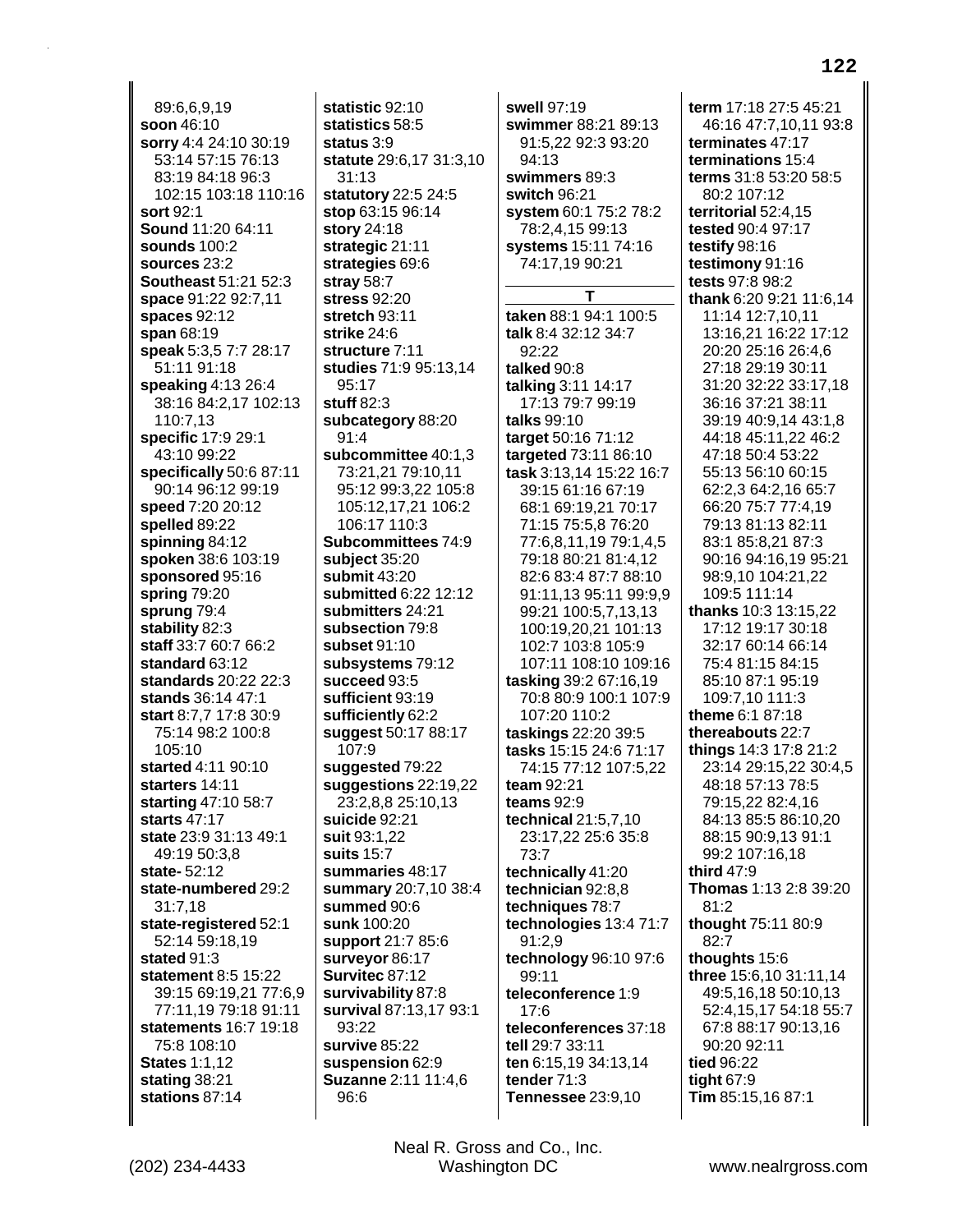89:6,6,9,19
**soon** 46:10
**sorry** 4:4 24:10 30:19 53:14 57:15 76:13 83:19 84:18 96:3 102:15 103:18 110:16
**sort** 92:1
**Sound** 11:20 64:11
**sounds** 100:2
**sources** 23:2
**Southeast** 51:21 52:3
**space** 91:22 92:7,11
**spaces** 92:12
**span** 68:19
**speak** 5:3,5 7:7 28:17 51:11 91:18
**speaking** 4:13 26:4 38:16 84:2,17 102:13 110:7,13
**specific** 17:9 29:1 43:10 99:22
**specifically** 50:6 87:11 90:14 96:12 99:19
**speed** 7:20 20:12
**spelled** 89:22
**spinning** 84:12
**spoken** 38:6 103:19
**sponsored** 95:16
**spring** 79:20
**sprung** 79:4
**stability** 82:3
**staff** 33:7 60:7 66:2
**standard** 63:12
**standards** 20:22 22:3
**stands** 36:14 47:1
**start** 8:7,7 17:8 30:9 75:14 98:2 100:8 105:10
**started** 4:11 90:10
**starters** 14:11
**starting** 47:10 58:7
**starts** 47:17
**state** 23:9 31:13 49:1 49:19 50:3,8
**state-** 52:12
**state-numbered** 29:2 31:7,18
**state-registered** 52:1 52:14 59:18,19
**stated** 91:3
**statement** 8:5 15:22 39:15 69:19,21 77:6,9 77:11,19 79:18 91:11
**statements** 16:7 19:18 75:8 108:10
**States** 1:1,12
**stating** 38:21
**stations** 87:14
**statistic** 92:10
**statistics** 58:5
**status** 3:9
**statute** 29:6,17 31:3,10 31:13
**statutory** 22:5 24:5
**stop** 63:15 96:14
**story** 24:18
**strategic** 21:11
**strategies** 69:6
**stray** 58:7
**stress** 92:20
**stretch** 93:11
**strike** 24:6
**structure** 7:11
**studies** 71:9 95:13,14 95:17
**stuff** 82:3
**subcategory** 88:20 91:4
**subcommittee** 40:1,3 73:21,21 79:10,11 95:12 99:3,22 105:8 105:12,17,21 106:2 106:17 110:3
**Subcommittees** 74:9
**subject** 35:20
**submit** 43:20
**submitted** 6:22 12:12
**submitters** 24:21
**subsection** 79:8
**subset** 91:10
**subsystems** 79:12
**succeed** 93:5
**sufficient** 93:19
**sufficiently** 62:2
**suggest** 50:17 88:17 107:9
**suggested** 79:22
**suggestions** 22:19,22 23:2,8,8 25:10,13
**suicide** 92:21
**suit** 93:1,22
**suits** 15:7
**summaries** 48:17
**summary** 20:7,10 38:4
**summed** 90:6
**sunk** 100:20
**support** 21:7 85:6
**surveyor** 86:17
**Survitec** 87:12
**survivability** 87:8
**survival** 87:13,17 93:1 93:22
**survive** 85:22
**suspension** 62:9
**Suzanne** 2:11 11:4,6 96:6
**swell** 97:19
**swimmer** 88:21 89:13 91:5,22 92:3 93:20 94:13
**swimmers** 89:3
**switch** 96:21
**system** 60:1 75:2 78:2 78:2,4,15 99:13
**systems** 15:11 74:16 74:17,19 90:21

## T

**taken** 88:1 94:1 100:5
**talk** 8:4 32:12 34:7 92:22
**talked** 90:8
**talking** 3:11 14:17 17:13 79:7 99:19
**talks** 99:10
**target** 50:16 71:12
**targeted** 73:11 86:10
**task** 3:13,14 15:22 16:7 39:15 61:16 67:19 68:1 69:19,21 70:17 71:15 75:5,8 76:20 77:6,8,11,19 79:1,4,5 79:18 80:21 81:4,12 82:6 83:4 87:7 88:10 91:11,13 95:11 99:9,9 99:21 100:5,7,13,13 100:19,20,21 101:13 102:7 103:8 105:9 107:11 108:10 109:16
**tasking** 39:2 67:16,19 70:8 80:9 100:1 107:9 107:20 110:2
**taskings** 22:20 39:5
**tasks** 15:15 24:6 71:17 74:15 77:12 107:5,22
**team** 92:21
**teams** 92:9
**technical** 21:5,7,10 23:17,22 25:6 35:8 73:7
**technically** 41:20
**technician** 92:8,8
**techniques** 78:7
**technologies** 13:4 71:7 91:2,9
**technology** 96:10 97:6 99:11
**teleconference** 1:9 17:6
**teleconferences** 37:18
**tell** 29:7 33:11
**ten** 6:15,19 34:13,14
**tender** 71:3
**Tennessee** 23:9,10
**term** 17:18 27:5 45:21 46:16 47:7,10,11 93:8
**terminates** 47:17
**terminations** 15:4
**terms** 31:8 53:20 58:5 80:2 107:12
**territorial** 52:4,15
**tested** 90:4 97:17
**testify** 98:16
**testimony** 91:16
**tests** 97:8 98:2
**thank** 6:20 9:21 11:6,14 11:14 12:7,10,11 13:16,21 16:22 17:12 20:20 25:16 26:4,6 27:18 29:19 30:11 31:20 32:22 33:17,18 36:16 37:21 38:11 39:19 40:9,14 43:1,8 44:18 45:11,22 46:2 47:18 50:4 53:22 55:13 56:10 60:15 62:2,3 64:2,16 65:7 66:20 75:7 77:4,19 79:13 81:13 82:11 83:1 85:8,21 87:3 90:16 94:16,19 95:21 98:9,10 104:21,22 109:5 111:14
**thanks** 10:3 13:15,22 17:12 19:17 30:18 32:17 60:14 66:14 75:4 81:15 84:15 85:10 87:1 95:19 109:7,10 111:3
**theme** 6:1 87:18
**thereabouts** 22:7
**things** 14:3 17:8 21:2 23:14 29:15,22 30:4,5 48:18 57:13 78:5 79:15,22 82:4,16 84:13 85:5 86:10,20 88:15 90:9,13 91:1 99:2 107:16,18
**third** 47:9
**Thomas** 1:13 2:8 39:20 81:2
**thought** 75:11 80:9 82:7
**thoughts** 15:6
**three** 15:6,10 31:11,14 49:5,16,18 50:10,13 52:4,15,17 54:18 55:7 67:8 88:17 90:13,16 90:20 92:11
**tied** 96:22
**tight** 67:9
**Tim** 85:15,16 87:1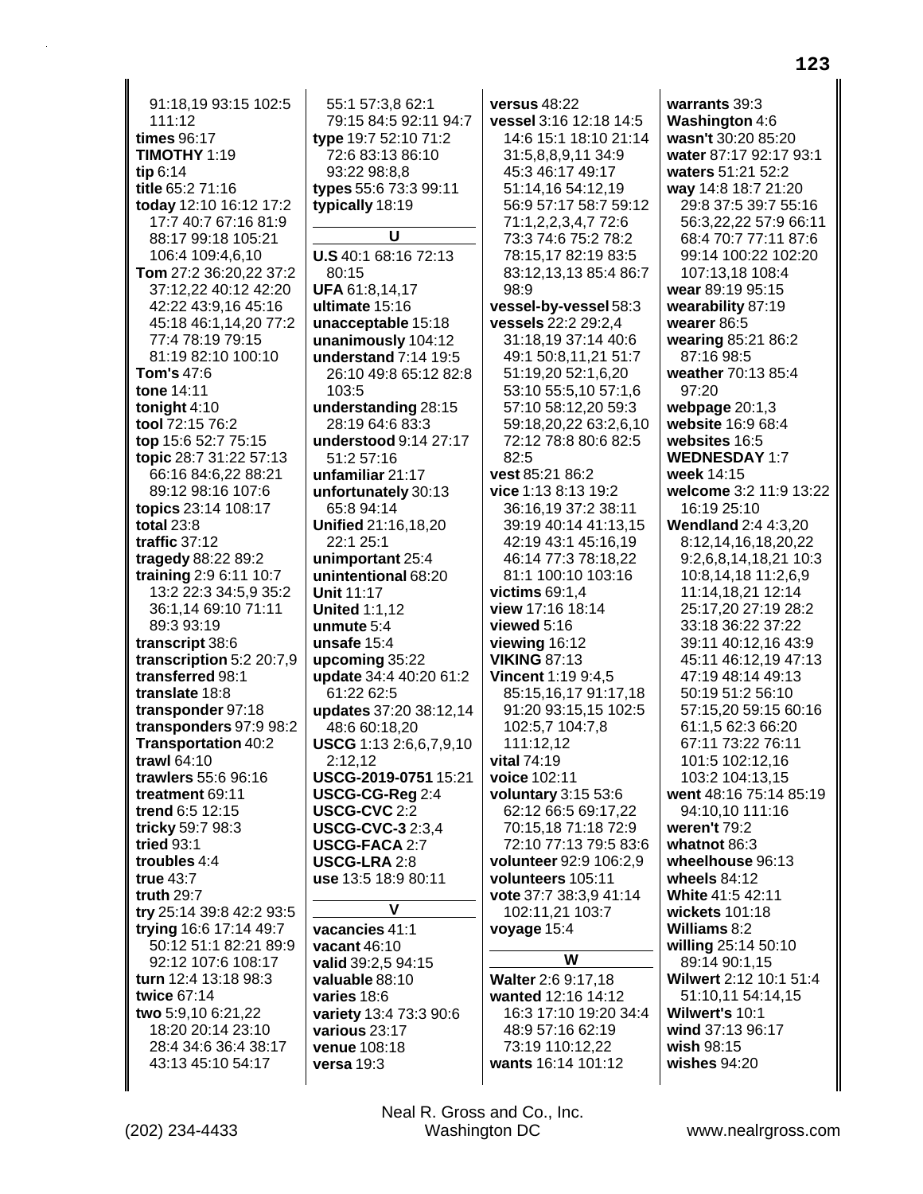91:18,19 93:15 102:5 111:12
**times** 96:17
**TIMOTHY** 1:19
**tip** 6:14
**title** 65:2 71:16
**today** 12:10 16:12 17:2 17:7 40:7 67:16 81:9 88:17 99:18 105:21 106:4 109:4,6,10
**Tom** 27:2 36:20,22 37:2 37:12,22 40:12 42:20 42:22 43:9,16 45:16 45:18 46:1,14,20 77:2 77:4 78:19 79:15 81:19 82:10 100:10
**Tom's** 47:6
**tone** 14:11
**tonight** 4:10
**tool** 72:15 76:2
**top** 15:6 52:7 75:15
**topic** 28:7 31:22 57:13 66:16 84:6,22 88:21 89:12 98:16 107:6
**topics** 23:14 108:17
**total** 23:8
**traffic** 37:12
**tragedy** 88:22 89:2
**training** 2:9 6:11 10:7 13:2 22:3 34:5,9 35:2 36:1,14 69:10 71:11 89:3 93:19
**transcript** 38:6
**transcription** 5:2 20:7,9
**transferred** 98:1
**translate** 18:8
**transponder** 97:18
**transponders** 97:9 98:2
**Transportation** 40:2
**trawl** 64:10
**trawlers** 55:6 96:16
**treatment** 69:11
**trend** 6:5 12:15
**tricky** 59:7 98:3
**tried** 93:1
**troubles** 4:4
**true** 43:7
**truth** 29:7
**try** 25:14 39:8 42:2 93:5
**trying** 16:6 17:14 49:7 50:12 51:1 82:21 89:9 92:12 107:6 108:17
**turn** 12:4 13:18 98:3
**twice** 67:14
**two** 5:9,10 6:21,22 18:20 20:14 23:10 28:4 34:6 36:4 38:17 43:13 45:10 54:17
55:1 57:3,8 62:1 79:15 84:5 92:11 94:7
**type** 19:7 52:10 71:2 72:6 83:13 86:10 93:22 98:8,8
**types** 55:6 73:3 99:11
**typically** 18:19

**U**

**U.S** 40:1 68:16 72:13 80:15
**UFA** 61:8,14,17
**ultimate** 15:16
**unacceptable** 15:18
**unanimously** 104:12
**understand** 7:14 19:5 26:10 49:8 65:12 82:8 103:5
**understanding** 28:15 28:19 64:6 83:3
**understood** 9:14 27:17 51:2 57:16
**unfamiliar** 21:17
**unfortunately** 30:13 65:8 94:14
**Unified** 21:16,18,20 22:1 25:1
**unimportant** 25:4
**unintentional** 68:20
**Unit** 11:17
**United** 1:1,12
**unmute** 5:4
**unsafe** 15:4
**upcoming** 35:22
**update** 34:4 40:20 61:2 61:22 62:5
**updates** 37:20 38:12,14 48:6 60:18,20
**USCG** 1:13 2:6,6,7,9,10 2:12,12
**USCG-2019-0751** 15:21
**USCG-CG-Reg** 2:4
**USCG-CVC** 2:2
**USCG-CVC-3** 2:3,4
**USCG-FACA** 2:7
**USCG-LRA** 2:8
**use** 13:5 18:9 80:11

**V**

**vacancies** 41:1
**vacant** 46:10
**valid** 39:2,5 94:15
**valuable** 88:10
**varies** 18:6
**variety** 13:4 73:3 90:6
**various** 23:17
**venue** 108:18
**versa** 19:3
**versus** 48:22
**vessel** 3:16 12:18 14:5 14:6 15:1 18:10 21:14 31:5,8,8,9,11 34:9 45:3 46:17 49:17 51:14,16 54:12,19 56:9 57:17 58:7 59:12 71:1,2,2,3,4,7 72:6 73:3 74:6 75:2 78:2 78:15,17 82:19 83:5 83:12,13,13 85:4 86:7 98:9
**vessel-by-vessel** 58:3
**vessels** 22:2 29:2,4 31:18,19 37:14 40:6 49:1 50:8,11,21 51:7 51:19,20 52:1,6,20 53:10 55:5,10 57:1,6 57:10 58:12,20 59:3 59:18,20,22 63:2,6,10 72:12 78:8 80:6 82:5 82:5
**vest** 85:21 86:2
**vice** 1:13 8:13 19:2 36:16,19 37:2 38:11 39:19 40:14 41:13,15 42:19 43:1 45:16,19 46:14 77:3 78:18,22 81:1 100:10 103:16
**victims** 69:1,4
**view** 17:16 18:14
**viewed** 5:16
**viewing** 16:12
**VIKING** 87:13
**Vincent** 1:19 9:4,5 85:15,16,17 91:17,18 91:20 93:15,15 102:5 102:5,7 104:7,8 111:12,12
**vital** 74:19
**voice** 102:11
**voluntary** 3:15 53:6 62:12 66:5 69:17,22 70:15,18 71:18 72:9 72:10 77:13 79:5 83:6
**volunteer** 92:9 106:2,9
**volunteers** 105:11
**vote** 37:7 38:3,9 41:14 102:11,21 103:7
**voyage** 15:4

**W**

**Walter** 2:6 9:17,18
**wanted** 12:16 14:12 16:3 17:10 19:20 34:4 48:9 57:16 62:19 73:19 110:12,22
**wants** 16:14 101:12
**warrants** 39:3
**Washington** 4:6
**wasn't** 30:20 85:20
**water** 87:17 92:17 93:1
**waters** 51:21 52:2
**way** 14:8 18:7 21:20 29:8 37:5 39:7 55:16 56:3,22,22 57:9 66:11 68:4 70:7 77:11 87:6 99:14 100:22 102:20 107:13,18 108:4
**wear** 89:19 95:15
**wearability** 87:19
**wearer** 86:5
**wearing** 85:21 86:2 87:16 98:5
**weather** 70:13 85:4 97:20
**webpage** 20:1,3
**website** 16:9 68:4
**websites** 16:5
**WEDNESDAY** 1:7
**week** 14:15
**welcome** 3:2 11:9 13:22 16:19 25:10
**Wendland** 2:4 4:3,20 8:12,14,16,18,20,22 9:2,6,8,14,18,21 10:3 10:8,14,18 11:2,6,9 11:14,18,21 12:14 25:17,20 27:19 28:2 33:18 36:22 37:22 39:11 40:12,16 43:9 45:11 46:12,19 47:13 47:19 48:14 49:13 50:19 51:2 56:10 57:15,20 59:15 60:16 61:1,5 62:3 66:20 67:11 73:22 76:11 101:5 102:12,16 103:2 104:13,15
**went** 48:16 75:14 85:19 94:10,10 111:16
**weren't** 79:2
**whatnot** 86:3
**wheelhouse** 96:13
**wheels** 84:12
**White** 41:5 42:11
**wickets** 101:18
**Williams** 8:2
**willing** 25:14 50:10 89:14 90:1,15
**Wilwert** 2:12 10:1 51:4 51:10,11 54:14,15
**Wilwert's** 10:1
**wind** 37:13 96:17
**wish** 98:15
**wishes** 94:20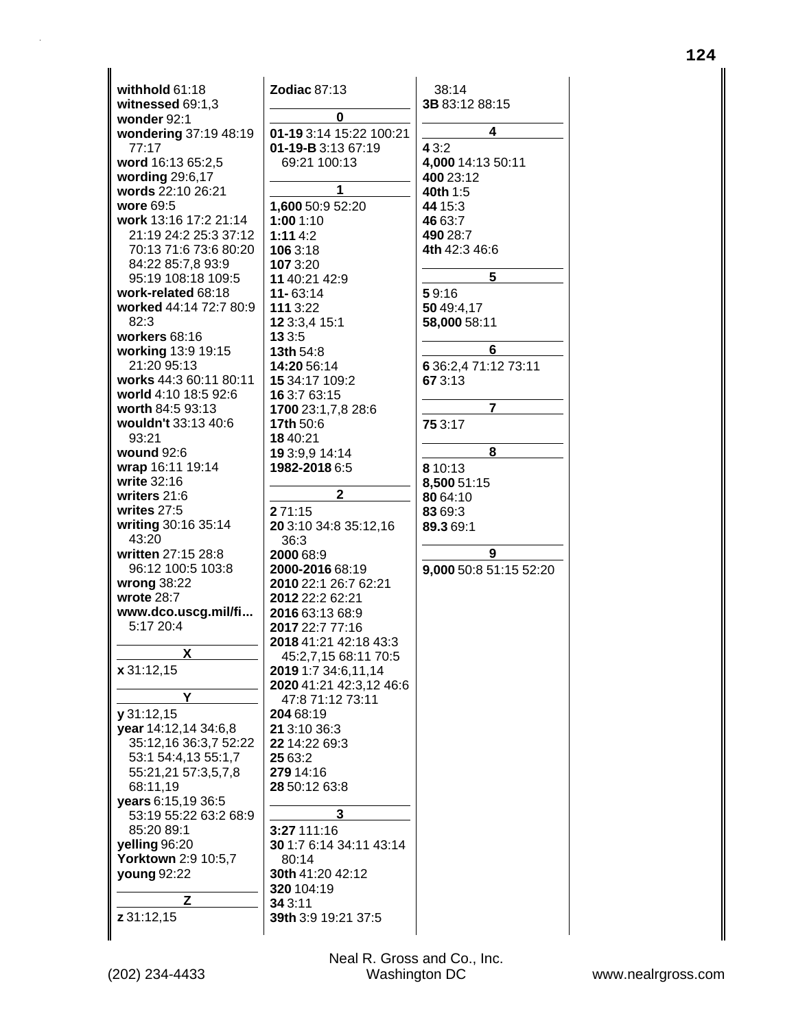**withhold** 61:18
**witnessed** 69:1,3
**wonder** 92:1
**wondering** 37:19 48:19 77:17
**word** 16:13 65:2,5
**wording** 29:6,17
**words** 22:10 26:21
**wore** 69:5
**work** 13:16 17:2 21:14 21:19 24:2 25:3 37:12 70:13 71:6 73:6 80:20 84:22 85:7,8 93:9 95:19 108:18 109:5
**work-related** 68:18
**worked** 44:14 72:7 80:9 82:3
**workers** 68:16
**working** 13:9 19:15 21:20 95:13
**works** 44:3 60:11 80:11
**world** 4:10 18:5 92:6
**worth** 84:5 93:13
**wouldn't** 33:13 40:6 93:21
**wound** 92:6
**wrap** 16:11 19:14
**write** 32:16
**writers** 21:6
**writes** 27:5
**writing** 30:16 35:14 43:20
**written** 27:15 28:8 96:12 100:5 103:8
**wrong** 38:22
**wrote** 28:7
**www.dco.uscg.mil/fi...** 5:17 20:4

**X**

**x** 31:12,15

**Y**

**y** 31:12,15
**year** 14:12,14 34:6,8 35:12,16 36:3,7 52:22 53:1 54:4,13 55:1,7 55:21,21 57:3,5,7,8 68:11,19
**years** 6:15,19 36:5 53:19 55:22 63:2 68:9 85:20 89:1
**yelling** 96:20
**Yorktown** 2:9 10:5,7
**young** 92:22

**Z**

**z** 31:12,15
**Zodiac** 87:13

**0**

**01-19** 3:14 15:22 100:21
**01-19-B** 3:13 67:19 69:21 100:13

**1**

**1,600** 50:9 52:20
**1:00** 1:10
**1:11** 4:2
**106** 3:18
**107** 3:20
**11** 40:21 42:9
**11-** 63:14
**111** 3:22
**12** 3:3,4 15:1
**13** 3:5
**13th** 54:8
**14:20** 56:14
**15** 34:17 109:2
**16** 3:7 63:15
**1700** 23:1,7,8 28:6
**17th** 50:6
**18** 40:21
**19** 3:9,9 14:14
**1982-2018** 6:5

**2**

**2** 71:15
**20** 3:10 34:8 35:12,16 36:3
**2000** 68:9
**2000-2016** 68:19
**2010** 22:1 26:7 62:21
**2012** 22:2 62:21
**2016** 63:13 68:9
**2017** 22:7 77:16
**2018** 41:21 42:18 43:3 45:2,7,15 68:11 70:5
**2019** 1:7 34:6,11,14
**2020** 41:21 42:3,12 46:6 47:8 71:12 73:11
**204** 68:19
**21** 3:10 36:3
**22** 14:22 69:3
**25** 63:2
**279** 14:16
**28** 50:12 63:8

**3**

**3:27** 111:16
**30** 1:7 6:14 34:11 43:14 80:14
**30th** 41:20 42:12
**320** 104:19
**34** 3:11
**39th** 3:9 19:21 37:5 38:14
**3B** 83:12 88:15

**4**

**4** 3:2
**4,000** 14:13 50:11
**400** 23:12
**40th** 1:5
**44** 15:3
**46** 63:7
**490** 28:7
**4th** 42:3 46:6

**5**

**5** 9:16
**50** 49:4,17
**58,000** 58:11

**6**

**6** 36:2,4 71:12 73:11
**67** 3:13

**7**

**75** 3:17

**8**

**8** 10:13
**8,500** 51:15
**80** 64:10
**83** 69:3
**89.3** 69:1

**9**

**9,000** 50:8 51:15 52:20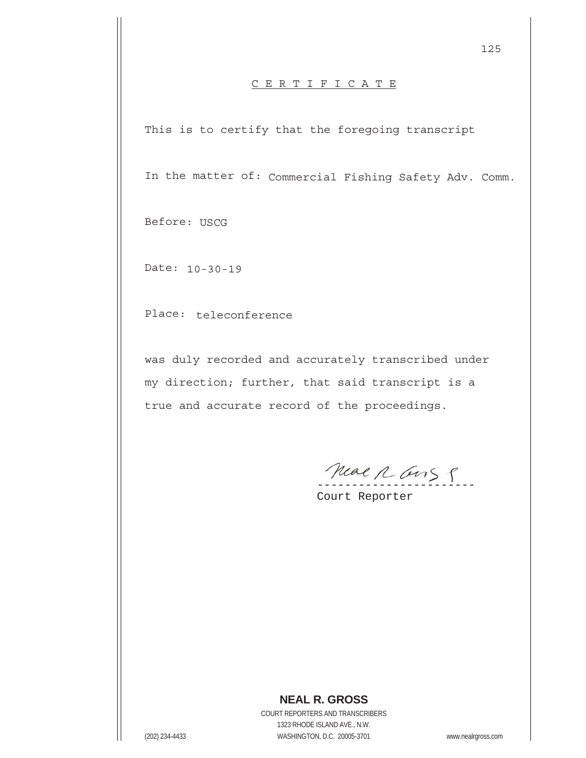C E R T I F I C A T E

This is to certify that the foregoing transcript

In the matter of: Commercial Fishing Safety Adv. Comm.

Before: USCG

Date: 10-30-19

Place: teleconference

was duly recorded and accurately transcribed under my direction; further, that said transcript is a true and accurate record of the proceedings.

Neal R Gross

-----------------------

Court Reporter

**NEAL R. GROSS**

COURT REPORTERS AND TRANSCRIBERS

1323 RHODE ISLAND AVE., N.W.

(202) 234-4433 WASHINGTON, D.C. 20005-3701 www.nealrgross.com